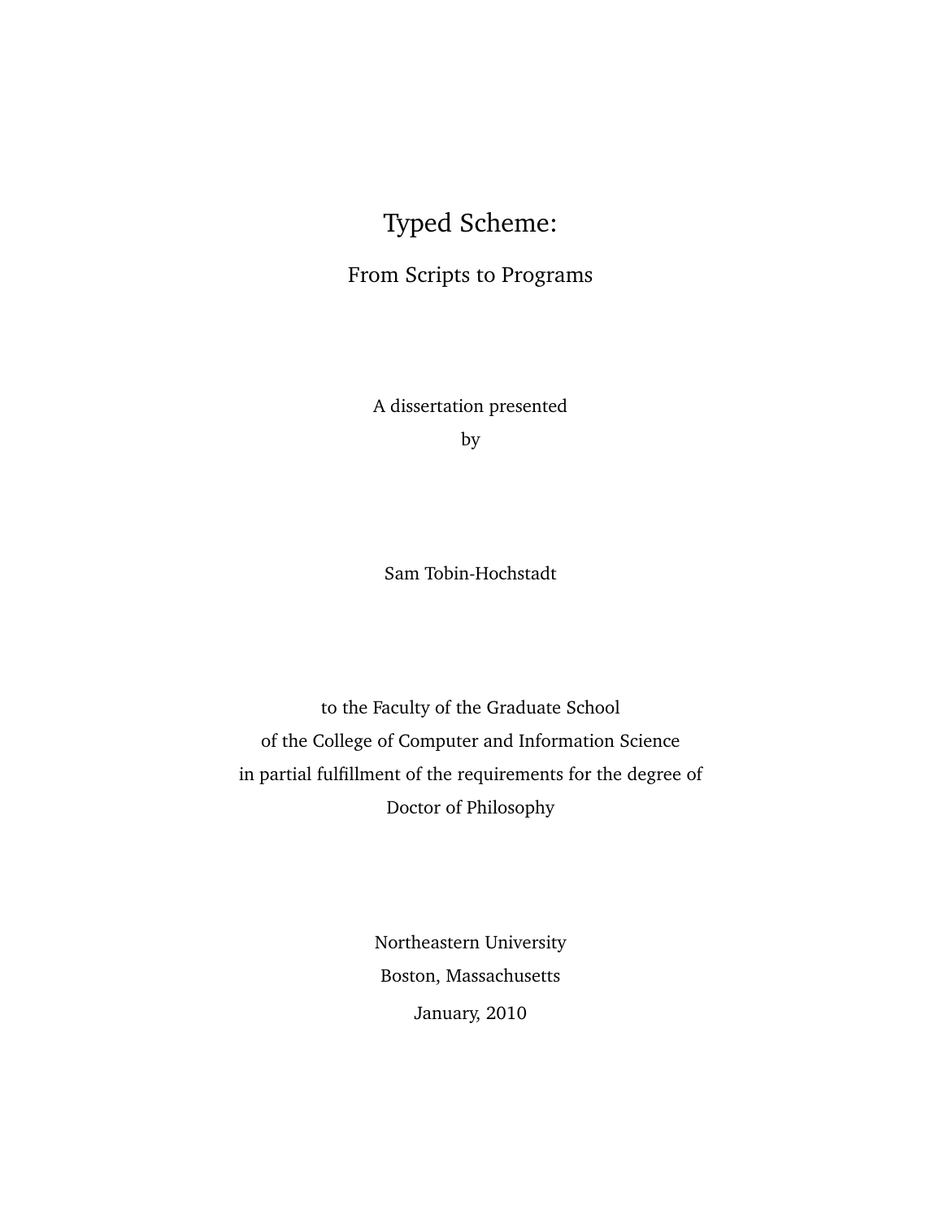# Typed Scheme:

## From Scripts to Programs

A dissertation presented

by

Sam Tobin-Hochstadt

to the Faculty of the Graduate School

of the College of Computer and Information Science

in partial fulfillment of the requirements for the degree of

Doctor of Philosophy

Northeastern University

Boston, Massachusetts

January, 2010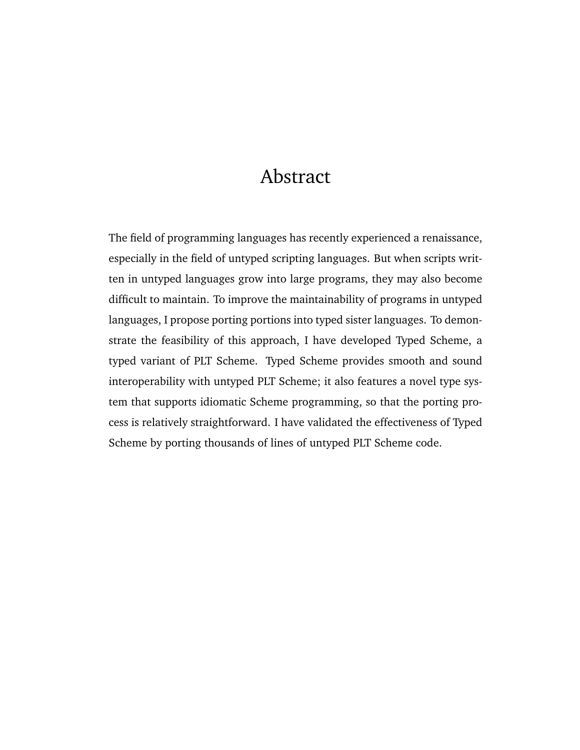# Abstract

The field of programming languages has recently experienced a renaissance, especially in the field of untyped scripting languages. But when scripts written in untyped languages grow into large programs, they may also become difficult to maintain. To improve the maintainability of programs in untyped languages, I propose porting portions into typed sister languages. To demonstrate the feasibility of this approach, I have developed Typed Scheme, a typed variant of PLT Scheme. Typed Scheme provides smooth and sound interoperability with untyped PLT Scheme; it also features a novel type system that supports idiomatic Scheme programming, so that the porting process is relatively straightforward. I have validated the effectiveness of Typed Scheme by porting thousands of lines of untyped PLT Scheme code.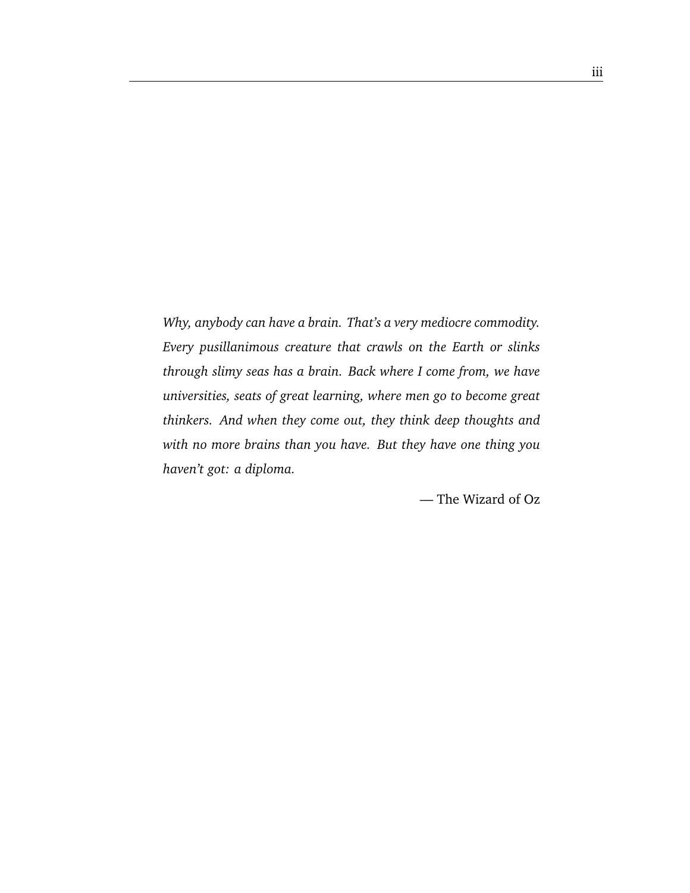*Why, anybody can have a brain. That's a very mediocre commodity. Every pusillanimous creature that crawls on the Earth or slinks through slimy seas has a brain. Back where I come from, we have universities, seats of great learning, where men go to become great thinkers. And when they come out, they think deep thoughts and with no more brains than you have. But they have one thing you haven't got: a diploma.*

— The Wizard of Oz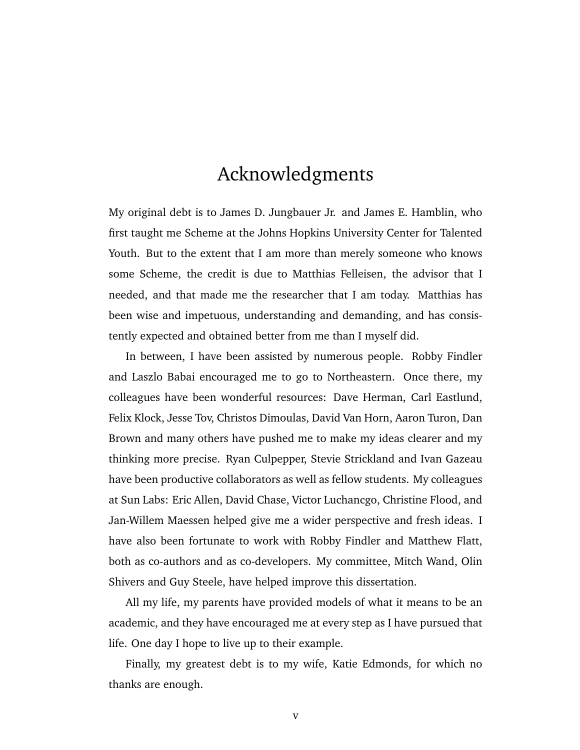# Acknowledgments

My original debt is to James D. Jungbauer Jr. and James E. Hamblin, who first taught me Scheme at the Johns Hopkins University Center for Talented Youth. But to the extent that I am more than merely someone who knows some Scheme, the credit is due to Matthias Felleisen, the advisor that I needed, and that made me the researcher that I am today. Matthias has been wise and impetuous, understanding and demanding, and has consistently expected and obtained better from me than I myself did.

In between, I have been assisted by numerous people. Robby Findler and Laszlo Babai encouraged me to go to Northeastern. Once there, my colleagues have been wonderful resources: Dave Herman, Carl Eastlund, Felix Klock, Jesse Tov, Christos Dimoulas, David Van Horn, Aaron Turon, Dan Brown and many others have pushed me to make my ideas clearer and my thinking more precise. Ryan Culpepper, Stevie Strickland and Ivan Gazeau have been productive collaborators as well as fellow students. My colleagues at Sun Labs: Eric Allen, David Chase, Victor Luchancgo, Christine Flood, and Jan-Willem Maessen helped give me a wider perspective and fresh ideas. I have also been fortunate to work with Robby Findler and Matthew Flatt, both as co-authors and as co-developers. My committee, Mitch Wand, Olin Shivers and Guy Steele, have helped improve this dissertation.

All my life, my parents have provided models of what it means to be an academic, and they have encouraged me at every step as I have pursued that life. One day I hope to live up to their example.

Finally, my greatest debt is to my wife, Katie Edmonds, for which no thanks are enough.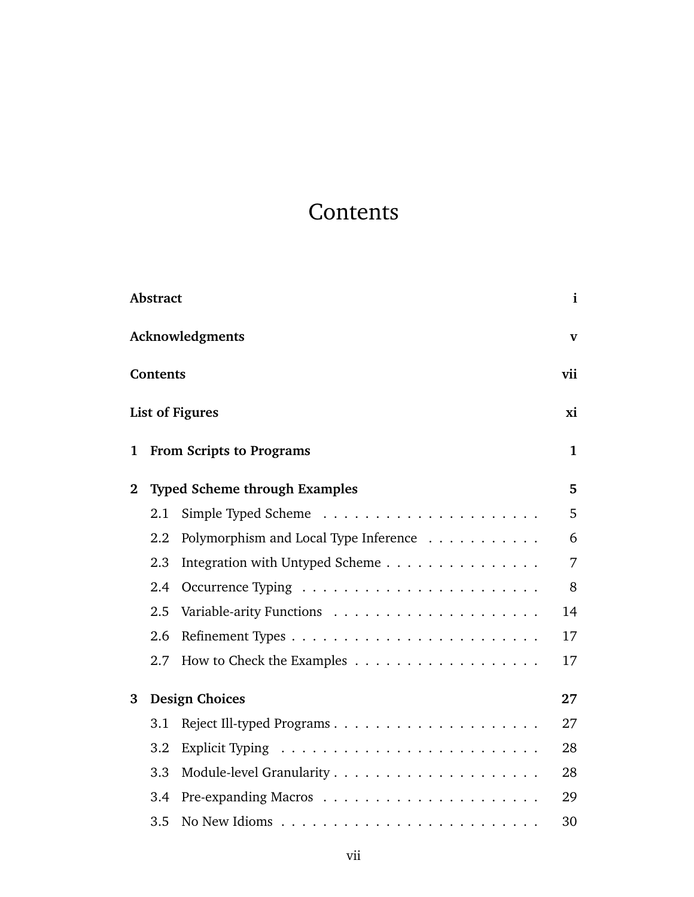# Contents

**Abstract** **i**

**Acknowledgments** **v**

**Contents** **vii**

**List of Figures** **xi**

**1 From Scripts to Programs** **1**

**2 Typed Scheme through Examples** **5**

- 2.1 Simple Typed Scheme . . . . . . . . . . . . . . . . . . . . . 5
- 2.2 Polymorphism and Local Type Inference . . . . . . . . . . . 6
- 2.3 Integration with Untyped Scheme . . . . . . . . . . . . . . . 7
- 2.4 Occurrence Typing . . . . . . . . . . . . . . . . . . . . . . . 8
- 2.5 Variable-arity Functions . . . . . . . . . . . . . . . . . . . . 14
- 2.6 Refinement Types . . . . . . . . . . . . . . . . . . . . . . . . 17
- 2.7 How to Check the Examples . . . . . . . . . . . . . . . . . . 17

**3 Design Choices** **27**

- 3.1 Reject Ill-typed Programs . . . . . . . . . . . . . . . . . . . . 27
- 3.2 Explicit Typing . . . . . . . . . . . . . . . . . . . . . . . . . 28
- 3.3 Module-level Granularity . . . . . . . . . . . . . . . . . . . . 28
- 3.4 Pre-expanding Macros . . . . . . . . . . . . . . . . . . . . . 29
- 3.5 No New Idioms . . . . . . . . . . . . . . . . . . . . . . . . . 30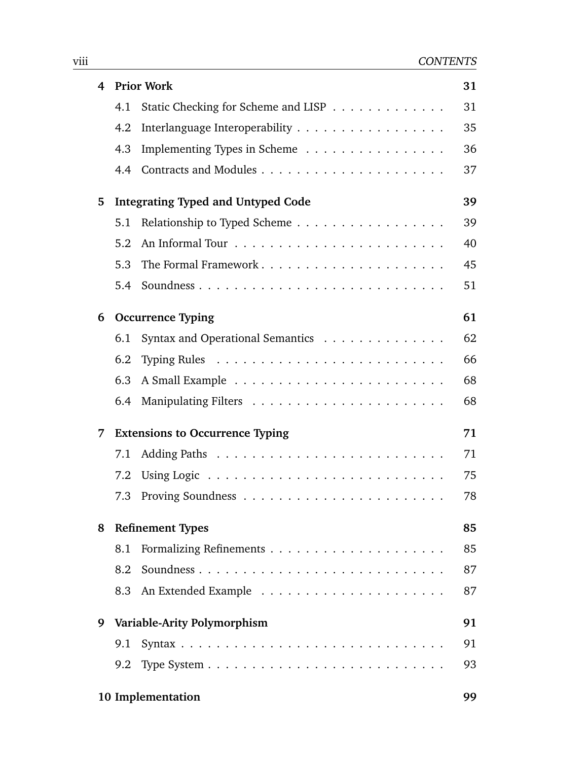**4 Prior Work** 31

- 4.1 Static Checking for Scheme and LISP . . . . . . . . . . . . . 31
- 4.2 Interlanguage Interoperability . . . . . . . . . . . . . . . . . 35
- 4.3 Implementing Types in Scheme . . . . . . . . . . . . . . . . 36
- 4.4 Contracts and Modules . . . . . . . . . . . . . . . . . . . . . 37

**5 Integrating Typed and Untyped Code** 39

- 5.1 Relationship to Typed Scheme . . . . . . . . . . . . . . . . . 39
- 5.2 An Informal Tour . . . . . . . . . . . . . . . . . . . . . . . . 40
- 5.3 The Formal Framework . . . . . . . . . . . . . . . . . . . . . 45
- 5.4 Soundness . . . . . . . . . . . . . . . . . . . . . . . . . . . . 51

**6 Occurrence Typing** 61

- 6.1 Syntax and Operational Semantics . . . . . . . . . . . . . . 62
- 6.2 Typing Rules . . . . . . . . . . . . . . . . . . . . . . . . . . 66
- 6.3 A Small Example . . . . . . . . . . . . . . . . . . . . . . . . 68
- 6.4 Manipulating Filters . . . . . . . . . . . . . . . . . . . . . . 68

**7 Extensions to Occurrence Typing** 71

- 7.1 Adding Paths . . . . . . . . . . . . . . . . . . . . . . . . . . 71
- 7.2 Using Logic . . . . . . . . . . . . . . . . . . . . . . . . . . . 75
- 7.3 Proving Soundness . . . . . . . . . . . . . . . . . . . . . . . 78

**8 Refinement Types** 85

- 8.1 Formalizing Refinements . . . . . . . . . . . . . . . . . . . . 85
- 8.2 Soundness . . . . . . . . . . . . . . . . . . . . . . . . . . . . 87
- 8.3 An Extended Example . . . . . . . . . . . . . . . . . . . . . 87

**9 Variable-Arity Polymorphism** 91

- 9.1 Syntax . . . . . . . . . . . . . . . . . . . . . . . . . . . . . . 91
- 9.2 Type System . . . . . . . . . . . . . . . . . . . . . . . . . . . 93

**10 Implementation** 99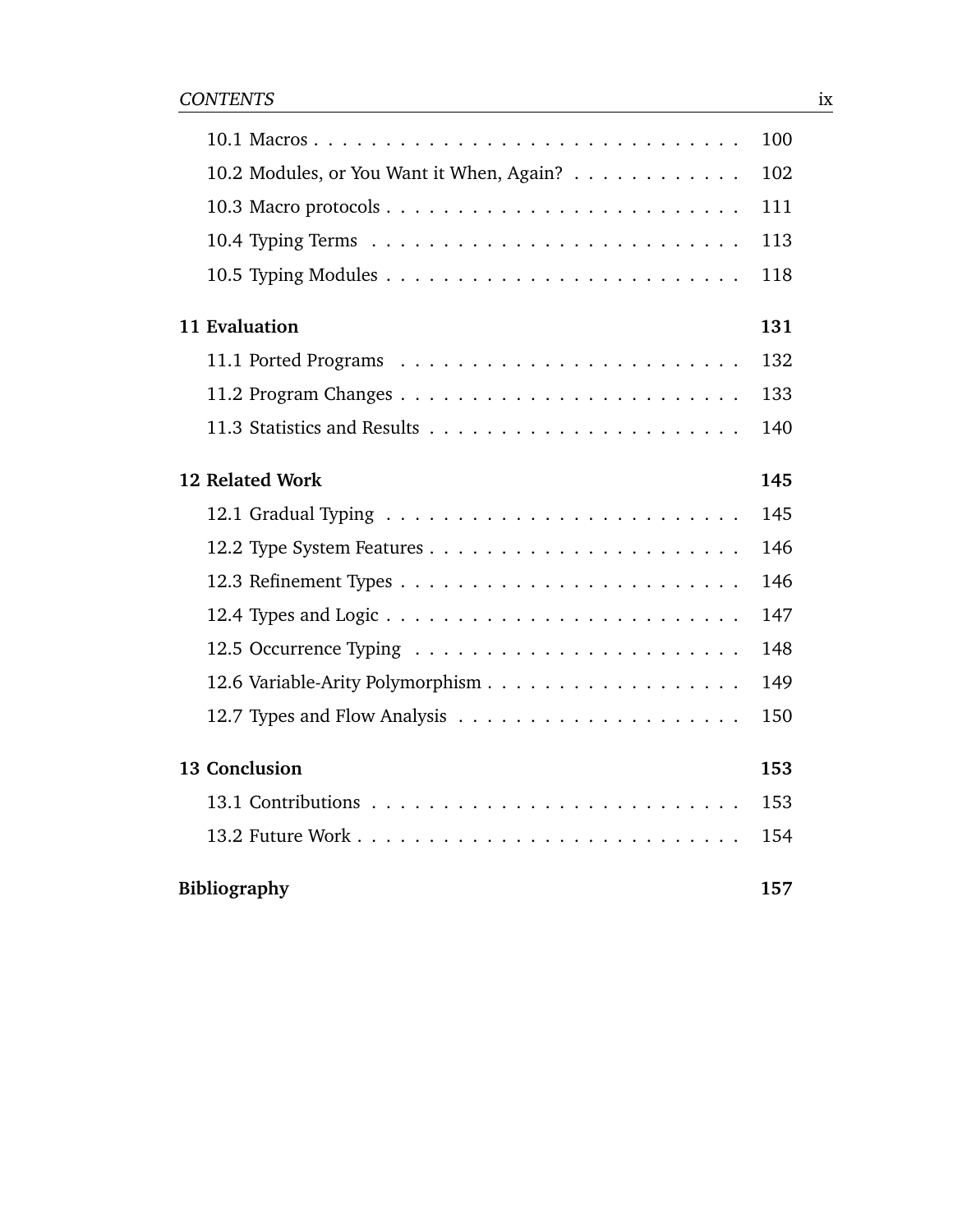10.1 Macros . . . . . . . . . . . . . . . . . . . . . . . . . . . . . 100
10.2 Modules, or You Want it When, Again? . . . . . . . . . . . . 102
10.3 Macro protocols . . . . . . . . . . . . . . . . . . . . . . . . . 111
10.4 Typing Terms . . . . . . . . . . . . . . . . . . . . . . . . . . 113
10.5 Typing Modules . . . . . . . . . . . . . . . . . . . . . . . . . 118

**11 Evaluation** **131**

11.1 Ported Programs . . . . . . . . . . . . . . . . . . . . . . . . 132
11.2 Program Changes . . . . . . . . . . . . . . . . . . . . . . . . 133
11.3 Statistics and Results . . . . . . . . . . . . . . . . . . . . . . 140

**12 Related Work** **145**

12.1 Gradual Typing . . . . . . . . . . . . . . . . . . . . . . . . . 145
12.2 Type System Features . . . . . . . . . . . . . . . . . . . . . . 146
12.3 Refinement Types . . . . . . . . . . . . . . . . . . . . . . . . 146
12.4 Types and Logic . . . . . . . . . . . . . . . . . . . . . . . . . 147
12.5 Occurrence Typing . . . . . . . . . . . . . . . . . . . . . . . 148
12.6 Variable-Arity Polymorphism . . . . . . . . . . . . . . . . . . 149
12.7 Types and Flow Analysis . . . . . . . . . . . . . . . . . . . . 150

**13 Conclusion** **153**

13.1 Contributions . . . . . . . . . . . . . . . . . . . . . . . . . . 153
13.2 Future Work . . . . . . . . . . . . . . . . . . . . . . . . . . . 154

**Bibliography** **157**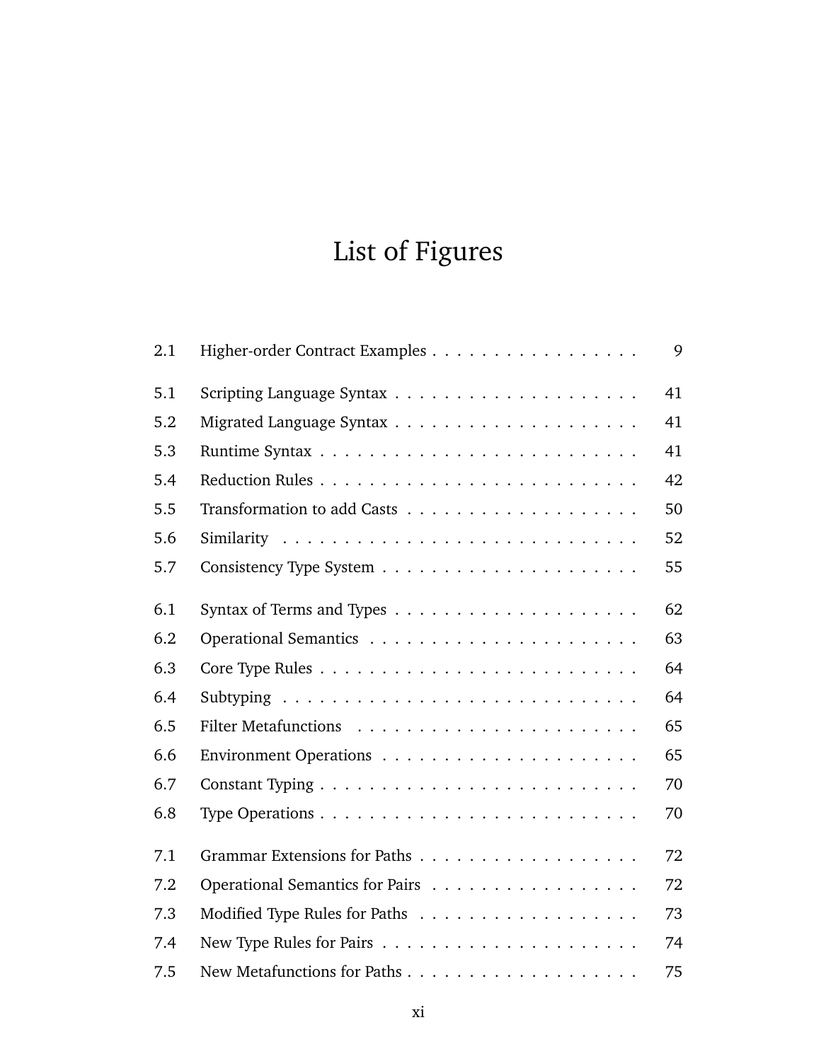# List of Figures

| | | |
|---|---|---|
| 2.1 | Higher-order Contract Examples | 9 |
| 5.1 | Scripting Language Syntax | 41 |
| 5.2 | Migrated Language Syntax | 41 |
| 5.3 | Runtime Syntax | 41 |
| 5.4 | Reduction Rules | 42 |
| 5.5 | Transformation to add Casts | 50 |
| 5.6 | Similarity | 52 |
| 5.7 | Consistency Type System | 55 |
| 6.1 | Syntax of Terms and Types | 62 |
| 6.2 | Operational Semantics | 63 |
| 6.3 | Core Type Rules | 64 |
| 6.4 | Subtyping | 64 |
| 6.5 | Filter Metafunctions | 65 |
| 6.6 | Environment Operations | 65 |
| 6.7 | Constant Typing | 70 |
| 6.8 | Type Operations | 70 |
| 7.1 | Grammar Extensions for Paths | 72 |
| 7.2 | Operational Semantics for Pairs | 72 |
| 7.3 | Modified Type Rules for Paths | 73 |
| 7.4 | New Type Rules for Pairs | 74 |
| 7.5 | New Metafunctions for Paths | 75 |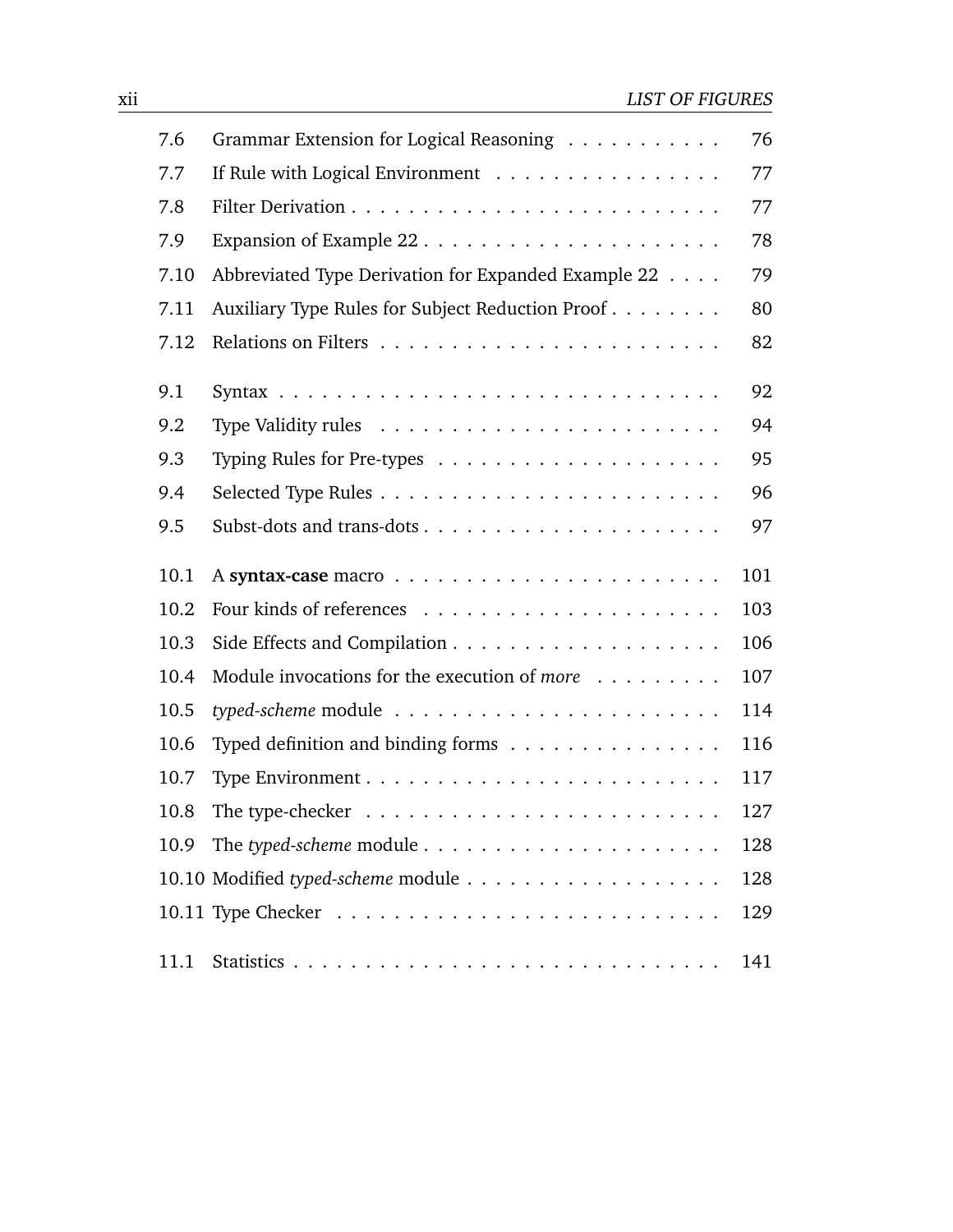| | | |
|---|---|---|
| 7.6 | Grammar Extension for Logical Reasoning | 76 |
| 7.7 | If Rule with Logical Environment | 77 |
| 7.8 | Filter Derivation | 77 |
| 7.9 | Expansion of Example 22 | 78 |
| 7.10 | Abbreviated Type Derivation for Expanded Example 22 | 79 |
| 7.11 | Auxiliary Type Rules for Subject Reduction Proof | 80 |
| 7.12 | Relations on Filters | 82 |
| 9.1 | Syntax | 92 |
| 9.2 | Type Validity rules | 94 |
| 9.3 | Typing Rules for Pre-types | 95 |
| 9.4 | Selected Type Rules | 96 |
| 9.5 | Subst-dots and trans-dots | 97 |
| 10.1 | A **syntax-case** macro | 101 |
| 10.2 | Four kinds of references | 103 |
| 10.3 | Side Effects and Compilation | 106 |
| 10.4 | Module invocations for the execution of *more* | 107 |
| 10.5 | *typed-scheme* module | 114 |
| 10.6 | Typed definition and binding forms | 116 |
| 10.7 | Type Environment | 117 |
| 10.8 | The type-checker | 127 |
| 10.9 | The *typed-scheme* module | 128 |
| 10.10 | Modified *typed-scheme* module | 128 |
| 10.11 | Type Checker | 129 |
| 11.1 | Statistics | 141 |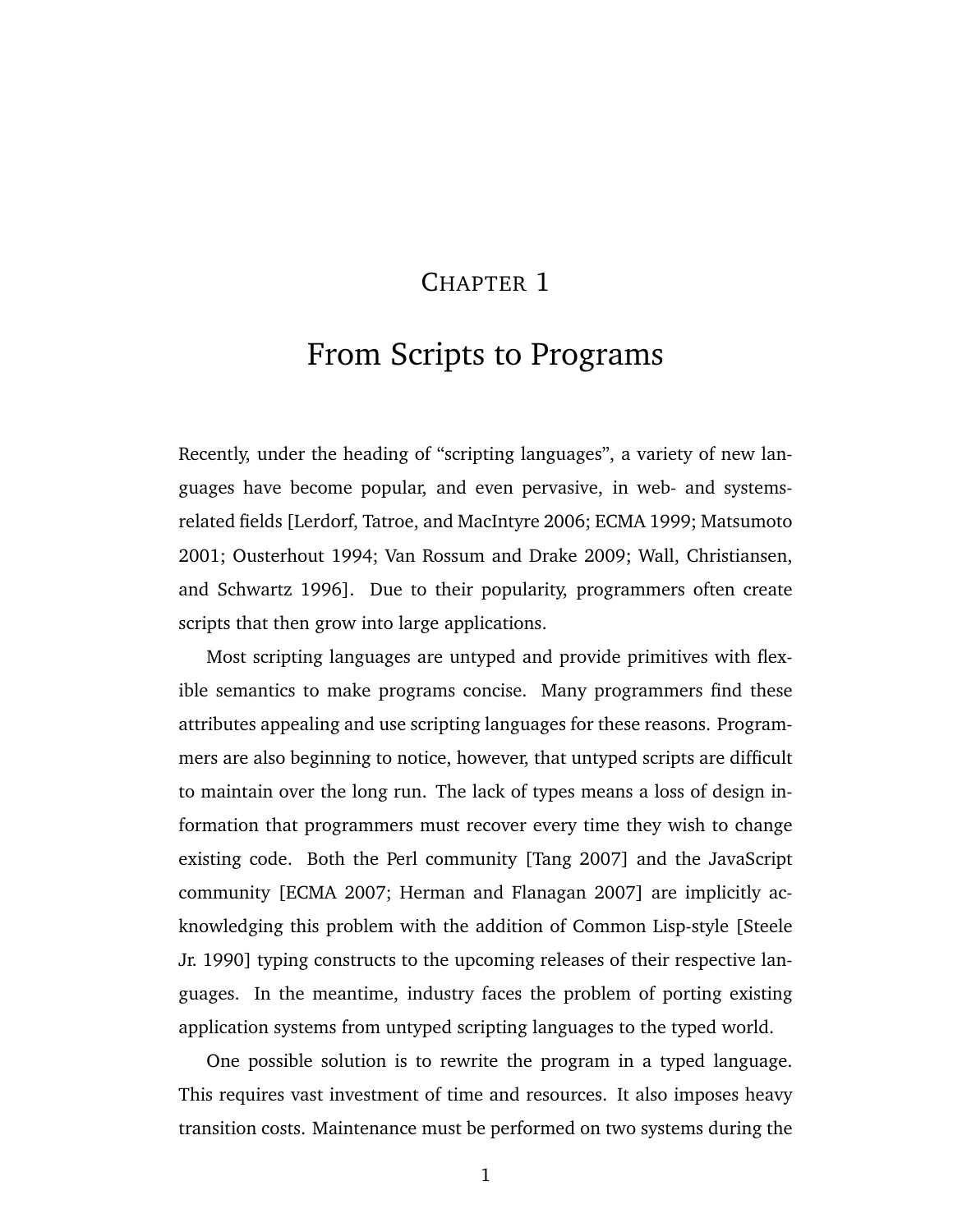# Chapter 1

# From Scripts to Programs

Recently, under the heading of "scripting languages", a variety of new languages have become popular, and even pervasive, in web- and systems-related fields [Lerdorf, Tatroe, and MacIntyre 2006; ECMA 1999; Matsumoto 2001; Ousterhout 1994; Van Rossum and Drake 2009; Wall, Christiansen, and Schwartz 1996]. Due to their popularity, programmers often create scripts that then grow into large applications.

Most scripting languages are untyped and provide primitives with flexible semantics to make programs concise. Many programmers find these attributes appealing and use scripting languages for these reasons. Programmers are also beginning to notice, however, that untyped scripts are difficult to maintain over the long run. The lack of types means a loss of design information that programmers must recover every time they wish to change existing code. Both the Perl community [Tang 2007] and the JavaScript community [ECMA 2007; Herman and Flanagan 2007] are implicitly acknowledging this problem with the addition of Common Lisp-style [Steele Jr. 1990] typing constructs to the upcoming releases of their respective languages. In the meantime, industry faces the problem of porting existing application systems from untyped scripting languages to the typed world.

One possible solution is to rewrite the program in a typed language. This requires vast investment of time and resources. It also imposes heavy transition costs. Maintenance must be performed on two systems during the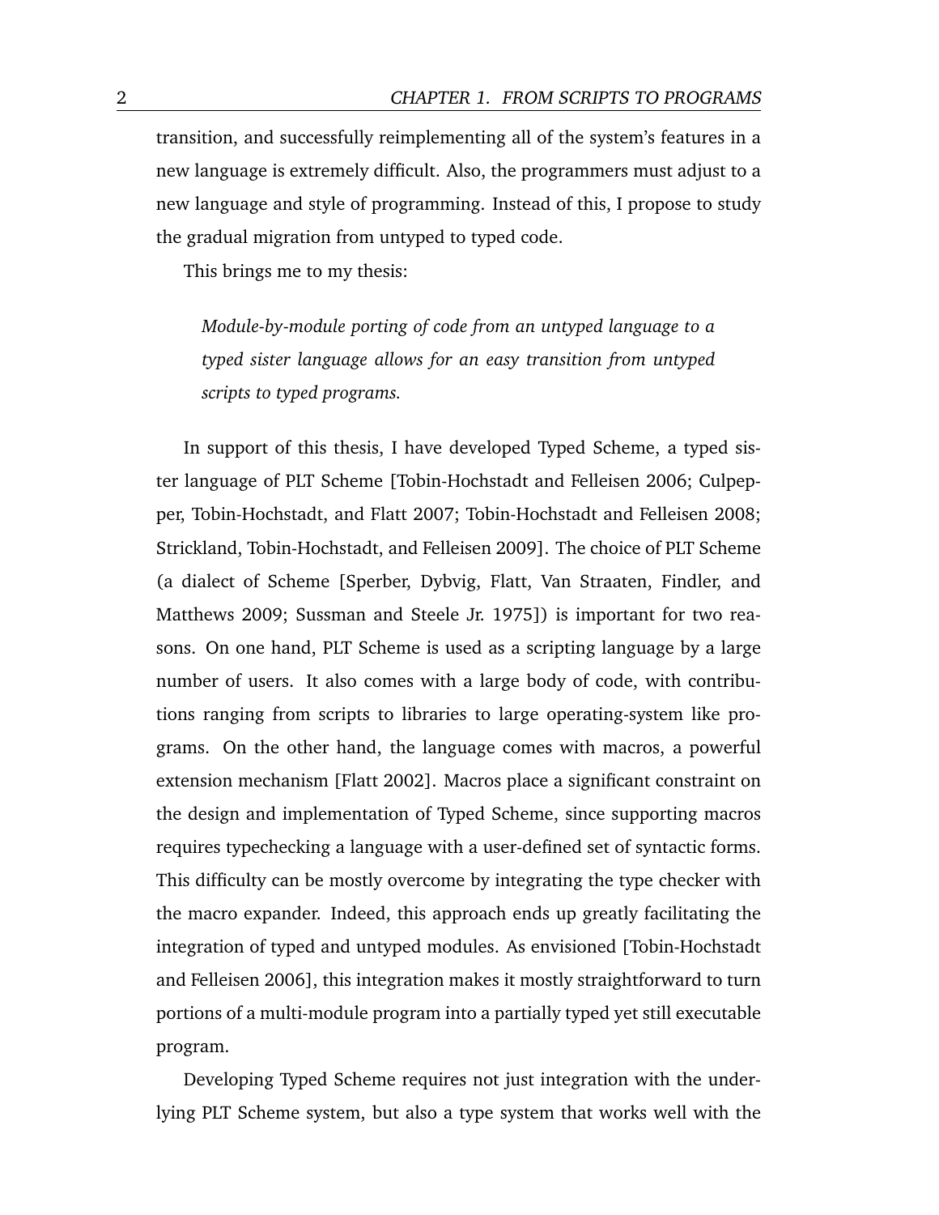transition, and successfully reimplementing all of the system's features in a new language is extremely difficult. Also, the programmers must adjust to a new language and style of programming. Instead of this, I propose to study the gradual migration from untyped to typed code.

This brings me to my thesis:

> *Module-by-module porting of code from an untyped language to a typed sister language allows for an easy transition from untyped scripts to typed programs.*

In support of this thesis, I have developed Typed Scheme, a typed sister language of PLT Scheme [Tobin-Hochstadt and Felleisen 2006; Culpepper, Tobin-Hochstadt, and Flatt 2007; Tobin-Hochstadt and Felleisen 2008; Strickland, Tobin-Hochstadt, and Felleisen 2009]. The choice of PLT Scheme (a dialect of Scheme [Sperber, Dybvig, Flatt, Van Straaten, Findler, and Matthews 2009; Sussman and Steele Jr. 1975]) is important for two reasons. On one hand, PLT Scheme is used as a scripting language by a large number of users. It also comes with a large body of code, with contributions ranging from scripts to libraries to large operating-system like programs. On the other hand, the language comes with macros, a powerful extension mechanism [Flatt 2002]. Macros place a significant constraint on the design and implementation of Typed Scheme, since supporting macros requires typechecking a language with a user-defined set of syntactic forms. This difficulty can be mostly overcome by integrating the type checker with the macro expander. Indeed, this approach ends up greatly facilitating the integration of typed and untyped modules. As envisioned [Tobin-Hochstadt and Felleisen 2006], this integration makes it mostly straightforward to turn portions of a multi-module program into a partially typed yet still executable program.

Developing Typed Scheme requires not just integration with the underlying PLT Scheme system, but also a type system that works well with the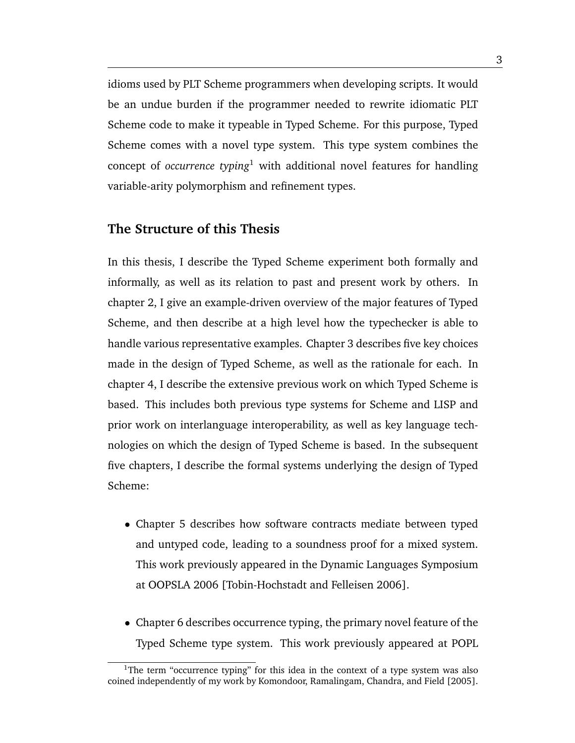idioms used by PLT Scheme programmers when developing scripts. It would be an undue burden if the programmer needed to rewrite idiomatic PLT Scheme code to make it typeable in Typed Scheme. For this purpose, Typed Scheme comes with a novel type system. This type system combines the concept of *occurrence typing*[1] with additional novel features for handling variable-arity polymorphism and refinement types.

## The Structure of this Thesis

In this thesis, I describe the Typed Scheme experiment both formally and informally, as well as its relation to past and present work by others. In chapter 2, I give an example-driven overview of the major features of Typed Scheme, and then describe at a high level how the typechecker is able to handle various representative examples. Chapter 3 describes five key choices made in the design of Typed Scheme, as well as the rationale for each. In chapter 4, I describe the extensive previous work on which Typed Scheme is based. This includes both previous type systems for Scheme and LISP and prior work on interlanguage interoperability, as well as key language technologies on which the design of Typed Scheme is based. In the subsequent five chapters, I describe the formal systems underlying the design of Typed Scheme:

- Chapter 5 describes how software contracts mediate between typed and untyped code, leading to a soundness proof for a mixed system. This work previously appeared in the Dynamic Languages Symposium at OOPSLA 2006 [Tobin-Hochstadt and Felleisen 2006].

- Chapter 6 describes occurrence typing, the primary novel feature of the Typed Scheme type system. This work previously appeared at POPL

[1] The term "occurrence typing" for this idea in the context of a type system was also coined independently of my work by Komondoor, Ramalingam, Chandra, and Field [2005].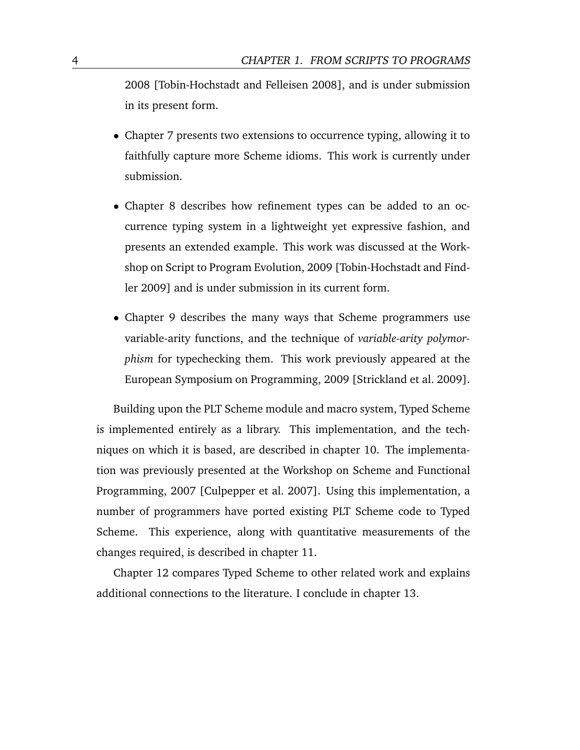2008 [Tobin-Hochstadt and Felleisen 2008], and is under submission in its present form.

- Chapter 7 presents two extensions to occurrence typing, allowing it to faithfully capture more Scheme idioms. This work is currently under submission.

- Chapter 8 describes how refinement types can be added to an occurrence typing system in a lightweight yet expressive fashion, and presents an extended example. This work was discussed at the Workshop on Script to Program Evolution, 2009 [Tobin-Hochstadt and Findler 2009] and is under submission in its current form.

- Chapter 9 describes the many ways that Scheme programmers use variable-arity functions, and the technique of *variable-arity polymorphism* for typechecking them. This work previously appeared at the European Symposium on Programming, 2009 [Strickland et al. 2009].

Building upon the PLT Scheme module and macro system, Typed Scheme is implemented entirely as a library. This implementation, and the techniques on which it is based, are described in chapter 10. The implementation was previously presented at the Workshop on Scheme and Functional Programming, 2007 [Culpepper et al. 2007]. Using this implementation, a number of programmers have ported existing PLT Scheme code to Typed Scheme. This experience, along with quantitative measurements of the changes required, is described in chapter 11.

Chapter 12 compares Typed Scheme to other related work and explains additional connections to the literature. I conclude in chapter 13.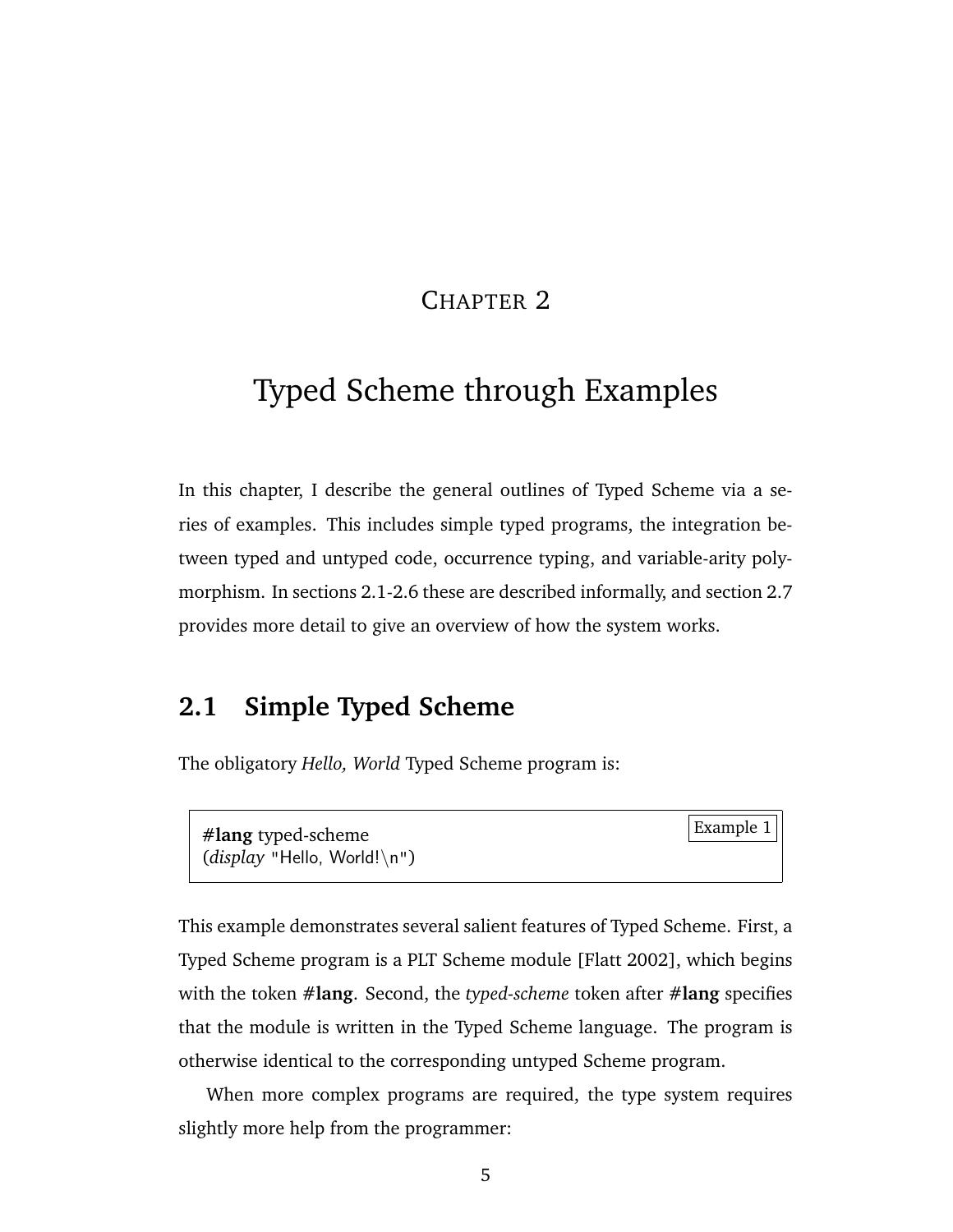# Chapter 2

# Typed Scheme through Examples

In this chapter, I describe the general outlines of Typed Scheme via a series of examples. This includes simple typed programs, the integration between typed and untyped code, occurrence typing, and variable-arity polymorphism. In sections 2.1-2.6 these are described informally, and section 2.7 provides more detail to give an overview of how the system works.

## 2.1 Simple Typed Scheme

The obligatory *Hello, World* Typed Scheme program is:

```
#lang typed-scheme
(display "Hello, World!\n")
```

Example 1

This example demonstrates several salient features of Typed Scheme. First, a Typed Scheme program is a PLT Scheme module [Flatt 2002], which begins with the token **#lang**. Second, the *typed-scheme* token after **#lang** specifies that the module is written in the Typed Scheme language. The program is otherwise identical to the corresponding untyped Scheme program.

When more complex programs are required, the type system requires slightly more help from the programmer: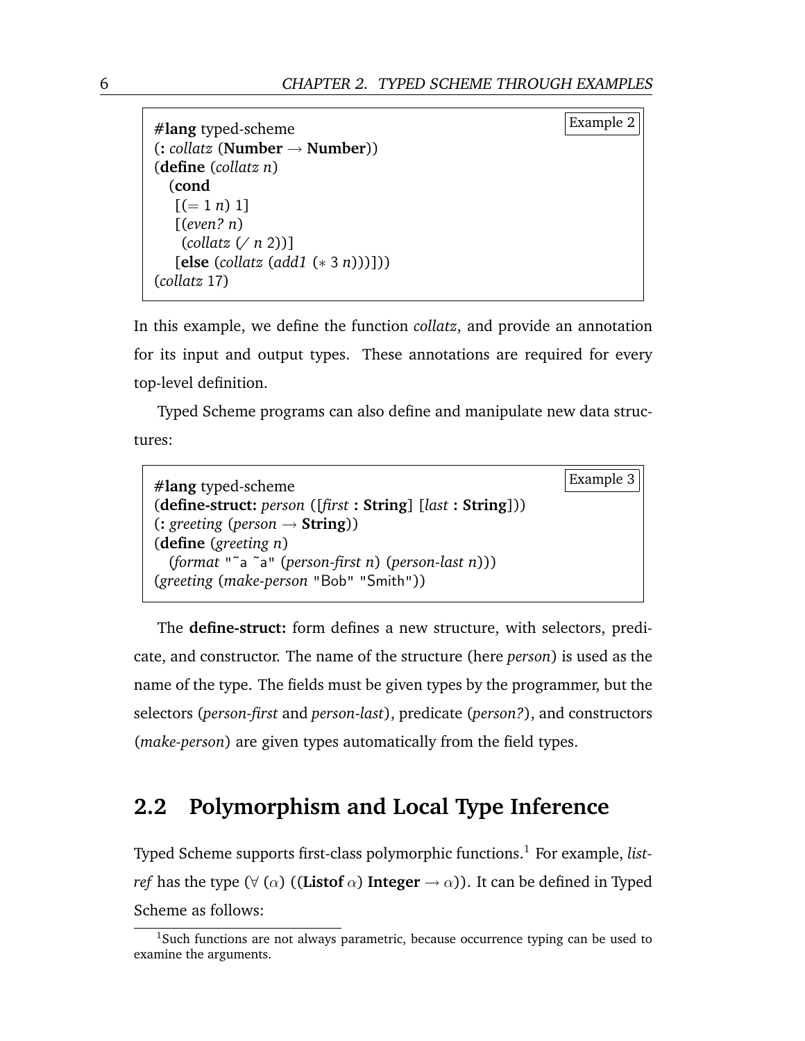```
#lang typed-scheme                                          Example 2
(: collatz (Number → Number))
(define (collatz n)
  (cond
   [(= 1 n) 1]
   [(even? n)
    (collatz (/ n 2))]
   [else (collatz (add1 (* 3 n)))]))
(collatz 17)
```

In this example, we define the function *collatz*, and provide an annotation for its input and output types. These annotations are required for every top-level definition.

Typed Scheme programs can also define and manipulate new data structures:

```
#lang typed-scheme                                          Example 3
(define-struct: person ([first : String] [last : String]))
(: greeting (person → String))
(define (greeting n)
  (format "~a ~a" (person-first n) (person-last n)))
(greeting (make-person "Bob" "Smith"))
```

The **define-struct:** form defines a new structure, with selectors, predicate, and constructor. The name of the structure (here *person*) is used as the name of the type. The fields must be given types by the programmer, but the selectors (*person-first* and *person-last*), predicate (*person?*), and constructors (*make-person*) are given types automatically from the field types.

## 2.2 Polymorphism and Local Type Inference

Typed Scheme supports first-class polymorphic functions.[1] For example, *list-ref* has the type ($\forall$ ($\alpha$) ((**Listof** $\alpha$) **Integer** $\rightarrow$ $\alpha$)). It can be defined in Typed Scheme as follows:

[1] Such functions are not always parametric, because occurrence typing can be used to examine the arguments.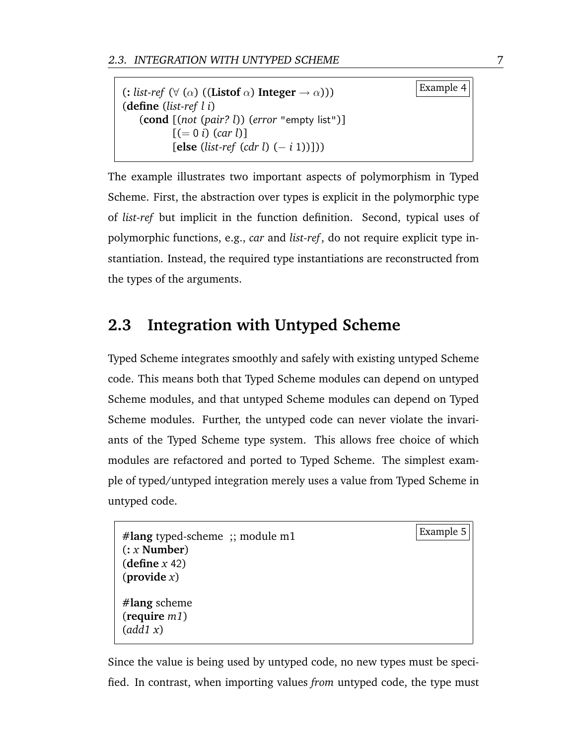```
(: list-ref (∀ (α) ((Listof α) Integer → α)))
(define (list-ref l i)
  (cond [(not (pair? l)) (error "empty list")]
        [(= 0 i) (car l)]
        [else (list-ref (cdr l) (- i 1))]))
```
Example 4

The example illustrates two important aspects of polymorphism in Typed Scheme. First, the abstraction over types is explicit in the polymorphic type of *list-ref* but implicit in the function definition. Second, typical uses of polymorphic functions, e.g., *car* and *list-ref*, do not require explicit type instantiation. Instead, the required type instantiations are reconstructed from the types of the arguments.

## 2.3 Integration with Untyped Scheme

Typed Scheme integrates smoothly and safely with existing untyped Scheme code. This means both that Typed Scheme modules can depend on untyped Scheme modules, and that untyped Scheme modules can depend on Typed Scheme modules. Further, the untyped code can never violate the invariants of the Typed Scheme type system. This allows free choice of which modules are refactored and ported to Typed Scheme. The simplest example of typed/untyped integration merely uses a value from Typed Scheme in untyped code.

```
#lang typed-scheme  ;; module m1
(: x Number)
(define x 42)
(provide x)

#lang scheme
(require m1)
(add1 x)
```
Example 5

Since the value is being used by untyped code, no new types must be specified. In contrast, when importing values *from* untyped code, the type must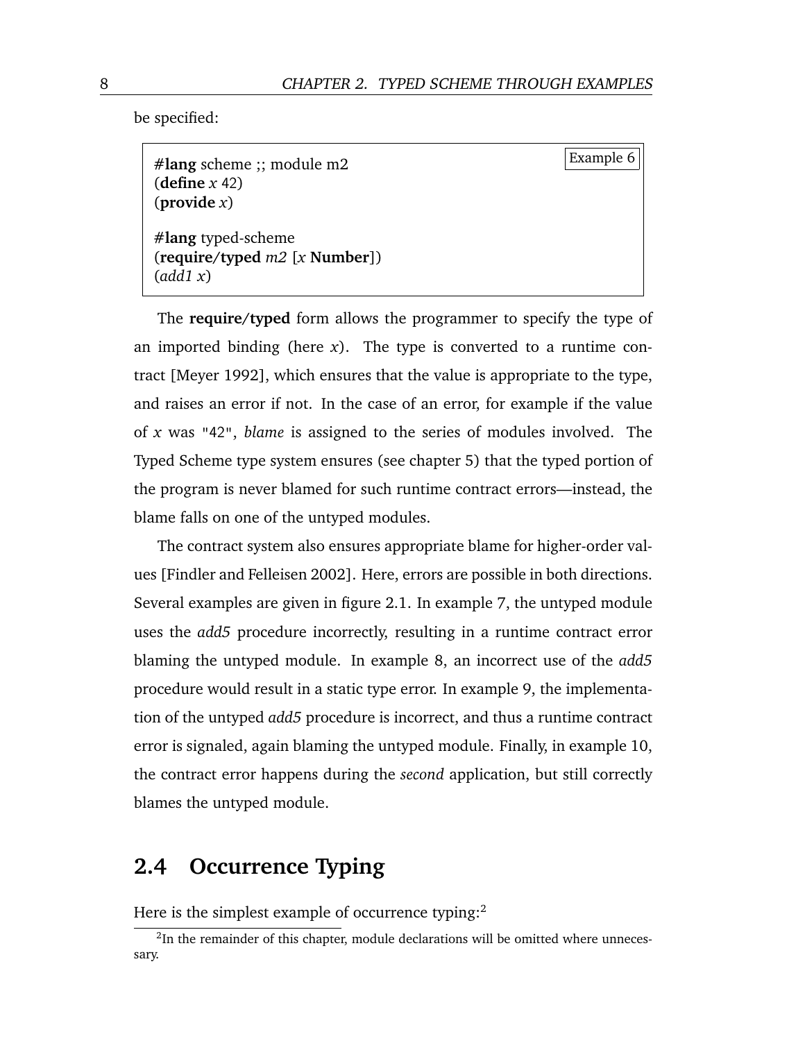be specified:

```
#lang scheme ;; module m2
(define x 42)
(provide x)

#lang typed-scheme
(require/typed m2 [x Number])
(add1 x)
```

Example 6

The **require/typed** form allows the programmer to specify the type of an imported binding (here *x*). The type is converted to a runtime contract [Meyer 1992], which ensures that the value is appropriate to the type, and raises an error if not. In the case of an error, for example if the value of *x* was "42", *blame* is assigned to the series of modules involved. The Typed Scheme type system ensures (see chapter 5) that the typed portion of the program is never blamed for such runtime contract errors—instead, the blame falls on one of the untyped modules.

The contract system also ensures appropriate blame for higher-order values [Findler and Felleisen 2002]. Here, errors are possible in both directions. Several examples are given in figure 2.1. In example 7, the untyped module uses the *add5* procedure incorrectly, resulting in a runtime contract error blaming the untyped module. In example 8, an incorrect use of the *add5* procedure would result in a static type error. In example 9, the implementation of the untyped *add5* procedure is incorrect, and thus a runtime contract error is signaled, again blaming the untyped module. Finally, in example 10, the contract error happens during the *second* application, but still correctly blames the untyped module.

## 2.4 Occurrence Typing

Here is the simplest example of occurrence typing:[2]

[2] In the remainder of this chapter, module declarations will be omitted where unnecessary.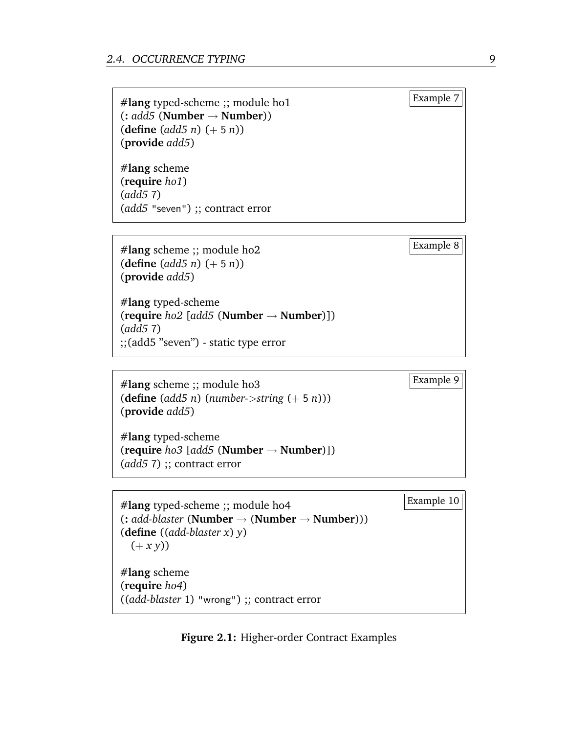```
#lang typed-scheme ;; module ho1
(: add5 (Number → Number))
(define (add5 n) (+ 5 n))
(provide add5)

#lang scheme
(require ho1)
(add5 7)
(add5 "seven") ;; contract error
```

Example 7

```
#lang scheme ;; module ho2
(define (add5 n) (+ 5 n))
(provide add5)

#lang typed-scheme
(require ho2 [add5 (Number → Number)])
(add5 7)
;;(add5 "seven") - static type error
```

Example 8

```
#lang scheme ;; module ho3
(define (add5 n) (number->string (+ 5 n)))
(provide add5)

#lang typed-scheme
(require ho3 [add5 (Number → Number)])
(add5 7) ;; contract error
```

Example 9

```
#lang typed-scheme ;; module ho4
(: add-blaster (Number → (Number → Number)))
(define ((add-blaster x) y)
  (+ x y))

#lang scheme
(require ho4)
((add-blaster 1) "wrong") ;; contract error
```

Example 10

**Figure 2.1:** Higher-order Contract Examples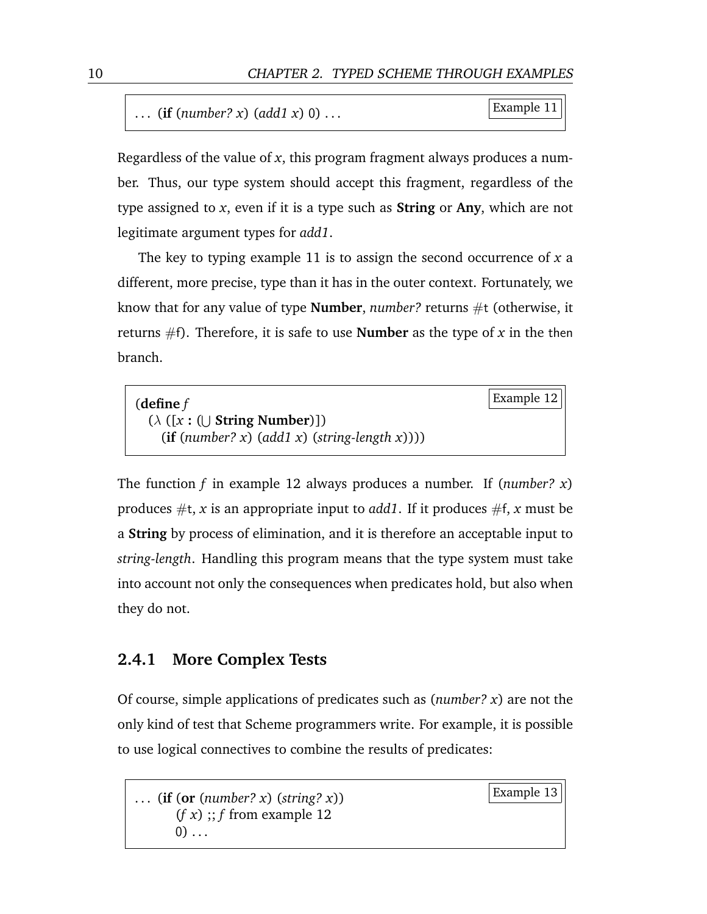```
... (if (number? x) (add1 x) 0) ...
```
Example 11

Regardless of the value of *x*, this program fragment always produces a number. Thus, our type system should accept this fragment, regardless of the type assigned to *x*, even if it is a type such as **String** or **Any**, which are not legitimate argument types for *add1*.

The key to typing example 11 is to assign the second occurrence of *x* a different, more precise, type than it has in the outer context. Fortunately, we know that for any value of type **Number**, *number?* returns #t (otherwise, it returns #f). Therefore, it is safe to use **Number** as the type of *x* in the then branch.

```
(define f
  (λ ([x : (∪ String Number)])
    (if (number? x) (add1 x) (string-length x))))
```
Example 12

The function *f* in example 12 always produces a number. If (*number? x*) produces #t, *x* is an appropriate input to *add1*. If it produces #f, *x* must be a **String** by process of elimination, and it is therefore an acceptable input to *string-length*. Handling this program means that the type system must take into account not only the consequences when predicates hold, but also when they do not.

### 2.4.1 More Complex Tests

Of course, simple applications of predicates such as (*number? x*) are not the only kind of test that Scheme programmers write. For example, it is possible to use logical connectives to combine the results of predicates:

```
... (if (or (number? x) (string? x))
        (f x) ;; f from example 12
        0) ...
```
Example 13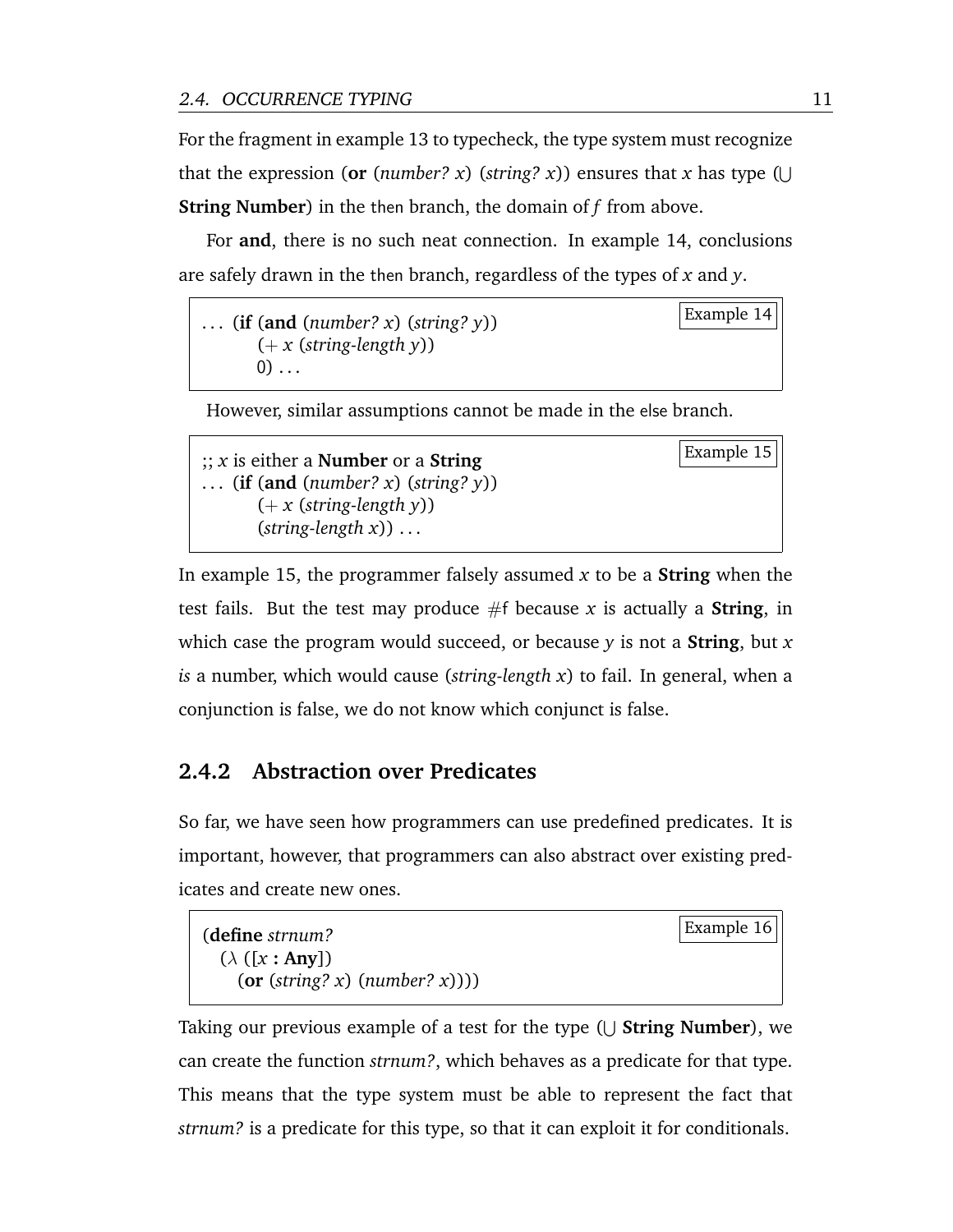For the fragment in example 13 to typecheck, the type system must recognize that the expression (**or** (*number?* *x*) (*string?* *x*)) ensures that *x* has type (⋃ **String** **Number**) in the then branch, the domain of *f* from above.

For **and**, there is no such neat connection. In example 14, conclusions are safely drawn in the then branch, regardless of the types of *x* and *y*.

```
... (if (and (number? x) (string? y))
        (+ x (string-length y))
        0) ...
```

Example 14

However, similar assumptions cannot be made in the else branch.

```
;; x is either a Number or a String
... (if (and (number? x) (string? y))
        (+ x (string-length y))
        (string-length x)) ...
```

Example 15

In example 15, the programmer falsely assumed *x* to be a **String** when the test fails. But the test may produce #f because *x* is actually a **String**, in which case the program would succeed, or because *y* is not a **String**, but *x* *is* a number, which would cause (*string-length* *x*) to fail. In general, when a conjunction is false, we do not know which conjunct is false.

### 2.4.2 Abstraction over Predicates

So far, we have seen how programmers can use predefined predicates. It is important, however, that programmers can also abstract over existing predicates and create new ones.

```
(define strnum?
  (λ ([x : Any])
    (or (string? x) (number? x))))
```

Example 16

Taking our previous example of a test for the type (⋃ **String** **Number**), we can create the function *strnum?*, which behaves as a predicate for that type. This means that the type system must be able to represent the fact that *strnum?* is a predicate for this type, so that it can exploit it for conditionals.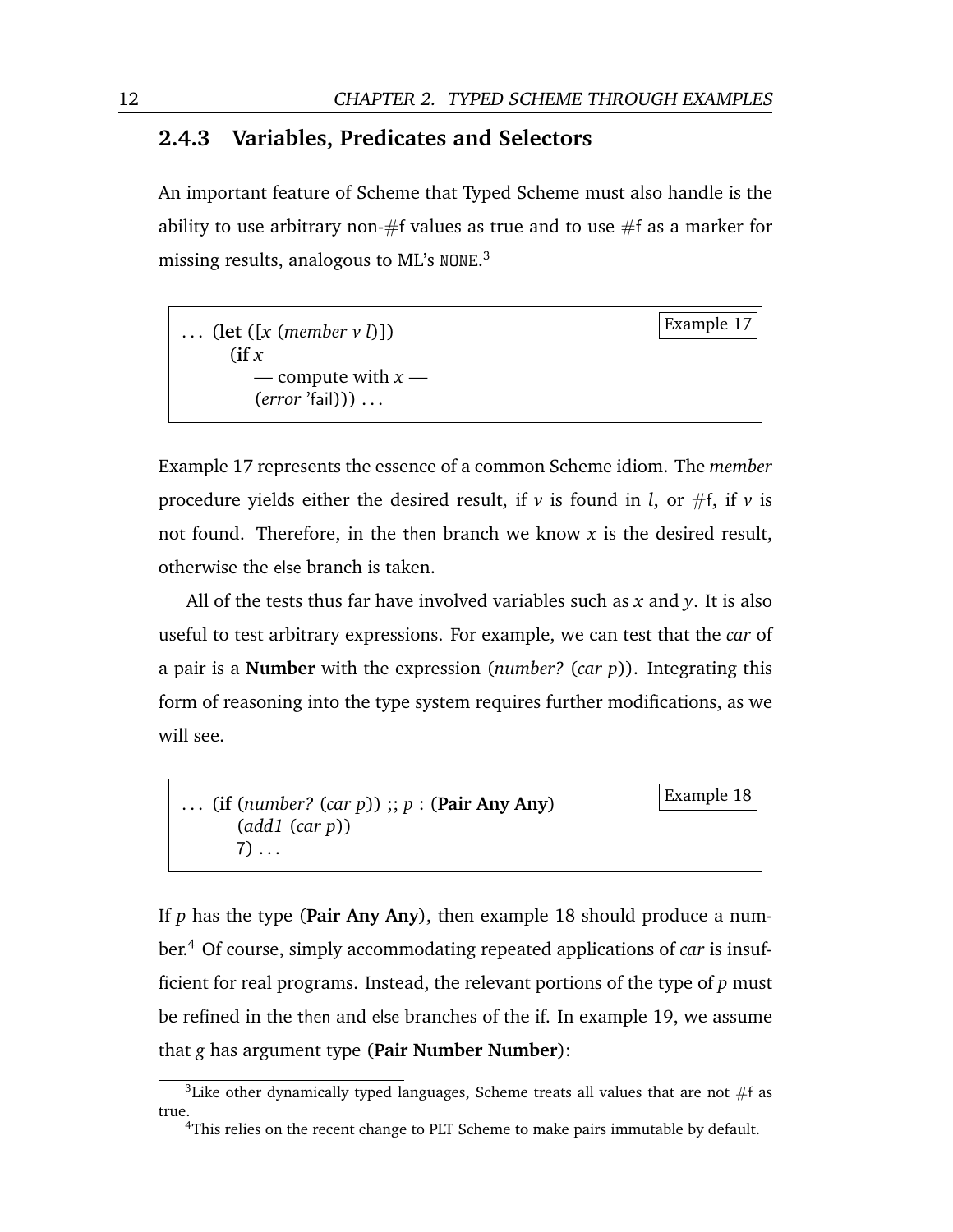### 2.4.3 Variables, Predicates and Selectors

An important feature of Scheme that Typed Scheme must also handle is the ability to use arbitrary non-#f values as true and to use #f as a marker for missing results, analogous to ML's `NONE`.[3]

```
... (let ([x (member v l)])                    Example 17
      (if x
          — compute with x —
          (error 'fail))) ...
```

Example 17 represents the essence of a common Scheme idiom. The *member* procedure yields either the desired result, if $v$ is found in $l$, or #f, if $v$ is not found. Therefore, in the then branch we know $x$ is the desired result, otherwise the else branch is taken.

All of the tests thus far have involved variables such as $x$ and $y$. It is also useful to test arbitrary expressions. For example, we can test that the *car* of a pair is a **Number** with the expression (*number?* (*car p*)). Integrating this form of reasoning into the type system requires further modifications, as we will see.

```
... (if (number? (car p)) ;; p : (Pair Any Any)      Example 18
        (add1 (car p))
        7) ...
```

If $p$ has the type (**Pair Any Any**), then example 18 should produce a number.[4] Of course, simply accommodating repeated applications of *car* is insufficient for real programs. Instead, the relevant portions of the type of $p$ must be refined in the then and else branches of the if. In example 19, we assume that $g$ has argument type (**Pair Number Number**):

[3] Like other dynamically typed languages, Scheme treats all values that are not #f as true.

[4] This relies on the recent change to PLT Scheme to make pairs immutable by default.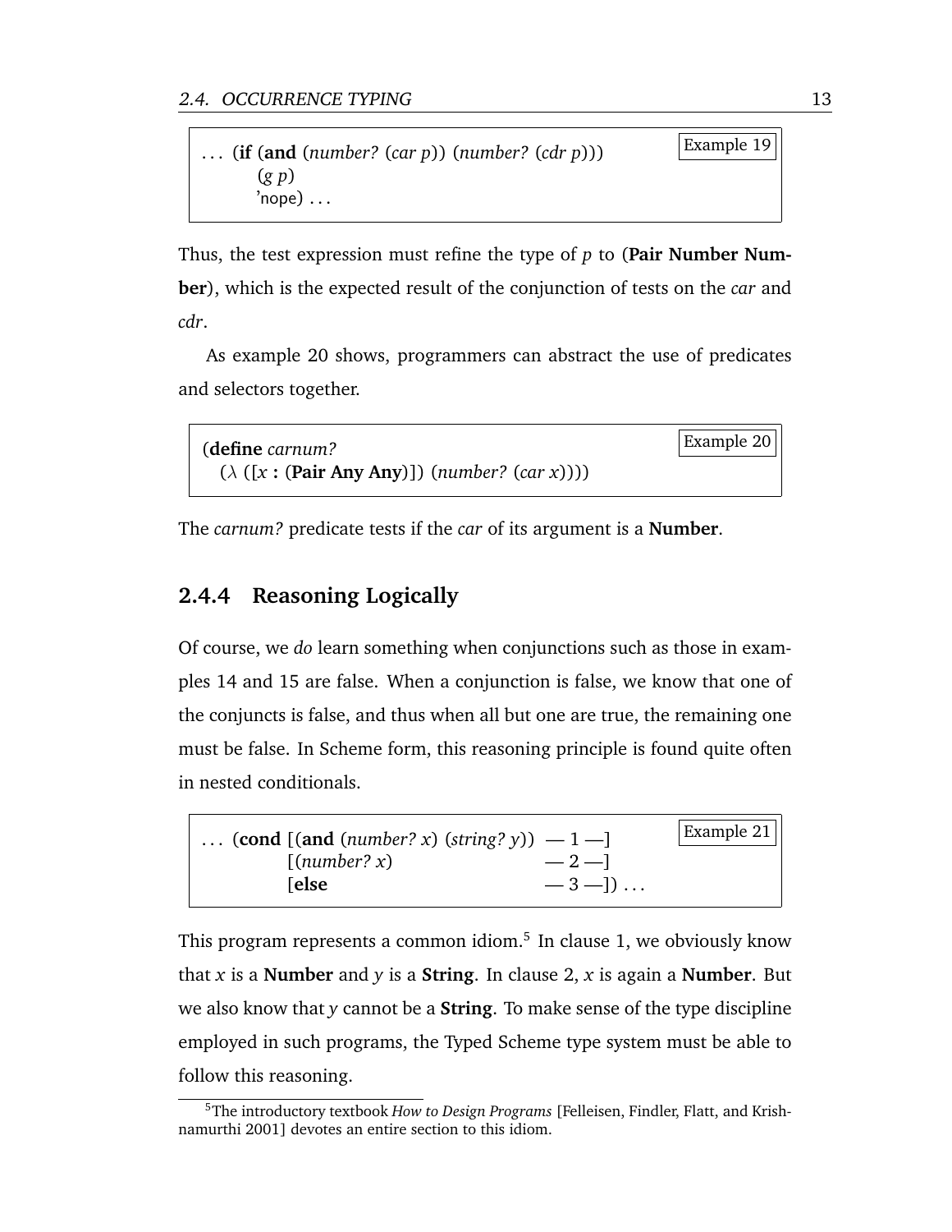```
... (if (and (number? (car p)) (number? (cdr p)))
        (g p)
        'nope) ...
```

Example 19

Thus, the test expression must refine the type of *p* to (**Pair Number Number**), which is the expected result of the conjunction of tests on the *car* and *cdr*.

As example 20 shows, programmers can abstract the use of predicates and selectors together.

```
(define carnum?
  (λ ([x : (Pair Any Any)]) (number? (car x))))
```

Example 20

The *carnum?* predicate tests if the *car* of its argument is a **Number**.

### 2.4.4 Reasoning Logically

Of course, we *do* learn something when conjunctions such as those in examples 14 and 15 are false. When a conjunction is false, we know that one of the conjuncts is false, and thus when all but one are true, the remaining one must be false. In Scheme form, this reasoning principle is found quite often in nested conditionals.

```
... (cond [(and (number? x) (string? y))  — 1 —]
          [(number? x)                    — 2 —]
          [else                           — 3 —]) ...
```

Example 21

This program represents a common idiom.[5] In clause 1, we obviously know that *x* is a **Number** and *y* is a **String**. In clause 2, *x* is again a **Number**. But we also know that *y* cannot be a **String**. To make sense of the type discipline employed in such programs, the Typed Scheme type system must be able to follow this reasoning.

[5] The introductory textbook *How to Design Programs* [Felleisen, Findler, Flatt, and Krishnamurthi 2001] devotes an entire section to this idiom.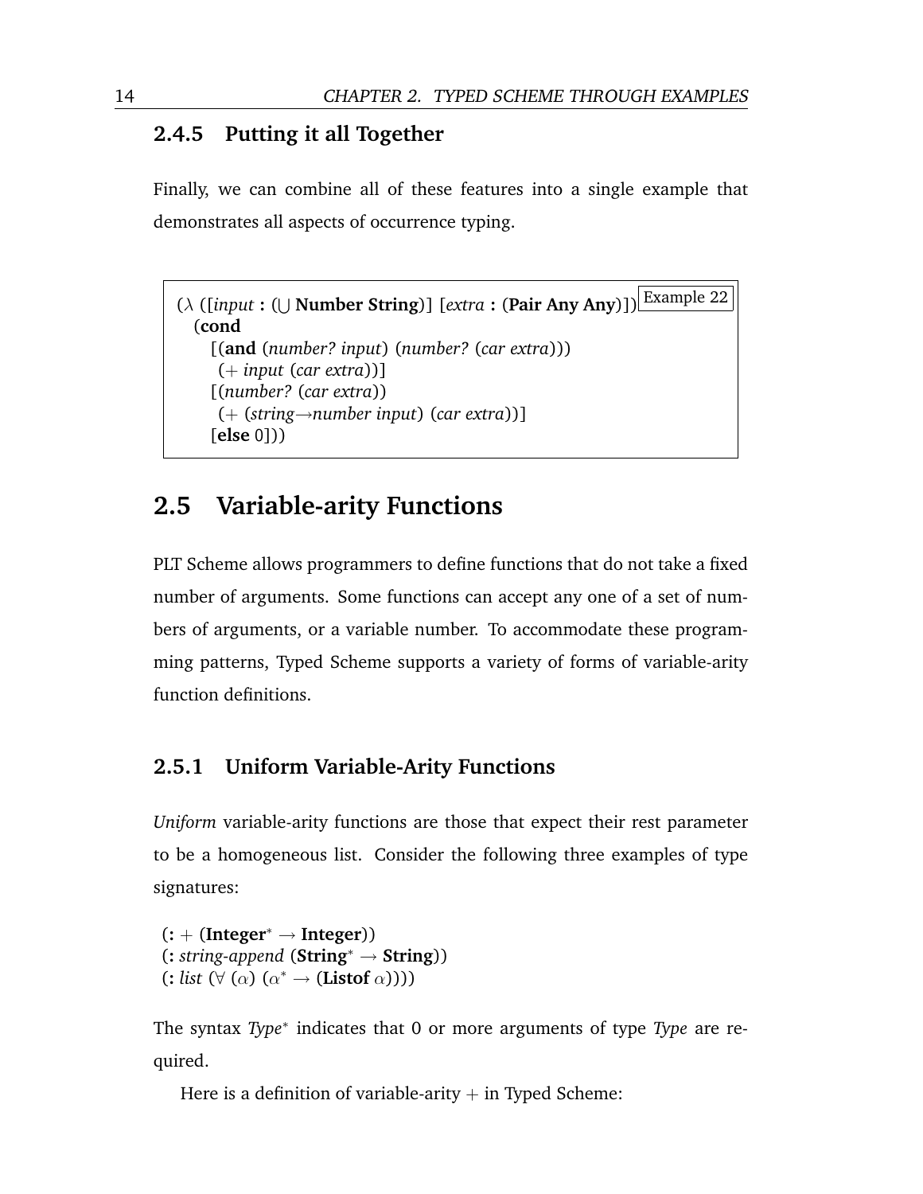### 2.4.5 Putting it all Together

Finally, we can combine all of these features into a single example that demonstrates all aspects of occurrence typing.

```
(λ ([input : (∪ Number String)] [extra : (Pair Any Any)])        Example 22
  (cond
    [(and (number? input) (number? (car extra)))
     (+ input (car extra))]
    [(number? (car extra))
     (+ (string→number input) (car extra))]
    [else 0]))
```

## 2.5 Variable-arity Functions

PLT Scheme allows programmers to define functions that do not take a fixed number of arguments. Some functions can accept any one of a set of numbers of arguments, or a variable number. To accommodate these programming patterns, Typed Scheme supports a variety of forms of variable-arity function definitions.

### 2.5.1 Uniform Variable-Arity Functions

*Uniform* variable-arity functions are those that expect their rest parameter to be a homogeneous list. Consider the following three examples of type signatures:

```
(: + (Integer* → Integer))
(: string-append (String* → String))
(: list (∀ (α) (α* → (Listof α))))
```

The syntax *Type*$^{*}$ indicates that 0 or more arguments of type *Type* are required.

Here is a definition of variable-arity $+$ in Typed Scheme: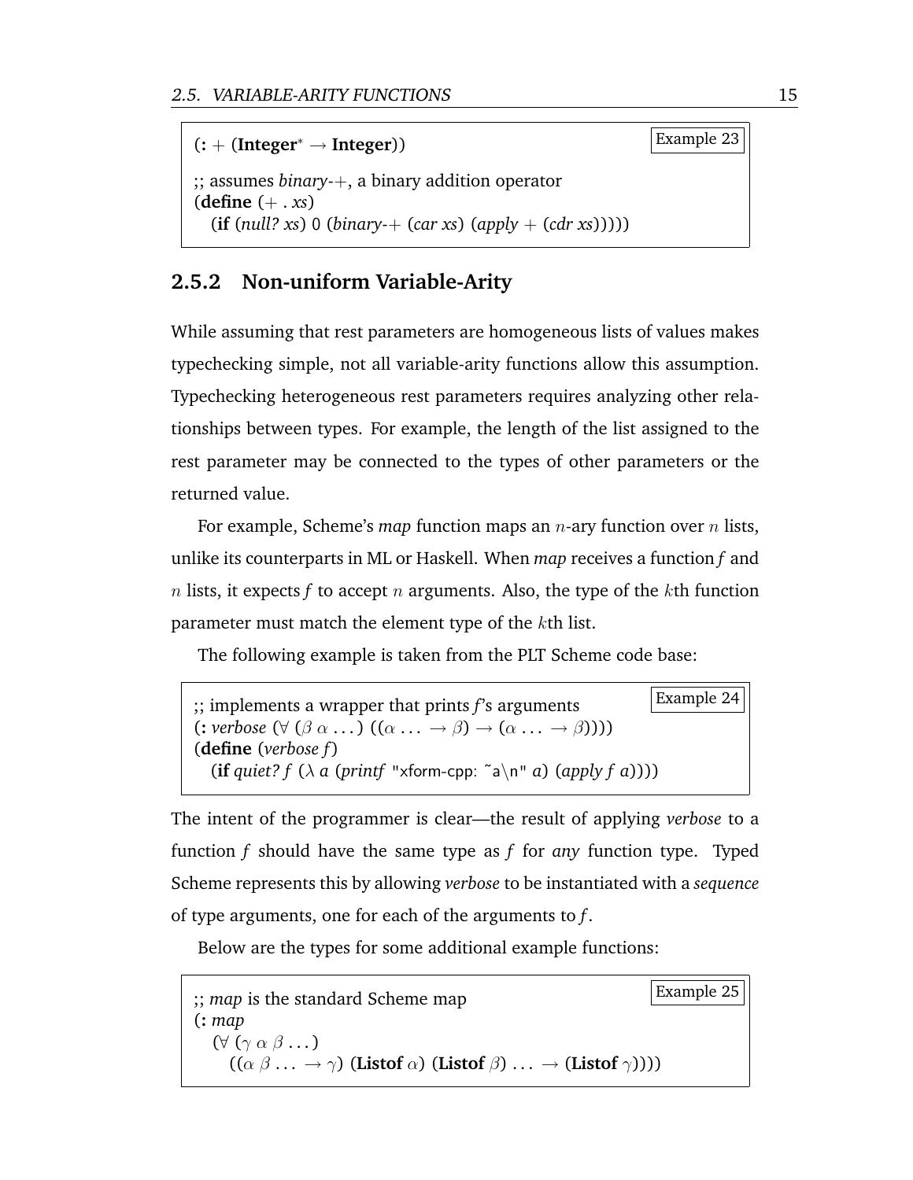```
(: + (Integer* → Integer))                                    Example 23

;; assumes binary-+, a binary addition operator
(define (+ . xs)
  (if (null? xs) 0 (binary-+ (car xs) (apply + (cdr xs)))))
```

### 2.5.2 Non-uniform Variable-Arity

While assuming that rest parameters are homogeneous lists of values makes typechecking simple, not all variable-arity functions allow this assumption. Typechecking heterogeneous rest parameters requires analyzing other relationships between types. For example, the length of the list assigned to the rest parameter may be connected to the types of other parameters or the returned value.

For example, Scheme's *map* function maps an $n$-ary function over $n$ lists, unlike its counterparts in ML or Haskell. When *map* receives a function *f* and $n$ lists, it expects *f* to accept $n$ arguments. Also, the type of the $k$th function parameter must match the element type of the $k$th list.

The following example is taken from the PLT Scheme code base:

```
;; implements a wrapper that prints f's arguments                Example 24
(: verbose (∀ (β α ...) ((α ... → β) → (α ... → β))))
(define (verbose f)
  (if quiet? f (λ a (printf "xform-cpp: ~a\n" a) (apply f a))))
```

The intent of the programmer is clear—the result of applying *verbose* to a function *f* should have the same type as *f* for *any* function type. Typed Scheme represents this by allowing *verbose* to be instantiated with a *sequence* of type arguments, one for each of the arguments to *f*.

Below are the types for some additional example functions:

```
;; map is the standard Scheme map                                Example 25
(: map
  (∀ (γ α β ...)
    ((α β ... → γ) (Listof α) (Listof β) ... → (Listof γ))))
```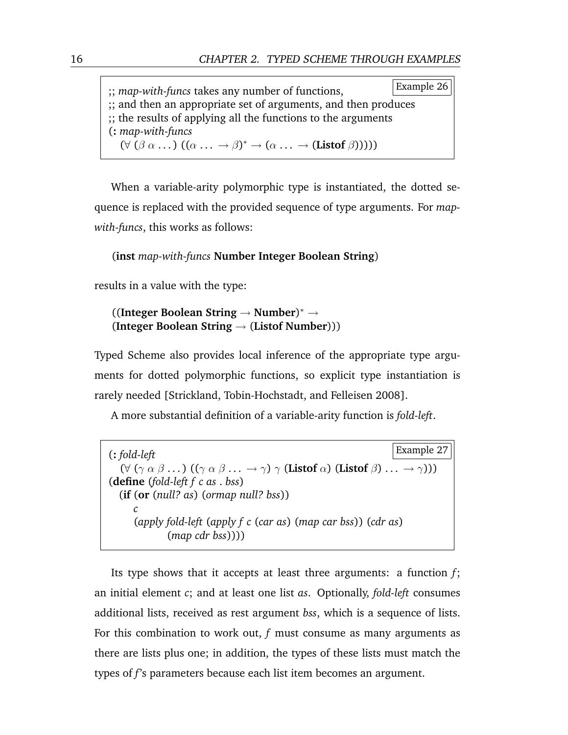```
;; map-with-funcs takes any number of functions,                Example 26
;; and then an appropriate set of arguments, and then produces
;; the results of applying all the functions to the arguments
(: map-with-funcs
   (∀ (β α ...) ((α ... → β)* → (α ... → (Listof β)))))
```

When a variable-arity polymorphic type is instantiated, the dotted sequence is replaced with the provided sequence of type arguments. For *map-with-funcs*, this works as follows:

(**inst** *map-with-funcs* **Number Integer Boolean String**)

results in a value with the type:

((**Integer Boolean String** $\rightarrow$ **Number**)$^*$ $\rightarrow$
(**Integer Boolean String** $\rightarrow$ (**Listof Number**)))

Typed Scheme also provides local inference of the appropriate type arguments for dotted polymorphic functions, so explicit type instantiation is rarely needed [Strickland, Tobin-Hochstadt, and Felleisen 2008].

A more substantial definition of a variable-arity function is *fold-left*.

```
(: fold-left                                                     Example 27
   (∀ (γ α β ...) ((γ α β ... → γ) γ (Listof α) (Listof β) ... → γ)))
(define (fold-left f c as . bss)
  (if (or (null? as) (ormap null? bss))
      c
      (apply fold-left (apply f c (car as) (map car bss)) (cdr as)
             (map cdr bss))))
```

Its type shows that it accepts at least three arguments: a function *f*; an initial element *c*; and at least one list *as*. Optionally, *fold-left* consumes additional lists, received as rest argument *bss*, which is a sequence of lists. For this combination to work out, *f* must consume as many arguments as there are lists plus one; in addition, the types of these lists must match the types of *f*'s parameters because each list item becomes an argument.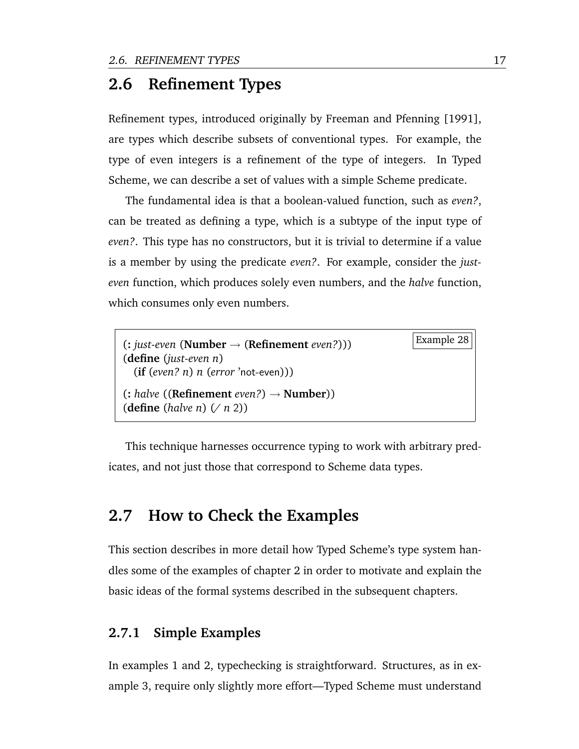## 2.6 Refinement Types

Refinement types, introduced originally by Freeman and Pfenning [1991], are types which describe subsets of conventional types. For example, the type of even integers is a refinement of the type of integers. In Typed Scheme, we can describe a set of values with a simple Scheme predicate.

The fundamental idea is that a boolean-valued function, such as *even?*, can be treated as defining a type, which is a subtype of the input type of *even?*. This type has no constructors, but it is trivial to determine if a value is a member by using the predicate *even?*. For example, consider the *just-even* function, which produces solely even numbers, and the *halve* function, which consumes only even numbers.

Example 28

```
(: just-even (Number → (Refinement even?)))
(define (just-even n)
  (if (even? n) n (error 'not-even)))

(: halve ((Refinement even?) → Number))
(define (halve n) (/ n 2))
```

This technique harnesses occurrence typing to work with arbitrary predicates, and not just those that correspond to Scheme data types.

## 2.7 How to Check the Examples

This section describes in more detail how Typed Scheme's type system handles some of the examples of chapter 2 in order to motivate and explain the basic ideas of the formal systems described in the subsequent chapters.

### 2.7.1 Simple Examples

In examples 1 and 2, typechecking is straightforward. Structures, as in example 3, require only slightly more effort—Typed Scheme must understand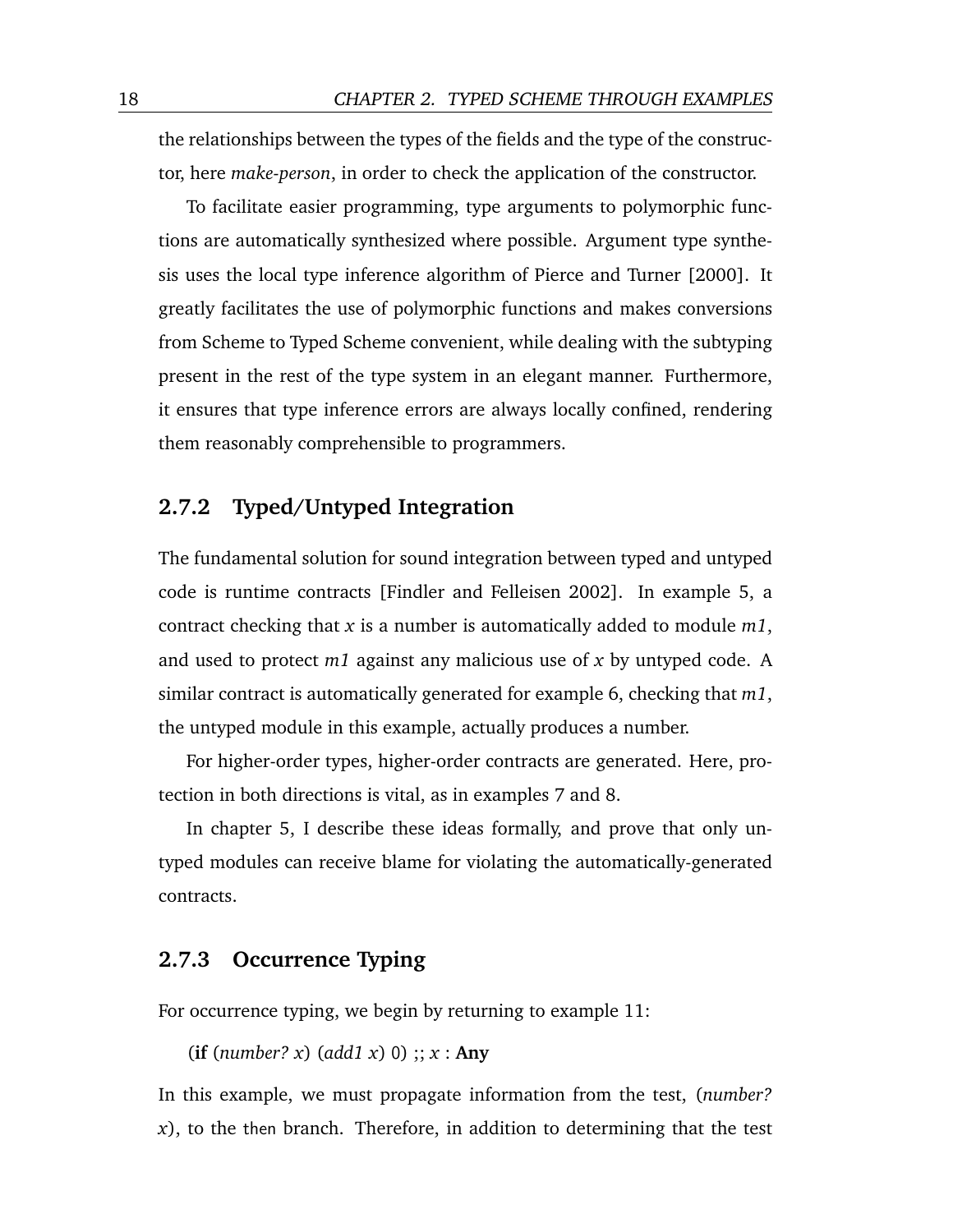the relationships between the types of the fields and the type of the constructor, here *make-person*, in order to check the application of the constructor.

To facilitate easier programming, type arguments to polymorphic functions are automatically synthesized where possible. Argument type synthesis uses the local type inference algorithm of Pierce and Turner [2000]. It greatly facilitates the use of polymorphic functions and makes conversions from Scheme to Typed Scheme convenient, while dealing with the subtyping present in the rest of the type system in an elegant manner. Furthermore, it ensures that type inference errors are always locally confined, rendering them reasonably comprehensible to programmers.

### 2.7.2 Typed/Untyped Integration

The fundamental solution for sound integration between typed and untyped code is runtime contracts [Findler and Felleisen 2002]. In example 5, a contract checking that *x* is a number is automatically added to module *m1*, and used to protect *m1* against any malicious use of *x* by untyped code. A similar contract is automatically generated for example 6, checking that *m1*, the untyped module in this example, actually produces a number.

For higher-order types, higher-order contracts are generated. Here, protection in both directions is vital, as in examples 7 and 8.

In chapter 5, I describe these ideas formally, and prove that only untyped modules can receive blame for violating the automatically-generated contracts.

### 2.7.3 Occurrence Typing

For occurrence typing, we begin by returning to example 11:

(**if** (*number? x*) (*add1 x*) 0) ;; *x* : **Any**

In this example, we must propagate information from the test, (*number? x*), to the then branch. Therefore, in addition to determining that the test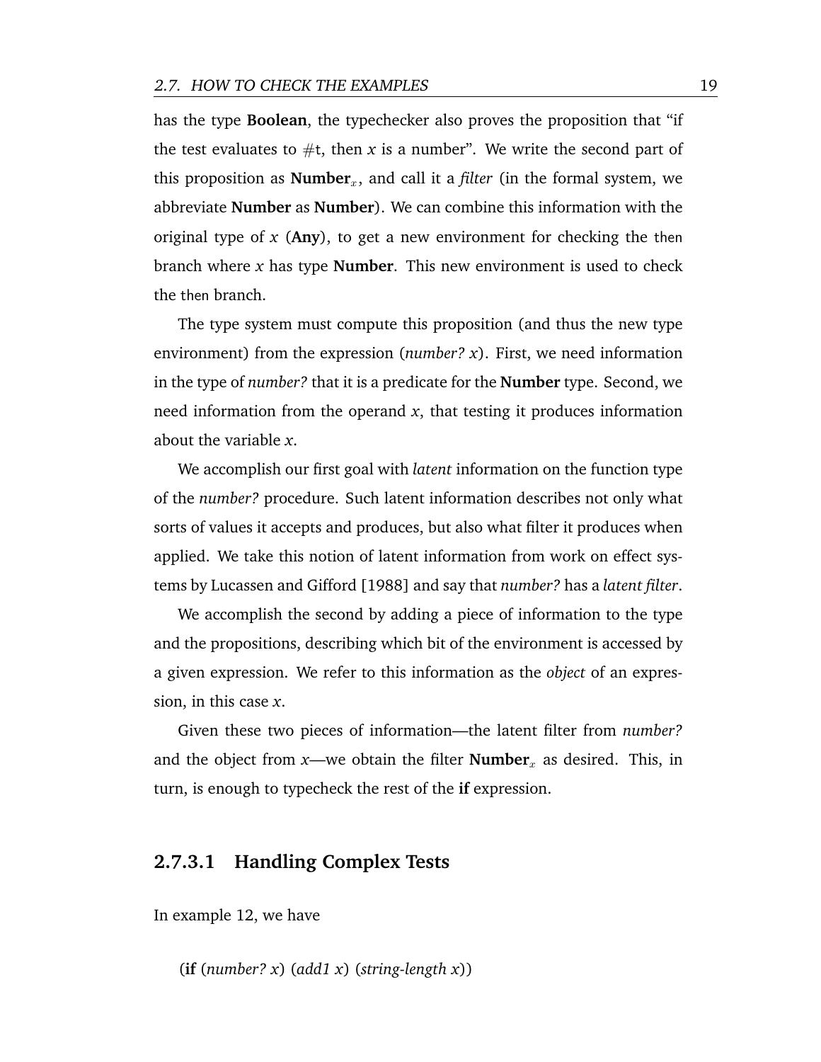has the type **Boolean**, the typechecker also proves the proposition that "if the test evaluates to #t, then *x* is a number". We write the second part of this proposition as $\textbf{Number}_x$, and call it a *filter* (in the formal system, we abbreviate **Number** as **Number**). We can combine this information with the original type of *x* (**Any**), to get a new environment for checking the then branch where *x* has type **Number**. This new environment is used to check the then branch.

The type system must compute this proposition (and thus the new type environment) from the expression (*number? x*). First, we need information in the type of *number?* that it is a predicate for the **Number** type. Second, we need information from the operand *x*, that testing it produces information about the variable *x*.

We accomplish our first goal with *latent* information on the function type of the *number?* procedure. Such latent information describes not only what sorts of values it accepts and produces, but also what filter it produces when applied. We take this notion of latent information from work on effect systems by Lucassen and Gifford [1988] and say that *number?* has a *latent filter*.

We accomplish the second by adding a piece of information to the type and the propositions, describing which bit of the environment is accessed by a given expression. We refer to this information as the *object* of an expression, in this case *x*.

Given these two pieces of information—the latent filter from *number?* and the object from *x*—we obtain the filter $\textbf{Number}_x$ as desired. This, in turn, is enough to typecheck the rest of the **if** expression.

#### 2.7.3.1 Handling Complex Tests

In example 12, we have

(**if** (*number? x*) (*add1 x*) (*string-length x*))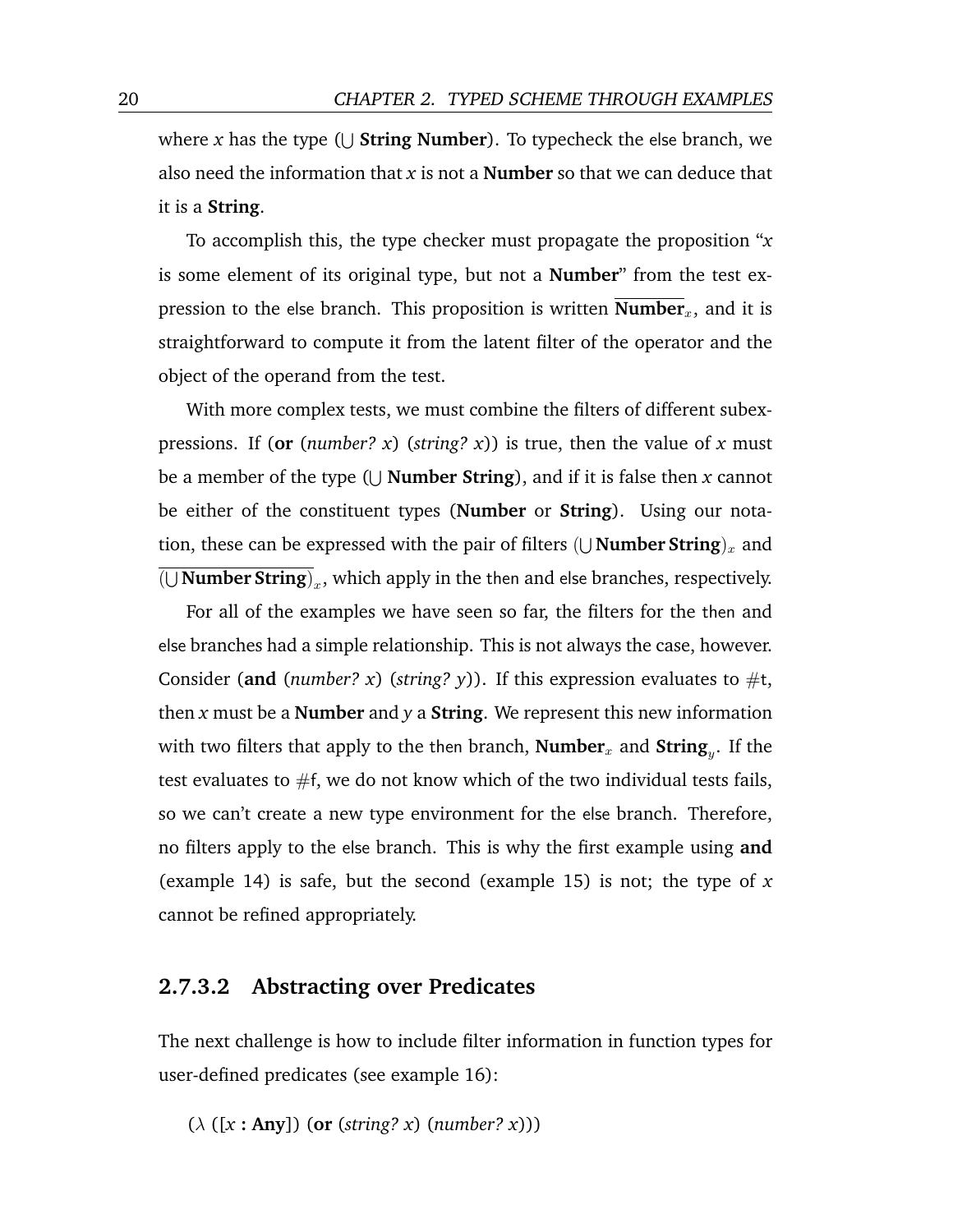where *x* has the type ($\bigcup$ **String Number**). To typecheck the else branch, we also need the information that *x* is not a **Number** so that we can deduce that it is a **String**.

To accomplish this, the type checker must propagate the proposition "*x* is some element of its original type, but not a **Number**" from the test expression to the else branch. This proposition is written $\overline{\mathbf{Number}}_x$, and it is straightforward to compute it from the latent filter of the operator and the object of the operand from the test.

With more complex tests, we must combine the filters of different subexpressions. If (**or** (*number?* *x*) (*string?* *x*)) is true, then the value of *x* must be a member of the type ($\bigcup$ **Number String**), and if it is false then *x* cannot be either of the constituent types (**Number** or **String**). Using our notation, these can be expressed with the pair of filters $(\bigcup \mathbf{Number\ String})_x$ and $\overline{(\bigcup \mathbf{Number\ String})}_x$, which apply in the then and else branches, respectively.

For all of the examples we have seen so far, the filters for the then and else branches had a simple relationship. This is not always the case, however. Consider (**and** (*number?* *x*) (*string?* *y*)). If this expression evaluates to #t, then *x* must be a **Number** and *y* a **String**. We represent this new information with two filters that apply to the then branch, $\mathbf{Number}_x$ and $\mathbf{String}_y$. If the test evaluates to #f, we do not know which of the two individual tests fails, so we can't create a new type environment for the else branch. Therefore, no filters apply to the else branch. This is why the first example using **and** (example 14) is safe, but the second (example 15) is not; the type of *x* cannot be refined appropriately.

#### 2.7.3.2 Abstracting over Predicates

The next challenge is how to include filter information in function types for user-defined predicates (see example 16):

($\lambda$ ([*x* : **Any**]) (**or** (*string?* *x*) (*number?* *x*)))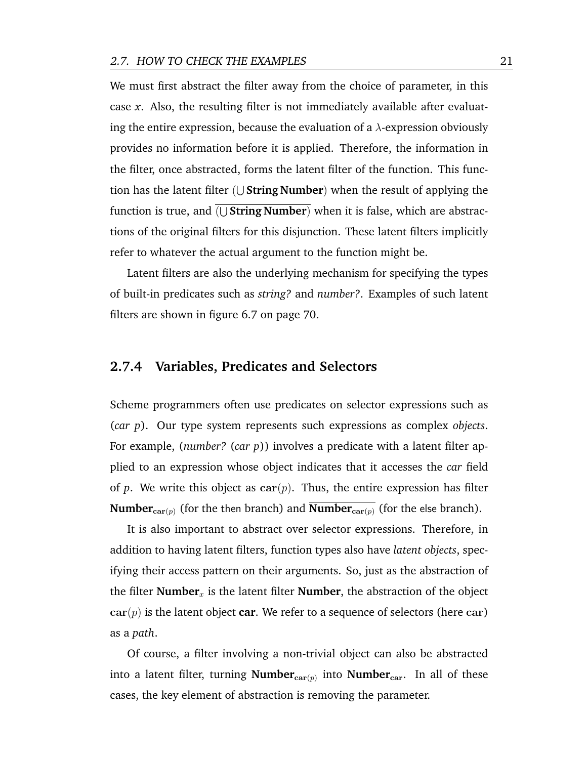We must first abstract the filter away from the choice of parameter, in this case $x$. Also, the resulting filter is not immediately available after evaluating the entire expression, because the evaluation of a $\lambda$-expression obviously provides no information before it is applied. Therefore, the information in the filter, once abstracted, forms the latent filter of the function. This function has the latent filter $(\bigcup \textbf{String}\,\textbf{Number})$ when the result of applying the function is true, and $\overline{(\bigcup \textbf{String}\,\textbf{Number})}$ when it is false, which are abstractions of the original filters for this disjunction. These latent filters implicitly refer to whatever the actual argument to the function might be.

Latent filters are also the underlying mechanism for specifying the types of built-in predicates such as *string?* and *number?*. Examples of such latent filters are shown in figure 6.7 on page 70.

### 2.7.4 Variables, Predicates and Selectors

Scheme programmers often use predicates on selector expressions such as (*car p*). Our type system represents such expressions as complex *objects*. For example, (*number?* (*car p*)) involves a predicate with a latent filter applied to an expression whose object indicates that it accesses the *car* field of $p$. We write this object as $\mathbf{car}(p)$. Thus, the entire expression has filter $\textbf{Number}_{\mathbf{car}(p)}$ (for the then branch) and $\overline{\textbf{Number}_{\mathbf{car}(p)}}$ (for the else branch).

It is also important to abstract over selector expressions. Therefore, in addition to having latent filters, function types also have *latent objects*, specifying their access pattern on their arguments. So, just as the abstraction of the filter $\textbf{Number}_x$ is the latent filter **Number**, the abstraction of the object $\mathbf{car}(p)$ is the latent object **car**. We refer to a sequence of selectors (here $\mathbf{car}$) as a *path*.

Of course, a filter involving a non-trivial object can also be abstracted into a latent filter, turning $\textbf{Number}_{\mathbf{car}(p)}$ into $\textbf{Number}_{\mathbf{car}}$. In all of these cases, the key element of abstraction is removing the parameter.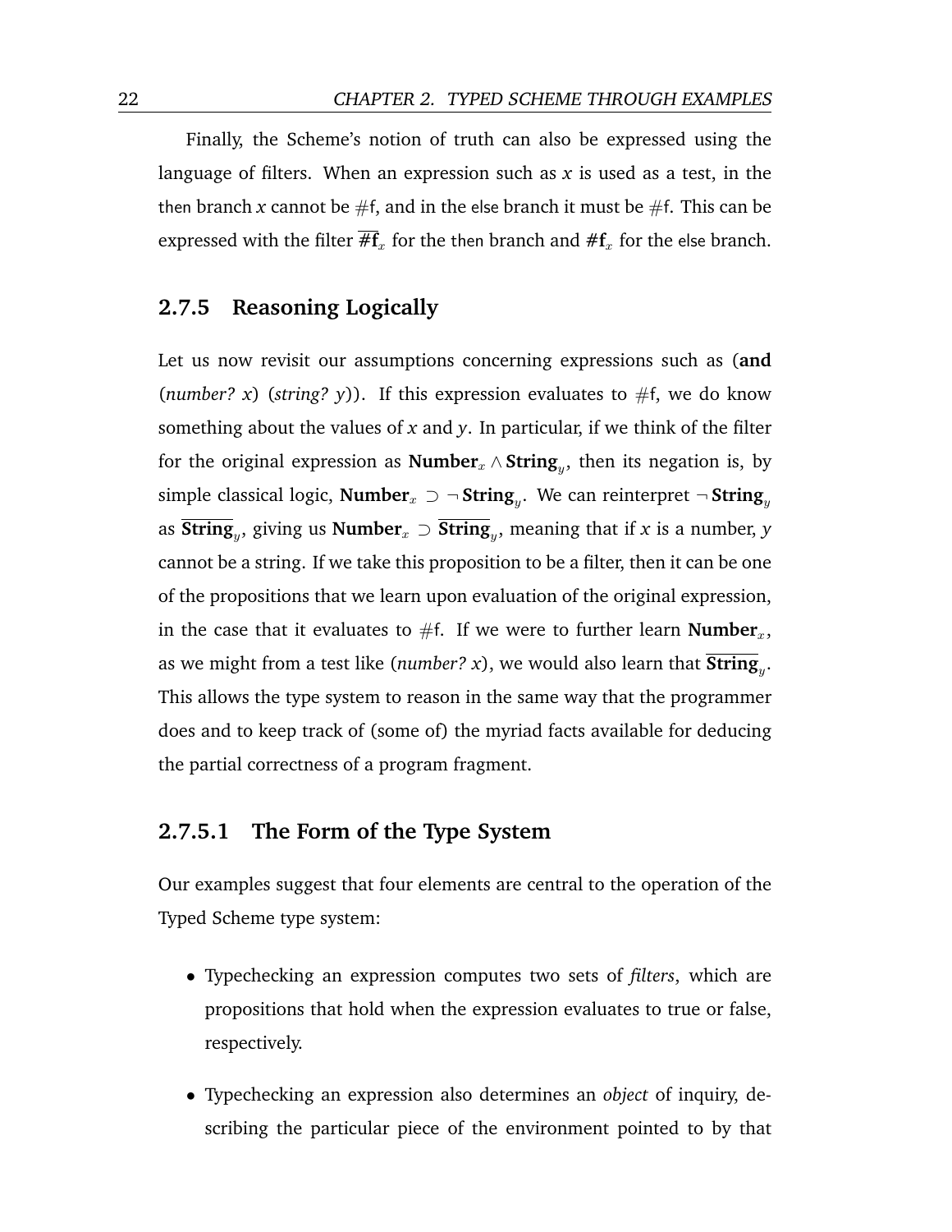Finally, the Scheme's notion of truth can also be expressed using the language of filters. When an expression such as *x* is used as a test, in the then branch *x* cannot be #f, and in the else branch it must be #f. This can be expressed with the filter $\overline{\mathbf{\#f}}_x$ for the then branch and $\mathbf{\#f}_x$ for the else branch.

### 2.7.5 Reasoning Logically

Let us now revisit our assumptions concerning expressions such as (**and** (*number? x*) (*string? y*)). If this expression evaluates to #f, we do know something about the values of *x* and *y*. In particular, if we think of the filter for the original expression as $\mathbf{Number}_x \wedge \mathbf{String}_y$, then its negation is, by simple classical logic, $\mathbf{Number}_x \supset \neg\,\mathbf{String}_y$. We can reinterpret $\neg\,\mathbf{String}_y$ as $\overline{\mathbf{String}}_y$, giving us $\mathbf{Number}_x \supset \overline{\mathbf{String}}_y$, meaning that if *x* is a number, *y* cannot be a string. If we take this proposition to be a filter, then it can be one of the propositions that we learn upon evaluation of the original expression, in the case that it evaluates to #f. If we were to further learn $\mathbf{Number}_x$, as we might from a test like (*number? x*), we would also learn that $\overline{\mathbf{String}}_y$. This allows the type system to reason in the same way that the programmer does and to keep track of (some of) the myriad facts available for deducing the partial correctness of a program fragment.

#### 2.7.5.1 The Form of the Type System

Our examples suggest that four elements are central to the operation of the Typed Scheme type system:

- Typechecking an expression computes two sets of *filters*, which are propositions that hold when the expression evaluates to true or false, respectively.
- Typechecking an expression also determines an *object* of inquiry, describing the particular piece of the environment pointed to by that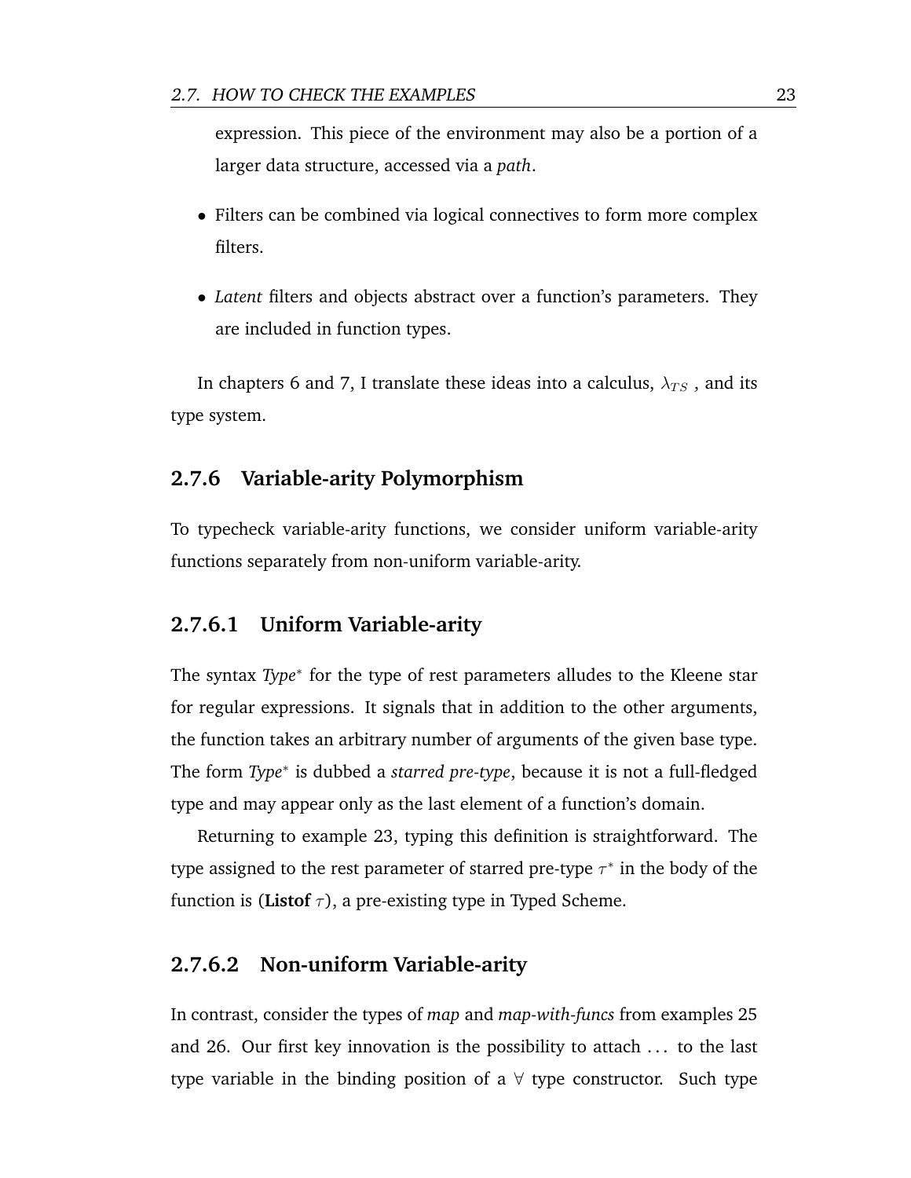expression. This piece of the environment may also be a portion of a larger data structure, accessed via a *path*.

- Filters can be combined via logical connectives to form more complex filters.
- *Latent* filters and objects abstract over a function's parameters. They are included in function types.

In chapters 6 and 7, I translate these ideas into a calculus, $\lambda_{TS}$ , and its type system.

### 2.7.6 Variable-arity Polymorphism

To typecheck variable-arity functions, we consider uniform variable-arity functions separately from non-uniform variable-arity.

#### 2.7.6.1 Uniform Variable-arity

The syntax *Type*$^*$ for the type of rest parameters alludes to the Kleene star for regular expressions. It signals that in addition to the other arguments, the function takes an arbitrary number of arguments of the given base type. The form *Type*$^*$ is dubbed a *starred pre-type*, because it is not a full-fledged type and may appear only as the last element of a function's domain.

Returning to example 23, typing this definition is straightforward. The type assigned to the rest parameter of starred pre-type $\tau^*$ in the body of the function is (**Listof** $\tau$), a pre-existing type in Typed Scheme.

#### 2.7.6.2 Non-uniform Variable-arity

In contrast, consider the types of *map* and *map-with-funcs* from examples 25 and 26. Our first key innovation is the possibility to attach ... to the last type variable in the binding position of a $\forall$ type constructor. Such type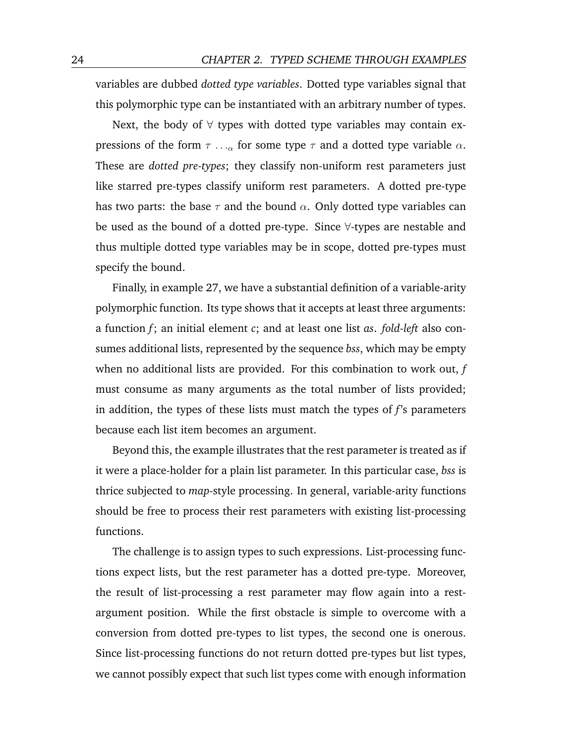variables are dubbed *dotted type variables*. Dotted type variables signal that this polymorphic type can be instantiated with an arbitrary number of types.

Next, the body of $\forall$ types with dotted type variables may contain expressions of the form $\tau\ \ldots_\alpha$ for some type $\tau$ and a dotted type variable $\alpha$. These are *dotted pre-types*; they classify non-uniform rest parameters just like starred pre-types classify uniform rest parameters. A dotted pre-type has two parts: the base $\tau$ and the bound $\alpha$. Only dotted type variables can be used as the bound of a dotted pre-type. Since $\forall$-types are nestable and thus multiple dotted type variables may be in scope, dotted pre-types must specify the bound.

Finally, in example 27, we have a substantial definition of a variable-arity polymorphic function. Its type shows that it accepts at least three arguments: a function *f*; an initial element *c*; and at least one list *as*. *fold-left* also consumes additional lists, represented by the sequence *bss*, which may be empty when no additional lists are provided. For this combination to work out, *f* must consume as many arguments as the total number of lists provided; in addition, the types of these lists must match the types of *f*'s parameters because each list item becomes an argument.

Beyond this, the example illustrates that the rest parameter is treated as if it were a place-holder for a plain list parameter. In this particular case, *bss* is thrice subjected to *map*-style processing. In general, variable-arity functions should be free to process their rest parameters with existing list-processing functions.

The challenge is to assign types to such expressions. List-processing functions expect lists, but the rest parameter has a dotted pre-type. Moreover, the result of list-processing a rest parameter may flow again into a rest-argument position. While the first obstacle is simple to overcome with a conversion from dotted pre-types to list types, the second one is onerous. Since list-processing functions do not return dotted pre-types but list types, we cannot possibly expect that such list types come with enough information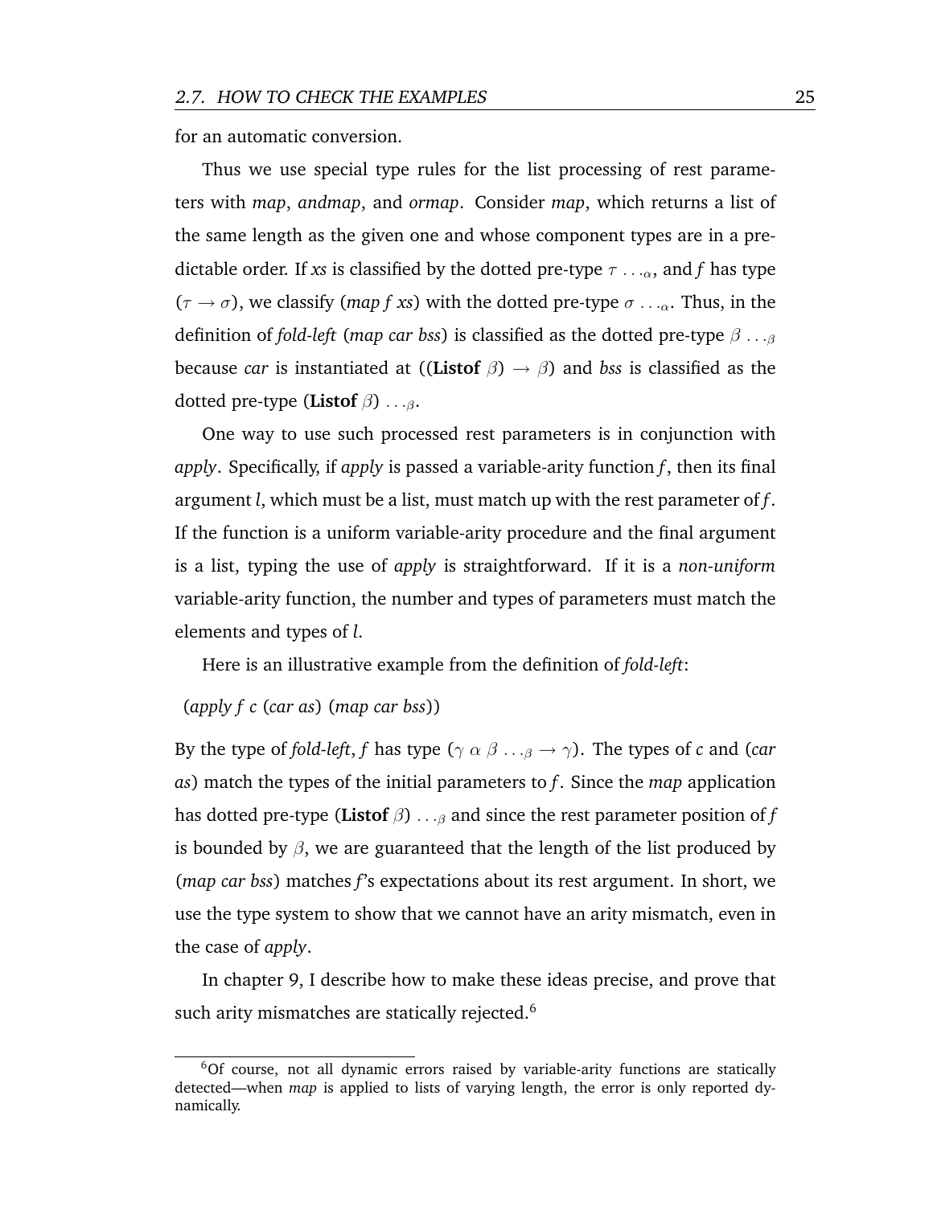for an automatic conversion.

Thus we use special type rules for the list processing of rest parameters with *map*, *andmap*, and *ormap*. Consider *map*, which returns a list of the same length as the given one and whose component types are in a predictable order. If *xs* is classified by the dotted pre-type $\tau \ldots_{\alpha}$, and *f* has type $(\tau \rightarrow \sigma)$, we classify (*map f xs*) with the dotted pre-type $\sigma \ldots_{\alpha}$. Thus, in the definition of *fold-left* (*map car bss*) is classified as the dotted pre-type $\beta \ldots_{\beta}$ because *car* is instantiated at ((**Listof** $\beta$) $\rightarrow \beta$) and *bss* is classified as the dotted pre-type (**Listof** $\beta$) $\ldots_{\beta}$.

One way to use such processed rest parameters is in conjunction with *apply*. Specifically, if *apply* is passed a variable-arity function *f*, then its final argument *l*, which must be a list, must match up with the rest parameter of *f*. If the function is a uniform variable-arity procedure and the final argument is a list, typing the use of *apply* is straightforward. If it is a *non-uniform* variable-arity function, the number and types of parameters must match the elements and types of *l*.

Here is an illustrative example from the definition of *fold-left*:

(*apply f c* (*car as*) (*map car bss*))

By the type of *fold-left*, *f* has type $(\gamma\ \alpha\ \beta \ldots_{\beta} \rightarrow \gamma)$. The types of *c* and (*car as*) match the types of the initial parameters to *f*. Since the *map* application has dotted pre-type (**Listof** $\beta$) $\ldots_{\beta}$ and since the rest parameter position of *f* is bounded by $\beta$, we are guaranteed that the length of the list produced by (*map car bss*) matches *f*'s expectations about its rest argument. In short, we use the type system to show that we cannot have an arity mismatch, even in the case of *apply*.

In chapter 9, I describe how to make these ideas precise, and prove that such arity mismatches are statically rejected.[6]

[6] Of course, not all dynamic errors raised by variable-arity functions are statically detected—when *map* is applied to lists of varying length, the error is only reported dynamically.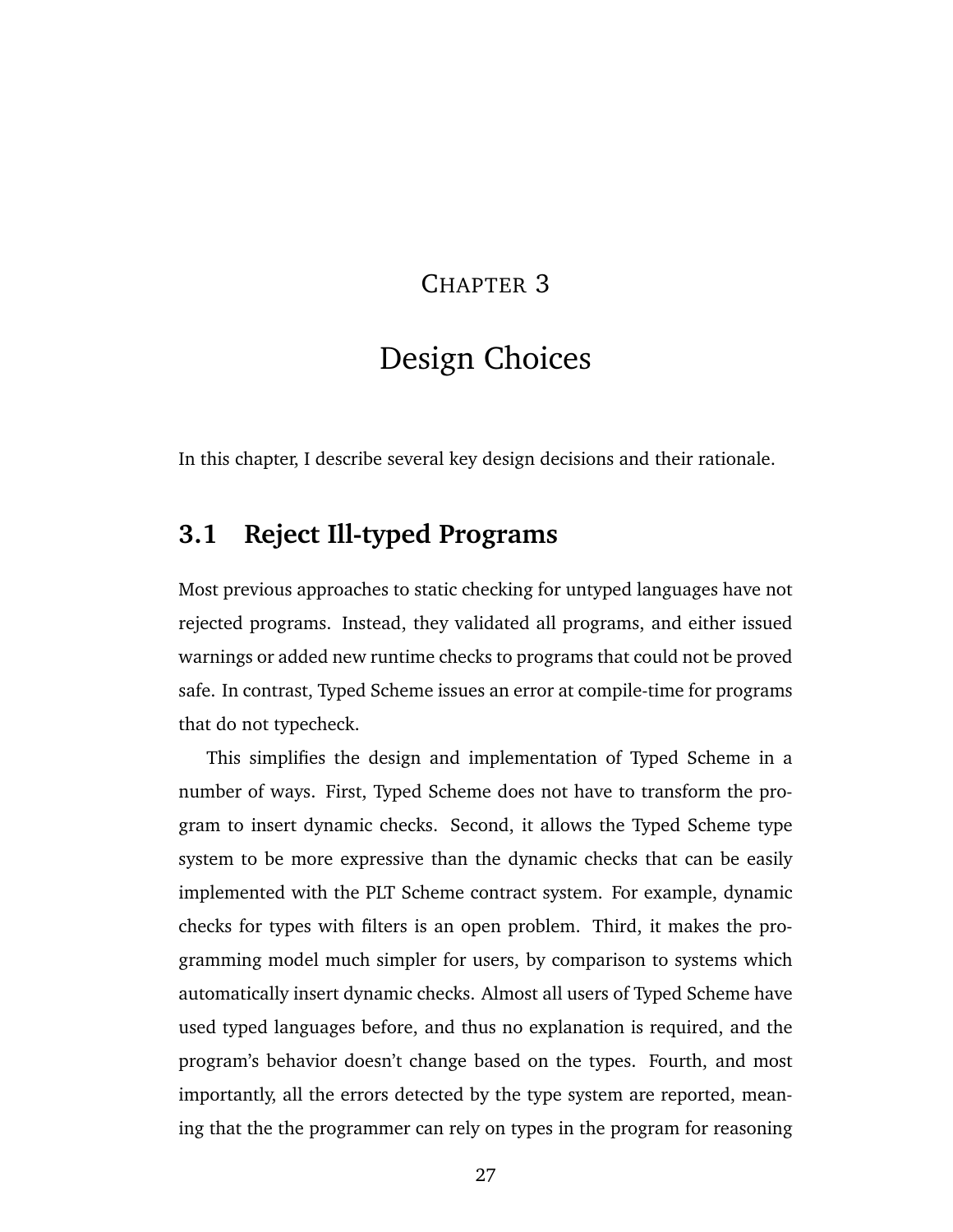# Chapter 3

# Design Choices

In this chapter, I describe several key design decisions and their rationale.

## 3.1 Reject Ill-typed Programs

Most previous approaches to static checking for untyped languages have not rejected programs. Instead, they validated all programs, and either issued warnings or added new runtime checks to programs that could not be proved safe. In contrast, Typed Scheme issues an error at compile-time for programs that do not typecheck.

This simplifies the design and implementation of Typed Scheme in a number of ways. First, Typed Scheme does not have to transform the program to insert dynamic checks. Second, it allows the Typed Scheme type system to be more expressive than the dynamic checks that can be easily implemented with the PLT Scheme contract system. For example, dynamic checks for types with filters is an open problem. Third, it makes the programming model much simpler for users, by comparison to systems which automatically insert dynamic checks. Almost all users of Typed Scheme have used typed languages before, and thus no explanation is required, and the program's behavior doesn't change based on the types. Fourth, and most importantly, all the errors detected by the type system are reported, meaning that the the programmer can rely on types in the program for reasoning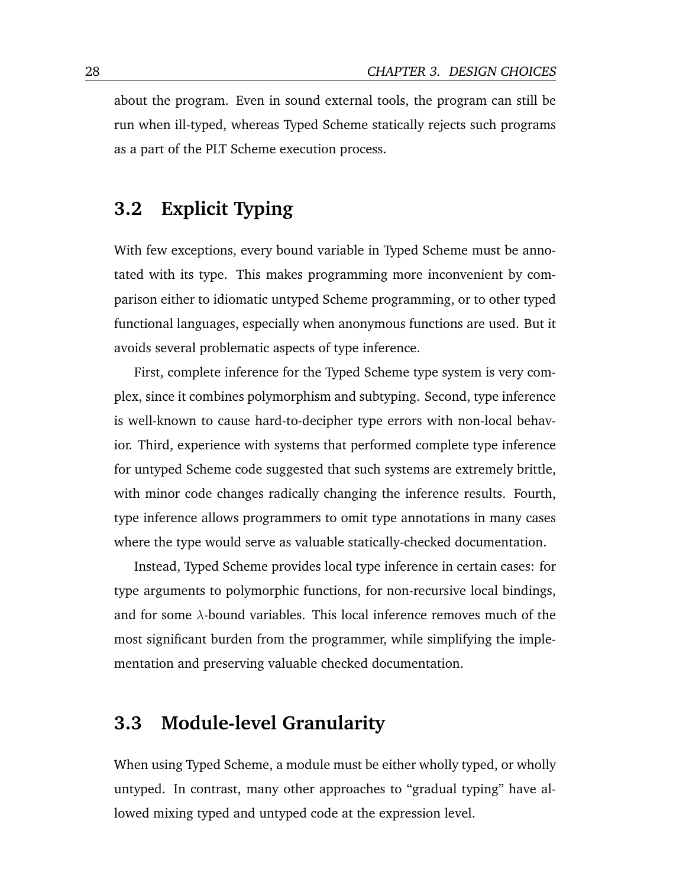about the program. Even in sound external tools, the program can still be run when ill-typed, whereas Typed Scheme statically rejects such programs as a part of the PLT Scheme execution process.

## 3.2 Explicit Typing

With few exceptions, every bound variable in Typed Scheme must be annotated with its type. This makes programming more inconvenient by comparison either to idiomatic untyped Scheme programming, or to other typed functional languages, especially when anonymous functions are used. But it avoids several problematic aspects of type inference.

First, complete inference for the Typed Scheme type system is very complex, since it combines polymorphism and subtyping. Second, type inference is well-known to cause hard-to-decipher type errors with non-local behavior. Third, experience with systems that performed complete type inference for untyped Scheme code suggested that such systems are extremely brittle, with minor code changes radically changing the inference results. Fourth, type inference allows programmers to omit type annotations in many cases where the type would serve as valuable statically-checked documentation.

Instead, Typed Scheme provides local type inference in certain cases: for type arguments to polymorphic functions, for non-recursive local bindings, and for some $\lambda$-bound variables. This local inference removes much of the most significant burden from the programmer, while simplifying the implementation and preserving valuable checked documentation.

## 3.3 Module-level Granularity

When using Typed Scheme, a module must be either wholly typed, or wholly untyped. In contrast, many other approaches to "gradual typing" have allowed mixing typed and untyped code at the expression level.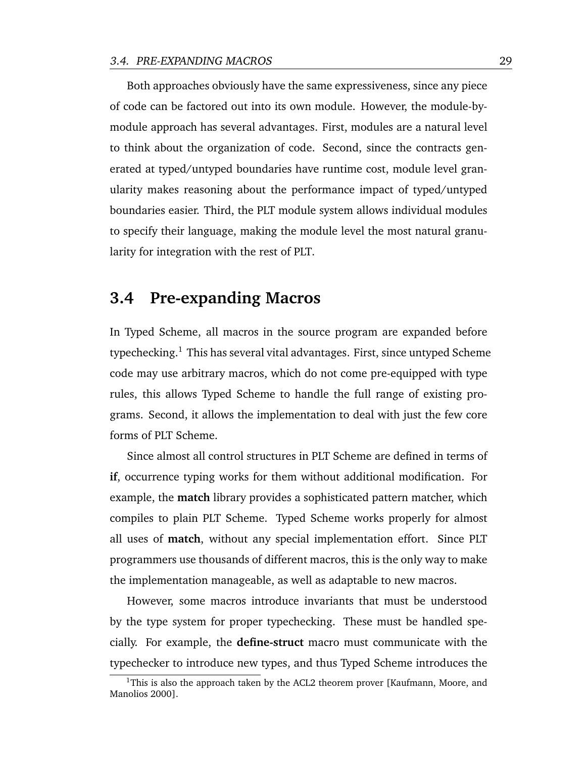Both approaches obviously have the same expressiveness, since any piece of code can be factored out into its own module. However, the module-by-module approach has several advantages. First, modules are a natural level to think about the organization of code. Second, since the contracts generated at typed/untyped boundaries have runtime cost, module level granularity makes reasoning about the performance impact of typed/untyped boundaries easier. Third, the PLT module system allows individual modules to specify their language, making the module level the most natural granularity for integration with the rest of PLT.

## 3.4 Pre-expanding Macros

In Typed Scheme, all macros in the source program are expanded before typechecking.[1] This has several vital advantages. First, since untyped Scheme code may use arbitrary macros, which do not come pre-equipped with type rules, this allows Typed Scheme to handle the full range of existing programs. Second, it allows the implementation to deal with just the few core forms of PLT Scheme.

Since almost all control structures in PLT Scheme are defined in terms of **if**, occurrence typing works for them without additional modification. For example, the **match** library provides a sophisticated pattern matcher, which compiles to plain PLT Scheme. Typed Scheme works properly for almost all uses of **match**, without any special implementation effort. Since PLT programmers use thousands of different macros, this is the only way to make the implementation manageable, as well as adaptable to new macros.

However, some macros introduce invariants that must be understood by the type system for proper typechecking. These must be handled specially. For example, the **define-struct** macro must communicate with the typechecker to introduce new types, and thus Typed Scheme introduces the

[1] This is also the approach taken by the ACL2 theorem prover [Kaufmann, Moore, and Manolios 2000].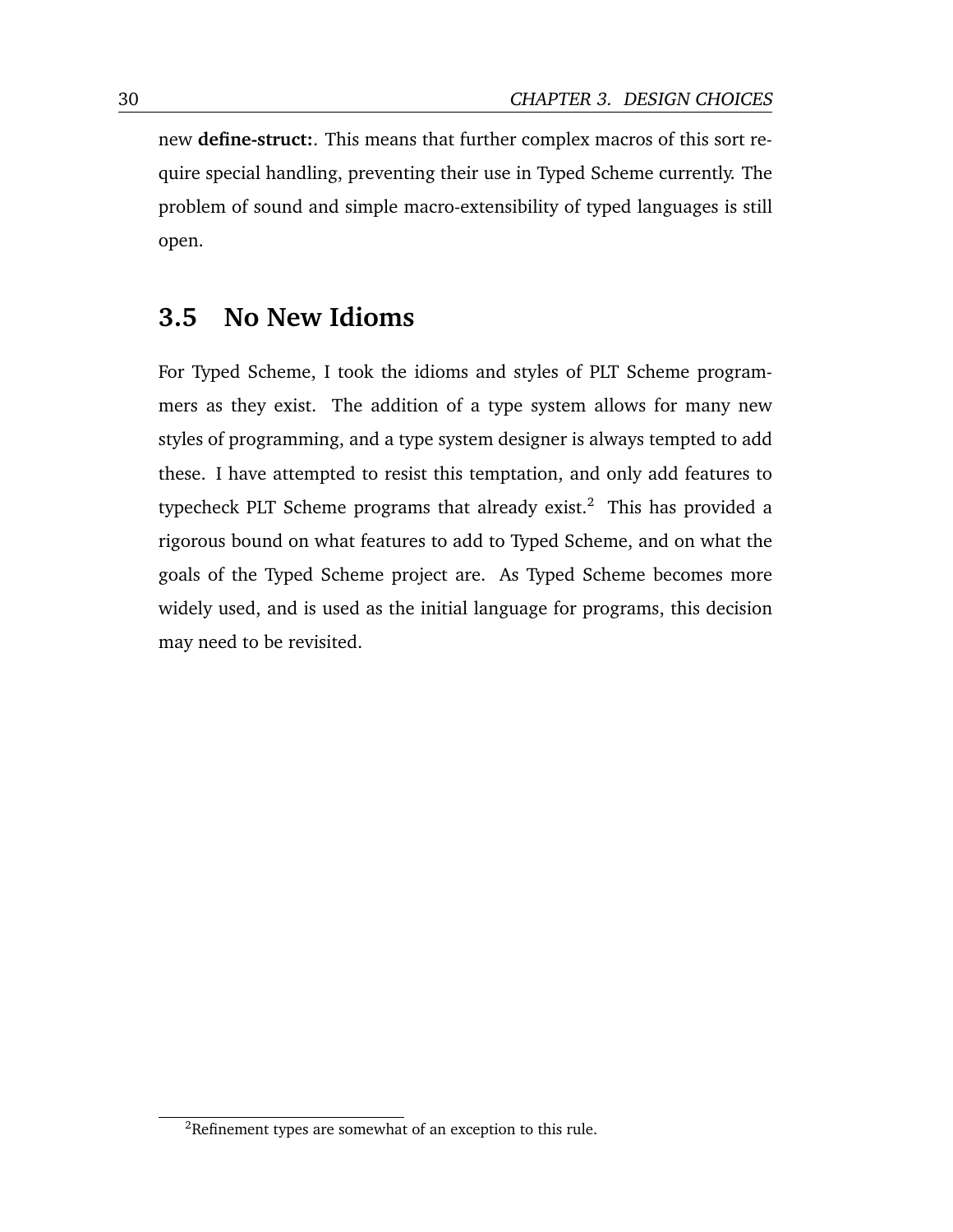new **define-struct:**. This means that further complex macros of this sort require special handling, preventing their use in Typed Scheme currently. The problem of sound and simple macro-extensibility of typed languages is still open.

## 3.5 No New Idioms

For Typed Scheme, I took the idioms and styles of PLT Scheme programmers as they exist. The addition of a type system allows for many new styles of programming, and a type system designer is always tempted to add these. I have attempted to resist this temptation, and only add features to typecheck PLT Scheme programs that already exist.[2] This has provided a rigorous bound on what features to add to Typed Scheme, and on what the goals of the Typed Scheme project are. As Typed Scheme becomes more widely used, and is used as the initial language for programs, this decision may need to be revisited.

[2] Refinement types are somewhat of an exception to this rule.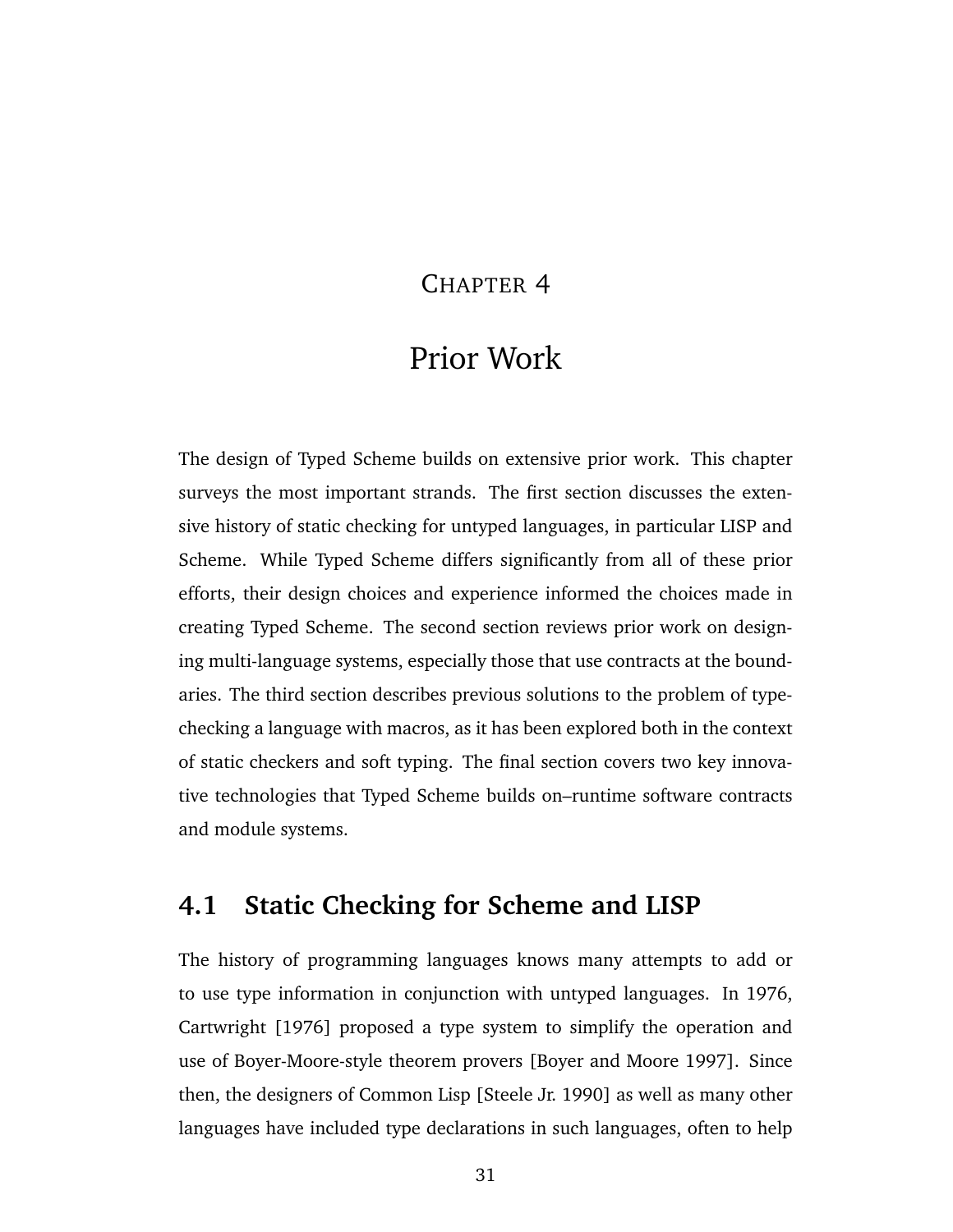# Chapter 4

# Prior Work

The design of Typed Scheme builds on extensive prior work. This chapter surveys the most important strands. The first section discusses the extensive history of static checking for untyped languages, in particular LISP and Scheme. While Typed Scheme differs significantly from all of these prior efforts, their design choices and experience informed the choices made in creating Typed Scheme. The second section reviews prior work on designing multi-language systems, especially those that use contracts at the boundaries. The third section describes previous solutions to the problem of typechecking a language with macros, as it has been explored both in the context of static checkers and soft typing. The final section covers two key innovative technologies that Typed Scheme builds on–runtime software contracts and module systems.

## 4.1 Static Checking for Scheme and LISP

The history of programming languages knows many attempts to add or to use type information in conjunction with untyped languages. In 1976, Cartwright [1976] proposed a type system to simplify the operation and use of Boyer-Moore-style theorem provers [Boyer and Moore 1997]. Since then, the designers of Common Lisp [Steele Jr. 1990] as well as many other languages have included type declarations in such languages, often to help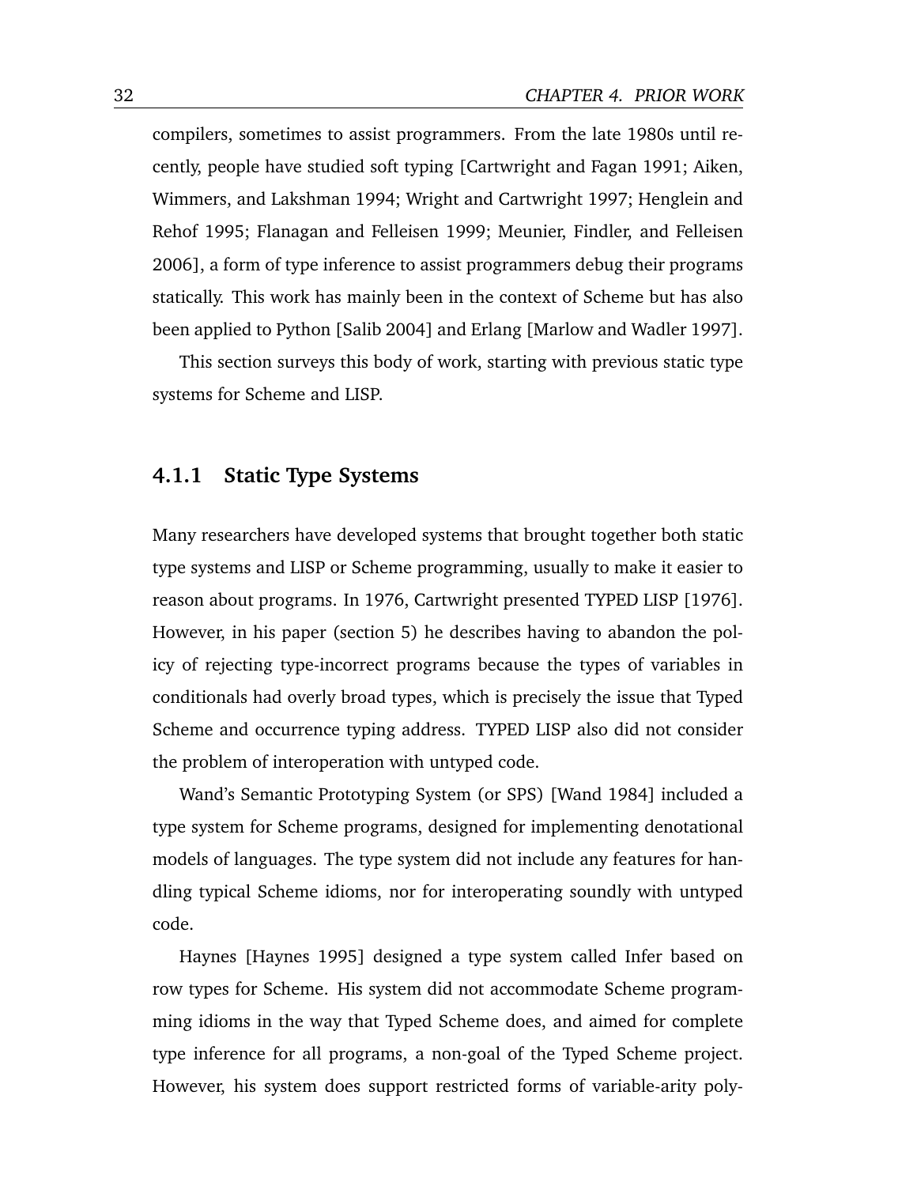compilers, sometimes to assist programmers. From the late 1980s until recently, people have studied soft typing [Cartwright and Fagan 1991; Aiken, Wimmers, and Lakshman 1994; Wright and Cartwright 1997; Henglein and Rehof 1995; Flanagan and Felleisen 1999; Meunier, Findler, and Felleisen 2006], a form of type inference to assist programmers debug their programs statically. This work has mainly been in the context of Scheme but has also been applied to Python [Salib 2004] and Erlang [Marlow and Wadler 1997].

This section surveys this body of work, starting with previous static type systems for Scheme and LISP.

### 4.1.1 Static Type Systems

Many researchers have developed systems that brought together both static type systems and LISP or Scheme programming, usually to make it easier to reason about programs. In 1976, Cartwright presented TYPED LISP [1976]. However, in his paper (section 5) he describes having to abandon the policy of rejecting type-incorrect programs because the types of variables in conditionals had overly broad types, which is precisely the issue that Typed Scheme and occurrence typing address. TYPED LISP also did not consider the problem of interoperation with untyped code.

Wand's Semantic Prototyping System (or SPS) [Wand 1984] included a type system for Scheme programs, designed for implementing denotational models of languages. The type system did not include any features for handling typical Scheme idioms, nor for interoperating soundly with untyped code.

Haynes [Haynes 1995] designed a type system called Infer based on row types for Scheme. His system did not accommodate Scheme programming idioms in the way that Typed Scheme does, and aimed for complete type inference for all programs, a non-goal of the Typed Scheme project. However, his system does support restricted forms of variable-arity poly-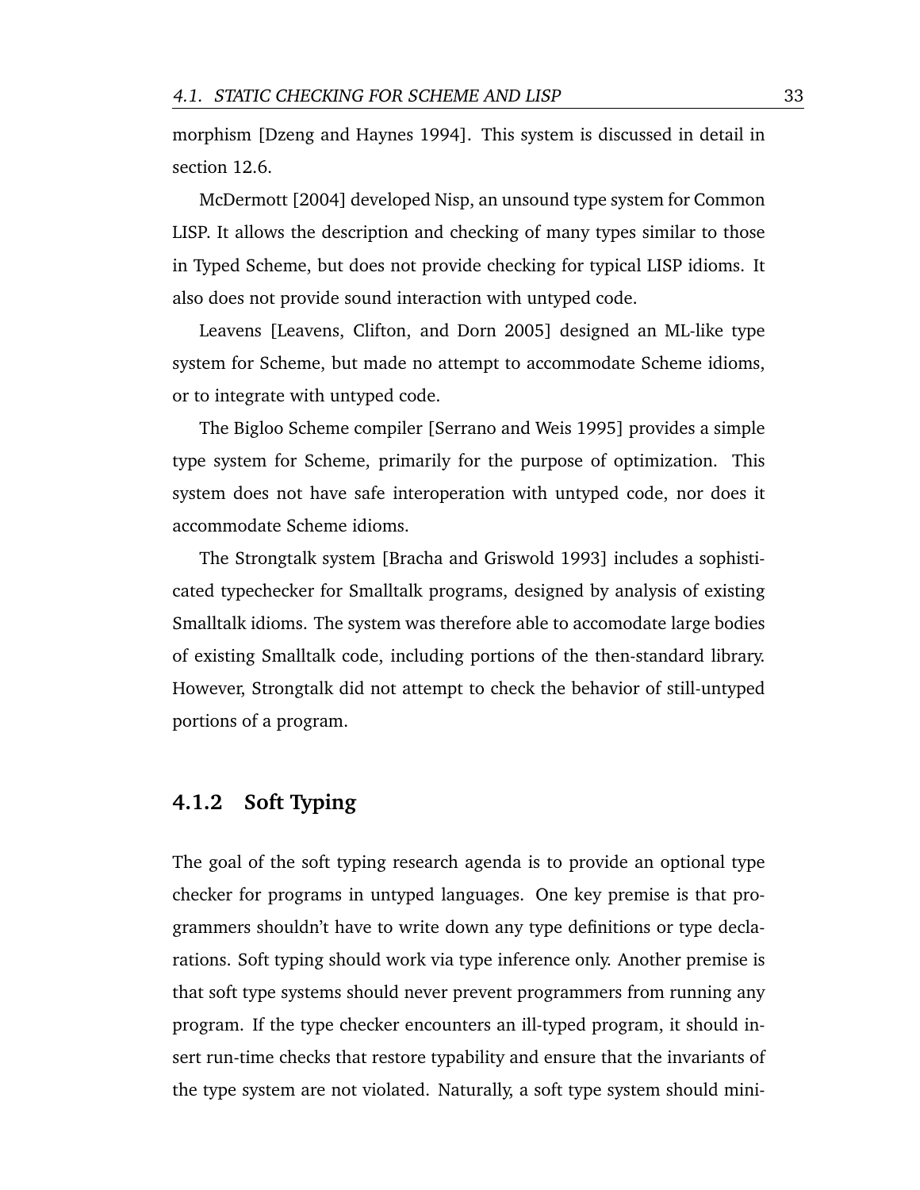morphism [Dzeng and Haynes 1994]. This system is discussed in detail in section 12.6.

McDermott [2004] developed Nisp, an unsound type system for Common LISP. It allows the description and checking of many types similar to those in Typed Scheme, but does not provide checking for typical LISP idioms. It also does not provide sound interaction with untyped code.

Leavens [Leavens, Clifton, and Dorn 2005] designed an ML-like type system for Scheme, but made no attempt to accommodate Scheme idioms, or to integrate with untyped code.

The Bigloo Scheme compiler [Serrano and Weis 1995] provides a simple type system for Scheme, primarily for the purpose of optimization. This system does not have safe interoperation with untyped code, nor does it accommodate Scheme idioms.

The Strongtalk system [Bracha and Griswold 1993] includes a sophisticated typechecker for Smalltalk programs, designed by analysis of existing Smalltalk idioms. The system was therefore able to accomodate large bodies of existing Smalltalk code, including portions of the then-standard library. However, Strongtalk did not attempt to check the behavior of still-untyped portions of a program.

### 4.1.2 Soft Typing

The goal of the soft typing research agenda is to provide an optional type checker for programs in untyped languages. One key premise is that programmers shouldn't have to write down any type definitions or type declarations. Soft typing should work via type inference only. Another premise is that soft type systems should never prevent programmers from running any program. If the type checker encounters an ill-typed program, it should insert run-time checks that restore typability and ensure that the invariants of the type system are not violated. Naturally, a soft type system should mini-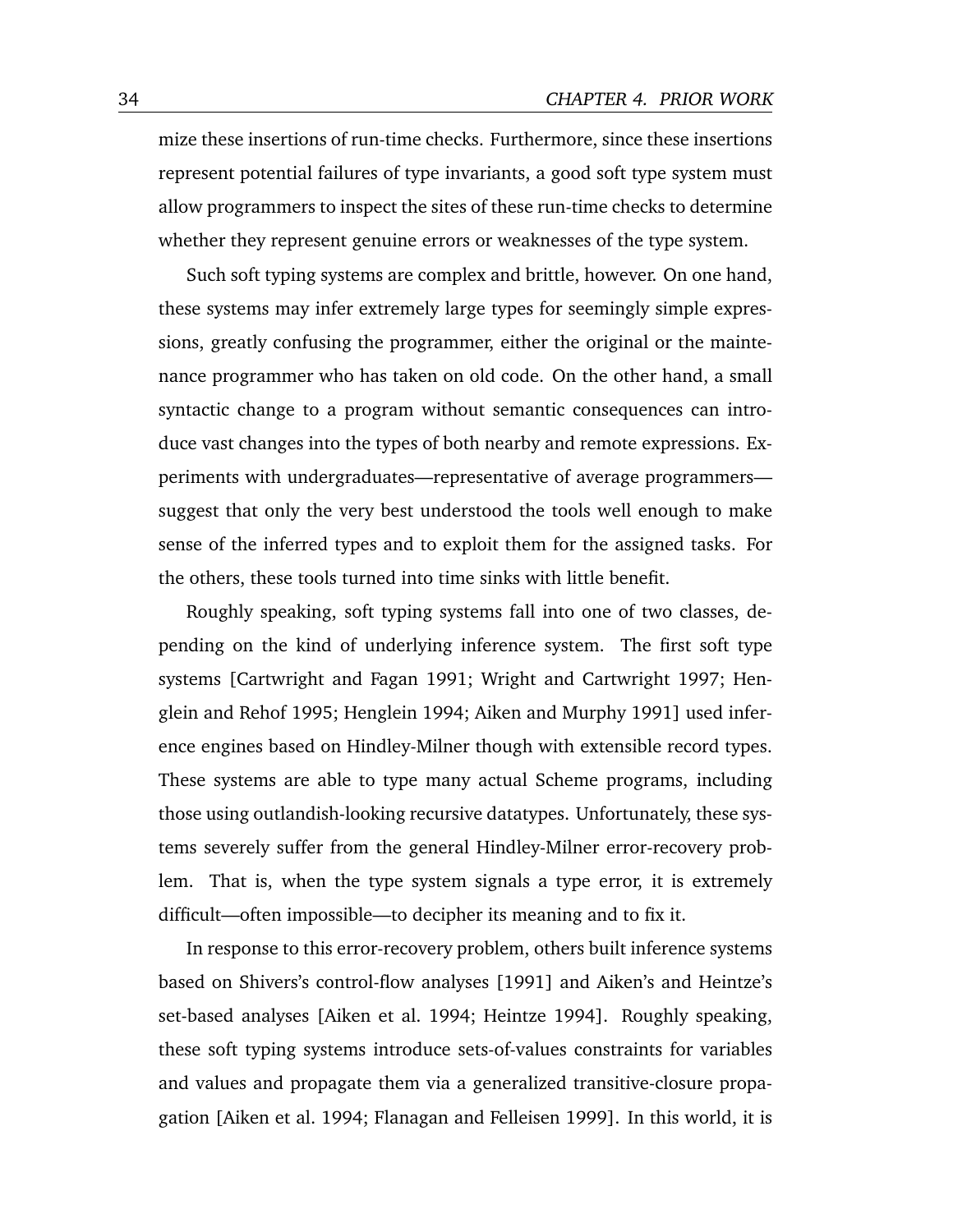mize these insertions of run-time checks. Furthermore, since these insertions represent potential failures of type invariants, a good soft type system must allow programmers to inspect the sites of these run-time checks to determine whether they represent genuine errors or weaknesses of the type system.

Such soft typing systems are complex and brittle, however. On one hand, these systems may infer extremely large types for seemingly simple expressions, greatly confusing the programmer, either the original or the maintenance programmer who has taken on old code. On the other hand, a small syntactic change to a program without semantic consequences can introduce vast changes into the types of both nearby and remote expressions. Experiments with undergraduates—representative of average programmers—suggest that only the very best understood the tools well enough to make sense of the inferred types and to exploit them for the assigned tasks. For the others, these tools turned into time sinks with little benefit.

Roughly speaking, soft typing systems fall into one of two classes, depending on the kind of underlying inference system. The first soft type systems [Cartwright and Fagan 1991; Wright and Cartwright 1997; Henglein and Rehof 1995; Henglein 1994; Aiken and Murphy 1991] used inference engines based on Hindley-Milner though with extensible record types. These systems are able to type many actual Scheme programs, including those using outlandish-looking recursive datatypes. Unfortunately, these systems severely suffer from the general Hindley-Milner error-recovery problem. That is, when the type system signals a type error, it is extremely difficult—often impossible—to decipher its meaning and to fix it.

In response to this error-recovery problem, others built inference systems based on Shivers's control-flow analyses [1991] and Aiken's and Heintze's set-based analyses [Aiken et al. 1994; Heintze 1994]. Roughly speaking, these soft typing systems introduce sets-of-values constraints for variables and values and propagate them via a generalized transitive-closure propagation [Aiken et al. 1994; Flanagan and Felleisen 1999]. In this world, it is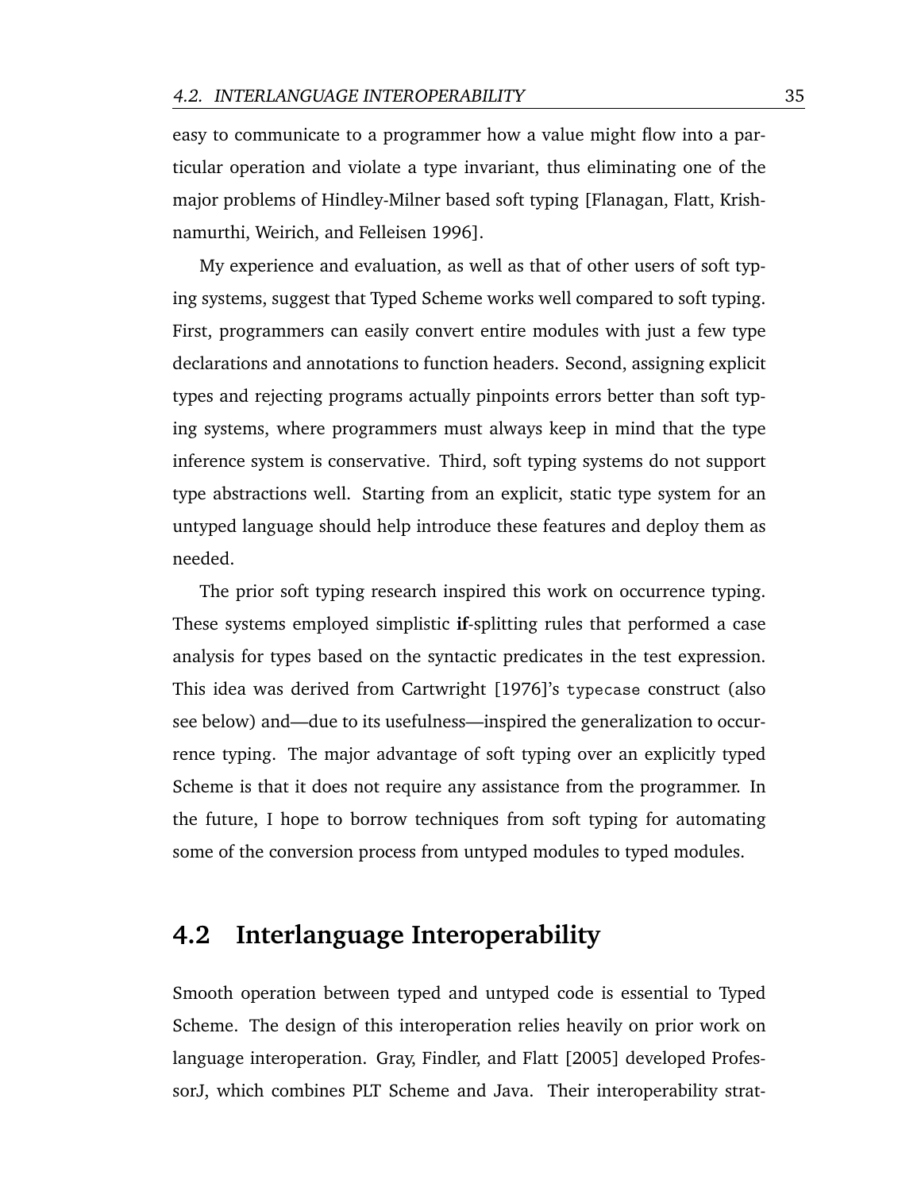easy to communicate to a programmer how a value might flow into a particular operation and violate a type invariant, thus eliminating one of the major problems of Hindley-Milner based soft typing [Flanagan, Flatt, Krishnamurthi, Weirich, and Felleisen 1996].

My experience and evaluation, as well as that of other users of soft typing systems, suggest that Typed Scheme works well compared to soft typing. First, programmers can easily convert entire modules with just a few type declarations and annotations to function headers. Second, assigning explicit types and rejecting programs actually pinpoints errors better than soft typing systems, where programmers must always keep in mind that the type inference system is conservative. Third, soft typing systems do not support type abstractions well. Starting from an explicit, static type system for an untyped language should help introduce these features and deploy them as needed.

The prior soft typing research inspired this work on occurrence typing. These systems employed simplistic **if**-splitting rules that performed a case analysis for types based on the syntactic predicates in the test expression. This idea was derived from Cartwright [1976]'s `typecase` construct (also see below) and—due to its usefulness—inspired the generalization to occurrence typing. The major advantage of soft typing over an explicitly typed Scheme is that it does not require any assistance from the programmer. In the future, I hope to borrow techniques from soft typing for automating some of the conversion process from untyped modules to typed modules.

## 4.2 Interlanguage Interoperability

Smooth operation between typed and untyped code is essential to Typed Scheme. The design of this interoperation relies heavily on prior work on language interoperation. Gray, Findler, and Flatt [2005] developed ProfessorJ, which combines PLT Scheme and Java. Their interoperability strat-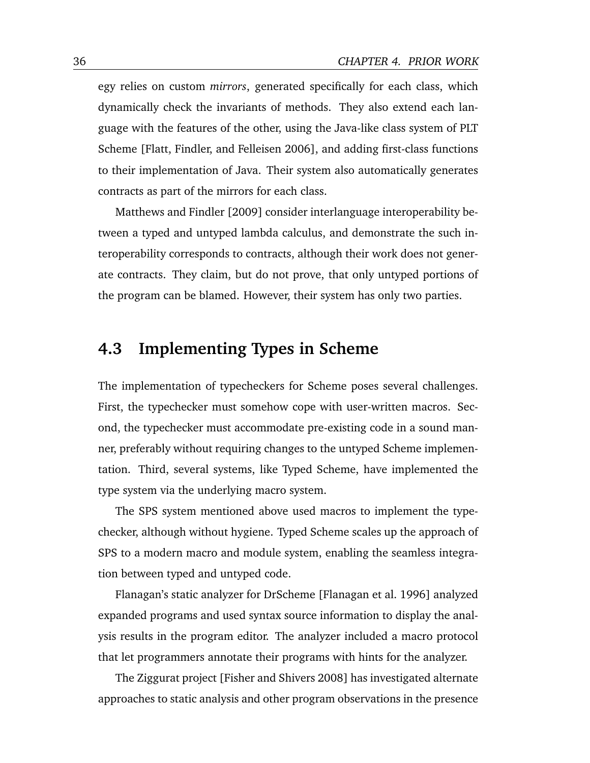egy relies on custom *mirrors*, generated specifically for each class, which dynamically check the invariants of methods. They also extend each language with the features of the other, using the Java-like class system of PLT Scheme [Flatt, Findler, and Felleisen 2006], and adding first-class functions to their implementation of Java. Their system also automatically generates contracts as part of the mirrors for each class.

Matthews and Findler [2009] consider interlanguage interoperability between a typed and untyped lambda calculus, and demonstrate the such interoperability corresponds to contracts, although their work does not generate contracts. They claim, but do not prove, that only untyped portions of the program can be blamed. However, their system has only two parties.

## 4.3 Implementing Types in Scheme

The implementation of typecheckers for Scheme poses several challenges. First, the typechecker must somehow cope with user-written macros. Second, the typechecker must accommodate pre-existing code in a sound manner, preferably without requiring changes to the untyped Scheme implementation. Third, several systems, like Typed Scheme, have implemented the type system via the underlying macro system.

The SPS system mentioned above used macros to implement the typechecker, although without hygiene. Typed Scheme scales up the approach of SPS to a modern macro and module system, enabling the seamless integration between typed and untyped code.

Flanagan's static analyzer for DrScheme [Flanagan et al. 1996] analyzed expanded programs and used syntax source information to display the analysis results in the program editor. The analyzer included a macro protocol that let programmers annotate their programs with hints for the analyzer.

The Ziggurat project [Fisher and Shivers 2008] has investigated alternate approaches to static analysis and other program observations in the presence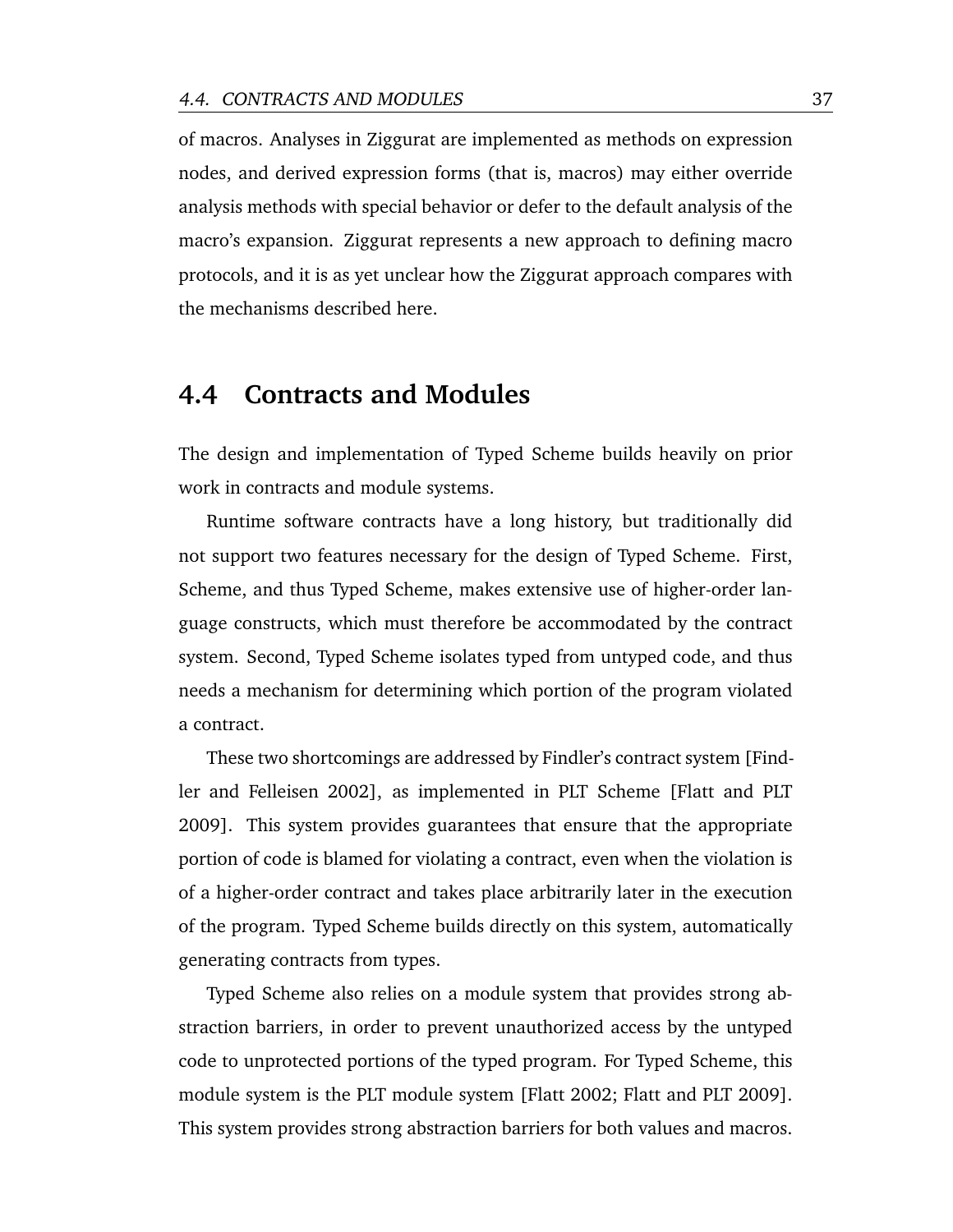of macros. Analyses in Ziggurat are implemented as methods on expression nodes, and derived expression forms (that is, macros) may either override analysis methods with special behavior or defer to the default analysis of the macro's expansion. Ziggurat represents a new approach to defining macro protocols, and it is as yet unclear how the Ziggurat approach compares with the mechanisms described here.

## 4.4 Contracts and Modules

The design and implementation of Typed Scheme builds heavily on prior work in contracts and module systems.

Runtime software contracts have a long history, but traditionally did not support two features necessary for the design of Typed Scheme. First, Scheme, and thus Typed Scheme, makes extensive use of higher-order language constructs, which must therefore be accommodated by the contract system. Second, Typed Scheme isolates typed from untyped code, and thus needs a mechanism for determining which portion of the program violated a contract.

These two shortcomings are addressed by Findler's contract system [Findler and Felleisen 2002], as implemented in PLT Scheme [Flatt and PLT 2009]. This system provides guarantees that ensure that the appropriate portion of code is blamed for violating a contract, even when the violation is of a higher-order contract and takes place arbitrarily later in the execution of the program. Typed Scheme builds directly on this system, automatically generating contracts from types.

Typed Scheme also relies on a module system that provides strong abstraction barriers, in order to prevent unauthorized access by the untyped code to unprotected portions of the typed program. For Typed Scheme, this module system is the PLT module system [Flatt 2002; Flatt and PLT 2009]. This system provides strong abstraction barriers for both values and macros.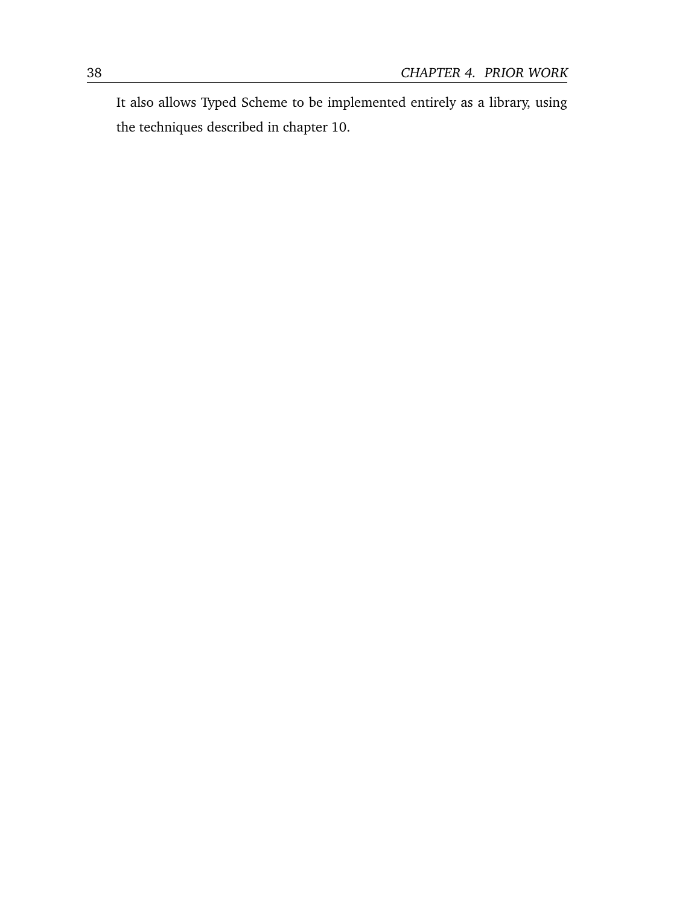It also allows Typed Scheme to be implemented entirely as a library, using the techniques described in chapter 10.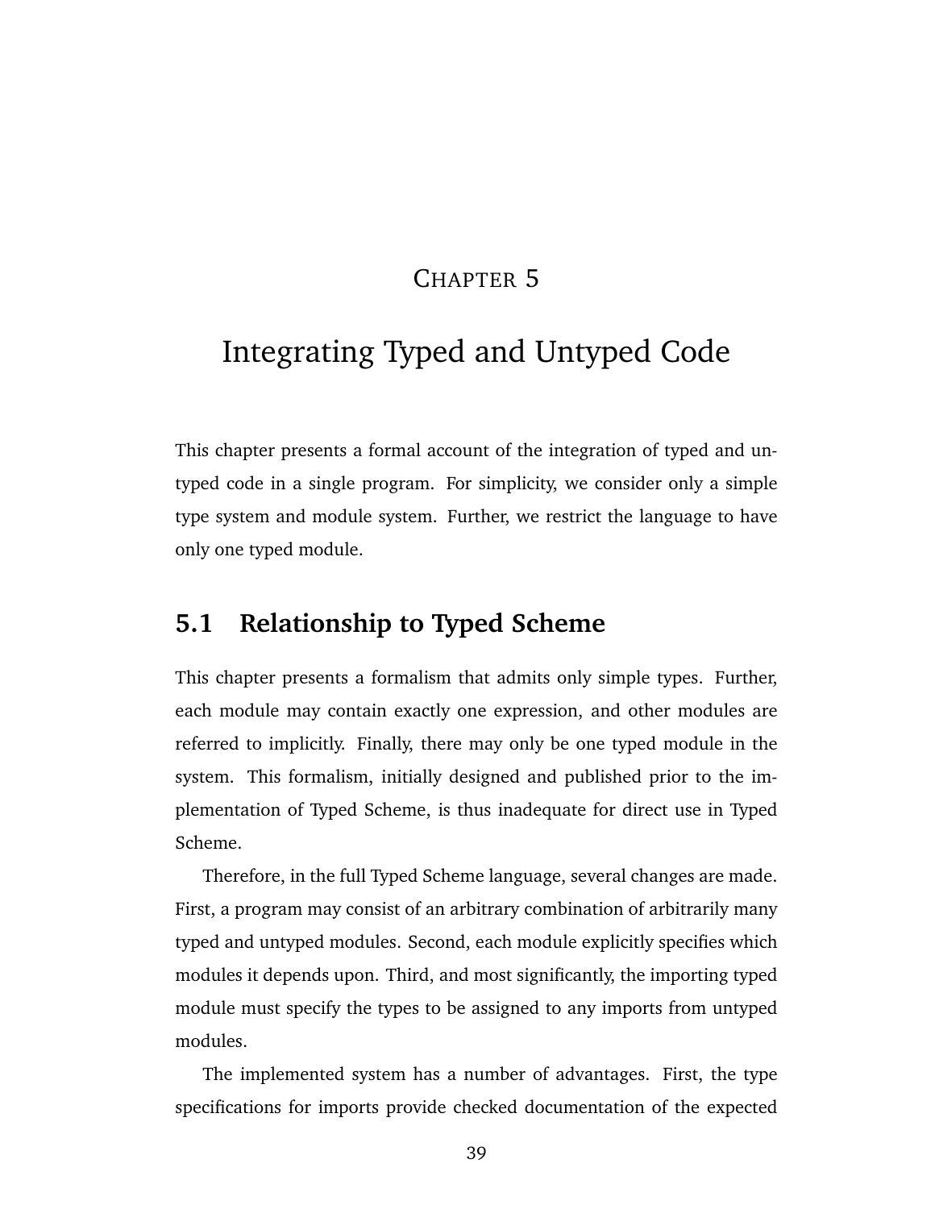# Chapter 5

# Integrating Typed and Untyped Code

This chapter presents a formal account of the integration of typed and untyped code in a single program. For simplicity, we consider only a simple type system and module system. Further, we restrict the language to have only one typed module.

## 5.1 Relationship to Typed Scheme

This chapter presents a formalism that admits only simple types. Further, each module may contain exactly one expression, and other modules are referred to implicitly. Finally, there may only be one typed module in the system. This formalism, initially designed and published prior to the implementation of Typed Scheme, is thus inadequate for direct use in Typed Scheme.

Therefore, in the full Typed Scheme language, several changes are made. First, a program may consist of an arbitrary combination of arbitrarily many typed and untyped modules. Second, each module explicitly specifies which modules it depends upon. Third, and most significantly, the importing typed module must specify the types to be assigned to any imports from untyped modules.

The implemented system has a number of advantages. First, the type specifications for imports provide checked documentation of the expected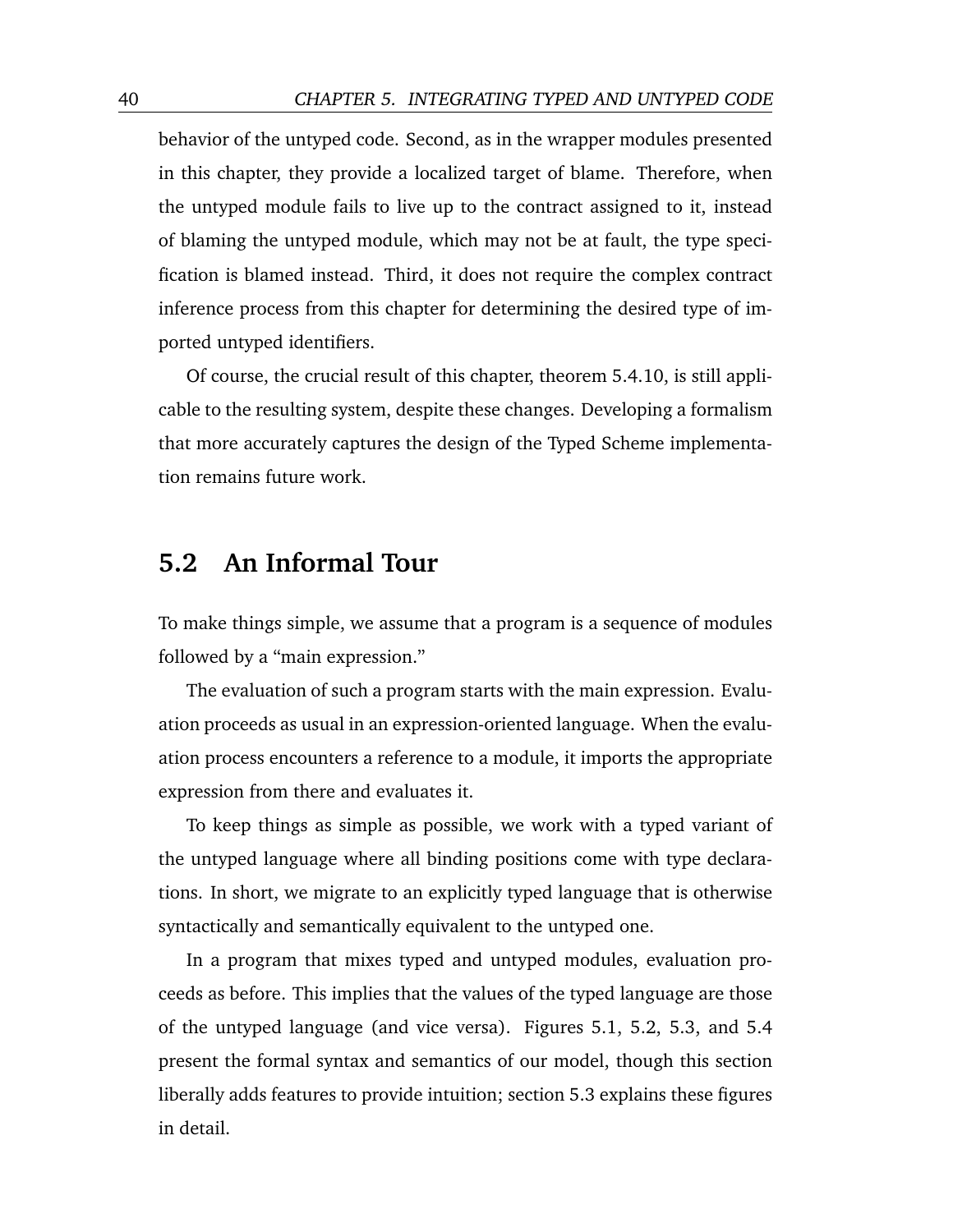behavior of the untyped code. Second, as in the wrapper modules presented in this chapter, they provide a localized target of blame. Therefore, when the untyped module fails to live up to the contract assigned to it, instead of blaming the untyped module, which may not be at fault, the type specification is blamed instead. Third, it does not require the complex contract inference process from this chapter for determining the desired type of imported untyped identifiers.

Of course, the crucial result of this chapter, theorem 5.4.10, is still applicable to the resulting system, despite these changes. Developing a formalism that more accurately captures the design of the Typed Scheme implementation remains future work.

## 5.2 An Informal Tour

To make things simple, we assume that a program is a sequence of modules followed by a "main expression."

The evaluation of such a program starts with the main expression. Evaluation proceeds as usual in an expression-oriented language. When the evaluation process encounters a reference to a module, it imports the appropriate expression from there and evaluates it.

To keep things as simple as possible, we work with a typed variant of the untyped language where all binding positions come with type declarations. In short, we migrate to an explicitly typed language that is otherwise syntactically and semantically equivalent to the untyped one.

In a program that mixes typed and untyped modules, evaluation proceeds as before. This implies that the values of the typed language are those of the untyped language (and vice versa). Figures 5.1, 5.2, 5.3, and 5.4 present the formal syntax and semantics of our model, though this section liberally adds features to provide intuition; section 5.3 explains these figures in detail.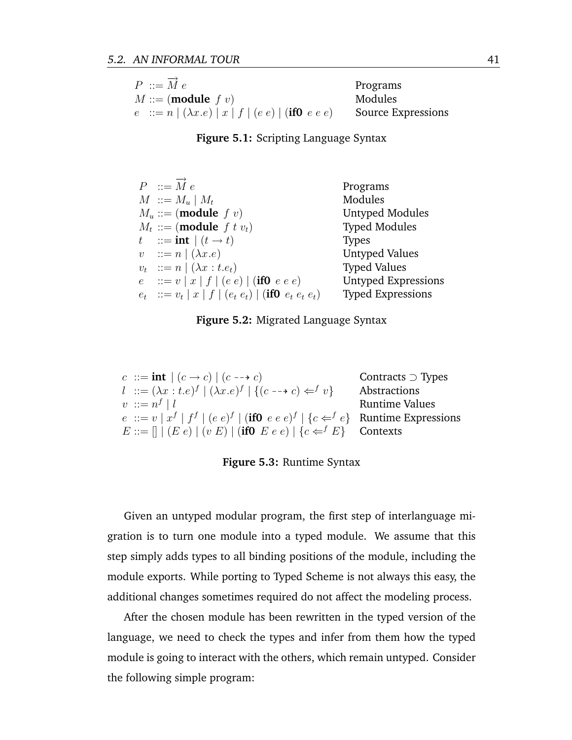| | |
|---|---|
| $P ::= \overrightarrow{M}\ e$ | Programs |
| $M ::= (\textbf{module}\ f\ v)$ | Modules |
| $e ::= n \mid (\lambda x.e) \mid x \mid f \mid (e\ e) \mid (\textbf{if0}\ e\ e\ e)$ | Source Expressions |

**Figure 5.1:** Scripting Language Syntax

| | |
|---|---|
| $P ::= \overrightarrow{M}\ e$ | Programs |
| $M ::= M_u \mid M_t$ | Modules |
| $M_u ::= (\textbf{module}\ f\ v)$ | Untyped Modules |
| $M_t ::= (\textbf{module}\ f\ t\ v_t)$ | Typed Modules |
| $t ::= \textbf{int} \mid (t \rightarrow t)$ | Types |
| $v ::= n \mid (\lambda x.e)$ | Untyped Values |
| $v_t ::= n \mid (\lambda x : t.e_t)$ | Typed Values |
| $e ::= v \mid x \mid f \mid (e\ e) \mid (\textbf{if0}\ e\ e\ e)$ | Untyped Expressions |
| $e_t ::= v_t \mid x \mid f \mid (e_t\ e_t) \mid (\textbf{if0}\ e_t\ e_t\ e_t)$ | Typed Expressions |

**Figure 5.2:** Migrated Language Syntax

| | |
|---|---|
| $c ::= \textbf{int} \mid (c \rightarrow c) \mid (c \dashrightarrow c)$ | Contracts $\supset$ Types |
| $l ::= (\lambda x : t.e)^f \mid (\lambda x.e)^f \mid \{(c \dashrightarrow c) \Leftarrow^f v\}$ | Abstractions |
| $v ::= n^f \mid l$ | Runtime Values |
| $e ::= v \mid x^f \mid f^f \mid (e\ e)^f \mid (\textbf{if0}\ e\ e\ e)^f \mid \{c \Leftarrow^f e\}$ | Runtime Expressions |
| $E ::= [] \mid (E\ e) \mid (v\ E) \mid (\textbf{if0}\ E\ e\ e) \mid \{c \Leftarrow^f E\}$ | Contexts |

**Figure 5.3:** Runtime Syntax

Given an untyped modular program, the first step of interlanguage migration is to turn one module into a typed module. We assume that this step simply adds types to all binding positions of the module, including the module exports. While porting to Typed Scheme is not always this easy, the additional changes sometimes required do not affect the modeling process.

After the chosen module has been rewritten in the typed version of the language, we need to check the types and infer from them how the typed module is going to interact with the others, which remain untyped. Consider the following simple program: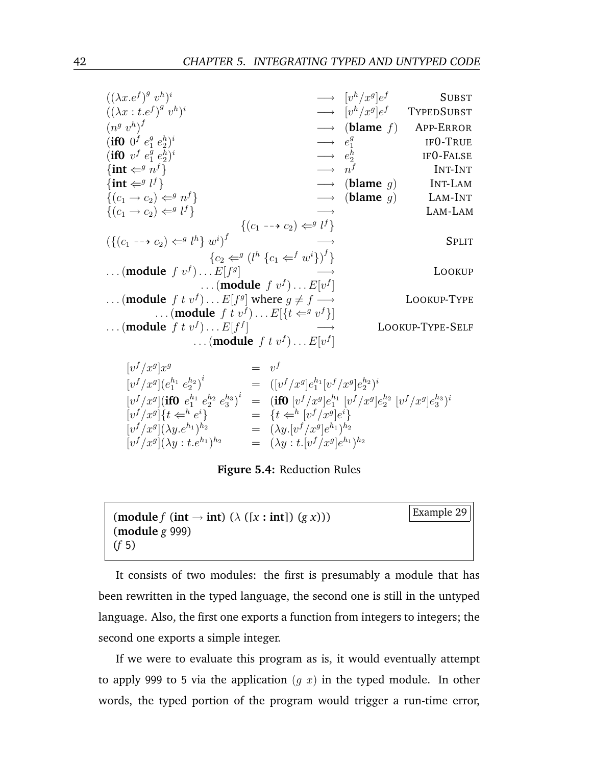$$
\begin{array}{lcll}
((\lambda x.e^f)^g\ v^h)^i & \longrightarrow & [v^h/x^g]e^f & \text{SUBST} \\
((\lambda x:t.e^f)^g\ v^h)^i & \longrightarrow & [v^h/x^g]e^f & \text{TYPEDSUBST} \\
(n^g\ v^h)^f & \longrightarrow & (\textbf{blame}\ f) & \text{APP-ERROR} \\
(\textbf{if0}\ 0^f\ e_1^g\ e_2^h)^i & \longrightarrow & e_1^g & \text{IF0-TRUE} \\
(\textbf{if0}\ v^f\ e_1^g\ e_2^h)^i & \longrightarrow & e_2^h & \text{IF0-FALSE} \\
\{\textbf{int} \Leftarrow^g n^f\} & \longrightarrow & n^f & \text{INT-INT} \\
\{\textbf{int} \Leftarrow^g l^f\} & \longrightarrow & (\textbf{blame}\ g) & \text{INT-LAM} \\
\{(c_1 \rightarrow c_2) \Leftarrow^g n^f\} & \longrightarrow & (\textbf{blame}\ g) & \text{LAM-INT} \\
\{(c_1 \rightarrow c_2) \Leftarrow^g l^f\} & \longrightarrow & & \text{LAM-LAM} \\
\multicolumn{3}{r}{\{(c_1 \dashrightarrow c_2) \Leftarrow^g l^f\}} & \\
(\{(c_1 \dashrightarrow c_2) \Leftarrow^g l^h\}\ w^i)^f & \longrightarrow & & \text{SPLIT} \\
\multicolumn{3}{r}{\{c_2 \Leftarrow^g (l^h\ \{c_1 \Leftarrow^f w^i\})^f\}} & \\
\ldots(\textbf{module}\ f\ v^f)\ldots E[f^g] & \longrightarrow & & \text{LOOKUP} \\
\multicolumn{3}{r}{\ldots(\textbf{module}\ f\ v^f)\ldots E[v^f]} & \\
\ldots(\textbf{module}\ f\ t\ v^f)\ldots E[f^g] \text{ where } g \neq f & \longrightarrow & & \text{LOOKUP-TYPE} \\
\multicolumn{3}{r}{\ldots(\textbf{module}\ f\ t\ v^f)\ldots E[\{t \Leftarrow^g v^f\}]} & \\
\ldots(\textbf{module}\ f\ t\ v^f)\ldots E[f^f] & \longrightarrow & & \text{LOOKUP-TYPE-SELF} \\
\multicolumn{3}{r}{\ldots(\textbf{module}\ f\ t\ v^f)\ldots E[v^f]} &
\end{array}
$$

$$
\begin{array}{lcl}
[v^f/x^g]x^g & = & v^f \\
[v^f/x^g](e_1^{h_1}\ e_2^{h_2})^i & = & ([v^f/x^g]e_1^{h_1}[v^f/x^g]e_2^{h_2})^i \\
[v^f/x^g](\textbf{if0}\ e_1^{h_1}\ e_2^{h_2}\ e_3^{h_3})^i & = & (\textbf{if0}\ [v^f/x^g]e_1^{h_1}\ [v^f/x^g]e_2^{h_2}\ [v^f/x^g]e_3^{h_3})^i \\
[v^f/x^g]\{t \Leftarrow^h e^i\} & = & \{t \Leftarrow^h [v^f/x^g]e^i\} \\
[v^f/x^g](\lambda y.e^{h_1})^{h_2} & = & (\lambda y.[v^f/x^g]e^{h_1})^{h_2} \\
[v^f/x^g](\lambda y:t.e^{h_1})^{h_2} & = & (\lambda y:t.[v^f/x^g]e^{h_1})^{h_2}
\end{array}
$$

**Figure 5.4:** Reduction Rules

Example 29

```
(module f (int → int) (λ ([x : int]) (g x)))
(module g 999)
(f 5)
```

It consists of two modules: the first is presumably a module that has been rewritten in the typed language, the second one is still in the untyped language. Also, the first one exports a function from integers to integers; the second one exports a simple integer.

If we were to evaluate this program as is, it would eventually attempt to apply 999 to 5 via the application $(g\ x)$ in the typed module. In other words, the typed portion of the program would trigger a run-time error,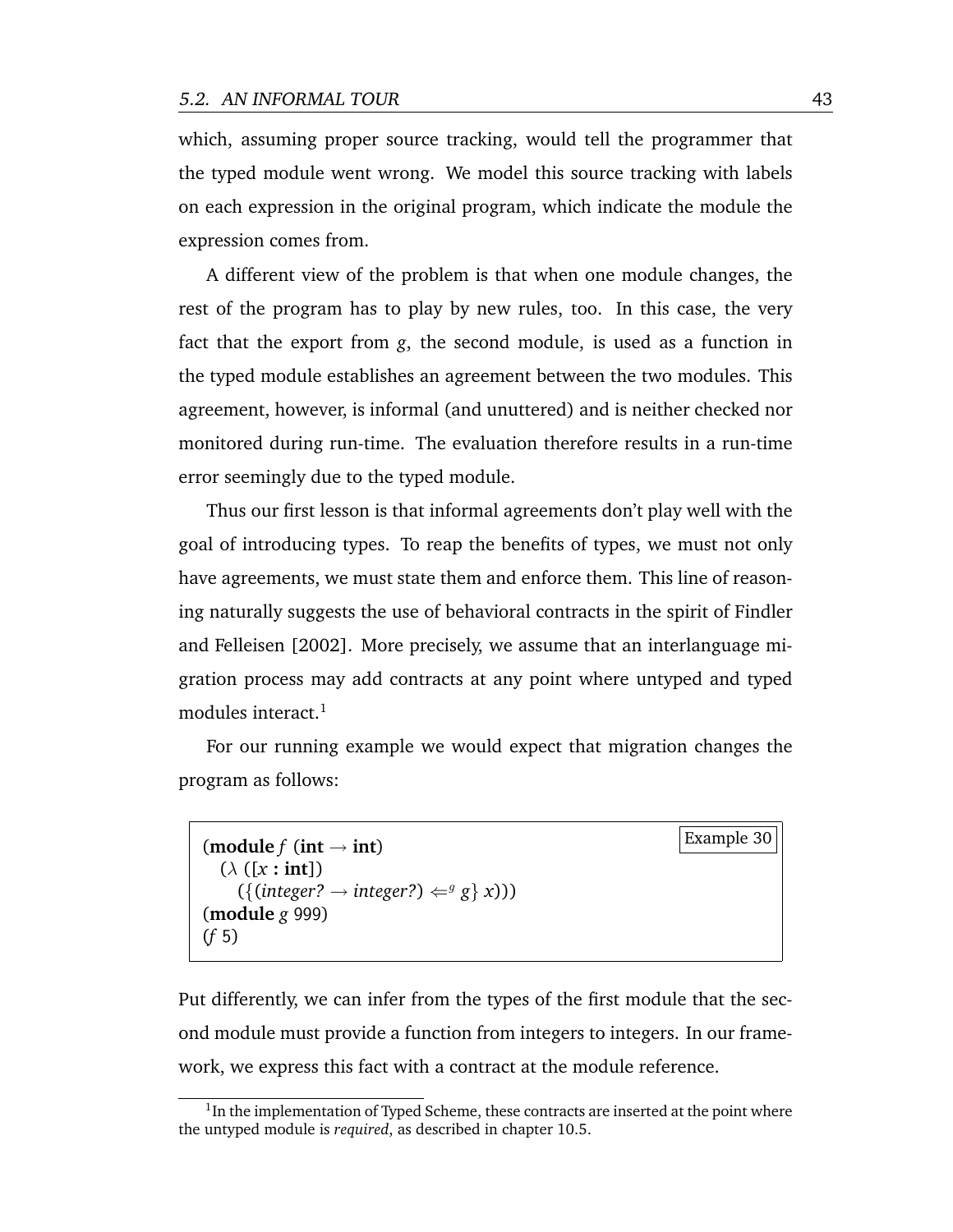which, assuming proper source tracking, would tell the programmer that the typed module went wrong. We model this source tracking with labels on each expression in the original program, which indicate the module the expression comes from.

A different view of the problem is that when one module changes, the rest of the program has to play by new rules, too. In this case, the very fact that the export from *g*, the second module, is used as a function in the typed module establishes an agreement between the two modules. This agreement, however, is informal (and unuttered) and is neither checked nor monitored during run-time. The evaluation therefore results in a run-time error seemingly due to the typed module.

Thus our first lesson is that informal agreements don't play well with the goal of introducing types. To reap the benefits of types, we must not only have agreements, we must state them and enforce them. This line of reasoning naturally suggests the use of behavioral contracts in the spirit of Findler and Felleisen [2002]. More precisely, we assume that an interlanguage migration process may add contracts at any point where untyped and typed modules interact.[1]

For our running example we would expect that migration changes the program as follows:

**Example 30**

```
(module f (int → int)
  (λ ([x : int])
     ({(integer? → integer?) ⇐^g g} x)))
(module g 999)
(f 5)
```

Put differently, we can infer from the types of the first module that the second module must provide a function from integers to integers. In our framework, we express this fact with a contract at the module reference.

[1] In the implementation of Typed Scheme, these contracts are inserted at the point where the untyped module is *required*, as described in chapter 10.5.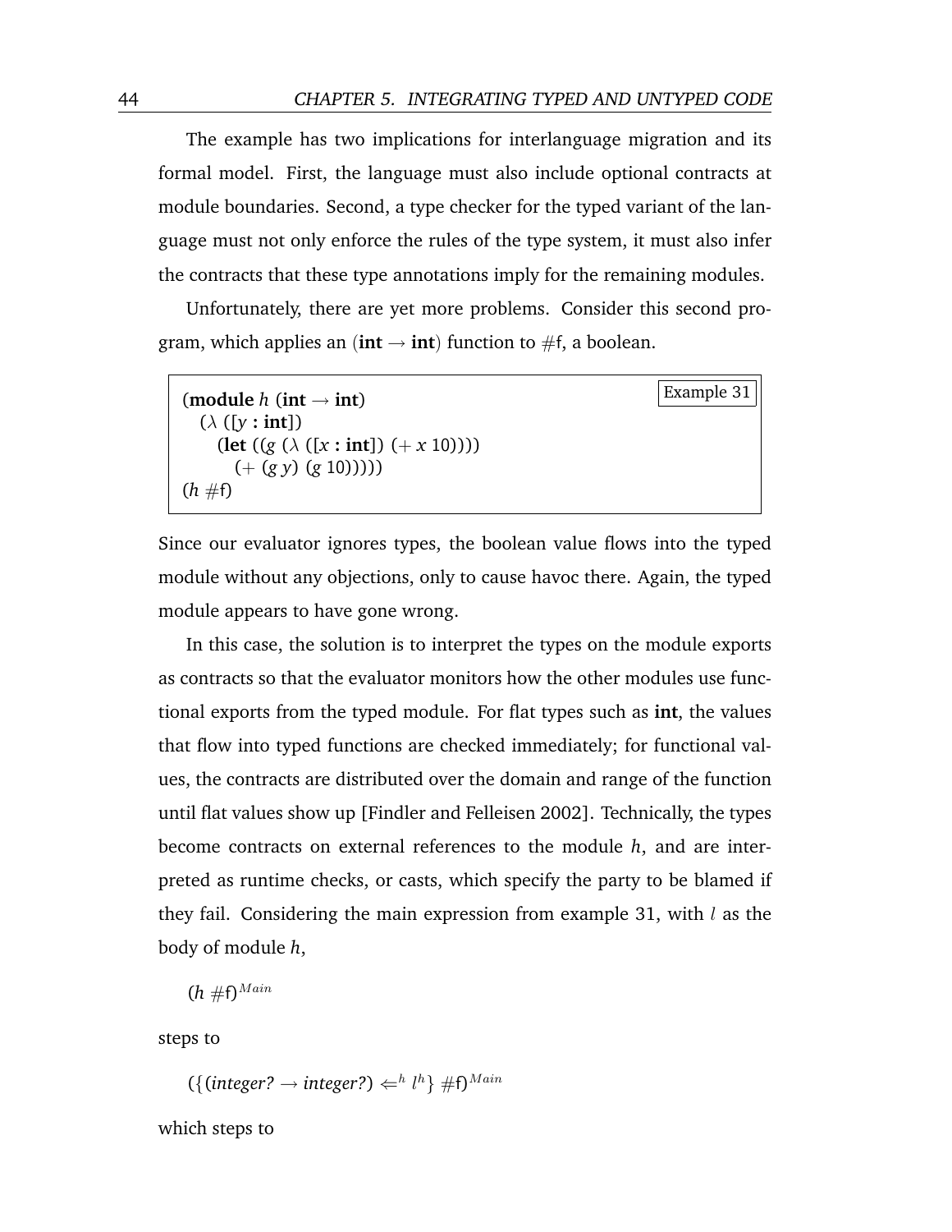The example has two implications for interlanguage migration and its formal model. First, the language must also include optional contracts at module boundaries. Second, a type checker for the typed variant of the language must not only enforce the rules of the type system, it must also infer the contracts that these type annotations imply for the remaining modules.

Unfortunately, there are yet more problems. Consider this second program, which applies an (**int** → **int**) function to #f, a boolean.

```
(module h (int → int)
  (λ ([y : int])
    (let ((g (λ ([x : int]) (+ x 10))))
      (+ (g y) (g 10)))))
(h #f)
```

Example 31

Since our evaluator ignores types, the boolean value flows into the typed module without any objections, only to cause havoc there. Again, the typed module appears to have gone wrong.

In this case, the solution is to interpret the types on the module exports as contracts so that the evaluator monitors how the other modules use functional exports from the typed module. For flat types such as **int**, the values that flow into typed functions are checked immediately; for functional values, the contracts are distributed over the domain and range of the function until flat values show up [Findler and Felleisen 2002]. Technically, the types become contracts on external references to the module *h*, and are interpreted as runtime checks, or casts, which specify the party to be blamed if they fail. Considering the main expression from example 31, with $l$ as the body of module *h*,

$$(h\ \#\mathsf{f})^{Main}$$

steps to

$$(\{(\mathit{integer?} \rightarrow \mathit{integer?}) \Leftarrow^{h} l^{h}\}\ \#\mathsf{f})^{Main}$$

which steps to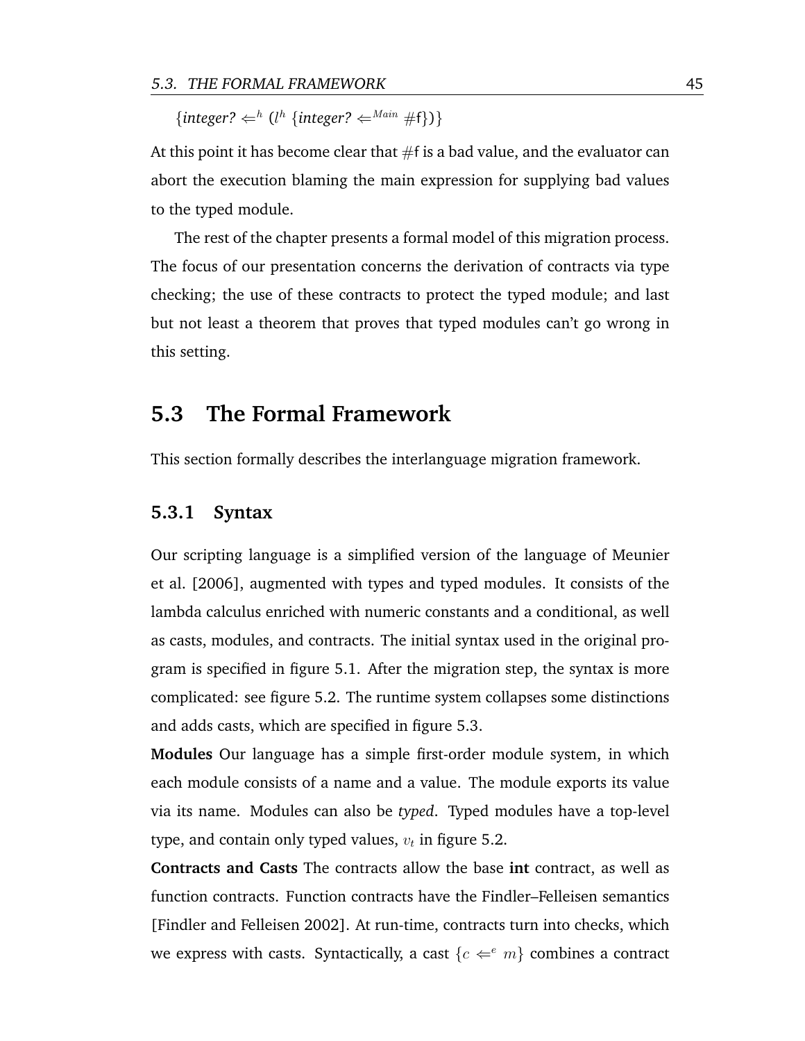$\{integer? \Leftarrow^{h} (l^{h}\ \{integer? \Leftarrow^{Main}\ \#\mathsf{f}\})\}$

At this point it has become clear that $\#\mathsf{f}$ is a bad value, and the evaluator can abort the execution blaming the main expression for supplying bad values to the typed module.

The rest of the chapter presents a formal model of this migration process. The focus of our presentation concerns the derivation of contracts via type checking; the use of these contracts to protect the typed module; and last but not least a theorem that proves that typed modules can't go wrong in this setting.

## 5.3 The Formal Framework

This section formally describes the interlanguage migration framework.

### 5.3.1 Syntax

Our scripting language is a simplified version of the language of Meunier et al. [2006], augmented with types and typed modules. It consists of the lambda calculus enriched with numeric constants and a conditional, as well as casts, modules, and contracts. The initial syntax used in the original program is specified in figure 5.1. After the migration step, the syntax is more complicated: see figure 5.2. The runtime system collapses some distinctions and adds casts, which are specified in figure 5.3.

**Modules** Our language has a simple first-order module system, in which each module consists of a name and a value. The module exports its value via its name. Modules can also be *typed*. Typed modules have a top-level type, and contain only typed values, $v_t$ in figure 5.2.

**Contracts and Casts** The contracts allow the base **int** contract, as well as function contracts. Function contracts have the Findler–Felleisen semantics [Findler and Felleisen 2002]. At run-time, contracts turn into checks, which we express with casts. Syntactically, a cast $\{c \Leftarrow^{e}\ m\}$ combines a contract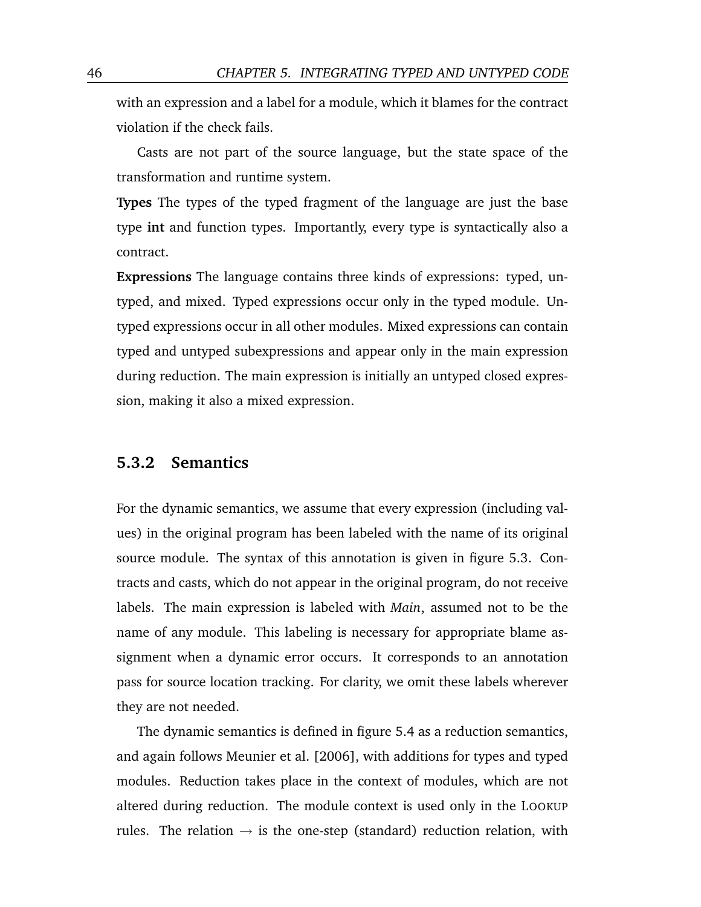with an expression and a label for a module, which it blames for the contract violation if the check fails.

Casts are not part of the source language, but the state space of the transformation and runtime system.

**Types** The types of the typed fragment of the language are just the base type **int** and function types. Importantly, every type is syntactically also a contract.

**Expressions** The language contains three kinds of expressions: typed, untyped, and mixed. Typed expressions occur only in the typed module. Untyped expressions occur in all other modules. Mixed expressions can contain typed and untyped subexpressions and appear only in the main expression during reduction. The main expression is initially an untyped closed expression, making it also a mixed expression.

### 5.3.2 Semantics

For the dynamic semantics, we assume that every expression (including values) in the original program has been labeled with the name of its original source module. The syntax of this annotation is given in figure 5.3. Contracts and casts, which do not appear in the original program, do not receive labels. The main expression is labeled with *Main*, assumed not to be the name of any module. This labeling is necessary for appropriate blame assignment when a dynamic error occurs. It corresponds to an annotation pass for source location tracking. For clarity, we omit these labels wherever they are not needed.

The dynamic semantics is defined in figure 5.4 as a reduction semantics, and again follows Meunier et al. [2006], with additions for types and typed modules. Reduction takes place in the context of modules, which are not altered during reduction. The module context is used only in the LOOKUP rules. The relation $\rightarrow$ is the one-step (standard) reduction relation, with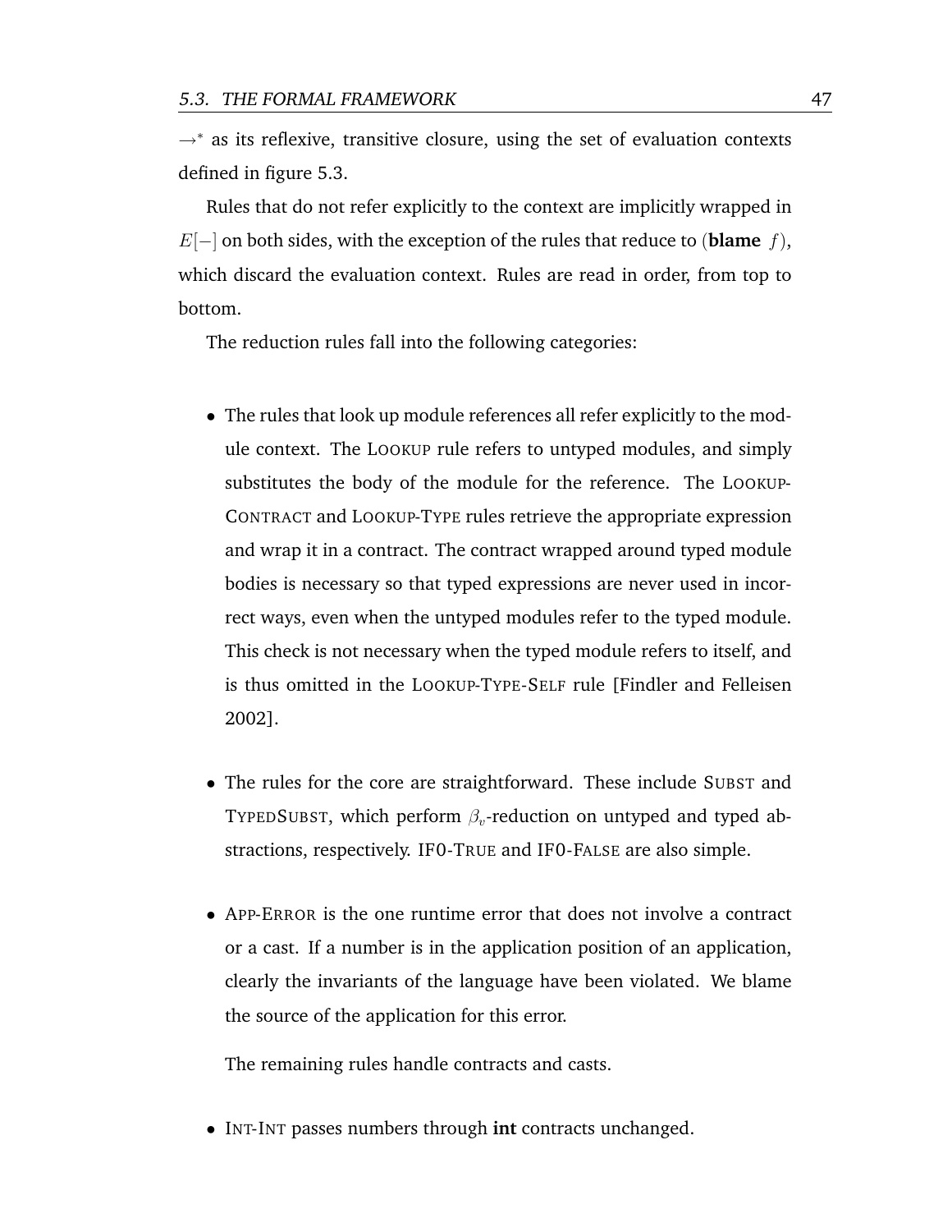$\rightarrow^*$ as its reflexive, transitive closure, using the set of evaluation contexts defined in figure 5.3.

Rules that do not refer explicitly to the context are implicitly wrapped in $E[-]$ on both sides, with the exception of the rules that reduce to (**blame** $f$), which discard the evaluation context. Rules are read in order, from top to bottom.

The reduction rules fall into the following categories:

- The rules that look up module references all refer explicitly to the module context. The LOOKUP rule refers to untyped modules, and simply substitutes the body of the module for the reference. The LOOKUP-CONTRACT and LOOKUP-TYPE rules retrieve the appropriate expression and wrap it in a contract. The contract wrapped around typed module bodies is necessary so that typed expressions are never used in incorrect ways, even when the untyped modules refer to the typed module. This check is not necessary when the typed module refers to itself, and is thus omitted in the LOOKUP-TYPE-SELF rule [Findler and Felleisen 2002].

- The rules for the core are straightforward. These include SUBST and TYPEDSUBST, which perform $\beta_v$-reduction on untyped and typed abstractions, respectively. IF0-TRUE and IF0-FALSE are also simple.

- APP-ERROR is the one runtime error that does not involve a contract or a cast. If a number is in the application position of an application, clearly the invariants of the language have been violated. We blame the source of the application for this error.

  The remaining rules handle contracts and casts.

- INT-INT passes numbers through **int** contracts unchanged.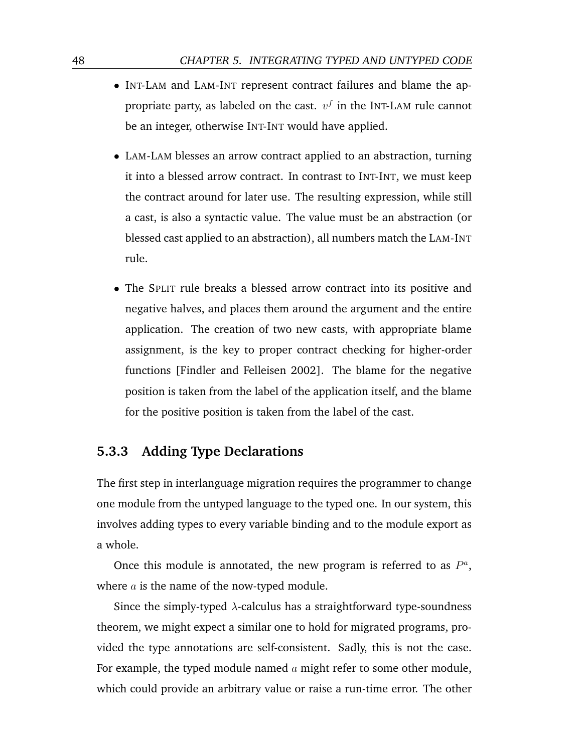- INT-LAM and LAM-INT represent contract failures and blame the appropriate party, as labeled on the cast. $v^f$ in the INT-LAM rule cannot be an integer, otherwise INT-INT would have applied.

- LAM-LAM blesses an arrow contract applied to an abstraction, turning it into a blessed arrow contract. In contrast to INT-INT, we must keep the contract around for later use. The resulting expression, while still a cast, is also a syntactic value. The value must be an abstraction (or blessed cast applied to an abstraction), all numbers match the LAM-INT rule.

- The SPLIT rule breaks a blessed arrow contract into its positive and negative halves, and places them around the argument and the entire application. The creation of two new casts, with appropriate blame assignment, is the key to proper contract checking for higher-order functions [Findler and Felleisen 2002]. The blame for the negative position is taken from the label of the application itself, and the blame for the positive position is taken from the label of the cast.

### 5.3.3 Adding Type Declarations

The first step in interlanguage migration requires the programmer to change one module from the untyped language to the typed one. In our system, this involves adding types to every variable binding and to the module export as a whole.

Once this module is annotated, the new program is referred to as $P^a$, where $a$ is the name of the now-typed module.

Since the simply-typed $\lambda$-calculus has a straightforward type-soundness theorem, we might expect a similar one to hold for migrated programs, provided the type annotations are self-consistent. Sadly, this is not the case. For example, the typed module named $a$ might refer to some other module, which could provide an arbitrary value or raise a run-time error. The other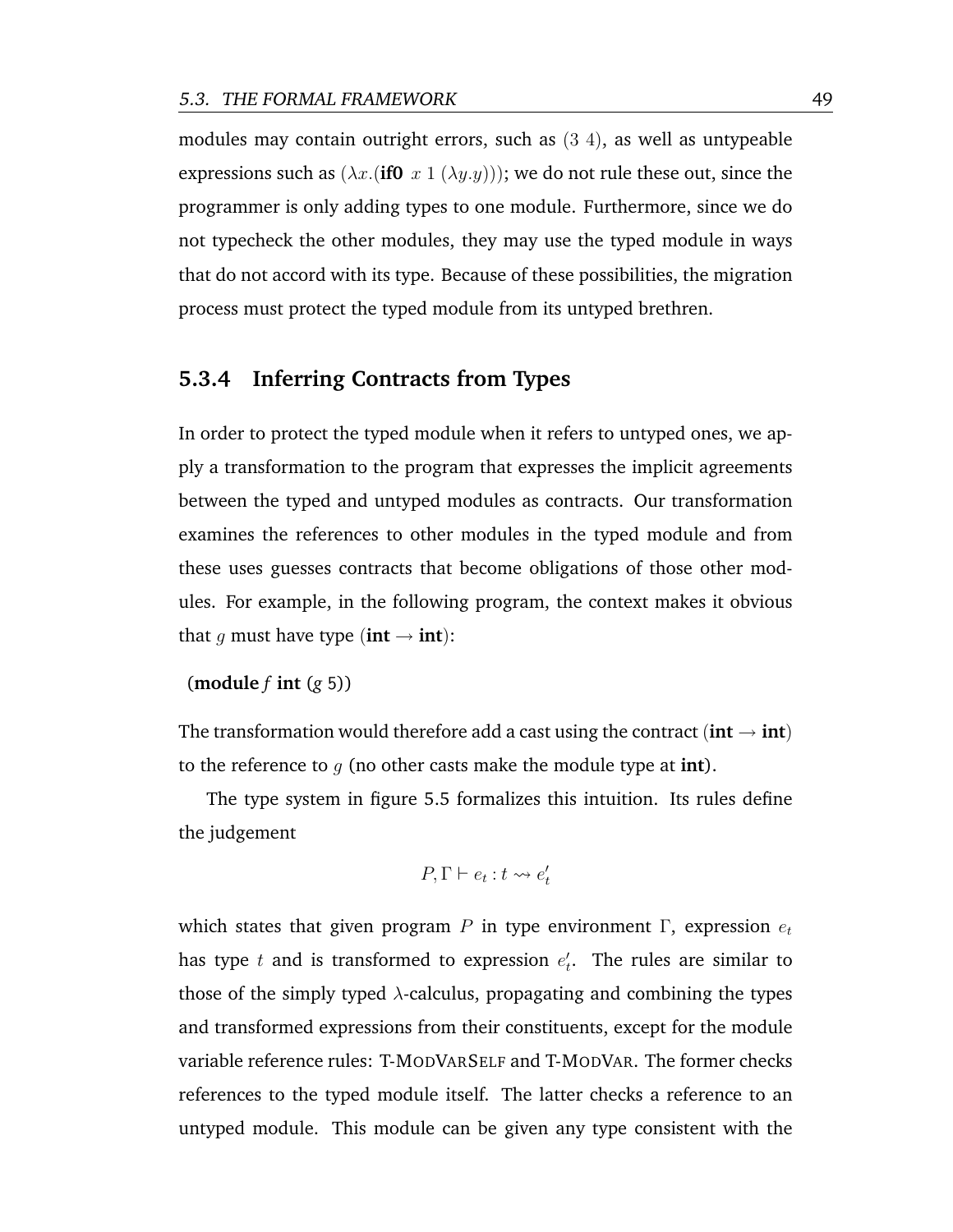modules may contain outright errors, such as $(3\ 4)$, as well as untypeable expressions such as $(\lambda x.(\textbf{if0}\ x\ 1\ (\lambda y.y)))$; we do not rule these out, since the programmer is only adding types to one module. Furthermore, since we do not typecheck the other modules, they may use the typed module in ways that do not accord with its type. Because of these possibilities, the migration process must protect the typed module from its untyped brethren.

### 5.3.4 Inferring Contracts from Types

In order to protect the typed module when it refers to untyped ones, we apply a transformation to the program that expresses the implicit agreements between the typed and untyped modules as contracts. Our transformation examines the references to other modules in the typed module and from these uses guesses contracts that become obligations of those other modules. For example, in the following program, the context makes it obvious that $g$ must have type $(\textbf{int} \rightarrow \textbf{int})$:

(**module** *f* **int** (*g* 5))

The transformation would therefore add a cast using the contract $(\textbf{int} \rightarrow \textbf{int})$ to the reference to $g$ (no other casts make the module type at **int**).

The type system in figure 5.5 formalizes this intuition. Its rules define the judgement

$$P, \Gamma \vdash e_t : t \rightsquigarrow e_t'$$

which states that given program $P$ in type environment $\Gamma$, expression $e_t$ has type $t$ and is transformed to expression $e_t'$. The rules are similar to those of the simply typed $\lambda$-calculus, propagating and combining the types and transformed expressions from their constituents, except for the module variable reference rules: T-ModVarSelf and T-ModVar. The former checks references to the typed module itself. The latter checks a reference to an untyped module. This module can be given any type consistent with the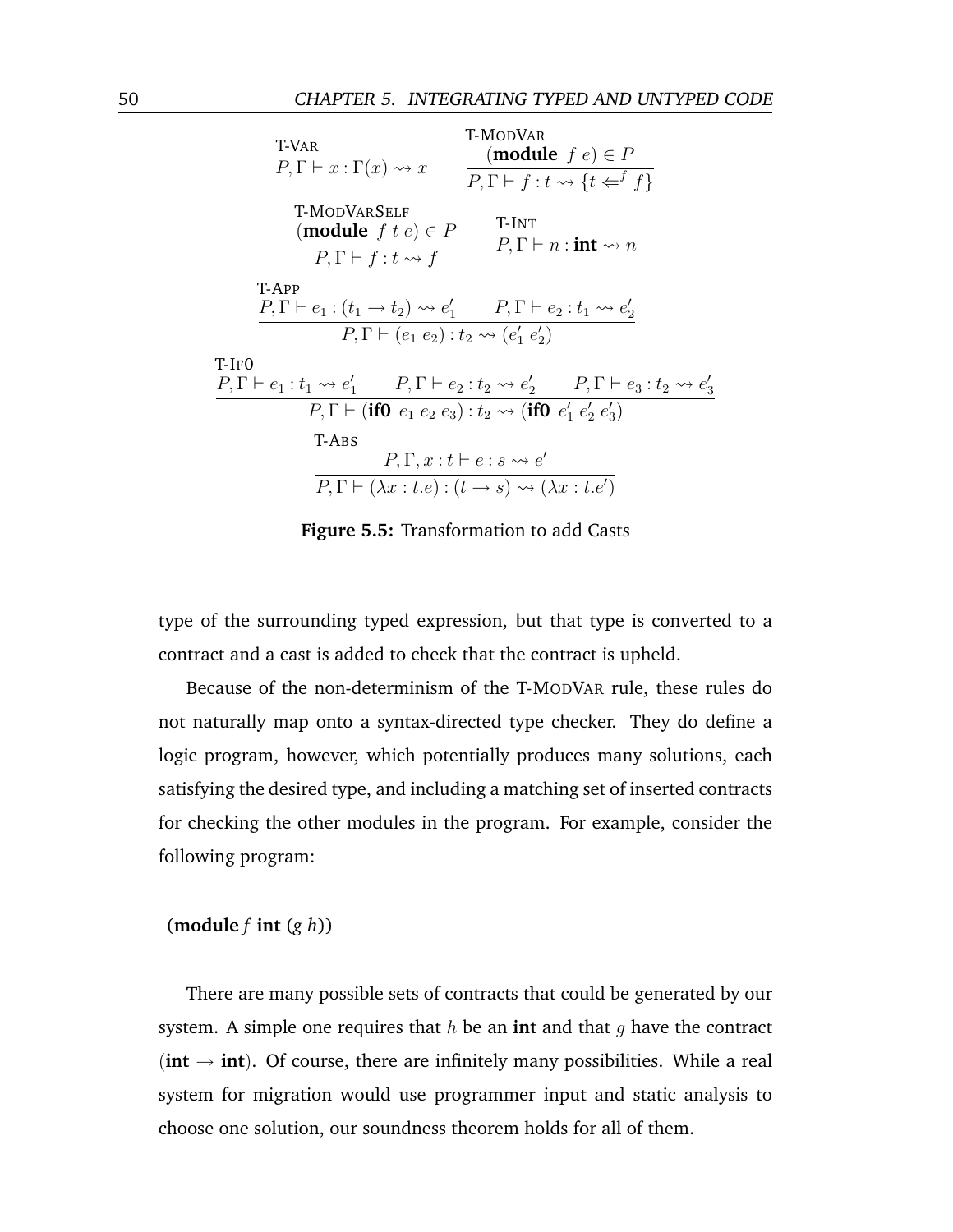T-VAR

$$P, \Gamma \vdash x : \Gamma(x) \rightsquigarrow x$$

T-MODVAR

$$\frac{(\textbf{module}\ f\ e) \in P}{P, \Gamma \vdash f : t \rightsquigarrow \{t \Leftarrow^{f} f\}}$$

T-MODVARSELF

$$\frac{(\textbf{module}\ f\ t\ e) \in P}{P, \Gamma \vdash f : t \rightsquigarrow f}$$

T-INT

$$P, \Gamma \vdash n : \textbf{int} \rightsquigarrow n$$

T-APP

$$\frac{P, \Gamma \vdash e_1 : (t_1 \rightarrow t_2) \rightsquigarrow e_1' \qquad P, \Gamma \vdash e_2 : t_1 \rightsquigarrow e_2'}{P, \Gamma \vdash (e_1\ e_2) : t_2 \rightsquigarrow (e_1'\ e_2')}$$

T-IF0

$$\frac{P, \Gamma \vdash e_1 : t_1 \rightsquigarrow e_1' \qquad P, \Gamma \vdash e_2 : t_2 \rightsquigarrow e_2' \qquad P, \Gamma \vdash e_3 : t_2 \rightsquigarrow e_3'}{P, \Gamma \vdash (\textbf{if0}\ e_1\ e_2\ e_3) : t_2 \rightsquigarrow (\textbf{if0}\ e_1'\ e_2'\ e_3')}$$

T-ABS

$$\frac{P, \Gamma, x : t \vdash e : s \rightsquigarrow e'}{P, \Gamma \vdash (\lambda x : t.e) : (t \rightarrow s) \rightsquigarrow (\lambda x : t.e')}$$

**Figure 5.5:** Transformation to add Casts

type of the surrounding typed expression, but that type is converted to a contract and a cast is added to check that the contract is upheld.

Because of the non-determinism of the T-MODVAR rule, these rules do not naturally map onto a syntax-directed type checker. They do define a logic program, however, which potentially produces many solutions, each satisfying the desired type, and including a matching set of inserted contracts for checking the other modules in the program. For example, consider the following program:

(**module** *f* **int** (*g h*))

There are many possible sets of contracts that could be generated by our system. A simple one requires that $h$ be an **int** and that $g$ have the contract (**int** → **int**). Of course, there are infinitely many possibilities. While a real system for migration would use programmer input and static analysis to choose one solution, our soundness theorem holds for all of them.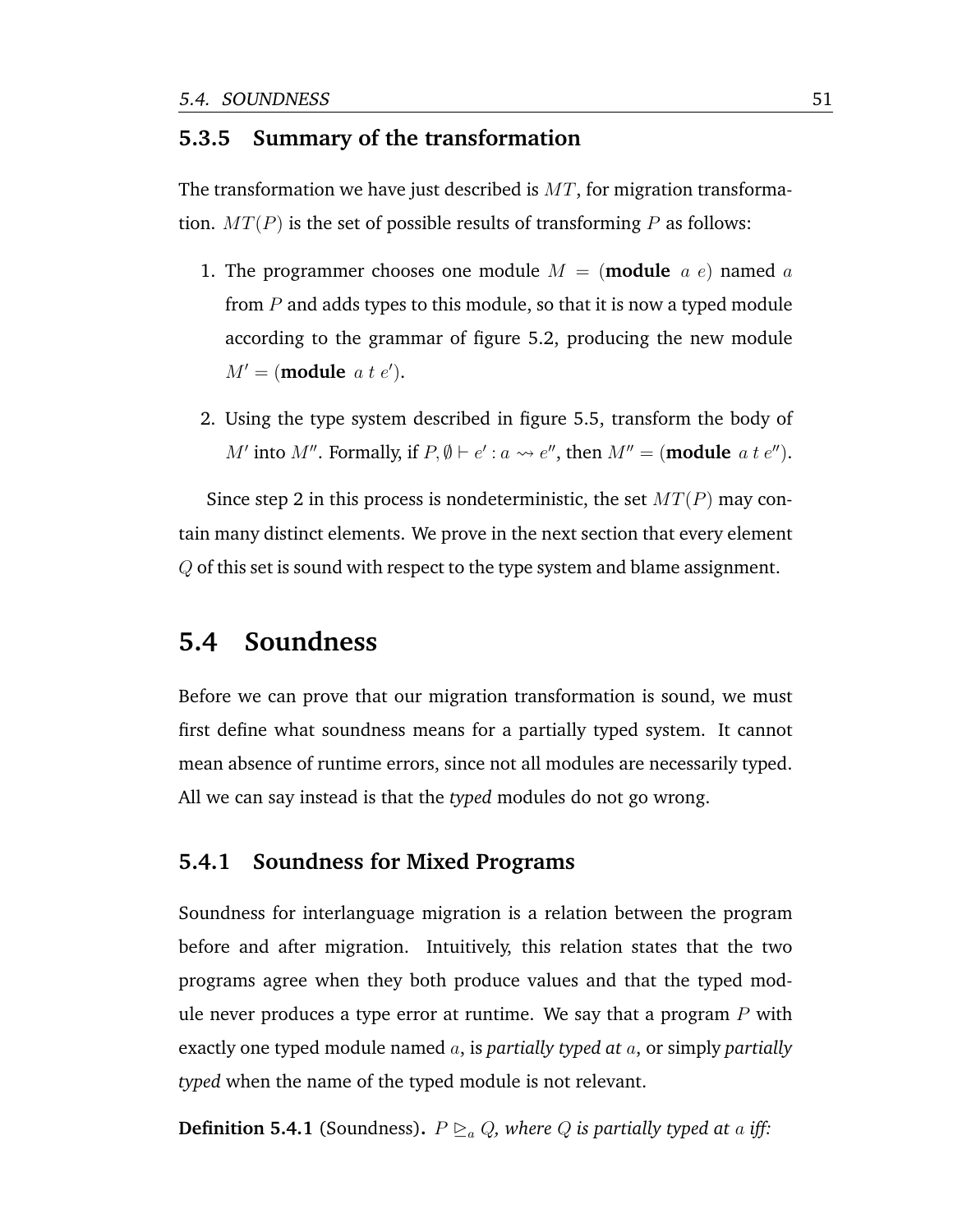### 5.3.5 Summary of the transformation

The transformation we have just described is $MT$, for migration transformation. $MT(P)$ is the set of possible results of transforming $P$ as follows:

1. The programmer chooses one module $M = (\textbf{module}\ a\ e)$ named $a$ from $P$ and adds types to this module, so that it is now a typed module according to the grammar of figure 5.2, producing the new module $M' = (\textbf{module}\ a\ t\ e')$.

2. Using the type system described in figure 5.5, transform the body of $M'$ into $M''$. Formally, if $P, \emptyset \vdash e' : a \rightsquigarrow e''$, then $M'' = (\textbf{module}\ a\ t\ e'')$.

Since step 2 in this process is nondeterministic, the set $MT(P)$ may contain many distinct elements. We prove in the next section that every element $Q$ of this set is sound with respect to the type system and blame assignment.

## 5.4 Soundness

Before we can prove that our migration transformation is sound, we must first define what soundness means for a partially typed system. It cannot mean absence of runtime errors, since not all modules are necessarily typed. All we can say instead is that the *typed* modules do not go wrong.

### 5.4.1 Soundness for Mixed Programs

Soundness for interlanguage migration is a relation between the program before and after migration. Intuitively, this relation states that the two programs agree when they both produce values and that the typed module never produces a type error at runtime. We say that a program $P$ with exactly one typed module named $a$, is *partially typed at* $a$, or simply *partially typed* when the name of the typed module is not relevant.

**Definition 5.4.1** (Soundness)**.** *$P \trianglerighteq_a Q$, where $Q$ is partially typed at $a$ iff:*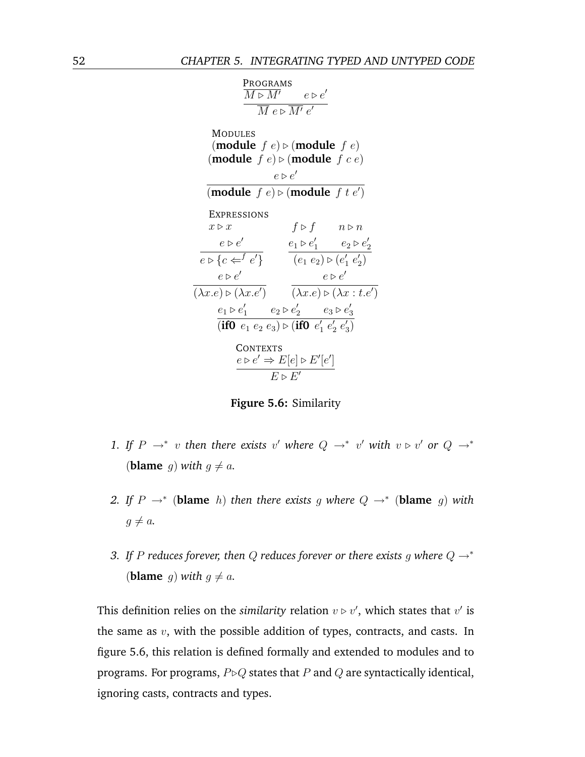PROGRAMS

$$\frac{\overline{M \rhd M'} \qquad e \rhd e'}{\overline{M}\ e \rhd \overline{M'}\ e'}$$

MODULES

$$(\textbf{module}\ f\ e) \rhd (\textbf{module}\ f\ e)$$

$$(\textbf{module}\ f\ e) \rhd (\textbf{module}\ f\ c\ e)$$

$$\frac{e \rhd e'}{(\textbf{module}\ f\ e) \rhd (\textbf{module}\ f\ t\ e')}$$

EXPRESSIONS

$$x \rhd x \qquad f \rhd f \qquad n \rhd n$$

$$\frac{e \rhd e'}{e \rhd \{c \Leftarrow^{f} e'\}} \qquad \frac{e_1 \rhd e_1' \qquad e_2 \rhd e_2'}{(e_1\ e_2) \rhd (e_1'\ e_2')}$$

$$\frac{e \rhd e'}{(\lambda x.e) \rhd (\lambda x.e')} \qquad \frac{e \rhd e'}{(\lambda x.e) \rhd (\lambda x : t.e')}$$

$$\frac{e_1 \rhd e_1' \qquad e_2 \rhd e_2' \qquad e_3 \rhd e_3'}{(\textbf{if0}\ e_1\ e_2\ e_3) \rhd (\textbf{if0}\ e_1'\ e_2'\ e_3')}$$

CONTEXTS

$$\frac{e \rhd e' \Rightarrow E[e] \rhd E'[e']}{E \rhd E'}$$

**Figure 5.6:** Similarity

1. *If $P \rightarrow^* v$ then there exists $v'$ where $Q \rightarrow^* v'$ with $v \rhd v'$ or $Q \rightarrow^*$ $(\textbf{blame}\ g)$ with $g \neq a$.*

2. *If $P \rightarrow^* (\textbf{blame}\ h)$ then there exists $g$ where $Q \rightarrow^* (\textbf{blame}\ g)$ with $g \neq a$.*

3. *If $P$ reduces forever, then $Q$ reduces forever or there exists $g$ where $Q \rightarrow^*$ $(\textbf{blame}\ g)$ with $g \neq a$.*

This definition relies on the *similarity* relation $v \rhd v'$, which states that $v'$ is the same as $v$, with the possible addition of types, contracts, and casts. In figure 5.6, this relation is defined formally and extended to modules and to programs. For programs, $P \rhd Q$ states that $P$ and $Q$ are syntactically identical, ignoring casts, contracts and types.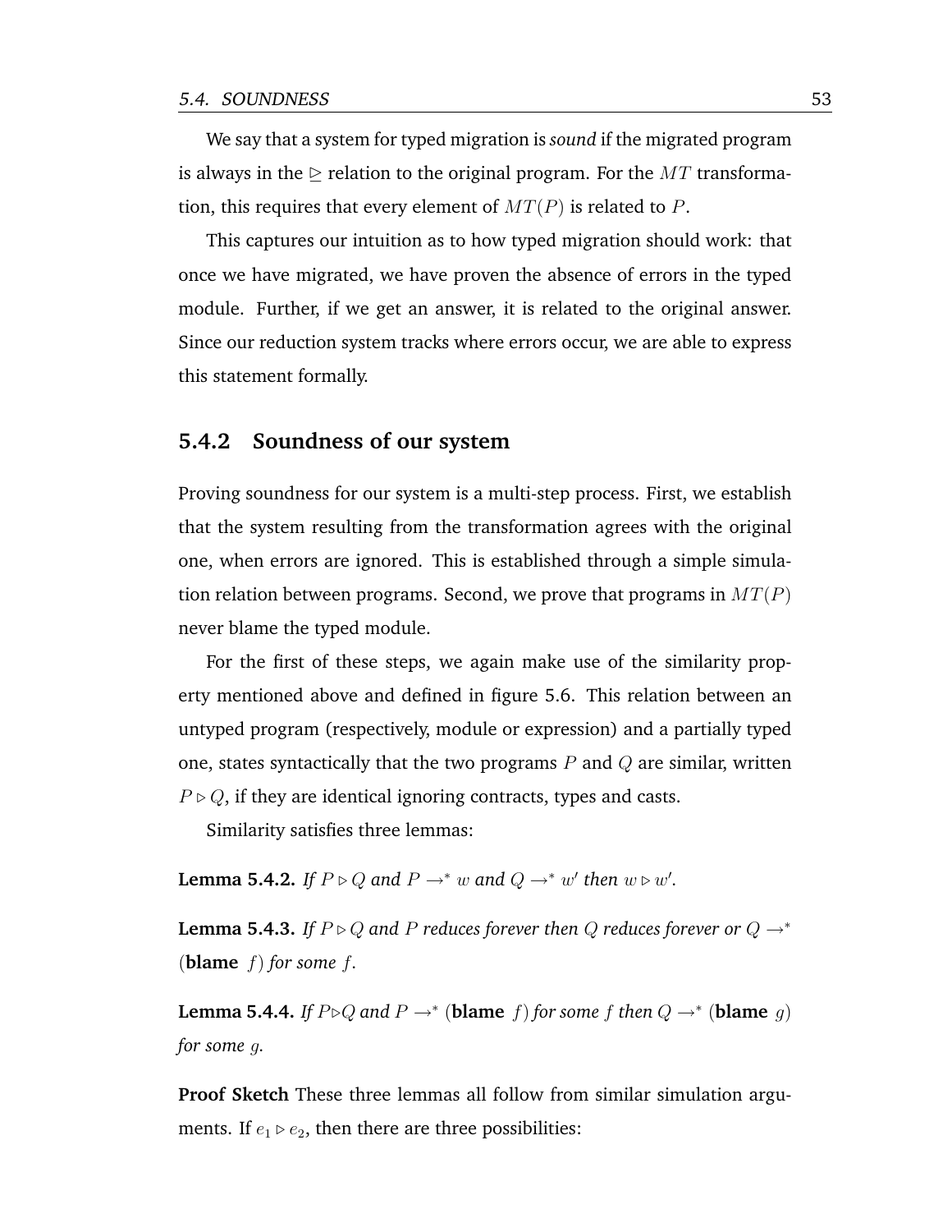We say that a system for typed migration is *sound* if the migrated program is always in the $\trianglerighteq$ relation to the original program. For the $MT$ transformation, this requires that every element of $MT(P)$ is related to $P$.

This captures our intuition as to how typed migration should work: that once we have migrated, we have proven the absence of errors in the typed module. Further, if we get an answer, it is related to the original answer. Since our reduction system tracks where errors occur, we are able to express this statement formally.

### 5.4.2 Soundness of our system

Proving soundness for our system is a multi-step process. First, we establish that the system resulting from the transformation agrees with the original one, when errors are ignored. This is established through a simple simulation relation between programs. Second, we prove that programs in $MT(P)$ never blame the typed module.

For the first of these steps, we again make use of the similarity property mentioned above and defined in figure 5.6. This relation between an untyped program (respectively, module or expression) and a partially typed one, states syntactically that the two programs $P$ and $Q$ are similar, written $P \triangleright Q$, if they are identical ignoring contracts, types and casts.

Similarity satisfies three lemmas:

**Lemma 5.4.2.** *If $P \triangleright Q$ and $P \rightarrow^* w$ and $Q \rightarrow^* w'$ then $w \triangleright w'$.*

**Lemma 5.4.3.** *If $P \triangleright Q$ and $P$ reduces forever then $Q$ reduces forever or $Q \rightarrow^*$ $(\textbf{blame}\ f)$ for some $f$.*

**Lemma 5.4.4.** *If $P \triangleright Q$ and $P \rightarrow^* (\textbf{blame}\ f)$ for some $f$ then $Q \rightarrow^* (\textbf{blame}\ g)$ for some $g$.*

**Proof Sketch** These three lemmas all follow from similar simulation arguments. If $e_1 \triangleright e_2$, then there are three possibilities: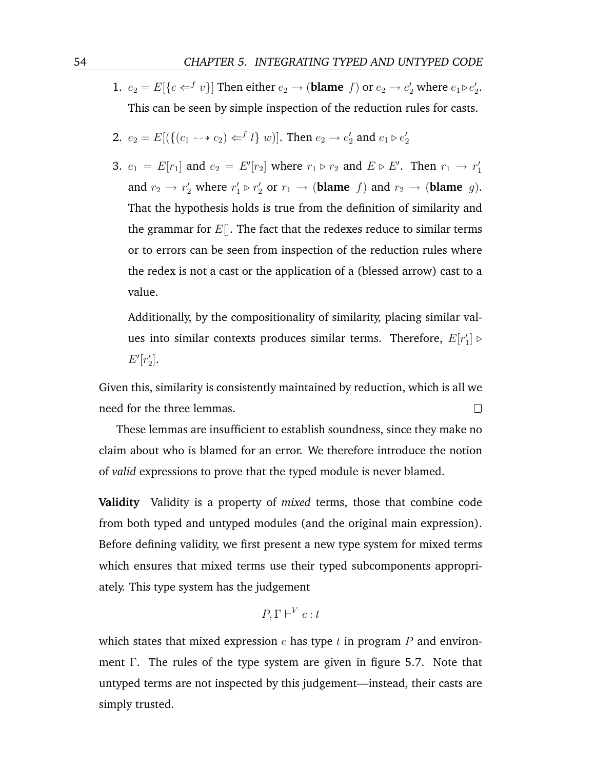1. $e_2 = E[\{c \Leftarrow^f v\}]$ Then either $e_2 \rightarrow (\textbf{blame}\ f)$ or $e_2 \rightarrow e_2'$ where $e_1 \triangleright e_2'$. This can be seen by simple inspection of the reduction rules for casts.

2. $e_2 = E[(\{(c_1 \dashrightarrow c_2) \Leftarrow^f l\}\ w)]$. Then $e_2 \rightarrow e_2'$ and $e_1 \triangleright e_2'$

3. $e_1 = E[r_1]$ and $e_2 = E'[r_2]$ where $r_1 \triangleright r_2$ and $E \triangleright E'$. Then $r_1 \rightarrow r_1'$ and $r_2 \rightarrow r_2'$ where $r_1' \triangleright r_2'$ or $r_1 \rightarrow (\textbf{blame}\ f)$ and $r_2 \rightarrow (\textbf{blame}\ g)$. That the hypothesis holds is true from the definition of similarity and the grammar for $E[]$. The fact that the redexes reduce to similar terms or to errors can be seen from inspection of the reduction rules where the redex is not a cast or the application of a (blessed arrow) cast to a value.

   Additionally, by the compositionality of similarity, placing similar values into similar contexts produces similar terms. Therefore, $E[r_1'] \triangleright E'[r_2']$.

Given this, similarity is consistently maintained by reduction, which is all we need for the three lemmas. □

These lemmas are insufficient to establish soundness, since they make no claim about who is blamed for an error. We therefore introduce the notion of *valid* expressions to prove that the typed module is never blamed.

**Validity** Validity is a property of *mixed* terms, those that combine code from both typed and untyped modules (and the original main expression). Before defining validity, we first present a new type system for mixed terms which ensures that mixed terms use their typed subcomponents appropriately. This type system has the judgement

$$P, \Gamma \vdash^V e : t$$

which states that mixed expression $e$ has type $t$ in program $P$ and environment $\Gamma$. The rules of the type system are given in figure 5.7. Note that untyped terms are not inspected by this judgement—instead, their casts are simply trusted.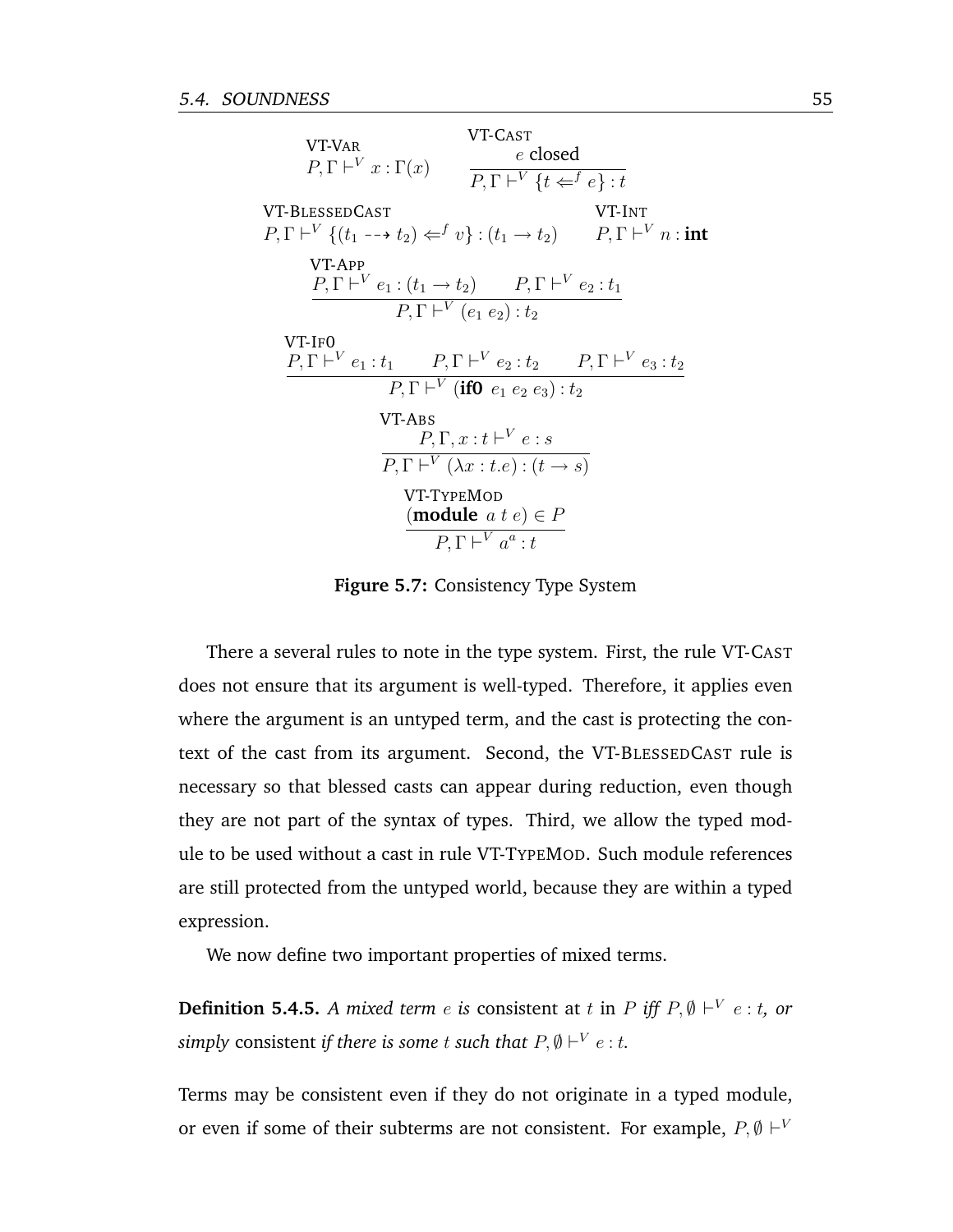$$\text{VT-VAR}\quad P, \Gamma \vdash^V x : \Gamma(x)$$

$$\text{VT-CAST}\quad \frac{e \text{ closed}}{P, \Gamma \vdash^V \{t \Leftarrow^f e\} : t}$$

$$\text{VT-BLESSEDCAST}\quad P, \Gamma \vdash^V \{(t_1 \dashrightarrow t_2) \Leftarrow^f v\} : (t_1 \rightarrow t_2)$$

$$\text{VT-INT}\quad P, \Gamma \vdash^V n : \textbf{int}$$

$$\text{VT-APP}\quad \frac{P, \Gamma \vdash^V e_1 : (t_1 \rightarrow t_2) \qquad P, \Gamma \vdash^V e_2 : t_1}{P, \Gamma \vdash^V (e_1\ e_2) : t_2}$$

$$\text{VT-IF0}\quad \frac{P, \Gamma \vdash^V e_1 : t_1 \qquad P, \Gamma \vdash^V e_2 : t_2 \qquad P, \Gamma \vdash^V e_3 : t_2}{P, \Gamma \vdash^V (\textbf{if0}\ e_1\ e_2\ e_3) : t_2}$$

$$\text{VT-ABS}\quad \frac{P, \Gamma, x : t \vdash^V e : s}{P, \Gamma \vdash^V (\lambda x : t.e) : (t \rightarrow s)}$$

$$\text{VT-TYPEMOD}\quad \frac{(\textbf{module}\ a\ t\ e) \in P}{P, \Gamma \vdash^V a^a : t}$$

**Figure 5.7:** Consistency Type System

There a several rules to note in the type system. First, the rule VT-CAST does not ensure that its argument is well-typed. Therefore, it applies even where the argument is an untyped term, and the cast is protecting the context of the cast from its argument. Second, the VT-BLESSEDCAST rule is necessary so that blessed casts can appear during reduction, even though they are not part of the syntax of types. Third, we allow the typed module to be used without a cast in rule VT-TYPEMOD. Such module references are still protected from the untyped world, because they are within a typed expression.

We now define two important properties of mixed terms.

**Definition 5.4.5.** *A mixed term $e$ is* consistent at $t$ in $P$ *iff $P, \emptyset \vdash^V e : t$, or simply* consistent *if there is some $t$ such that $P, \emptyset \vdash^V e : t$.*

Terms may be consistent even if they do not originate in a typed module, or even if some of their subterms are not consistent. For example, $P, \emptyset \vdash^V$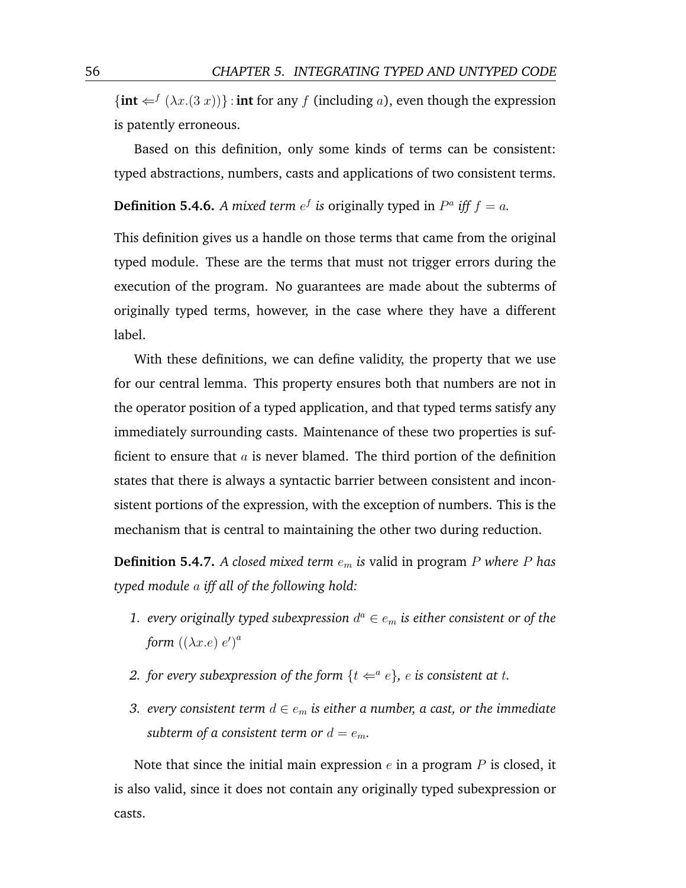$\{\textbf{int} \Leftarrow^f (\lambda x.(3\ x))\} : \textbf{int}$ for any $f$ (including $a$), even though the expression is patently erroneous.

Based on this definition, only some kinds of terms can be consistent: typed abstractions, numbers, casts and applications of two consistent terms.

**Definition 5.4.6.** *A mixed term $e^f$ is* originally typed in $P^a$ *iff $f = a$.*

This definition gives us a handle on those terms that came from the original typed module. These are the terms that must not trigger errors during the execution of the program. No guarantees are made about the subterms of originally typed terms, however, in the case where they have a different label.

With these definitions, we can define validity, the property that we use for our central lemma. This property ensures both that numbers are not in the operator position of a typed application, and that typed terms satisfy any immediately surrounding casts. Maintenance of these two properties is sufficient to ensure that $a$ is never blamed. The third portion of the definition states that there is always a syntactic barrier between consistent and inconsistent portions of the expression, with the exception of numbers. This is the mechanism that is central to maintaining the other two during reduction.

**Definition 5.4.7.** *A closed mixed term $e_m$ is* valid in program $P$ *where $P$ has typed module $a$ iff all of the following hold:*

1. *every originally typed subexpression $d^a \in e_m$ is either consistent or of the form $((\lambda x.e)\ e')^a$*
2. *for every subexpression of the form $\{t \Leftarrow^a e\}$, $e$ is consistent at $t$.*
3. *every consistent term $d \in e_m$ is either a number, a cast, or the immediate subterm of a consistent term or $d = e_m$.*

Note that since the initial main expression $e$ in a program $P$ is closed, it is also valid, since it does not contain any originally typed subexpression or casts.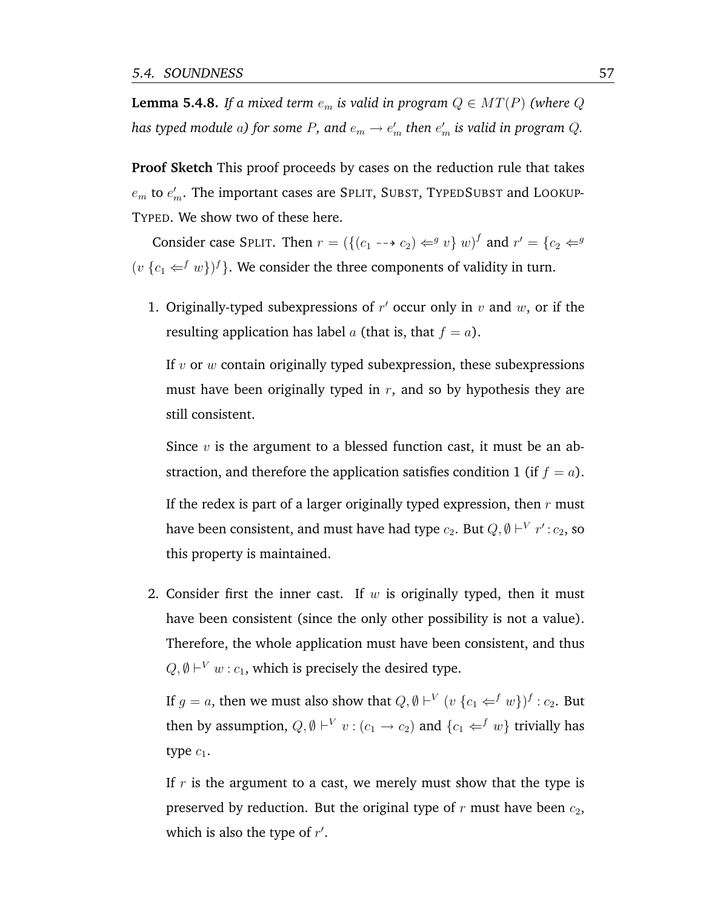**Lemma 5.4.8.** *If a mixed term $e_m$ is valid in program $Q \in MT(P)$ (where $Q$ has typed module $a$) for some $P$, and $e_m \to e'_m$ then $e'_m$ is valid in program $Q$.*

**Proof Sketch** This proof proceeds by cases on the reduction rule that takes $e_m$ to $e'_m$. The important cases are SPLIT, SUBST, TYPEDSUBST and LOOKUP-TYPED. We show two of these here.

Consider case SPLIT. Then $r = (\{(c_1 \dashrightarrow c_2) \Leftarrow^g v\}\ w)^f$ and $r' = \{c_2 \Leftarrow^g (v\ \{c_1 \Leftarrow^f w\})^f\}$. We consider the three components of validity in turn.

1. Originally-typed subexpressions of $r'$ occur only in $v$ and $w$, or if the resulting application has label $a$ (that is, that $f = a$).

   If $v$ or $w$ contain originally typed subexpression, these subexpressions must have been originally typed in $r$, and so by hypothesis they are still consistent.

   Since $v$ is the argument to a blessed function cast, it must be an abstraction, and therefore the application satisfies condition 1 (if $f = a$).

   If the redex is part of a larger originally typed expression, then $r$ must have been consistent, and must have had type $c_2$. But $Q, \emptyset \vdash^V r' : c_2$, so this property is maintained.

2. Consider first the inner cast. If $w$ is originally typed, then it must have been consistent (since the only other possibility is not a value). Therefore, the whole application must have been consistent, and thus $Q, \emptyset \vdash^V w : c_1$, which is precisely the desired type.

   If $g = a$, then we must also show that $Q, \emptyset \vdash^V (v\ \{c_1 \Leftarrow^f w\})^f : c_2$. But then by assumption, $Q, \emptyset \vdash^V v : (c_1 \to c_2)$ and $\{c_1 \Leftarrow^f w\}$ trivially has type $c_1$.

   If $r$ is the argument to a cast, we merely must show that the type is preserved by reduction. But the original type of $r$ must have been $c_2$, which is also the type of $r'$.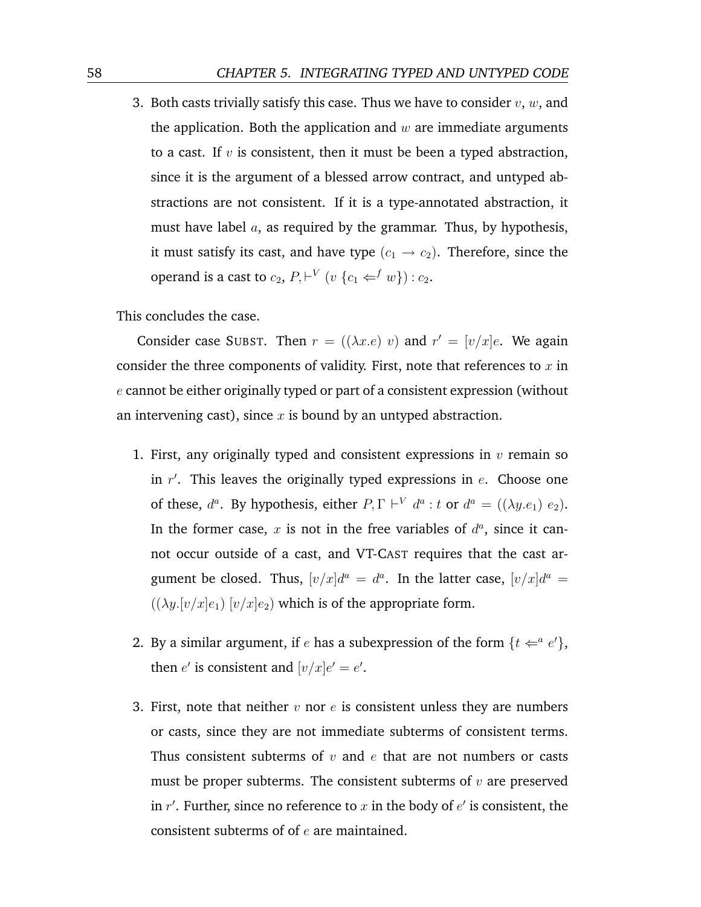3. Both casts trivially satisfy this case. Thus we have to consider $v$, $w$, and the application. Both the application and $w$ are immediate arguments to a cast. If $v$ is consistent, then it must be been a typed abstraction, since it is the argument of a blessed arrow contract, and untyped abstractions are not consistent. If it is a type-annotated abstraction, it must have label $a$, as required by the grammar. Thus, by hypothesis, it must satisfy its cast, and have type $(c_1 \rightarrow c_2)$. Therefore, since the operand is a cast to $c_2$, $P, \vdash^V (v\ \{c_1 \Leftarrow^f w\}) : c_2$.

This concludes the case.

Consider case SUBST. Then $r = ((\lambda x.e)\ v)$ and $r' = [v/x]e$. We again consider the three components of validity. First, note that references to $x$ in $e$ cannot be either originally typed or part of a consistent expression (without an intervening cast), since $x$ is bound by an untyped abstraction.

1. First, any originally typed and consistent expressions in $v$ remain so in $r'$. This leaves the originally typed expressions in $e$. Choose one of these, $d^a$. By hypothesis, either $P, \Gamma \vdash^V d^a : t$ or $d^a = ((\lambda y.e_1)\ e_2)$. In the former case, $x$ is not in the free variables of $d^a$, since it cannot occur outside of a cast, and VT-CAST requires that the cast argument be closed. Thus, $[v/x]d^a = d^a$. In the latter case, $[v/x]d^a = ((\lambda y.[v/x]e_1)\ [v/x]e_2)$ which is of the appropriate form.

2. By a similar argument, if $e$ has a subexpression of the form $\{t \Leftarrow^a e'\}$, then $e'$ is consistent and $[v/x]e' = e'$.

3. First, note that neither $v$ nor $e$ is consistent unless they are numbers or casts, since they are not immediate subterms of consistent terms. Thus consistent subterms of $v$ and $e$ that are not numbers or casts must be proper subterms. The consistent subterms of $v$ are preserved in $r'$. Further, since no reference to $x$ in the body of $e'$ is consistent, the consistent subterms of of $e$ are maintained.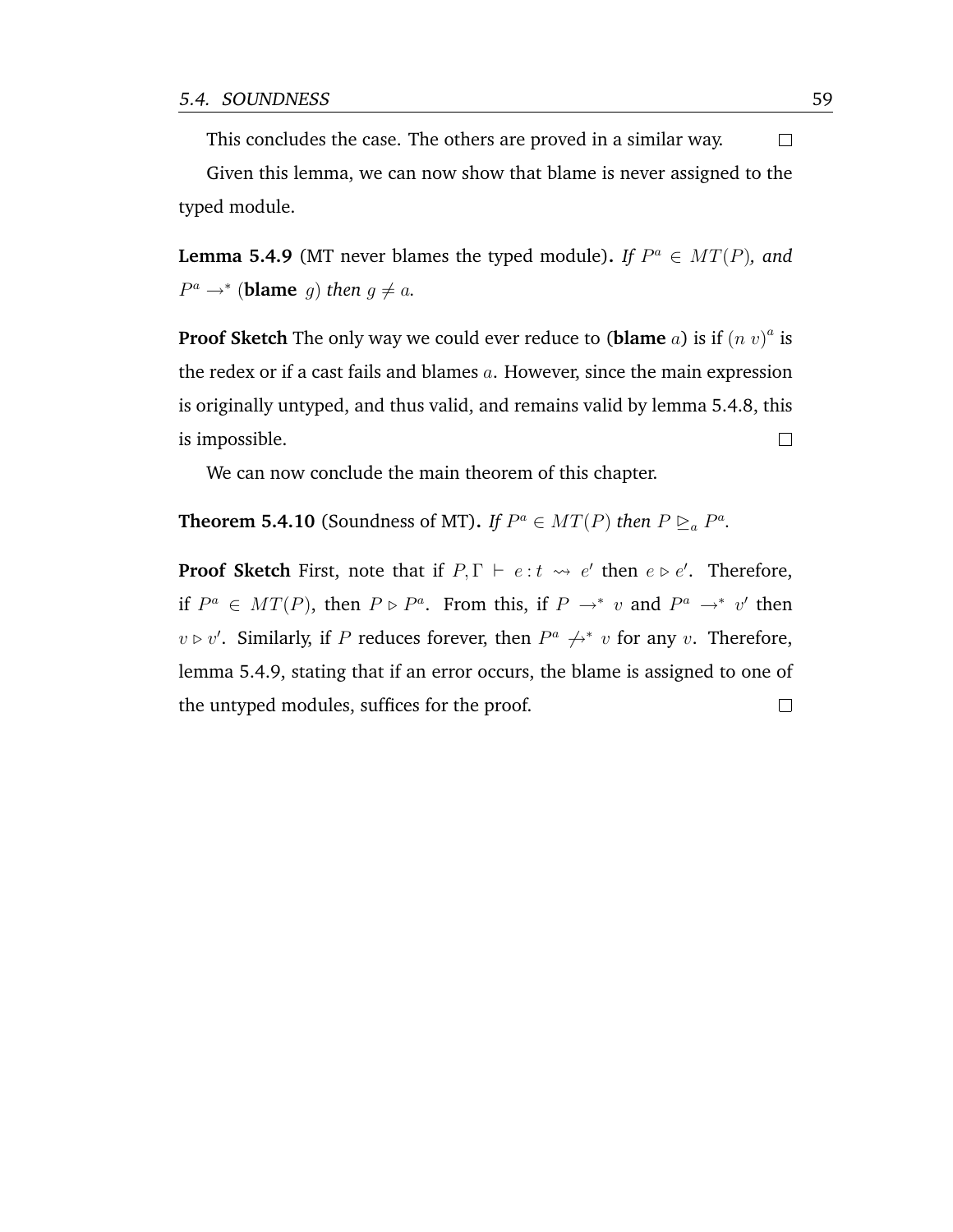This concludes the case. The others are proved in a similar way. □

Given this lemma, we can now show that blame is never assigned to the typed module.

**Lemma 5.4.9** (MT never blames the typed module)**.** *If $P^a \in MT(P)$, and $P^a \rightarrow^* (\textbf{blame}\ g)$ then $g \neq a$.*

**Proof Sketch** The only way we could ever reduce to (**blame** $a$) is if $(n\ v)^a$ is the redex or if a cast fails and blames $a$. However, since the main expression is originally untyped, and thus valid, and remains valid by lemma 5.4.8, this is impossible. □

We can now conclude the main theorem of this chapter.

**Theorem 5.4.10** (Soundness of MT)**.** *If $P^a \in MT(P)$ then $P \trianglerighteq_a P^a$.*

**Proof Sketch** First, note that if $P, \Gamma \vdash e : t \rightsquigarrow e'$ then $e \triangleright e'$. Therefore, if $P^a \in MT(P)$, then $P \triangleright P^a$. From this, if $P \rightarrow^* v$ and $P^a \rightarrow^* v'$ then $v \triangleright v'$. Similarly, if $P$ reduces forever, then $P^a \not\rightarrow^* v$ for any $v$. Therefore, lemma 5.4.9, stating that if an error occurs, the blame is assigned to one of the untyped modules, suffices for the proof. □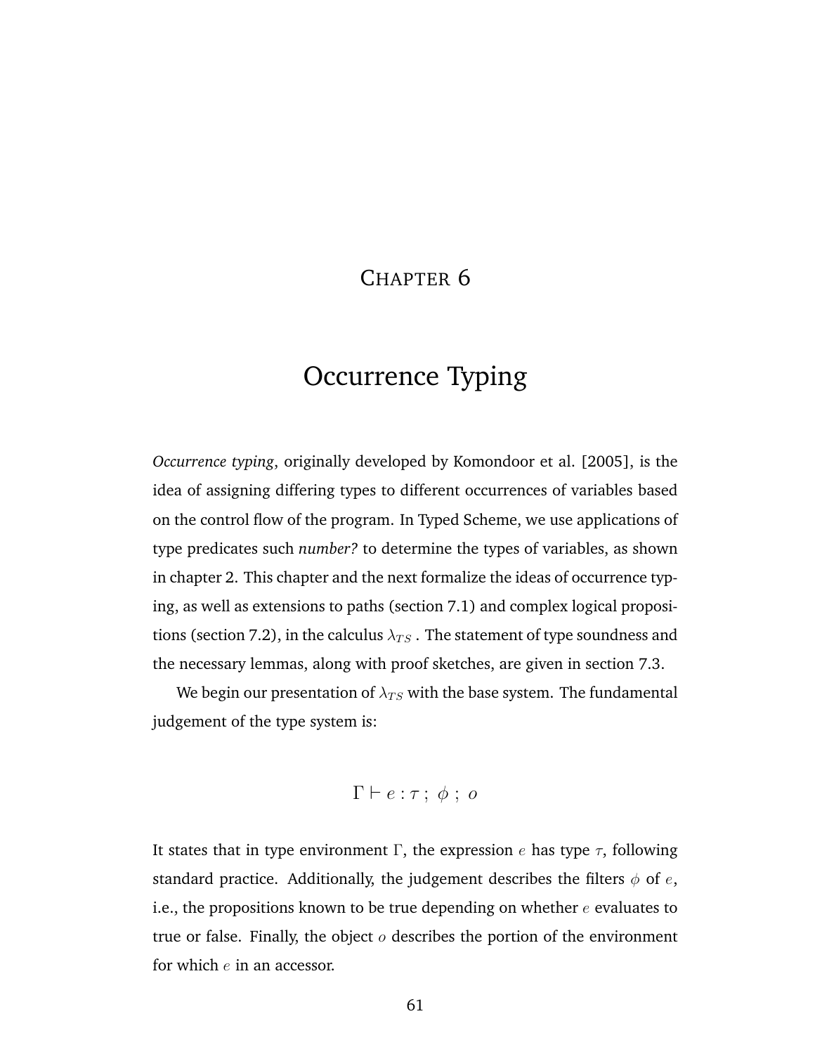# Chapter 6

# Occurrence Typing

*Occurrence typing*, originally developed by Komondoor et al. [2005], is the idea of assigning differing types to different occurrences of variables based on the control flow of the program. In Typed Scheme, we use applications of type predicates such *number?* to determine the types of variables, as shown in chapter 2. This chapter and the next formalize the ideas of occurrence typing, as well as extensions to paths (section 7.1) and complex logical propositions (section 7.2), in the calculus $\lambda_{TS}$ . The statement of type soundness and the necessary lemmas, along with proof sketches, are given in section 7.3.

We begin our presentation of $\lambda_{TS}$ with the base system. The fundamental judgement of the type system is:

$$\Gamma \vdash e : \tau \; ; \; \phi \; ; \; o$$

It states that in type environment $\Gamma$, the expression $e$ has type $\tau$, following standard practice. Additionally, the judgement describes the filters $\phi$ of $e$, i.e., the propositions known to be true depending on whether $e$ evaluates to true or false. Finally, the object $o$ describes the portion of the environment for which $e$ in an accessor.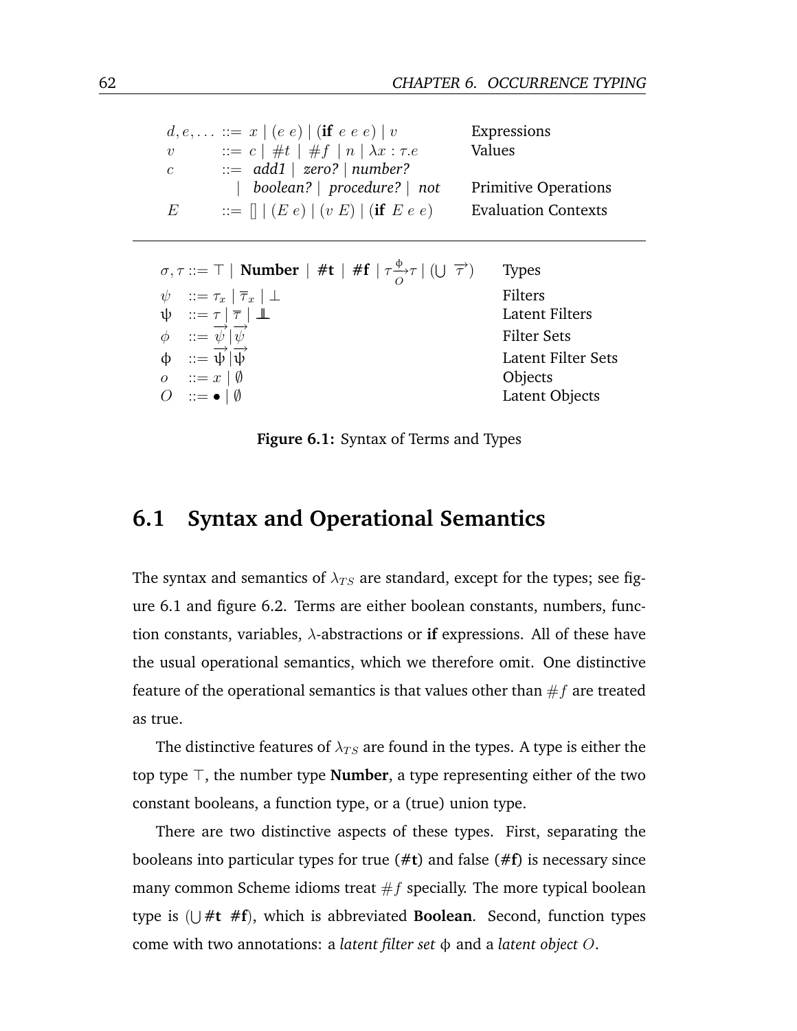$$
\begin{array}{llll}
d, e, \ldots & ::= x \mid (e\ e) \mid (\textbf{if}\ e\ e\ e) \mid v & & \text{Expressions} \\
v & ::= c \mid \#t \mid \#f \mid n \mid \lambda x : \tau . e & & \text{Values} \\
c & ::= \textit{add1} \mid \textit{zero?} \mid \textit{number?} & & \\
 & \quad \mid \textit{boolean?} \mid \textit{procedure?} \mid \textit{not} & & \text{Primitive Operations} \\
E & ::= [] \mid (E\ e) \mid (v\ E) \mid (\textbf{if}\ E\ e\ e) & & \text{Evaluation Contexts}
\end{array}
$$

$$
\begin{array}{lll}
\sigma, \tau & ::= \top \mid \textbf{Number} \mid \textbf{\#t} \mid \textbf{\#f} \mid \tau \xrightarrow[O]{\phi} \tau \mid (\bigcup\ \overrightarrow{\tau}) & \text{Types} \\
\psi & ::= \tau_x \mid \overline{\tau}_x \mid \bot & \text{Filters} \\
\psi & ::= \tau \mid \overline{\tau} \mid \bot\!\!\!\bot & \text{Latent Filters} \\
\phi & ::= \overrightarrow{\psi} | \overrightarrow{\psi} & \text{Filter Sets} \\
\phi & ::= \overrightarrow{\psi} | \overrightarrow{\psi} & \text{Latent Filter Sets} \\
o & ::= x \mid \emptyset & \text{Objects} \\
O & ::= \bullet \mid \emptyset & \text{Latent Objects}
\end{array}
$$

**Figure 6.1:** Syntax of Terms and Types

## 6.1 Syntax and Operational Semantics

The syntax and semantics of $\lambda_{TS}$ are standard, except for the types; see figure 6.1 and figure 6.2. Terms are either boolean constants, numbers, function constants, variables, $\lambda$-abstractions or **if** expressions. All of these have the usual operational semantics, which we therefore omit. One distinctive feature of the operational semantics is that values other than $\#f$ are treated as true.

The distinctive features of $\lambda_{TS}$ are found in the types. A type is either the top type $\top$, the number type **Number**, a type representing either of the two constant booleans, a function type, or a (true) union type.

There are two distinctive aspects of these types. First, separating the booleans into particular types for true (**#t**) and false (**#f**) is necessary since many common Scheme idioms treat $\#f$ specially. The more typical boolean type is ($\bigcup$ **#t** **#f**), which is abbreviated **Boolean**. Second, function types come with two annotations: a *latent filter set* $\phi$ and a *latent object* $O$.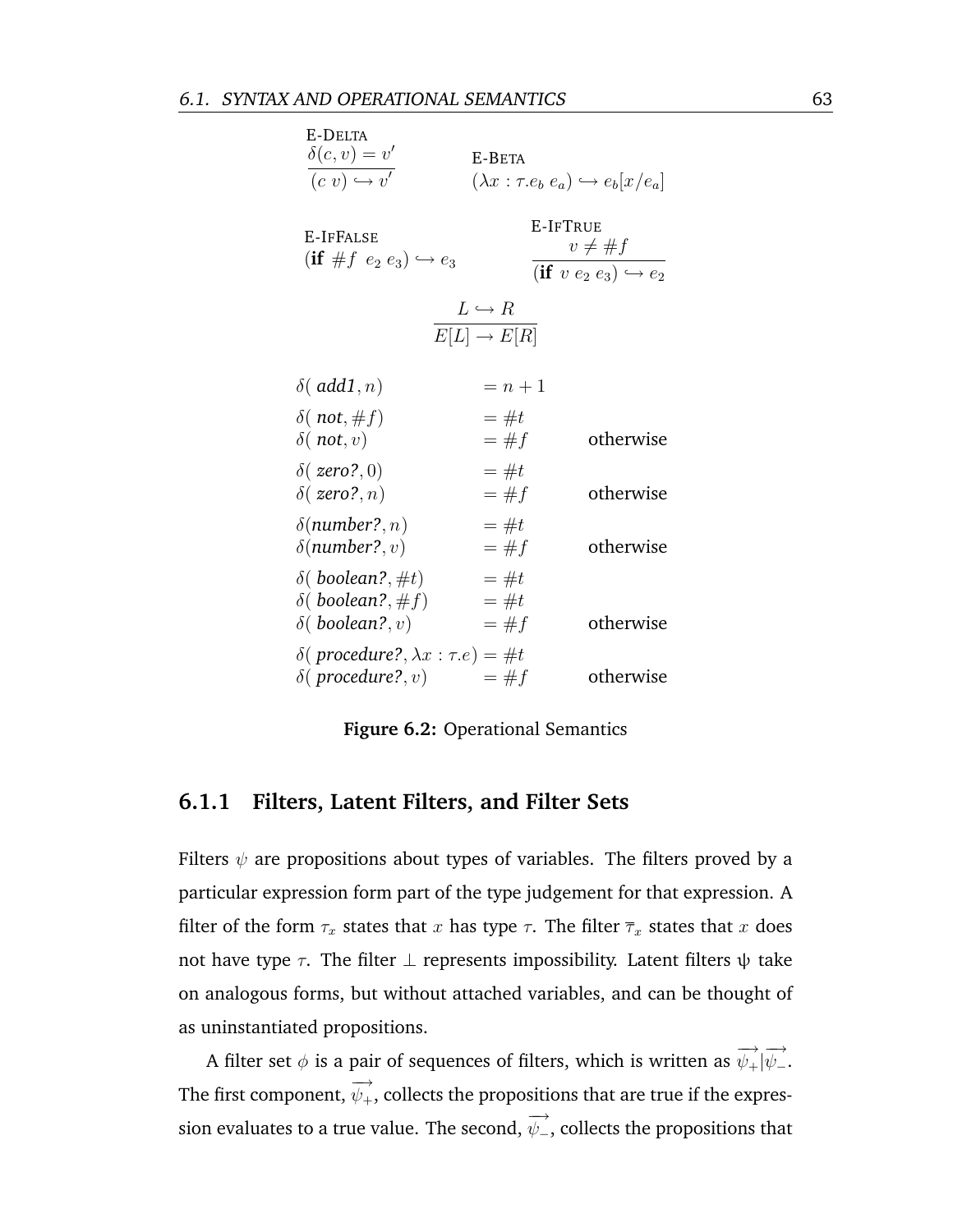E-DELTA

$$\frac{\delta(c, v) = v'}{(c\ v) \hookrightarrow v'}$$

E-BETA

$$(\lambda x : \tau . e_b\ e_a) \hookrightarrow e_b[x/e_a]$$

E-IFFALSE

$$(\textbf{if}\ \#f\ \ e_2\ e_3) \hookrightarrow e_3$$

E-IFTRUE

$$\frac{v \neq \#f}{(\textbf{if}\ v\ e_2\ e_3) \hookrightarrow e_2}$$

$$\frac{L \hookrightarrow R}{E[L] \rightarrow E[R]}$$

$$
\begin{array}{lll}
\delta(\ \textbf{\textit{add1}}, n) & = n + 1 & \\
\delta(\ \textbf{\textit{not}}, \#f) & = \#t & \\
\delta(\ \textbf{\textit{not}}, v) & = \#f & \text{otherwise} \\
\delta(\ \textbf{\textit{zero?}}, 0) & = \#t & \\
\delta(\ \textbf{\textit{zero?}}, n) & = \#f & \text{otherwise} \\
\delta(\textbf{\textit{number?}}, n) & = \#t & \\
\delta(\textbf{\textit{number?}}, v) & = \#f & \text{otherwise} \\
\delta(\ \textbf{\textit{boolean?}}, \#t) & = \#t & \\
\delta(\ \textbf{\textit{boolean?}}, \#f) & = \#t & \\
\delta(\ \textbf{\textit{boolean?}}, v) & = \#f & \text{otherwise} \\
\delta(\ \textbf{\textit{procedure?}}, \lambda x : \tau . e) & = \#t & \\
\delta(\ \textbf{\textit{procedure?}}, v) & = \#f & \text{otherwise}
\end{array}
$$

**Figure 6.2:** Operational Semantics

### 6.1.1 Filters, Latent Filters, and Filter Sets

Filters $\psi$ are propositions about types of variables. The filters proved by a particular expression form part of the type judgement for that expression. A filter of the form $\tau_x$ states that $x$ has type $\tau$. The filter $\overline{\tau}_x$ states that $x$ does not have type $\tau$. The filter $\bot$ represents impossibility. Latent filters ψ take on analogous forms, but without attached variables, and can be thought of as uninstantiated propositions.

A filter set $\phi$ is a pair of sequences of filters, which is written as $\overrightarrow{\psi_+}|\overrightarrow{\psi_-}$. The first component, $\overrightarrow{\psi_+}$, collects the propositions that are true if the expression evaluates to a true value. The second, $\overrightarrow{\psi_-}$, collects the propositions that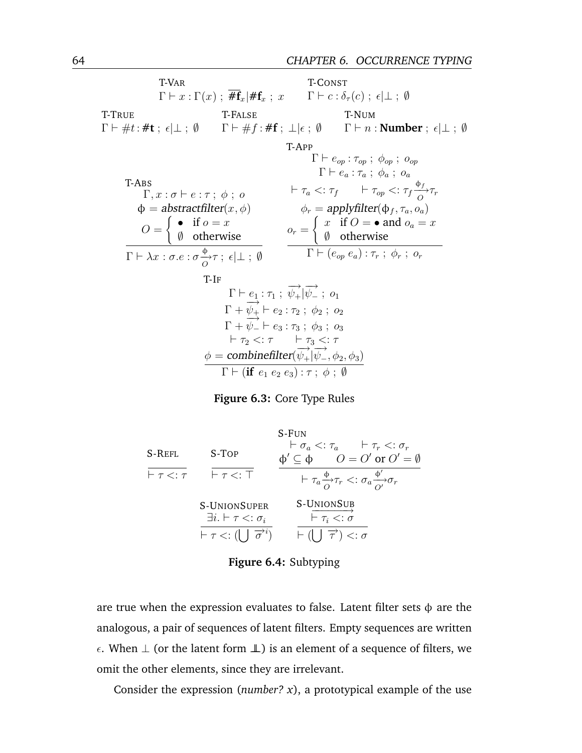T-Var
$$\Gamma \vdash x : \Gamma(x) \; ; \; \overline{\#\mathbf{f}}_x | \#\mathbf{f}_x \; ; \; x$$

T-Const
$$\Gamma \vdash c : \delta_\tau(c) \; ; \; \epsilon | \bot \; ; \; \emptyset$$

T-True
$$\Gamma \vdash \#t : \#\mathbf{t} \; ; \; \epsilon | \bot \; ; \; \emptyset$$

T-False
$$\Gamma \vdash \#f : \#\mathbf{f} \; ; \; \bot | \epsilon \; ; \; \emptyset$$

T-Num
$$\Gamma \vdash n : \mathbf{Number} \; ; \; \epsilon | \bot \; ; \; \emptyset$$

T-Abs
$$\frac{\Gamma, x : \sigma \vdash e : \tau \; ; \; \phi \; ; \; o \qquad \upphi = \mathit{abstractfilter}(x, \phi) \qquad O = \begin{cases} \bullet & \text{if } o = x \\ \emptyset & \text{otherwise} \end{cases}}{\Gamma \vdash \lambda x : \sigma . e : \sigma \xrightarrow[O]{\upphi} \tau \; ; \; \epsilon | \bot \; ; \; \emptyset}$$

T-App
$$\frac{\begin{array}{c} \Gamma \vdash e_{op} : \tau_{op} \; ; \; \phi_{op} \; ; \; o_{op} \\ \Gamma \vdash e_a : \tau_a \; ; \; \phi_a \; ; \; o_a \\ \vdash \tau_a <: \tau_f \qquad \vdash \tau_{op} <: \tau_f \xrightarrow[O]{\upphi_f} \tau_r \\ \phi_r = \mathit{applyfilter}(\upphi_f, \tau_a, o_a) \\ o_r = \begin{cases} x & \text{if } O = \bullet \text{ and } o_a = x \\ \emptyset & \text{otherwise} \end{cases} \end{array}}{\Gamma \vdash (e_{op} \; e_a) : \tau_r \; ; \; \phi_r \; ; \; o_r}$$

T-If
$$\frac{\begin{array}{c} \Gamma \vdash e_1 : \tau_1 \; ; \; \overrightarrow{\psi_+} | \overrightarrow{\psi_-} \; ; \; o_1 \\ \Gamma + \overrightarrow{\psi_+} \vdash e_2 : \tau_2 \; ; \; \phi_2 \; ; \; o_2 \\ \Gamma + \overrightarrow{\psi_-} \vdash e_3 : \tau_3 \; ; \; \phi_3 \; ; \; o_3 \\ \vdash \tau_2 <: \tau \qquad \vdash \tau_3 <: \tau \\ \phi = \mathit{combinefilter}(\overrightarrow{\psi_+} | \overrightarrow{\psi_-}, \phi_2, \phi_3) \end{array}}{\Gamma \vdash (\mathbf{if} \; e_1 \; e_2 \; e_3) : \tau \; ; \; \phi \; ; \; \emptyset}$$

**Figure 6.3:** Core Type Rules

S-Refl
$$\frac{}{\vdash \tau <: \tau}$$

S-Top
$$\frac{}{\vdash \tau <: \top}$$

S-Fun
$$\frac{\vdash \sigma_a <: \tau_a \qquad \vdash \tau_r <: \sigma_r \qquad \upphi' \subseteq \upphi \qquad O = O' \text{ or } O' = \emptyset}{\vdash \tau_a \xrightarrow[O]{\upphi} \tau_r <: \sigma_a \xrightarrow[O']{\upphi'} \sigma_r}$$

S-UnionSuper
$$\frac{\exists i. \vdash \tau <: \sigma_i}{\vdash \tau <: (\bigcup \; \overrightarrow{\sigma}^i)}$$

S-UnionSub
$$\frac{\overrightarrow{\vdash \tau_i <: \sigma}}{\vdash (\bigcup \; \overrightarrow{\tau}) <: \sigma}$$

**Figure 6.4:** Subtyping

are true when the expression evaluates to false. Latent filter sets $\upphi$ are the analogous, a pair of sequences of latent filters. Empty sequences are written $\epsilon$. When $\bot$ (or the latent form $\perp\!\!\!\perp$) is an element of a sequence of filters, we omit the other elements, since they are irrelevant.

Consider the expression (*number? x*), a prototypical example of the use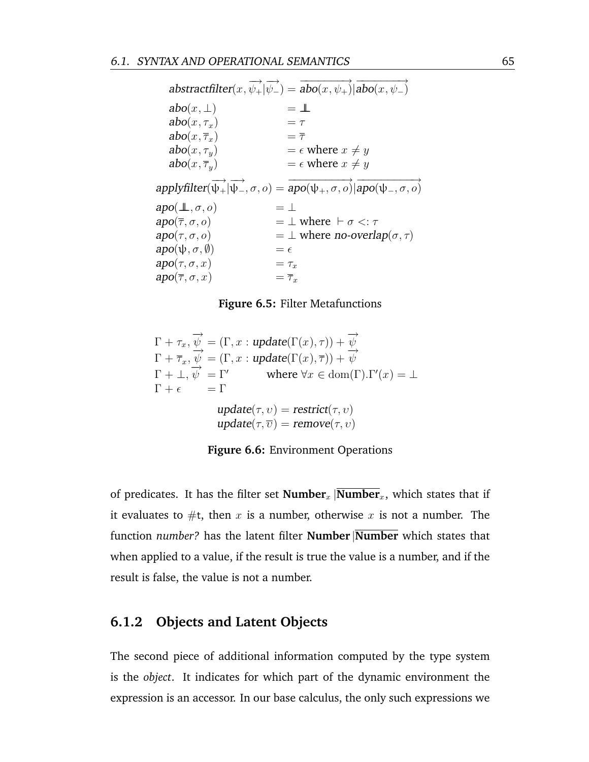$$
\begin{array}{lcl}
\mathit{abstractfilter}(x, \overrightarrow{\psi_+}|\overrightarrow{\psi_-}) & = & \overrightarrow{\mathit{abo}(x,\psi_+)}|\overrightarrow{\mathit{abo}(x,\psi_-)} \\
\mathit{abo}(x, \bot) & = & \perp\!\!\!\perp \\
\mathit{abo}(x, \tau_x) & = & \tau \\
\mathit{abo}(x, \overline{\tau}_x) & = & \overline{\tau} \\
\mathit{abo}(x, \tau_y) & = & \epsilon \text{ where } x \neq y \\
\mathit{abo}(x, \overline{\tau}_y) & = & \epsilon \text{ where } x \neq y
\end{array}
$$

$$
\begin{array}{lcl}
\mathit{applyfilter}(\overrightarrow{\psi_+}|\overrightarrow{\psi_-}, \sigma, o) & = & \overrightarrow{\mathit{apo}(\psi_+,\sigma,o)}|\overrightarrow{\mathit{apo}(\psi_-,\sigma,o)} \\
\mathit{apo}(\perp\!\!\!\perp, \sigma, o) & = & \bot \\
\mathit{apo}(\overline{\tau}, \sigma, o) & = & \bot \text{ where } \vdash \sigma <: \tau \\
\mathit{apo}(\tau, \sigma, o) & = & \bot \text{ where } \mathit{no\text{-}overlap}(\sigma, \tau) \\
\mathit{apo}(\psi, \sigma, \emptyset) & = & \epsilon \\
\mathit{apo}(\tau, \sigma, x) & = & \tau_x \\
\mathit{apo}(\overline{\tau}, \sigma, x) & = & \overline{\tau}_x
\end{array}
$$

**Figure 6.5:** Filter Metafunctions

$$
\begin{array}{lcl}
\Gamma + \tau_x, \overrightarrow{\psi} & = & (\Gamma, x : \mathit{update}(\Gamma(x), \tau)) + \overrightarrow{\psi} \\
\Gamma + \overline{\tau}_x, \overrightarrow{\psi} & = & (\Gamma, x : \mathit{update}(\Gamma(x), \overline{\tau})) + \overrightarrow{\psi} \\
\Gamma + \bot, \overrightarrow{\psi} & = & \Gamma' \qquad \text{where } \forall x \in \mathrm{dom}(\Gamma).\Gamma'(x) = \bot \\
\Gamma + \epsilon & = & \Gamma
\end{array}
$$

$$
\begin{array}{lcl}
\mathit{update}(\tau, \upsilon) & = & \mathit{restrict}(\tau, \upsilon) \\
\mathit{update}(\tau, \overline{\upsilon}) & = & \mathit{remove}(\tau, \upsilon)
\end{array}
$$

**Figure 6.6:** Environment Operations

of predicates. It has the filter set $\textbf{Number}_x|\overline{\textbf{Number}}_x$, which states that if it evaluates to #t, then $x$ is a number, otherwise $x$ is not a number. The function *number?* has the latent filter $\textbf{Number}|\overline{\textbf{Number}}$ which states that when applied to a value, if the result is true the value is a number, and if the result is false, the value is not a number.

### 6.1.2 Objects and Latent Objects

The second piece of additional information computed by the type system is the *object*. It indicates for which part of the dynamic environment the expression is an accessor. In our base calculus, the only such expressions we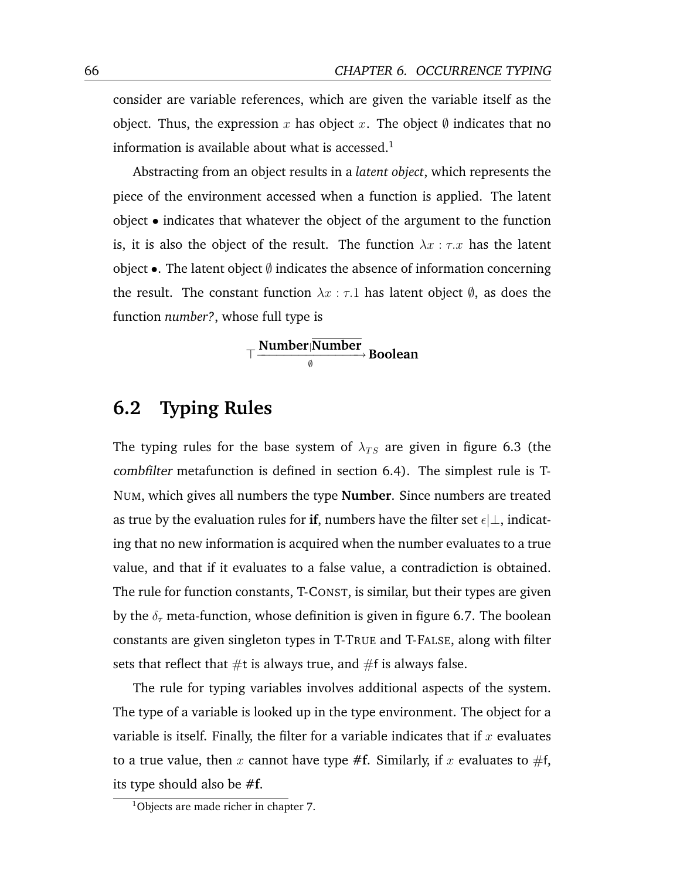consider are variable references, which are given the variable itself as the object. Thus, the expression $x$ has object $x$. The object $\emptyset$ indicates that no information is available about what is accessed.[1]

Abstracting from an object results in a *latent object*, which represents the piece of the environment accessed when a function is applied. The latent object $\bullet$ indicates that whatever the object of the argument to the function is, it is also the object of the result. The function $\lambda x : \tau . x$ has the latent object $\bullet$. The latent object $\emptyset$ indicates the absence of information concerning the result. The constant function $\lambda x : \tau . 1$ has latent object $\emptyset$, as does the function *number?*, whose full type is

$$\top \xrightarrow[\emptyset]{\textbf{Number}|\overline{\textbf{Number}}} \textbf{Boolean}$$

## 6.2 Typing Rules

The typing rules for the base system of $\lambda_{TS}$ are given in figure 6.3 (the *combfilter* metafunction is defined in section 6.4). The simplest rule is T-NUM, which gives all numbers the type **Number**. Since numbers are treated as true by the evaluation rules for **if**, numbers have the filter set $\epsilon|\bot$, indicating that no new information is acquired when the number evaluates to a true value, and that if it evaluates to a false value, a contradiction is obtained. The rule for function constants, T-CONST, is similar, but their types are given by the $\delta_\tau$ meta-function, whose definition is given in figure 6.7. The boolean constants are given singleton types in T-TRUE and T-FALSE, along with filter sets that reflect that #t is always true, and #f is always false.

The rule for typing variables involves additional aspects of the system. The type of a variable is looked up in the type environment. The object for a variable is itself. Finally, the filter for a variable indicates that if $x$ evaluates to a true value, then $x$ cannot have type **#f**. Similarly, if $x$ evaluates to #f, its type should also be **#f**.

[1] Objects are made richer in chapter 7.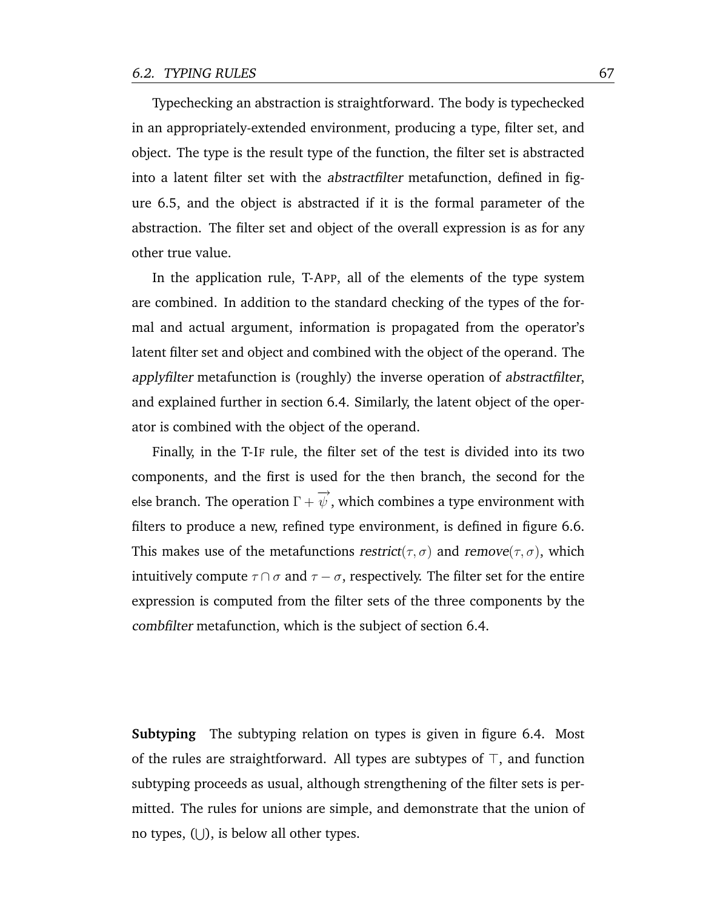Typechecking an abstraction is straightforward. The body is typechecked in an appropriately-extended environment, producing a type, filter set, and object. The type is the result type of the function, the filter set is abstracted into a latent filter set with the *abstractfilter* metafunction, defined in figure 6.5, and the object is abstracted if it is the formal parameter of the abstraction. The filter set and object of the overall expression is as for any other true value.

In the application rule, T-APP, all of the elements of the type system are combined. In addition to the standard checking of the types of the formal and actual argument, information is propagated from the operator's latent filter set and object and combined with the object of the operand. The *applyfilter* metafunction is (roughly) the inverse operation of *abstractfilter*, and explained further in section 6.4. Similarly, the latent object of the operator is combined with the object of the operand.

Finally, in the T-IF rule, the filter set of the test is divided into its two components, and the first is used for the then branch, the second for the else branch. The operation $\Gamma + \overrightarrow{\psi}$, which combines a type environment with filters to produce a new, refined type environment, is defined in figure 6.6. This makes use of the metafunctions $\mathit{restrict}(\tau, \sigma)$ and $\mathit{remove}(\tau, \sigma)$, which intuitively compute $\tau \cap \sigma$ and $\tau - \sigma$, respectively. The filter set for the entire expression is computed from the filter sets of the three components by the *combfilter* metafunction, which is the subject of section 6.4.

**Subtyping** The subtyping relation on types is given in figure 6.4. Most of the rules are straightforward. All types are subtypes of $\top$, and function subtyping proceeds as usual, although strengthening of the filter sets is permitted. The rules for unions are simple, and demonstrate that the union of no types, $(\bigcup)$, is below all other types.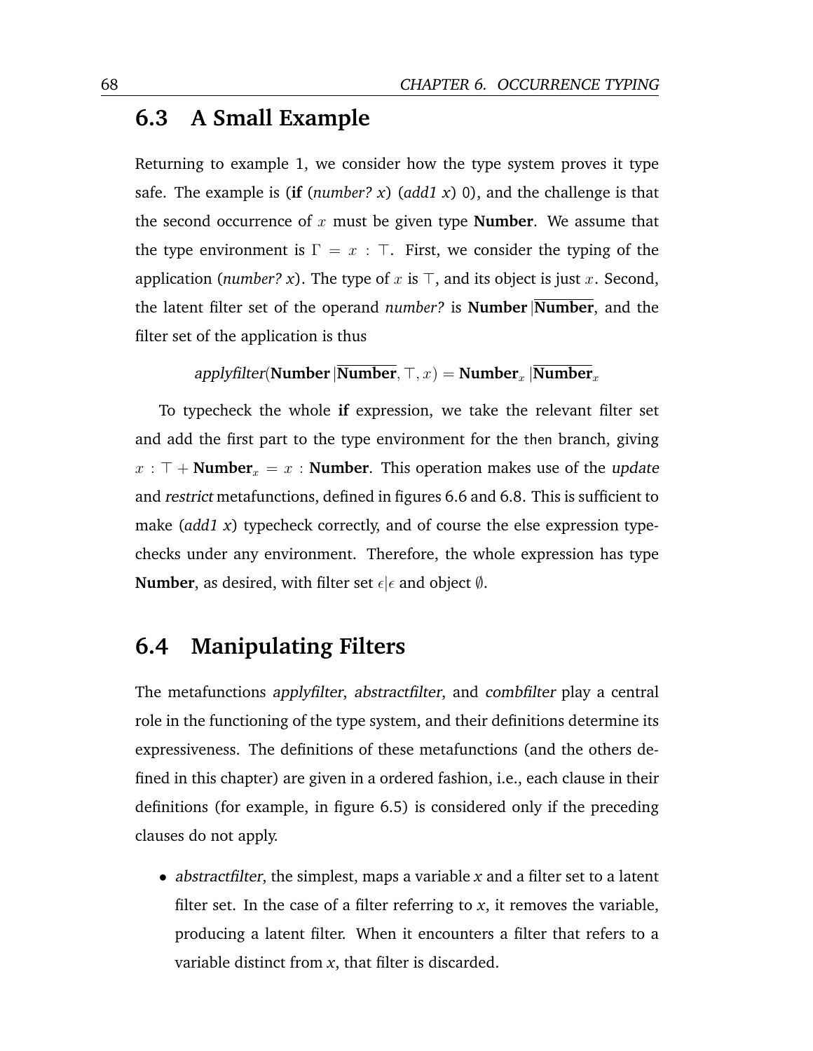## 6.3 A Small Example

Returning to example 1, we consider how the type system proves it type safe. The example is (**if** (*number? x*) (*add1 x*) 0), and the challenge is that the second occurrence of $x$ must be given type **Number**. We assume that the type environment is $\Gamma = x : \top$. First, we consider the typing of the application (*number? x*). The type of $x$ is $\top$, and its object is just $x$. Second, the latent filter set of the operand *number?* is $\mathbf{Number} | \overline{\mathbf{Number}}$, and the filter set of the application is thus

$$\mathit{applyfilter}(\mathbf{Number} | \overline{\mathbf{Number}}, \top, x) = \mathbf{Number}_x | \overline{\mathbf{Number}}_x$$

To typecheck the whole **if** expression, we take the relevant filter set and add the first part to the type environment for the then branch, giving $x : \top + \mathbf{Number}_x = x : \mathbf{Number}$. This operation makes use of the *update* and *restrict* metafunctions, defined in figures 6.6 and 6.8. This is sufficient to make (*add1 x*) typecheck correctly, and of course the else expression type-checks under any environment. Therefore, the whole expression has type **Number**, as desired, with filter set $\epsilon | \epsilon$ and object $\emptyset$.

## 6.4 Manipulating Filters

The metafunctions *applyfilter*, *abstractfilter*, and *combfilter* play a central role in the functioning of the type system, and their definitions determine its expressiveness. The definitions of these metafunctions (and the others defined in this chapter) are given in a ordered fashion, i.e., each clause in their definitions (for example, in figure 6.5) is considered only if the preceding clauses do not apply.

- *abstractfilter*, the simplest, maps a variable *x* and a filter set to a latent filter set. In the case of a filter referring to *x*, it removes the variable, producing a latent filter. When it encounters a filter that refers to a variable distinct from *x*, that filter is discarded.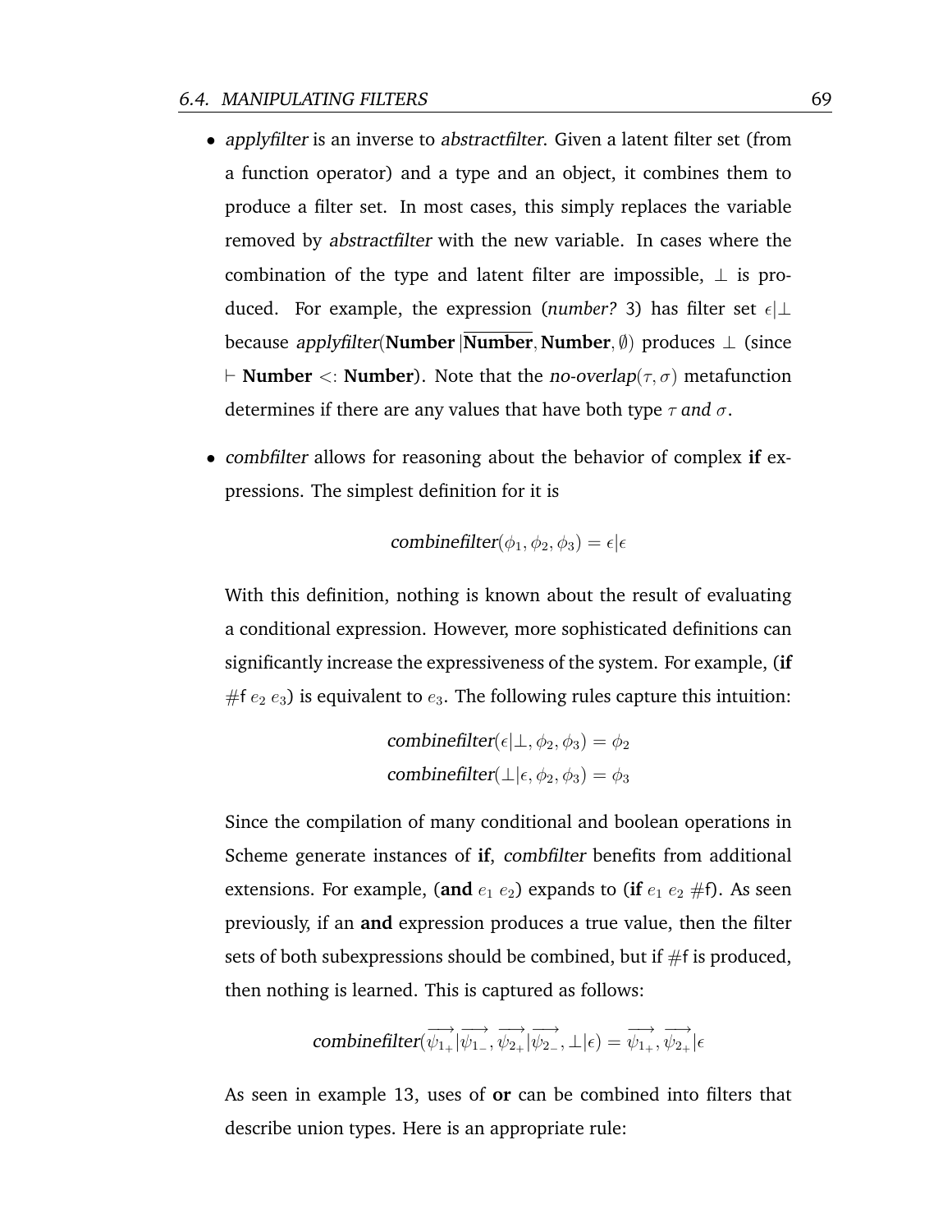- *applyfilter* is an inverse to *abstractfilter*. Given a latent filter set (from a function operator) and a type and an object, it combines them to produce a filter set. In most cases, this simply replaces the variable removed by *abstractfilter* with the new variable. In cases where the combination of the type and latent filter are impossible, $\bot$ is produced. For example, the expression (*number?* 3) has filter set $\epsilon|\bot$ because *applyfilter*($\textbf{Number}\,|\overline{\textbf{Number}}, \textbf{Number}, \emptyset$) produces $\bot$ (since $\vdash$ **Number** $<:$ **Number**). Note that the *no-overlap*$(\tau, \sigma)$ metafunction determines if there are any values that have both type $\tau$ *and* $\sigma$.

- *combfilter* allows for reasoning about the behavior of complex **if** expressions. The simplest definition for it is

  $$\textit{combinefilter}(\phi_1, \phi_2, \phi_3) = \epsilon|\epsilon$$

  With this definition, nothing is known about the result of evaluating a conditional expression. However, more sophisticated definitions can significantly increase the expressiveness of the system. For example, (**if** #f $e_2$ $e_3$) is equivalent to $e_3$. The following rules capture this intuition:

  $$\textit{combinefilter}(\epsilon|\bot, \phi_2, \phi_3) = \phi_2$$
  $$\textit{combinefilter}(\bot|\epsilon, \phi_2, \phi_3) = \phi_3$$

  Since the compilation of many conditional and boolean operations in Scheme generate instances of **if**, *combfilter* benefits from additional extensions. For example, (**and** $e_1$ $e_2$) expands to (**if** $e_1$ $e_2$ #f). As seen previously, if an **and** expression produces a true value, then the filter sets of both subexpressions should be combined, but if #f is produced, then nothing is learned. This is captured as follows:

  $$\textit{combinefilter}(\overrightarrow{\psi_{1_+}}|\overrightarrow{\psi_{1_-}}, \overrightarrow{\psi_{2_+}}|\overrightarrow{\psi_{2_-}}, \bot|\epsilon) = \overrightarrow{\psi_{1_+}}, \overrightarrow{\psi_{2_+}}|\epsilon$$

  As seen in example 13, uses of **or** can be combined into filters that describe union types. Here is an appropriate rule: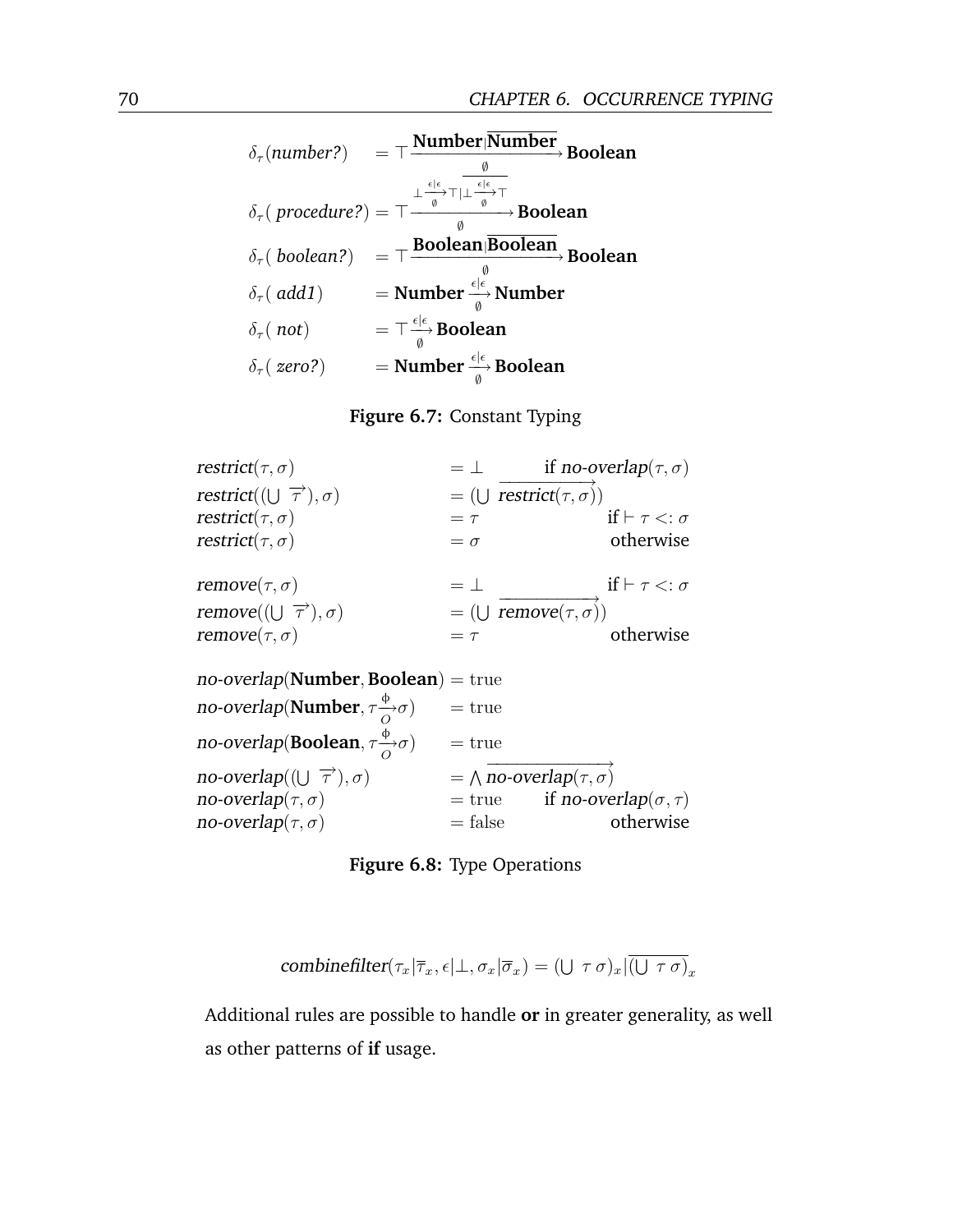$$
\begin{array}{ll}
\delta_\tau(\textit{number?}) & = \top \xrightarrow[\emptyset]{\textbf{Number}|\overline{\textbf{Number}}} \textbf{Boolean} \\
\delta_\tau(\textit{procedure?}) & = \top \xrightarrow[\emptyset]{\bot \xrightarrow[\emptyset]{\epsilon|\epsilon} \top | \overline{\bot \xrightarrow[\emptyset]{\epsilon|\epsilon} \top}} \textbf{Boolean} \\
\delta_\tau(\textit{boolean?}) & = \top \xrightarrow[\emptyset]{\textbf{Boolean}|\overline{\textbf{Boolean}}} \textbf{Boolean} \\
\delta_\tau(\textit{add1}) & = \textbf{Number} \xrightarrow[\emptyset]{\epsilon|\epsilon} \textbf{Number} \\
\delta_\tau(\textit{not}) & = \top \xrightarrow[\emptyset]{\epsilon|\epsilon} \textbf{Boolean} \\
\delta_\tau(\textit{zero?}) & = \textbf{Number} \xrightarrow[\emptyset]{\epsilon|\epsilon} \textbf{Boolean}
\end{array}
$$

**Figure 6.7:** Constant Typing

$$
\begin{array}{lll}
\textit{restrict}(\tau, \sigma) & = \bot & \text{if } \textit{no-overlap}(\tau, \sigma) \\
\textit{restrict}((\bigcup\ \overrightarrow{\tau}), \sigma) & = (\bigcup\ \overrightarrow{\textit{restrict}(\tau, \sigma)}) & \\
\textit{restrict}(\tau, \sigma) & = \tau & \text{if} \vdash \tau <: \sigma \\
\textit{restrict}(\tau, \sigma) & = \sigma & \text{otherwise} \\
 & & \\
\textit{remove}(\tau, \sigma) & = \bot & \text{if} \vdash \tau <: \sigma \\
\textit{remove}((\bigcup\ \overrightarrow{\tau}), \sigma) & = (\bigcup\ \overrightarrow{\textit{remove}(\tau, \sigma)}) & \\
\textit{remove}(\tau, \sigma) & = \tau & \text{otherwise} \\
 & & \\
\textit{no-overlap}(\textbf{Number}, \textbf{Boolean}) & = \text{true} & \\
\textit{no-overlap}(\textbf{Number}, \tau \xrightarrow[O]{\phi} \sigma) & = \text{true} & \\
\textit{no-overlap}(\textbf{Boolean}, \tau \xrightarrow[O]{\phi} \sigma) & = \text{true} & \\
\textit{no-overlap}((\bigcup\ \overrightarrow{\tau}), \sigma) & = \bigwedge \overrightarrow{\textit{no-overlap}(\tau, \sigma)} & \\
\textit{no-overlap}(\tau, \sigma) & = \text{true} & \text{if } \textit{no-overlap}(\sigma, \tau) \\
\textit{no-overlap}(\tau, \sigma) & = \text{false} & \text{otherwise}
\end{array}
$$

**Figure 6.8:** Type Operations

$$
\textit{combinefilter}(\tau_x|\overline{\tau}_x, \epsilon|\bot, \sigma_x|\overline{\sigma}_x) = (\bigcup\ \tau\ \sigma)_x|\overline{(\bigcup\ \tau\ \sigma)}_x
$$

Additional rules are possible to handle **or** in greater generality, as well as other patterns of **if** usage.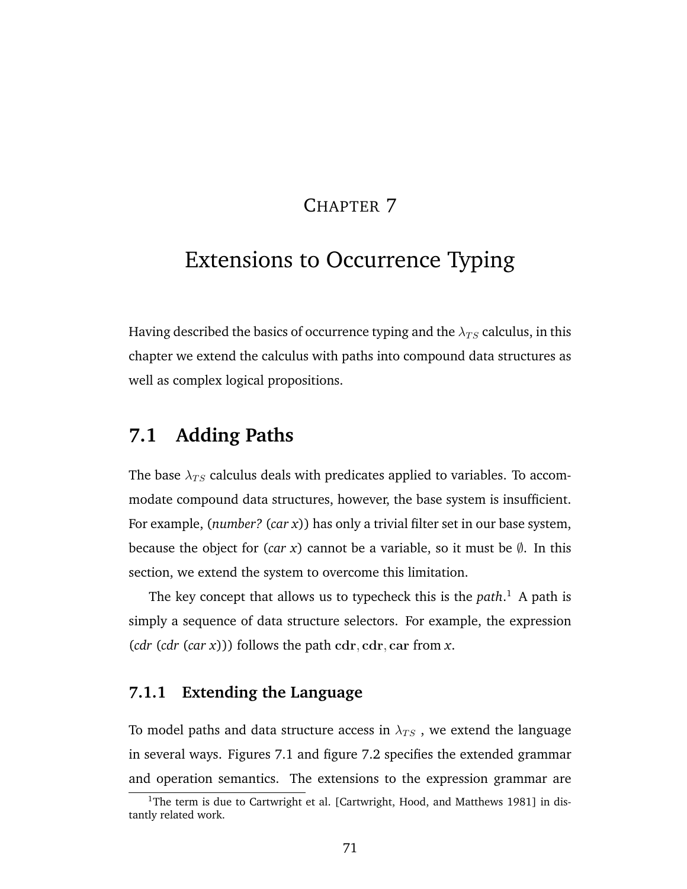# Chapter 7

# Extensions to Occurrence Typing

Having described the basics of occurrence typing and the $\lambda_{TS}$ calculus, in this chapter we extend the calculus with paths into compound data structures as well as complex logical propositions.

## 7.1 Adding Paths

The base $\lambda_{TS}$ calculus deals with predicates applied to variables. To accommodate compound data structures, however, the base system is insufficient. For example, (*number?* (*car x*)) has only a trivial filter set in our base system, because the object for (*car x*) cannot be a variable, so it must be $\emptyset$. In this section, we extend the system to overcome this limitation.

The key concept that allows us to typecheck this is the *path*.[1] A path is simply a sequence of data structure selectors. For example, the expression (*cdr* (*cdr* (*car x*))) follows the path $\mathbf{cdr}, \mathbf{cdr}, \mathbf{car}$ from *x*.

### 7.1.1 Extending the Language

To model paths and data structure access in $\lambda_{TS}$ , we extend the language in several ways. Figures 7.1 and figure 7.2 specifies the extended grammar and operation semantics. The extensions to the expression grammar are

[1] The term is due to Cartwright et al. [Cartwright, Hood, and Matthews 1981] in distantly related work.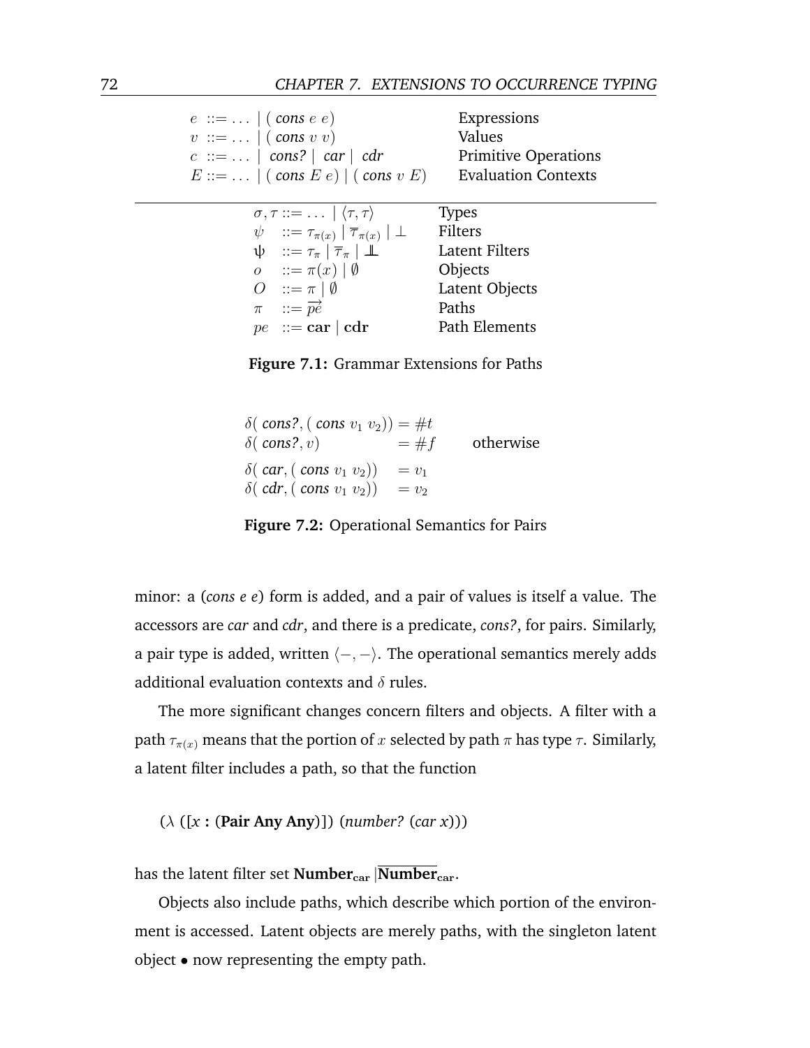$$
\begin{array}{lll}
e & ::= \ldots \mid (\textit{cons}\ e\ e) & \text{Expressions} \\
v & ::= \ldots \mid (\textit{cons}\ v\ v) & \text{Values} \\
c & ::= \ldots \mid \textit{cons?} \mid \textit{car} \mid \textit{cdr} & \text{Primitive Operations} \\
E & ::= \ldots \mid (\textit{cons}\ E\ e) \mid (\textit{cons}\ v\ E) & \text{Evaluation Contexts}
\end{array}
$$

---

$$
\begin{array}{lll}
\sigma, \tau & ::= \ldots \mid \langle \tau, \tau \rangle & \text{Types} \\
\psi & ::= \tau_{\pi(x)} \mid \overline{\tau}_{\pi(x)} \mid \bot & \text{Filters} \\
\psi & ::= \tau_{\pi} \mid \overline{\tau}_{\pi} \mid \perp\!\!\!\perp & \text{Latent Filters} \\
o & ::= \pi(x) \mid \emptyset & \text{Objects} \\
O & ::= \pi \mid \emptyset & \text{Latent Objects} \\
\pi & ::= \overrightarrow{pe} & \text{Paths} \\
pe & ::= \mathbf{car} \mid \mathbf{cdr} & \text{Path Elements}
\end{array}
$$

**Figure 7.1:** Grammar Extensions for Paths

$$
\begin{array}{lll}
\delta(\textit{cons?}, (\textit{cons}\ v_1\ v_2)) & = \#t & \\
\delta(\textit{cons?}, v) & = \#f & \text{otherwise} \\
\delta(\textit{car}, (\textit{cons}\ v_1\ v_2)) & = v_1 & \\
\delta(\textit{cdr}, (\textit{cons}\ v_1\ v_2)) & = v_2 &
\end{array}
$$

**Figure 7.2:** Operational Semantics for Pairs

minor: a (*cons e e*) form is added, and a pair of values is itself a value. The accessors are *car* and *cdr*, and there is a predicate, *cons?*, for pairs. Similarly, a pair type is added, written $\langle -, - \rangle$. The operational semantics merely adds additional evaluation contexts and $\delta$ rules.

The more significant changes concern filters and objects. A filter with a path $\tau_{\pi(x)}$ means that the portion of $x$ selected by path $\pi$ has type $\tau$. Similarly, a latent filter includes a path, so that the function

($\lambda$ ([*x* **:** (**Pair Any Any**)]) (*number?* (*car x*)))

has the latent filter set $\mathbf{Number}_{\mathbf{car}} | \overline{\mathbf{Number}}_{\mathbf{car}}$.

Objects also include paths, which describe which portion of the environment is accessed. Latent objects are merely paths, with the singleton latent object $\bullet$ now representing the empty path.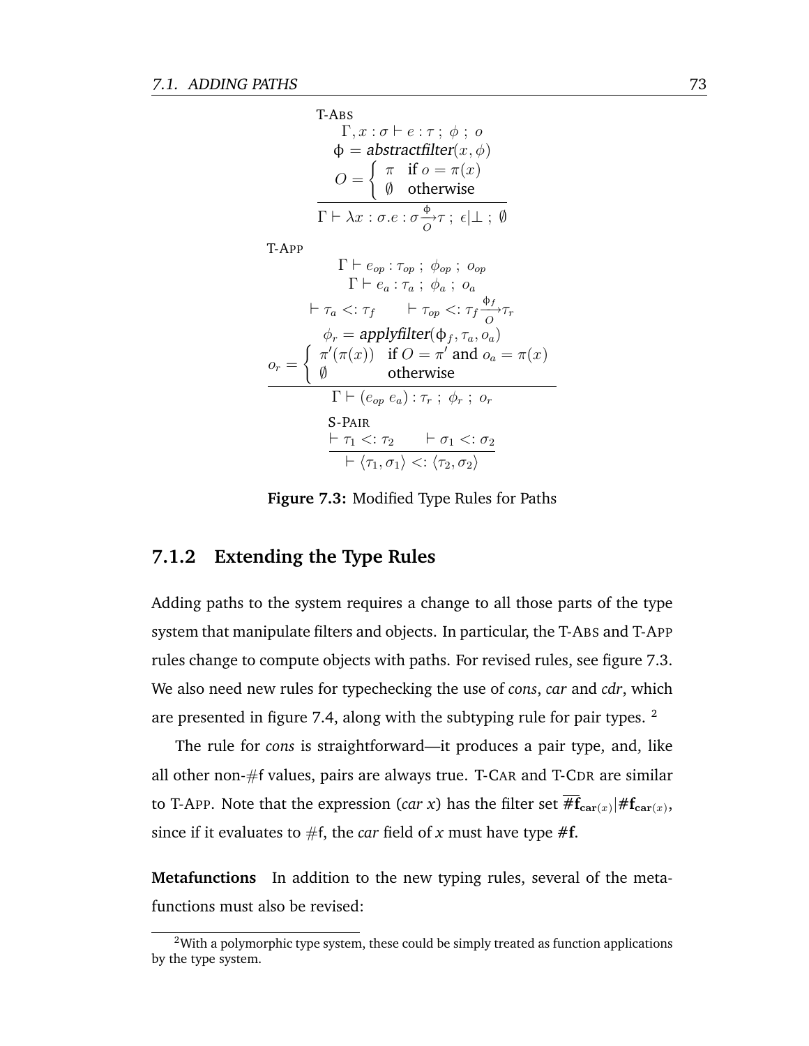T-ABS

$$\frac{\begin{array}{c}\Gamma, x : \sigma \vdash e : \tau \; ; \; \phi \; ; \; o \\ \phi = \textit{abstractfilter}(x, \phi) \\ O = \left\{ \begin{array}{ll} \pi & \text{if } o = \pi(x) \\ \emptyset & \text{otherwise} \end{array} \right. \end{array}}{\Gamma \vdash \lambda x : \sigma . e : \sigma \xrightarrow[O]{\phi} \tau \; ; \; \epsilon | \bot \; ; \; \emptyset}$$

T-APP

$$\frac{\begin{array}{c}\Gamma \vdash e_{op} : \tau_{op} \; ; \; \phi_{op} \; ; \; o_{op} \\ \Gamma \vdash e_a : \tau_a \; ; \; \phi_a \; ; \; o_a \\ \vdash \tau_a <: \tau_f \qquad \vdash \tau_{op} <: \tau_f \xrightarrow[O]{\phi_f} \tau_r \\ \phi_r = \textit{applyfilter}(\phi_f, \tau_a, o_a) \\ o_r = \left\{ \begin{array}{ll} \pi'(\pi(x)) & \text{if } O = \pi' \text{ and } o_a = \pi(x) \\ \emptyset & \text{otherwise} \end{array} \right. \end{array}}{\Gamma \vdash (e_{op} \; e_a) : \tau_r \; ; \; \phi_r \; ; \; o_r}$$

S-PAIR

$$\frac{\vdash \tau_1 <: \tau_2 \qquad \vdash \sigma_1 <: \sigma_2}{\vdash \langle \tau_1, \sigma_1 \rangle <: \langle \tau_2, \sigma_2 \rangle}$$

**Figure 7.3:** Modified Type Rules for Paths

### 7.1.2 Extending the Type Rules

Adding paths to the system requires a change to all those parts of the type system that manipulate filters and objects. In particular, the T-ABS and T-APP rules change to compute objects with paths. For revised rules, see figure 7.3. We also need new rules for typechecking the use of *cons*, *car* and *cdr*, which are presented in figure 7.4, along with the subtyping rule for pair types. [2]

The rule for *cons* is straightforward—it produces a pair type, and, like all other non-#f values, pairs are always true. T-CAR and T-CDR are similar to T-APP. Note that the expression (*car x*) has the filter set $\overline{\#\mathbf{f}}_{\mathbf{car}(x)} | \#\mathbf{f}_{\mathbf{car}(x)}$, since if it evaluates to #f, the *car* field of *x* must have type **#f**.

**Metafunctions** In addition to the new typing rules, several of the metafunctions must also be revised:

[2] With a polymorphic type system, these could be simply treated as function applications by the type system.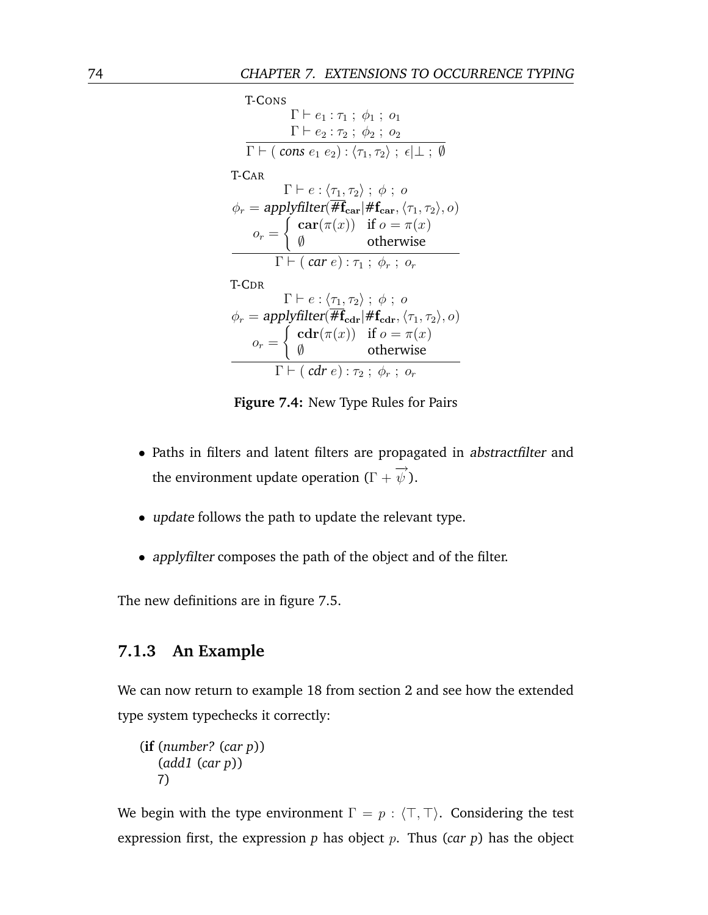T-CONS

$$\frac{\Gamma \vdash e_1 : \tau_1 \; ; \; \phi_1 \; ; \; o_1 \qquad \Gamma \vdash e_2 : \tau_2 \; ; \; \phi_2 \; ; \; o_2}{\Gamma \vdash (\,\textit{cons}\; e_1\; e_2) : \langle \tau_1, \tau_2 \rangle \; ; \; \epsilon | \bot \; ; \; \emptyset}$$

T-CAR

$$\frac{\begin{array}{c}\Gamma \vdash e : \langle \tau_1, \tau_2 \rangle \; ; \; \phi \; ; \; o \\ \phi_r = \textit{applyfilter}(\overline{\#\mathbf{f}_{\mathbf{car}}} | \#\mathbf{f}_{\mathbf{car}}, \langle \tau_1, \tau_2 \rangle, o) \\ o_r = \begin{cases} \mathbf{car}(\pi(x)) & \text{if } o = \pi(x) \\ \emptyset & \text{otherwise} \end{cases}\end{array}}{\Gamma \vdash (\,\textit{car}\; e) : \tau_1 \; ; \; \phi_r \; ; \; o_r}$$

T-CDR

$$\frac{\begin{array}{c}\Gamma \vdash e : \langle \tau_1, \tau_2 \rangle \; ; \; \phi \; ; \; o \\ \phi_r = \textit{applyfilter}(\overline{\#\mathbf{f}_{\mathbf{cdr}}} | \#\mathbf{f}_{\mathbf{cdr}}, \langle \tau_1, \tau_2 \rangle, o) \\ o_r = \begin{cases} \mathbf{cdr}(\pi(x)) & \text{if } o = \pi(x) \\ \emptyset & \text{otherwise} \end{cases}\end{array}}{\Gamma \vdash (\,\textit{cdr}\; e) : \tau_2 \; ; \; \phi_r \; ; \; o_r}$$

**Figure 7.4:** New Type Rules for Pairs

- Paths in filters and latent filters are propagated in *abstractfilter* and the environment update operation ($\Gamma + \overrightarrow{\psi}$).
- *update* follows the path to update the relevant type.
- *applyfilter* composes the path of the object and of the filter.

The new definitions are in figure 7.5.

### 7.1.3 An Example

We can now return to example 18 from section 2 and see how the extended type system typechecks it correctly:

```
(if (number? (car p))
    (add1 (car p))
    7)
```

We begin with the type environment $\Gamma = p : \langle \top, \top \rangle$. Considering the test expression first, the expression *p* has object $p$. Thus (*car p*) has the object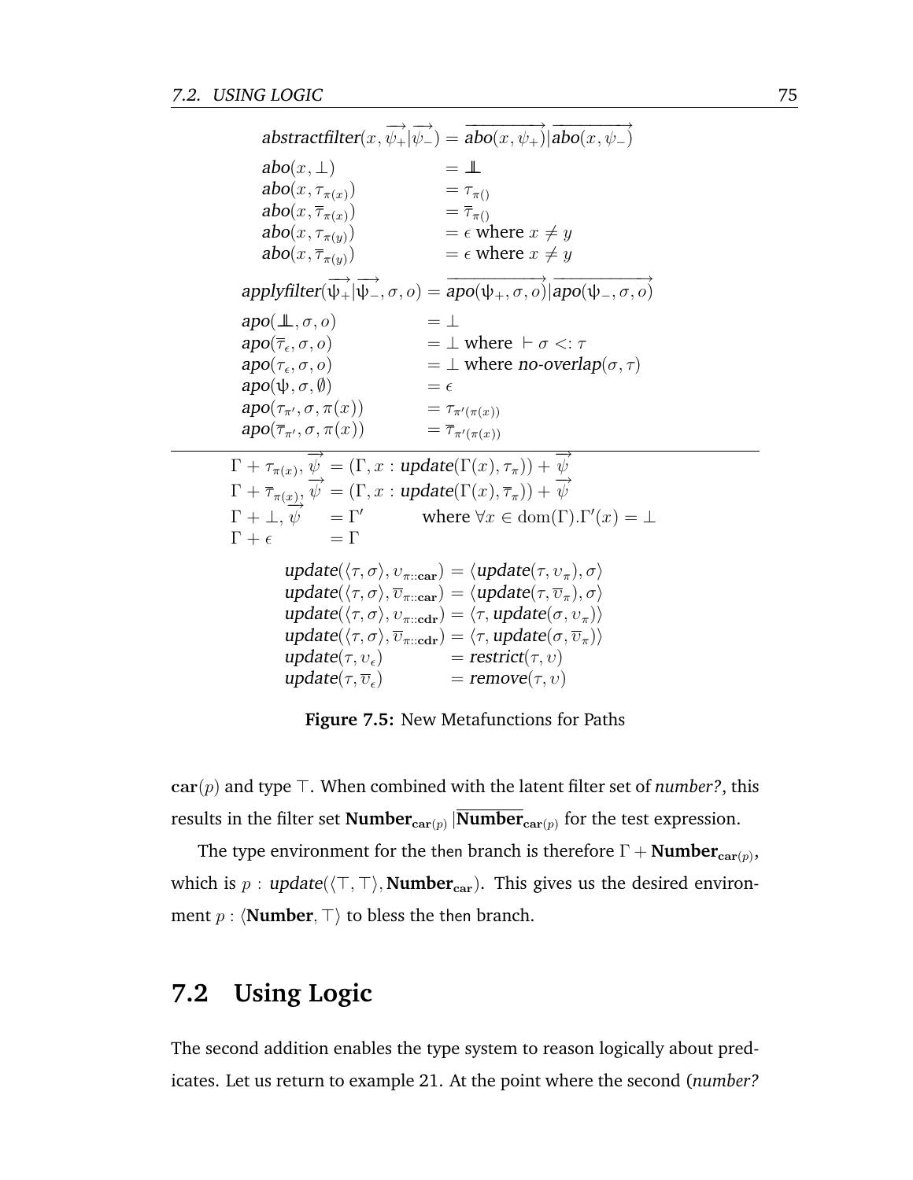$$
\begin{aligned}
&\textit{abstractfilter}(x, \overrightarrow{\psi_+}|\overrightarrow{\psi_-}) = \overrightarrow{\textit{abo}(x,\psi_+)}|\overrightarrow{\textit{abo}(x,\psi_-)}\\
&\textit{abo}(x, \bot) &&= \bot\!\!\!\bot\\
&\textit{abo}(x, \tau_{\pi(x)}) &&= \tau_{\pi()}\\
&\textit{abo}(x, \overline{\tau}_{\pi(x)}) &&= \overline{\tau}_{\pi()}\\
&\textit{abo}(x, \tau_{\pi(y)}) &&= \epsilon \text{ where } x \neq y\\
&\textit{abo}(x, \overline{\tau}_{\pi(y)}) &&= \epsilon \text{ where } x \neq y
\end{aligned}
$$

$$
\begin{aligned}
&\textit{applyfilter}(\overrightarrow{\psi_+}|\overrightarrow{\psi_-}, \sigma, o) = \overrightarrow{\textit{apo}(\psi_+, \sigma, o)}|\overrightarrow{\textit{apo}(\psi_-, \sigma, o)}\\
&\textit{apo}(\bot\!\!\!\bot, \sigma, o) &&= \bot\\
&\textit{apo}(\overline{\tau}_\epsilon, \sigma, o) &&= \bot \text{ where } \vdash \sigma <: \tau\\
&\textit{apo}(\tau_\epsilon, \sigma, o) &&= \bot \text{ where } \textit{no-overlap}(\sigma, \tau)\\
&\textit{apo}(\psi, \sigma, \emptyset) &&= \epsilon\\
&\textit{apo}(\tau_{\pi'}, \sigma, \pi(x)) &&= \tau_{\pi'(\pi(x))}\\
&\textit{apo}(\overline{\tau}_{\pi'}, \sigma, \pi(x)) &&= \overline{\tau}_{\pi'(\pi(x))}
\end{aligned}
$$

---

$$
\begin{aligned}
&\Gamma + \tau_{\pi(x)}, \overrightarrow{\psi} &&= (\Gamma, x : \textit{update}(\Gamma(x), \tau_\pi)) + \overrightarrow{\psi}\\
&\Gamma + \overline{\tau}_{\pi(x)}, \overrightarrow{\psi} &&= (\Gamma, x : \textit{update}(\Gamma(x), \overline{\tau}_\pi)) + \overrightarrow{\psi}\\
&\Gamma + \bot, \overrightarrow{\psi} &&= \Gamma' \qquad \text{where } \forall x \in \mathrm{dom}(\Gamma). \Gamma'(x) = \bot\\
&\Gamma + \epsilon &&= \Gamma
\end{aligned}
$$

$$
\begin{aligned}
&\textit{update}(\langle \tau, \sigma \rangle, \upsilon_{\pi::\mathbf{car}}) = \langle \textit{update}(\tau, \upsilon_\pi), \sigma \rangle\\
&\textit{update}(\langle \tau, \sigma \rangle, \overline{\upsilon}_{\pi::\mathbf{car}}) = \langle \textit{update}(\tau, \overline{\upsilon}_\pi), \sigma \rangle\\
&\textit{update}(\langle \tau, \sigma \rangle, \upsilon_{\pi::\mathbf{cdr}}) = \langle \tau, \textit{update}(\sigma, \upsilon_\pi) \rangle\\
&\textit{update}(\langle \tau, \sigma \rangle, \overline{\upsilon}_{\pi::\mathbf{cdr}}) = \langle \tau, \textit{update}(\sigma, \overline{\upsilon}_\pi) \rangle\\
&\textit{update}(\tau, \upsilon_\epsilon) &&= \textit{restrict}(\tau, \upsilon)\\
&\textit{update}(\tau, \overline{\upsilon}_\epsilon) &&= \textit{remove}(\tau, \upsilon)
\end{aligned}
$$

**Figure 7.5:** New Metafunctions for Paths

$\mathbf{car}(p)$ and type $\top$. When combined with the latent filter set of *number?*, this results in the filter set $\mathbf{Number}_{\mathbf{car}(p)}|\overline{\mathbf{Number}}_{\mathbf{car}(p)}$ for the test expression.

The type environment for the then branch is therefore $\Gamma + \mathbf{Number}_{\mathbf{car}(p)}$, which is $p : \textit{update}(\langle \top, \top \rangle, \mathbf{Number}_{\mathbf{car}})$. This gives us the desired environment $p : \langle \mathbf{Number}, \top \rangle$ to bless the then branch.

## 7.2 Using Logic

The second addition enables the type system to reason logically about predicates. Let us return to example 21. At the point where the second (*number?*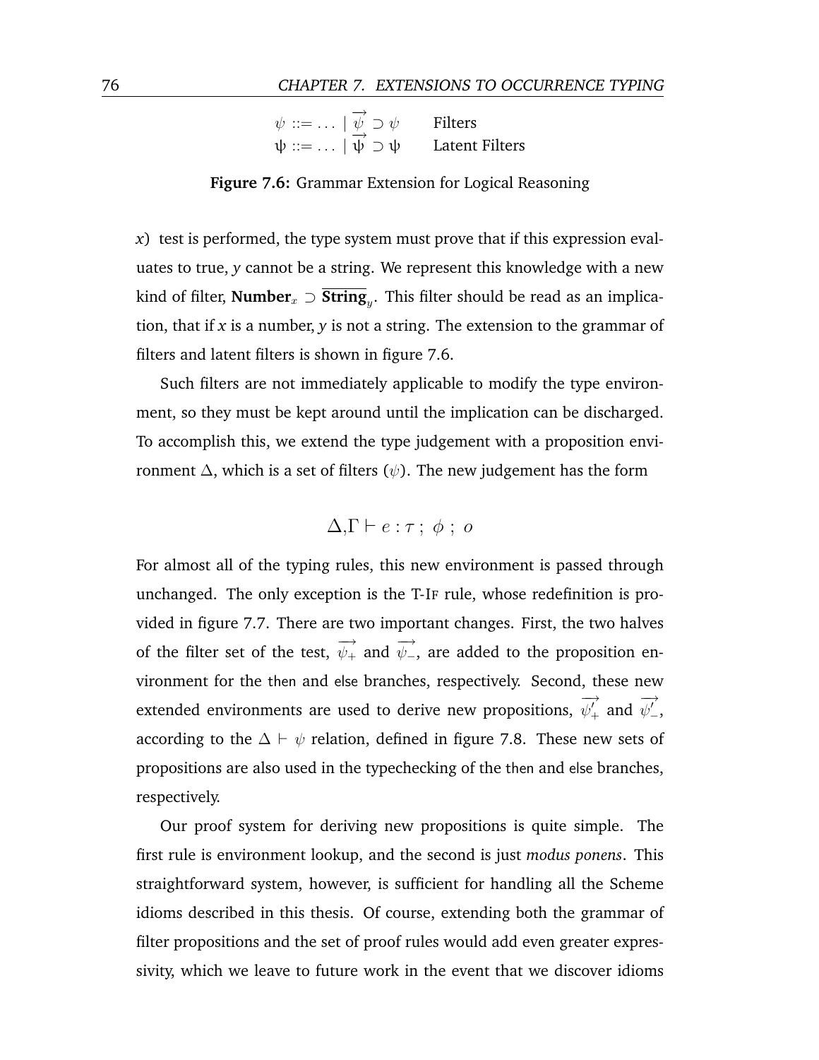$$
\begin{array}{lll}
\psi ::= \ldots \mid \overrightarrow{\psi} \supset \psi & & \text{Filters} \\
\uppsi ::= \ldots \mid \overrightarrow{\uppsi} \supset \uppsi & & \text{Latent Filters}
\end{array}
$$

**Figure 7.6:** Grammar Extension for Logical Reasoning

*x*) test is performed, the type system must prove that if this expression evaluates to true, *y* cannot be a string. We represent this knowledge with a new kind of filter, $\mathbf{Number}_x \supset \overline{\mathbf{String}}_y$. This filter should be read as an implication, that if *x* is a number, *y* is not a string. The extension to the grammar of filters and latent filters is shown in figure 7.6.

Such filters are not immediately applicable to modify the type environment, so they must be kept around until the implication can be discharged. To accomplish this, we extend the type judgement with a proposition environment $\Delta$, which is a set of filters ($\psi$). The new judgement has the form

$$\Delta, \Gamma \vdash e : \tau \; ; \; \phi \; ; \; o$$

For almost all of the typing rules, this new environment is passed through unchanged. The only exception is the T-IF rule, whose redefinition is provided in figure 7.7. There are two important changes. First, the two halves of the filter set of the test, $\overrightarrow{\psi_+}$ and $\overrightarrow{\psi_-}$, are added to the proposition environment for the then and else branches, respectively. Second, these new extended environments are used to derive new propositions, $\overrightarrow{\psi'_+}$ and $\overrightarrow{\psi'_-}$, according to the $\Delta \vdash \psi$ relation, defined in figure 7.8. These new sets of propositions are also used in the typechecking of the then and else branches, respectively.

Our proof system for deriving new propositions is quite simple. The first rule is environment lookup, and the second is just *modus ponens*. This straightforward system, however, is sufficient for handling all the Scheme idioms described in this thesis. Of course, extending both the grammar of filter propositions and the set of proof rules would add even greater expressivity, which we leave to future work in the event that we discover idioms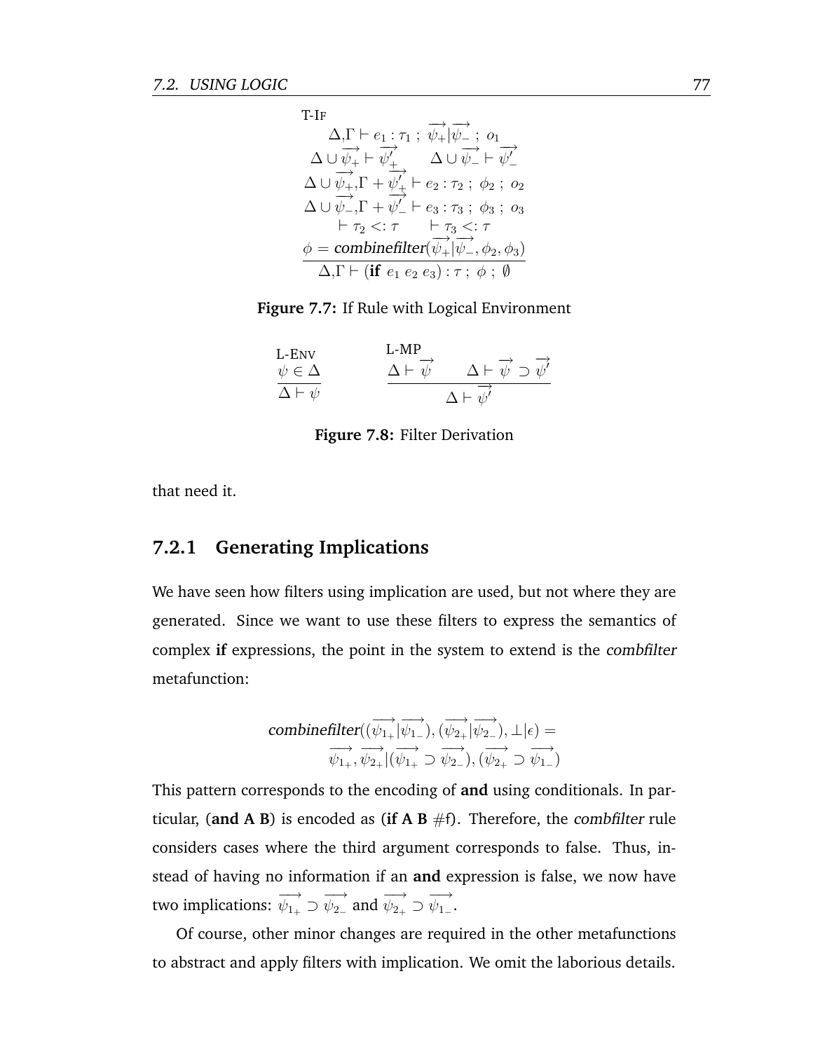$$
\frac{\begin{array}{c}
\Delta,\Gamma \vdash e_1 : \tau_1 \;;\; \overrightarrow{\psi_+}|\overrightarrow{\psi_-} \;;\; o_1 \\
\Delta \cup \overrightarrow{\psi_+} \vdash \overrightarrow{\psi'_+} \qquad \Delta \cup \overrightarrow{\psi_-} \vdash \overrightarrow{\psi'_-} \\
\Delta \cup \overrightarrow{\psi_+},\Gamma + \overrightarrow{\psi'_+} \vdash e_2 : \tau_2 \;;\; \phi_2 \;;\; o_2 \\
\Delta \cup \overrightarrow{\psi_-},\Gamma + \overrightarrow{\psi'_-} \vdash e_3 : \tau_3 \;;\; \phi_3 \;;\; o_3 \\
\vdash \tau_2 <: \tau \qquad \vdash \tau_3 <: \tau \\
\phi = \mathit{combinefilter}(\overrightarrow{\psi_+}|\overrightarrow{\psi_-}, \phi_2, \phi_3)
\end{array}}{\Delta,\Gamma \vdash (\textbf{if}\ e_1\ e_2\ e_3) : \tau \;;\; \phi \;;\; \emptyset}\ \text{T-If}
$$

**Figure 7.7:** If Rule with Logical Environment

$$
\frac{\psi \in \Delta}{\Delta \vdash \psi}\ \text{L-Env} \qquad\qquad \frac{\Delta \vdash \overrightarrow{\psi} \qquad \Delta \vdash \overrightarrow{\psi} \supset \overrightarrow{\psi'}}{\Delta \vdash \overrightarrow{\psi'}}\ \text{L-MP}
$$

**Figure 7.8:** Filter Derivation

that need it.

### 7.2.1 Generating Implications

We have seen how filters using implication are used, but not where they are generated. Since we want to use these filters to express the semantics of complex **if** expressions, the point in the system to extend is the *combfilter* metafunction:

$$
\begin{array}{c}
\mathit{combinefilter}((\overrightarrow{\psi_{1_+}}|\overrightarrow{\psi_{1_-}}), (\overrightarrow{\psi_{2_+}}|\overrightarrow{\psi_{2_-}}), \bot|\epsilon) = \\
\overrightarrow{\psi_{1_+}}, \overrightarrow{\psi_{2_+}}|(\overrightarrow{\psi_{1_+}} \supset \overrightarrow{\psi_{2_-}}), (\overrightarrow{\psi_{2_+}} \supset \overrightarrow{\psi_{1_-}})
\end{array}
$$

This pattern corresponds to the encoding of **and** using conditionals. In particular, (**and A B**) is encoded as (**if A B** #f). Therefore, the *combfilter* rule considers cases where the third argument corresponds to false. Thus, instead of having no information if an **and** expression is false, we now have two implications: $\overrightarrow{\psi_{1_+}} \supset \overrightarrow{\psi_{2_-}}$ and $\overrightarrow{\psi_{2_+}} \supset \overrightarrow{\psi_{1_-}}$.

Of course, other minor changes are required in the other metafunctions to abstract and apply filters with implication. We omit the laborious details.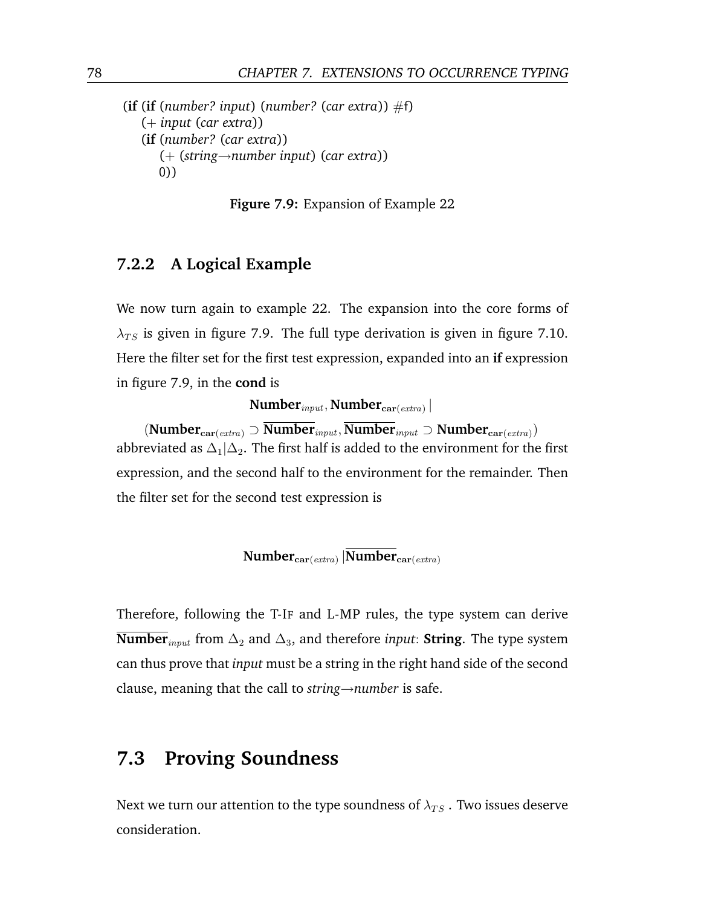```
(if (if (number? input) (number? (car extra)) #f)
    (+ input (car extra))
    (if (number? (car extra))
        (+ (string→number input) (car extra))
        0))
```

**Figure 7.9:** Expansion of Example 22

### 7.2.2 A Logical Example

We now turn again to example 22. The expansion into the core forms of $\lambda_{TS}$ is given in figure 7.9. The full type derivation is given in figure 7.10. Here the filter set for the first test expression, expanded into an **if** expression in figure 7.9, in the **cond** is

$$\mathbf{Number}_{input}, \mathbf{Number}_{\mathbf{car}(extra)} \,|$$

$$(\mathbf{Number}_{\mathbf{car}(extra)} \supset \overline{\mathbf{Number}}_{input}, \overline{\mathbf{Number}}_{input} \supset \mathbf{Number}_{\mathbf{car}(extra)})$$

abbreviated as $\Delta_1|\Delta_2$. The first half is added to the environment for the first expression, and the second half to the environment for the remainder. Then the filter set for the second test expression is

$$\mathbf{Number}_{\mathbf{car}(extra)} \,|\overline{\mathbf{Number}}_{\mathbf{car}(extra)}$$

Therefore, following the T-IF and L-MP rules, the type system can derive $\overline{\mathbf{Number}}_{input}$ from $\Delta_2$ and $\Delta_3$, and therefore *input*: **String**. The type system can thus prove that *input* must be a string in the right hand side of the second clause, meaning that the call to *string→number* is safe.

## 7.3 Proving Soundness

Next we turn our attention to the type soundness of $\lambda_{TS}$. Two issues deserve consideration.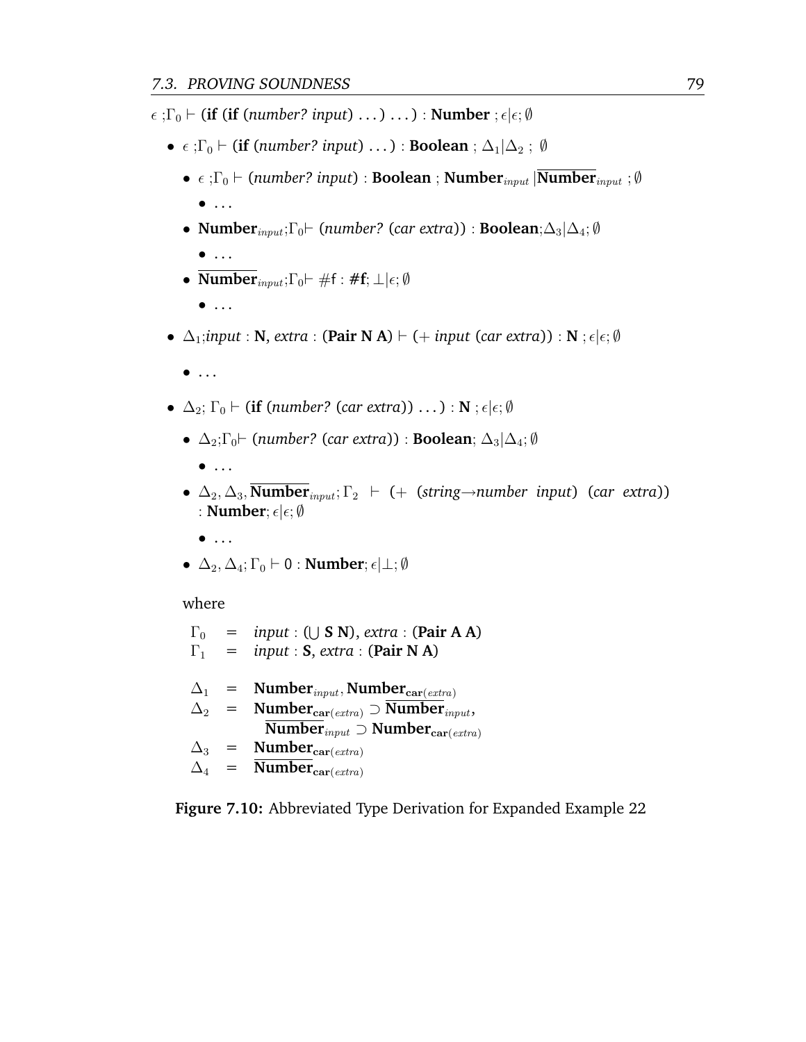$\epsilon$ ;$\Gamma_0 \vdash$ (**if** (**if** (*number? input*) ...) ...) : **Number** ; $\epsilon|\epsilon; \emptyset$

- $\epsilon$ ;$\Gamma_0 \vdash$ (**if** (*number? input*) ...) : **Boolean** ; $\Delta_1|\Delta_2$ ; $\emptyset$
  - $\epsilon$ ;$\Gamma_0 \vdash$ (*number? input*) : **Boolean** ; $\mathbf{Number}_{input}\,|\overline{\mathbf{Number}}_{input}$ ; $\emptyset$
    - ...
  - $\mathbf{Number}_{input}$;$\Gamma_0 \vdash$ (*number?* (*car extra*)) : **Boolean**;$\Delta_3|\Delta_4; \emptyset$
    - ...
  - $\overline{\mathbf{Number}}_{input}$;$\Gamma_0 \vdash$ #f : **#f**; $\bot|\epsilon; \emptyset$
    - ...
- $\Delta_1$;*input* : **N**, *extra* : (**Pair N A**) $\vdash$ (+ *input* (*car extra*)) : **N** ; $\epsilon|\epsilon; \emptyset$
  - ...
- $\Delta_2$; $\Gamma_0 \vdash$ (**if** (*number?* (*car extra*)) ...) : **N** ; $\epsilon|\epsilon; \emptyset$
  - $\Delta_2$;$\Gamma_0 \vdash$ (*number?* (*car extra*)) : **Boolean**; $\Delta_3|\Delta_4; \emptyset$
    - ...
  - $\Delta_2, \Delta_3, \overline{\mathbf{Number}}_{input}; \Gamma_2 \vdash$ (+ (*string→number input*) (*car extra*)) : **Number**; $\epsilon|\epsilon; \emptyset$
    - ...
  - $\Delta_2, \Delta_4; \Gamma_0 \vdash$ 0 : **Number**; $\epsilon|\bot; \emptyset$

  where

  $$
  \begin{aligned}
  \Gamma_0 &= \textit{input} : (\bigcup \mathbf{S}\ \mathbf{N}),\ \textit{extra} : (\mathbf{Pair\ A\ A}) \\
  \Gamma_1 &= \textit{input} : \mathbf{S},\ \textit{extra} : (\mathbf{Pair\ N\ A}) \\
  \\
  \Delta_1 &= \mathbf{Number}_{input}, \mathbf{Number}_{\mathbf{car}(extra)} \\
  \Delta_2 &= \mathbf{Number}_{\mathbf{car}(extra)} \supset \overline{\mathbf{Number}}_{input}, \\
  &\phantom{=}\ \overline{\mathbf{Number}}_{input} \supset \mathbf{Number}_{\mathbf{car}(extra)} \\
  \Delta_3 &= \mathbf{Number}_{\mathbf{car}(extra)} \\
  \Delta_4 &= \overline{\mathbf{Number}}_{\mathbf{car}(extra)}
  \end{aligned}
  $$

**Figure 7.10:** Abbreviated Type Derivation for Expanded Example 22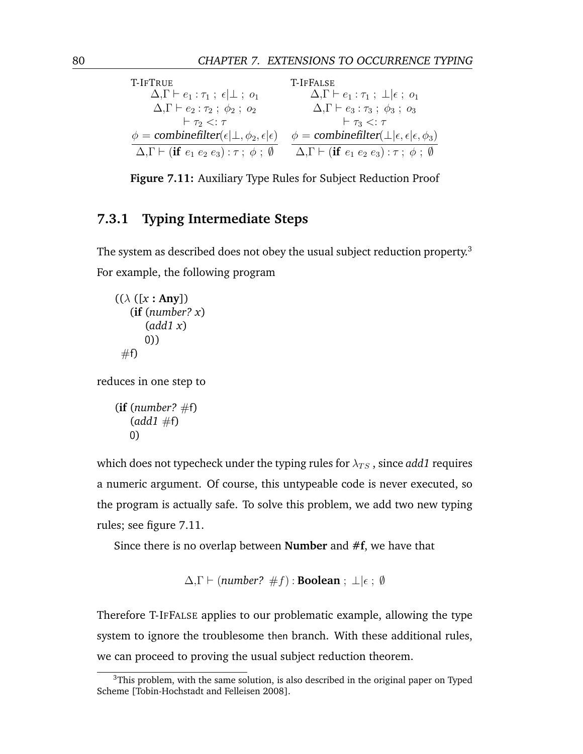$$
\frac{\begin{array}{c}\Delta,\Gamma \vdash e_1 : \tau_1 \;;\; \epsilon|\bot \;;\; o_1 \\ \Delta,\Gamma \vdash e_2 : \tau_2 \;;\; \phi_2 \;;\; o_2 \\ \vdash \tau_2 <: \tau \\ \phi = \textit{combinefilter}(\epsilon|\bot, \phi_2, \epsilon|\epsilon)\end{array}}{\Delta,\Gamma \vdash (\textbf{if}\ e_1\ e_2\ e_3) : \tau \;;\; \phi \;;\; \emptyset}\ \textsc{T-IfTrue}
\qquad
\frac{\begin{array}{c}\Delta,\Gamma \vdash e_1 : \tau_1 \;;\; \bot|\epsilon \;;\; o_1 \\ \Delta,\Gamma \vdash e_3 : \tau_3 \;;\; \phi_3 \;;\; o_3 \\ \vdash \tau_3 <: \tau \\ \phi = \textit{combinefilter}(\bot|\epsilon, \epsilon|\epsilon, \phi_3)\end{array}}{\Delta,\Gamma \vdash (\textbf{if}\ e_1\ e_2\ e_3) : \tau \;;\; \phi \;;\; \emptyset}\ \textsc{T-IfFalse}
$$

**Figure 7.11:** Auxiliary Type Rules for Subject Reduction Proof

### 7.3.1 Typing Intermediate Steps

The system as described does not obey the usual subject reduction property.[3] For example, the following program

```
((λ ([x : Any])
   (if (number? x)
       (add1 x)
       0))
 #f)
```

reduces in one step to

```
(if (number? #f)
    (add1 #f)
    0)
```

which does not typecheck under the typing rules for $\lambda_{TS}$, since *add1* requires a numeric argument. Of course, this untypeable code is never executed, so the program is actually safe. To solve this problem, we add two new typing rules; see figure 7.11.

Since there is no overlap between **Number** and **#f**, we have that

$$\Delta,\Gamma \vdash (\textit{number?}\ \#f) : \textbf{Boolean} \;;\; \bot|\epsilon \;;\; \emptyset$$

Therefore T-IfFalse applies to our problematic example, allowing the type system to ignore the troublesome then branch. With these additional rules, we can proceed to proving the usual subject reduction theorem.

[3] This problem, with the same solution, is also described in the original paper on Typed Scheme [Tobin-Hochstadt and Felleisen 2008].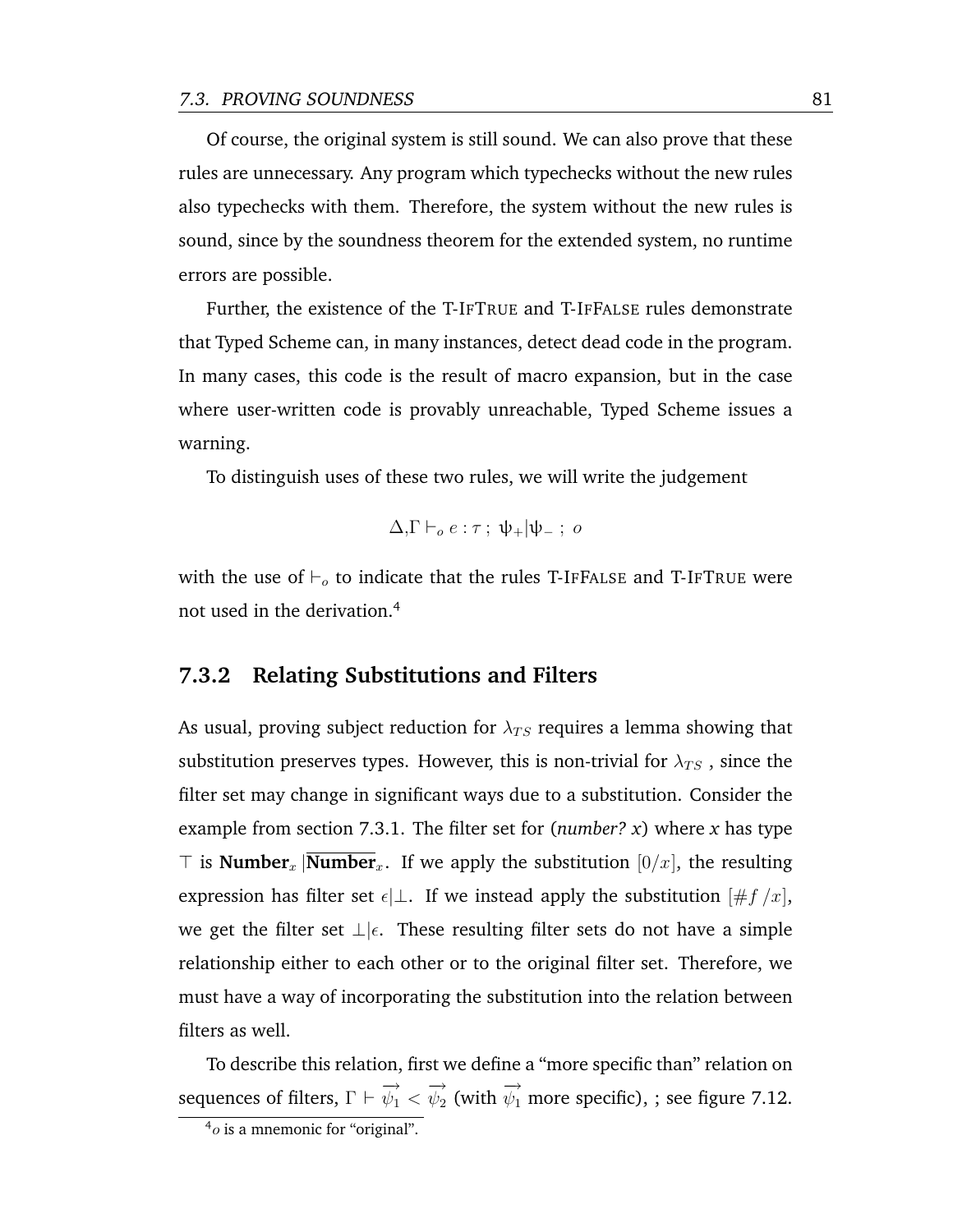Of course, the original system is still sound. We can also prove that these rules are unnecessary. Any program which typechecks without the new rules also typechecks with them. Therefore, the system without the new rules is sound, since by the soundness theorem for the extended system, no runtime errors are possible.

Further, the existence of the T-IfTrue and T-IfFalse rules demonstrate that Typed Scheme can, in many instances, detect dead code in the program. In many cases, this code is the result of macro expansion, but in the case where user-written code is provably unreachable, Typed Scheme issues a warning.

To distinguish uses of these two rules, we will write the judgement

$$\Delta,\Gamma \vdash_o e : \tau \,;\; \psi_+|\psi_- \,;\; o$$

with the use of $\vdash_o$ to indicate that the rules T-IfFalse and T-IfTrue were not used in the derivation.[4]

### 7.3.2 Relating Substitutions and Filters

As usual, proving subject reduction for $\lambda_{TS}$ requires a lemma showing that substitution preserves types. However, this is non-trivial for $\lambda_{TS}$ , since the filter set may change in significant ways due to a substitution. Consider the example from section 7.3.1. The filter set for (*number? x*) where *x* has type $\top$ is $\textbf{Number}_x\,|\overline{\textbf{Number}}_x$. If we apply the substitution $[0/x]$, the resulting expression has filter set $\epsilon|\bot$. If we instead apply the substitution $[\#f\,/x]$, we get the filter set $\bot|\epsilon$. These resulting filter sets do not have a simple relationship either to each other or to the original filter set. Therefore, we must have a way of incorporating the substitution into the relation between filters as well.

To describe this relation, first we define a "more specific than" relation on sequences of filters, $\Gamma \vdash \overrightarrow{\psi_1} < \overrightarrow{\psi_2}$ (with $\overrightarrow{\psi_1}$ more specific), ; see figure 7.12.

[4] $o$ is a mnemonic for "original".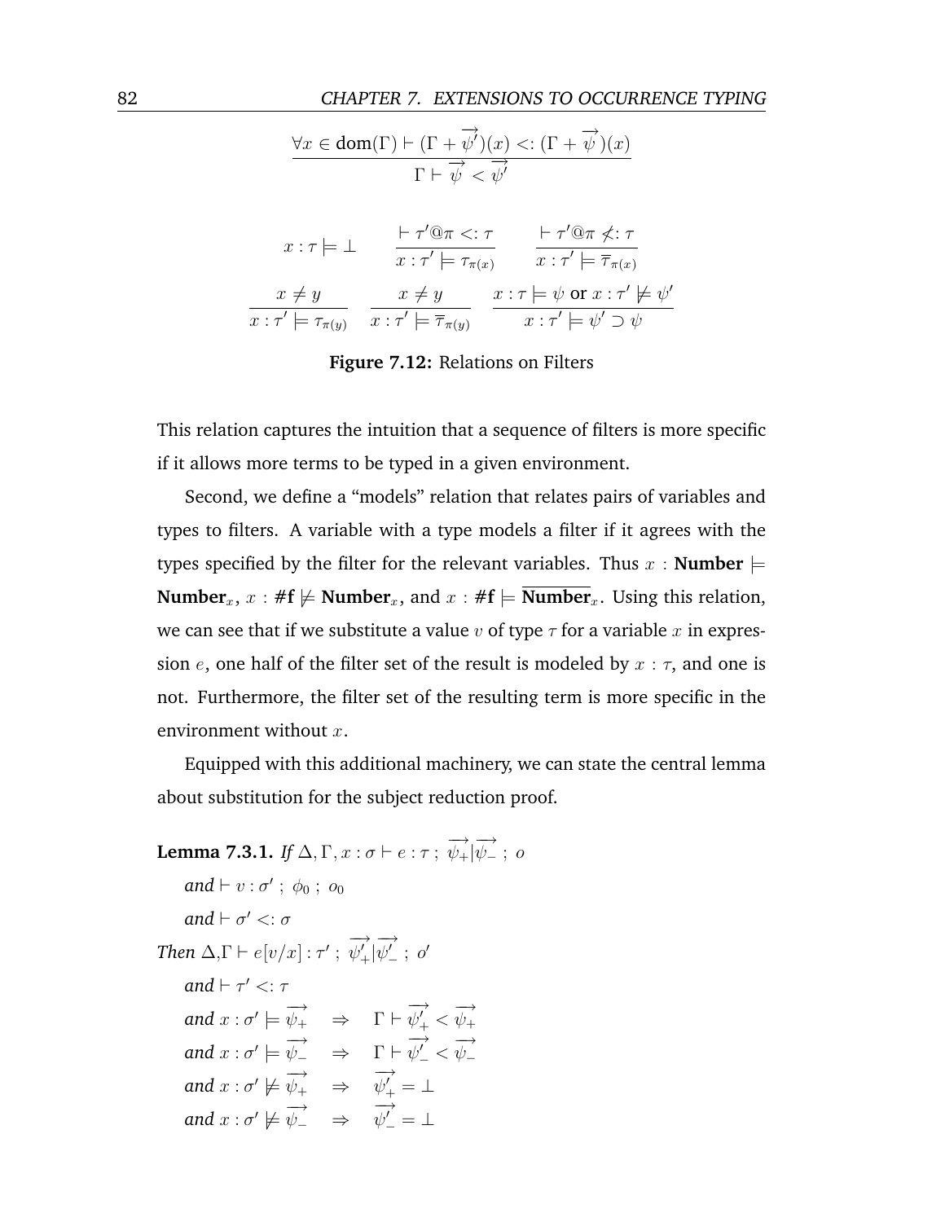$$\frac{\forall x \in \text{dom}(\Gamma) \vdash (\Gamma + \overrightarrow{\psi'})(x) <: (\Gamma + \overrightarrow{\psi})(x)}{\Gamma \vdash \overrightarrow{\psi} < \overrightarrow{\psi'}}$$

$$x : \tau \models \bot \qquad \frac{\vdash \tau'@\pi <: \tau}{x : \tau' \models \tau_{\pi(x)}} \qquad \frac{\vdash \tau'@\pi \not<: \tau}{x : \tau' \models \overline{\tau}_{\pi(x)}}$$

$$\frac{x \neq y}{x : \tau' \models \tau_{\pi(y)}} \qquad \frac{x \neq y}{x : \tau' \models \overline{\tau}_{\pi(y)}} \qquad \frac{x : \tau \models \psi \text{ or } x : \tau' \not\models \psi'}{x : \tau' \models \psi' \supset \psi}$$

**Figure 7.12:** Relations on Filters

This relation captures the intuition that a sequence of filters is more specific if it allows more terms to be typed in a given environment.

Second, we define a "models" relation that relates pairs of variables and types to filters. A variable with a type models a filter if it agrees with the types specified by the filter for the relevant variables. Thus $x : \textbf{Number} \models \textbf{Number}_x$, $x : \textbf{\#f} \not\models \textbf{Number}_x$, and $x : \textbf{\#f} \models \overline{\textbf{Number}}_x$. Using this relation, we can see that if we substitute a value $v$ of type $\tau$ for a variable $x$ in expression $e$, one half of the filter set of the result is modeled by $x : \tau$, and one is not. Furthermore, the filter set of the resulting term is more specific in the environment without $x$.

Equipped with this additional machinery, we can state the central lemma about substitution for the subject reduction proof.

**Lemma 7.3.1.** *If* $\Delta, \Gamma, x : \sigma \vdash e : \tau \; ; \; \overrightarrow{\psi_+}|\overrightarrow{\psi_-} \; ; \; o$

*and* $\vdash v : \sigma' \; ; \; \phi_0 \; ; \; o_0$

*and* $\vdash \sigma' <: \sigma$

*Then* $\Delta, \Gamma \vdash e[v/x] : \tau' \; ; \; \overrightarrow{\psi'_+}|\overrightarrow{\psi'_-} \; ; \; o'$

*and* $\vdash \tau' <: \tau$

*and* $x : \sigma' \models \overrightarrow{\psi_+} \quad \Rightarrow \quad \Gamma \vdash \overrightarrow{\psi'_+} < \overrightarrow{\psi_+}$

*and* $x : \sigma' \models \overrightarrow{\psi_-} \quad \Rightarrow \quad \Gamma \vdash \overrightarrow{\psi'_-} < \overrightarrow{\psi_-}$

*and* $x : \sigma' \not\models \overrightarrow{\psi_+} \quad \Rightarrow \quad \overrightarrow{\psi'_+} = \bot$

*and* $x : \sigma' \not\models \overrightarrow{\psi_-} \quad \Rightarrow \quad \overrightarrow{\psi'_-} = \bot$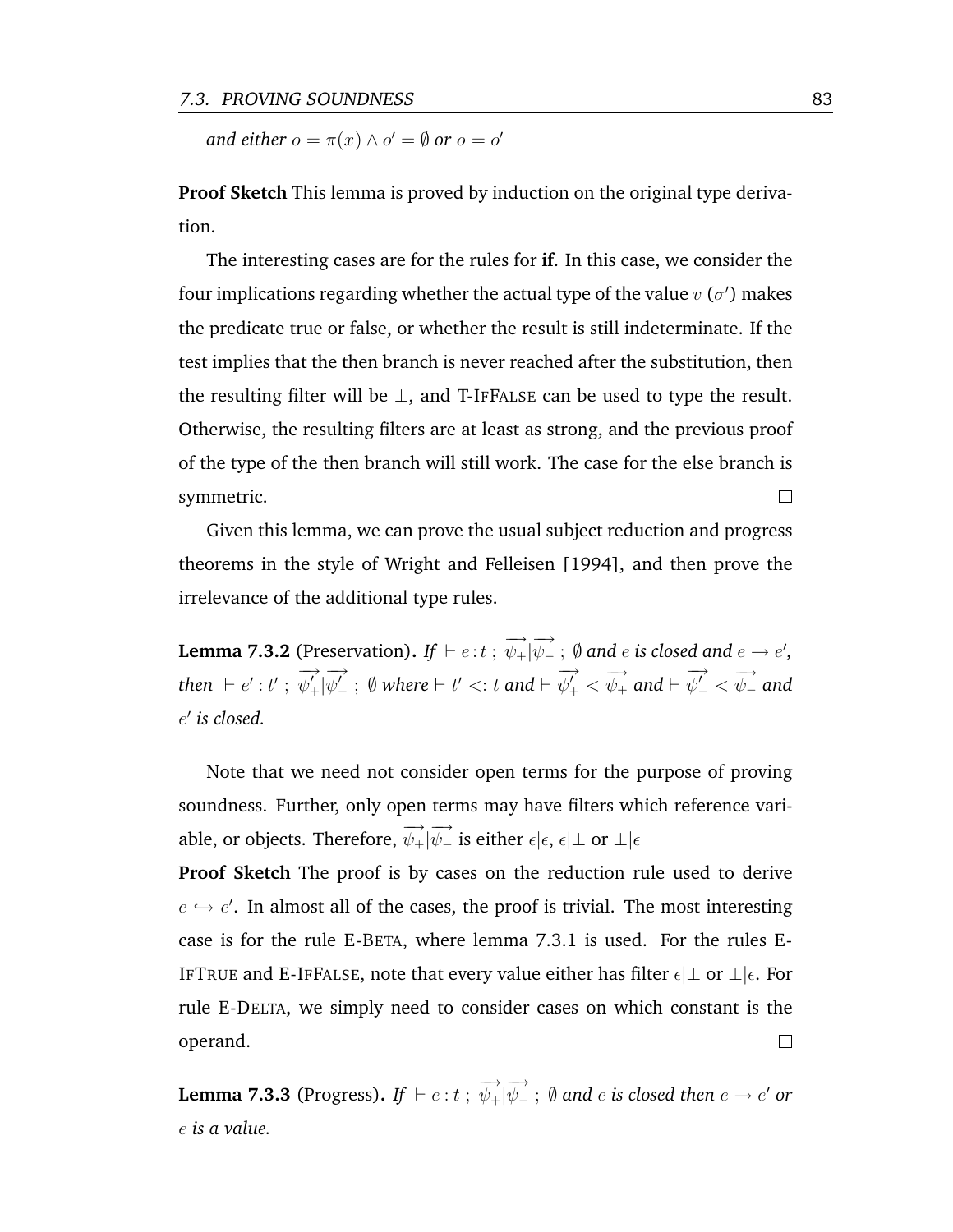*and either $o = \pi(x) \wedge o' = \emptyset$ or $o = o'$*

**Proof Sketch** This lemma is proved by induction on the original type derivation.

The interesting cases are for the rules for **if**. In this case, we consider the four implications regarding whether the actual type of the value $v$ ($\sigma'$) makes the predicate true or false, or whether the result is still indeterminate. If the test implies that the then branch is never reached after the substitution, then the resulting filter will be $\bot$, and T-IfFalse can be used to type the result. Otherwise, the resulting filters are at least as strong, and the previous proof of the type of the then branch will still work. The case for the else branch is symmetric. □

Given this lemma, we can prove the usual subject reduction and progress theorems in the style of Wright and Felleisen [1994], and then prove the irrelevance of the additional type rules.

**Lemma 7.3.2** (Preservation)**.** *If $\vdash e : t \; ; \; \overrightarrow{\psi_+}|\overrightarrow{\psi_-} \; ; \; \emptyset$ and $e$ is closed and $e \rightarrow e'$, then $\vdash e' : t' \; ; \; \overrightarrow{\psi'_+}|\overrightarrow{\psi'_-} \; ; \; \emptyset$ where $\vdash t' <: t$ and $\vdash \overrightarrow{\psi'_+} < \overrightarrow{\psi_+}$ and $\vdash \overrightarrow{\psi'_-} < \overrightarrow{\psi_-}$ and $e'$ is closed.*

Note that we need not consider open terms for the purpose of proving soundness. Further, only open terms may have filters which reference variable, or objects. Therefore, $\overrightarrow{\psi_+}|\overrightarrow{\psi_-}$ is either $\epsilon|\epsilon$, $\epsilon|\bot$ or $\bot|\epsilon$

**Proof Sketch** The proof is by cases on the reduction rule used to derive $e \hookrightarrow e'$. In almost all of the cases, the proof is trivial. The most interesting case is for the rule E-Beta, where lemma 7.3.1 is used. For the rules E-IfTrue and E-IfFalse, note that every value either has filter $\epsilon|\bot$ or $\bot|\epsilon$. For rule E-Delta, we simply need to consider cases on which constant is the operand. □

**Lemma 7.3.3** (Progress)**.** *If $\vdash e : t \; ; \; \overrightarrow{\psi_+}|\overrightarrow{\psi_-} \; ; \; \emptyset$ and $e$ is closed then $e \rightarrow e'$ or $e$ is a value.*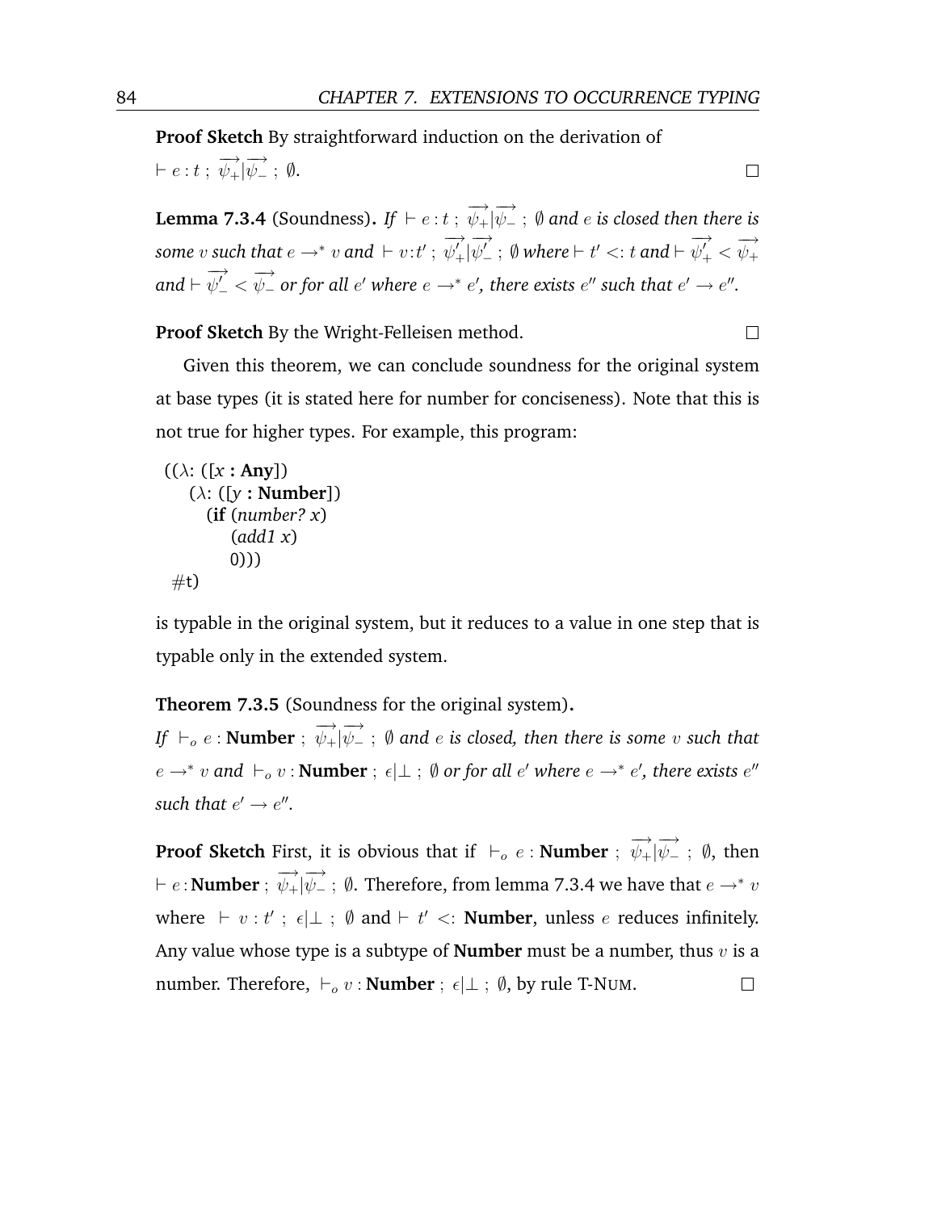**Proof Sketch** By straightforward induction on the derivation of $\vdash e : t \; ; \; \overrightarrow{\psi_+}|\overrightarrow{\psi_-} \; ; \; \emptyset$. $\square$

**Lemma 7.3.4** (Soundness)**.** *If* $\vdash e : t \; ; \; \overrightarrow{\psi_+}|\overrightarrow{\psi_-} \; ; \; \emptyset$ *and* $e$ *is closed then there is some* $v$ *such that* $e \rightarrow^* v$ *and* $\vdash v : t' \; ; \; \overrightarrow{\psi'_+}|\overrightarrow{\psi'_-} \; ; \; \emptyset$ *where* $\vdash t' <: t$ *and* $\vdash \overrightarrow{\psi'_+} < \overrightarrow{\psi_+}$ *and* $\vdash \overrightarrow{\psi'_-} < \overrightarrow{\psi_-}$ *or for all* $e'$ *where* $e \rightarrow^* e'$*, there exists* $e''$ *such that* $e' \rightarrow e''$*.*

**Proof Sketch** By the Wright-Felleisen method. $\square$

Given this theorem, we can conclude soundness for the original system at base types (it is stated here for number for conciseness). Note that this is not true for higher types. For example, this program:

```
((λ: ([x : Any])
   (λ: ([y : Number])
     (if (number? x)
         (add1 x)
         0)))
 #t)
```

is typable in the original system, but it reduces to a value in one step that is typable only in the extended system.

**Theorem 7.3.5** (Soundness for the original system)**.**
*If* $\vdash_o e : \textbf{Number} \; ; \; \overrightarrow{\psi_+}|\overrightarrow{\psi_-} \; ; \; \emptyset$ *and* $e$ *is closed, then there is some* $v$ *such that* $e \rightarrow^* v$ *and* $\vdash_o v : \textbf{Number} \; ; \; \epsilon|\bot \; ; \; \emptyset$ *or for all* $e'$ *where* $e \rightarrow^* e'$*, there exists* $e''$ *such that* $e' \rightarrow e''$*.*

**Proof Sketch** First, it is obvious that if $\vdash_o e : \textbf{Number} \; ; \; \overrightarrow{\psi_+}|\overrightarrow{\psi_-} \; ; \; \emptyset$, then $\vdash e : \textbf{Number} \; ; \; \overrightarrow{\psi_+}|\overrightarrow{\psi_-} \; ; \; \emptyset$. Therefore, from lemma 7.3.4 we have that $e \rightarrow^* v$ where $\vdash v : t' \; ; \; \epsilon|\bot \; ; \; \emptyset$ and $\vdash t' <: \textbf{Number}$, unless $e$ reduces infinitely. Any value whose type is a subtype of **Number** must be a number, thus $v$ is a number. Therefore, $\vdash_o v : \textbf{Number} \; ; \; \epsilon|\bot \; ; \; \emptyset$, by rule T-NUM. $\square$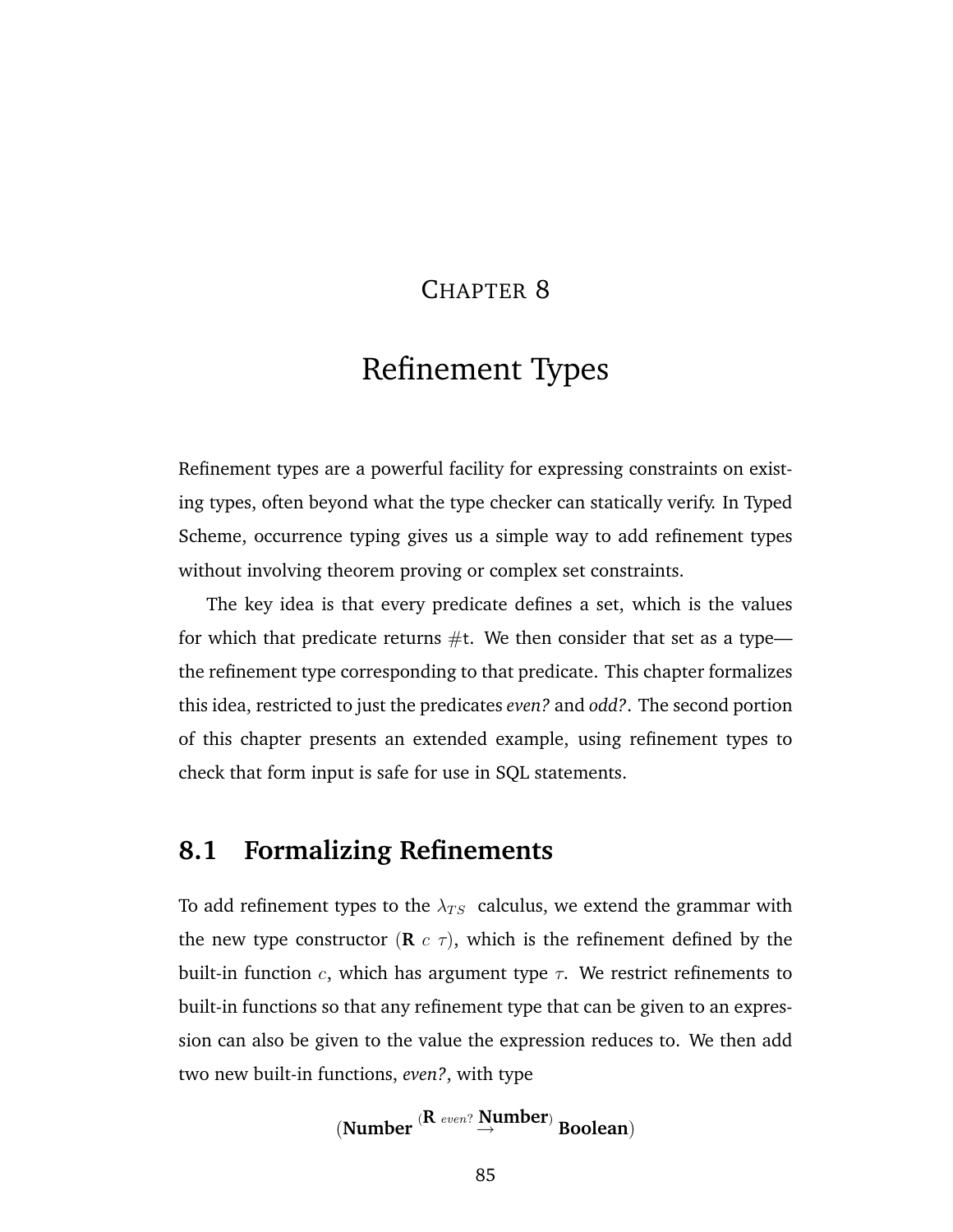# Chapter 8

# Refinement Types

Refinement types are a powerful facility for expressing constraints on existing types, often beyond what the type checker can statically verify. In Typed Scheme, occurrence typing gives us a simple way to add refinement types without involving theorem proving or complex set constraints.

The key idea is that every predicate defines a set, which is the values for which that predicate returns #t. We then consider that set as a type—the refinement type corresponding to that predicate. This chapter formalizes this idea, restricted to just the predicates *even?* and *odd?*. The second portion of this chapter presents an extended example, using refinement types to check that form input is safe for use in SQL statements.

## 8.1 Formalizing Refinements

To add refinement types to the $\lambda_{TS}$ calculus, we extend the grammar with the new type constructor ($\mathbf{R}\ c\ \tau$), which is the refinement defined by the built-in function $c$, which has argument type $\tau$. We restrict refinements to built-in functions so that any refinement type that can be given to an expression can also be given to the value the expression reduces to. We then add two new built-in functions, *even?*, with type

$$(\textbf{Number} \xrightarrow{(\mathbf{R}\ even?\ \textbf{Number})} \textbf{Boolean})$$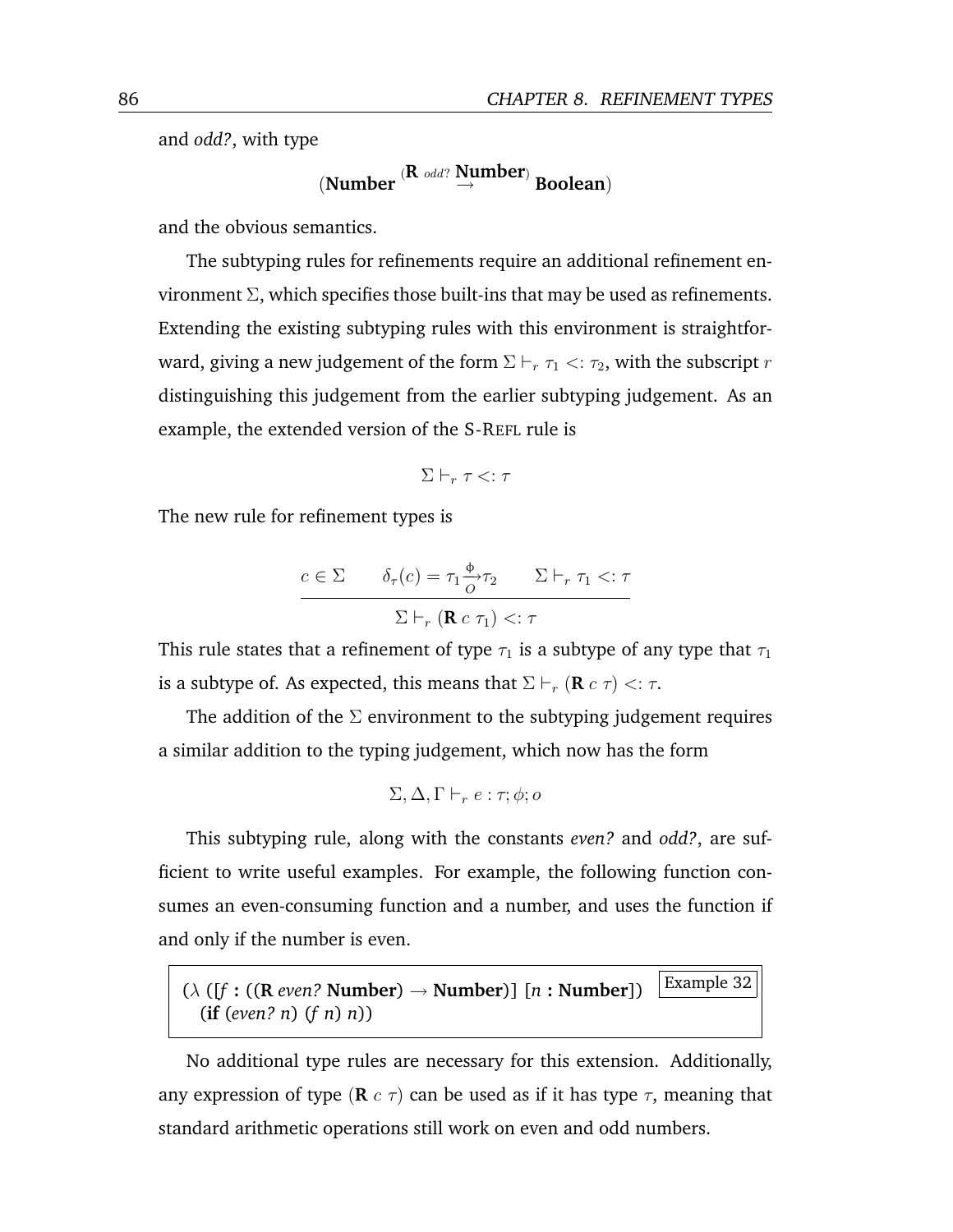and *odd?*, with type

$$(\textbf{Number} \xrightarrow{(\textbf{R}\ odd?\ \textbf{Number})} \textbf{Boolean})$$

and the obvious semantics.

The subtyping rules for refinements require an additional refinement environment $\Sigma$, which specifies those built-ins that may be used as refinements. Extending the existing subtyping rules with this environment is straightforward, giving a new judgement of the form $\Sigma \vdash_r \tau_1 <: \tau_2$, with the subscript $r$ distinguishing this judgement from the earlier subtyping judgement. As an example, the extended version of the S-REFL rule is

$$\Sigma \vdash_r \tau <: \tau$$

The new rule for refinement types is

$$\frac{c \in \Sigma \qquad \delta_\tau(c) = \tau_1 \xrightarrow[O]{\phi} \tau_2 \qquad \Sigma \vdash_r \tau_1 <: \tau}{\Sigma \vdash_r (\textbf{R}\ c\ \tau_1) <: \tau}$$

This rule states that a refinement of type $\tau_1$ is a subtype of any type that $\tau_1$ is a subtype of. As expected, this means that $\Sigma \vdash_r (\textbf{R}\ c\ \tau) <: \tau$.

The addition of the $\Sigma$ environment to the subtyping judgement requires a similar addition to the typing judgement, which now has the form

$$\Sigma, \Delta, \Gamma \vdash_r e : \tau; \phi; o$$

This subtyping rule, along with the constants *even?* and *odd?*, are sufficient to write useful examples. For example, the following function consumes an even-consuming function and a number, and uses the function if and only if the number is even.

```
(λ ([f : ((R even? Number) → Number)] [n : Number])      Example 32
  (if (even? n) (f n) n))
```

No additional type rules are necessary for this extension. Additionally, any expression of type $(\textbf{R}\ c\ \tau)$ can be used as if it has type $\tau$, meaning that standard arithmetic operations still work on even and odd numbers.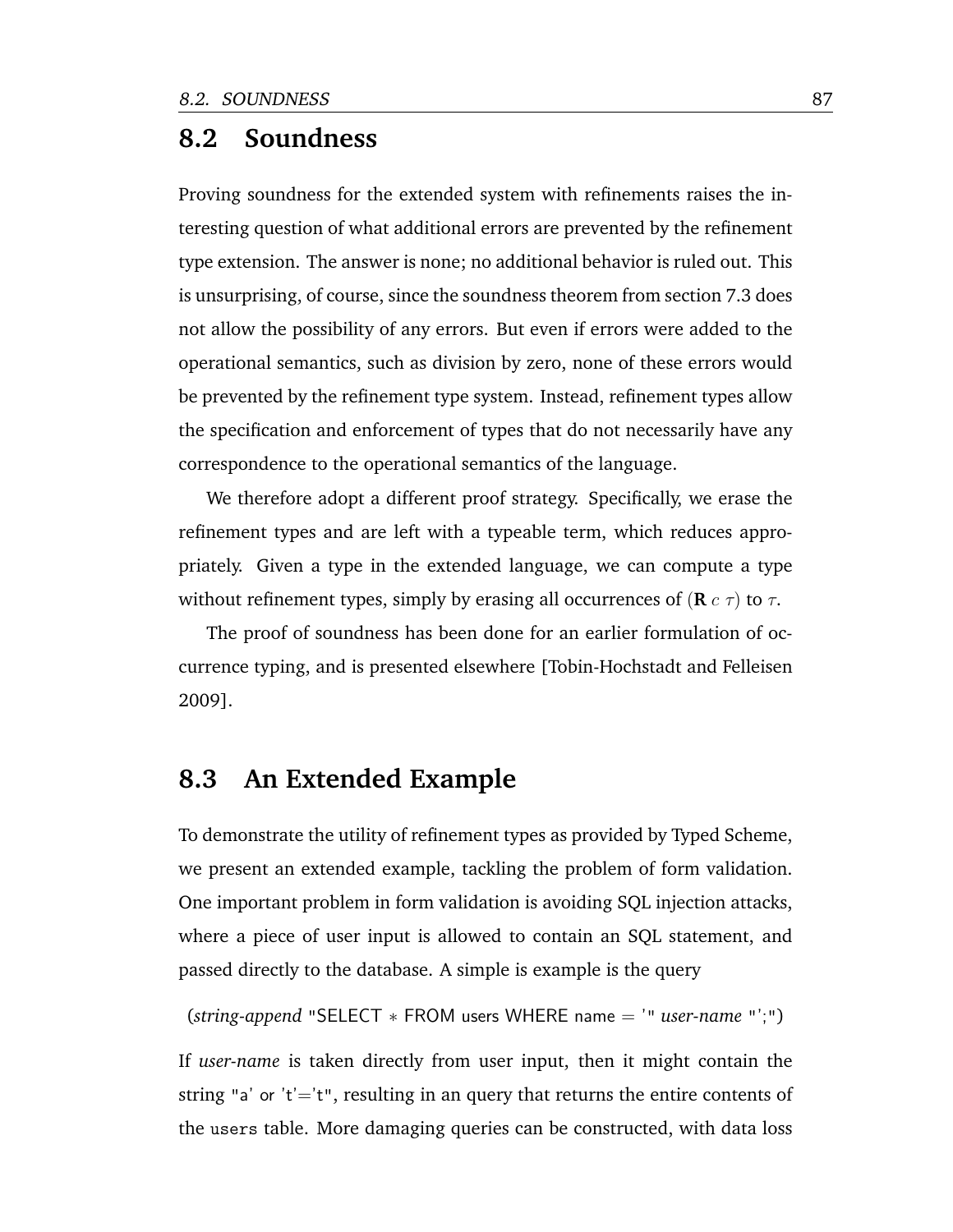## 8.2 Soundness

Proving soundness for the extended system with refinements raises the interesting question of what additional errors are prevented by the refinement type extension. The answer is none; no additional behavior is ruled out. This is unsurprising, of course, since the soundness theorem from section 7.3 does not allow the possibility of any errors. But even if errors were added to the operational semantics, such as division by zero, none of these errors would be prevented by the refinement type system. Instead, refinement types allow the specification and enforcement of types that do not necessarily have any correspondence to the operational semantics of the language.

We therefore adopt a different proof strategy. Specifically, we erase the refinement types and are left with a typeable term, which reduces appropriately. Given a type in the extended language, we can compute a type without refinement types, simply by erasing all occurrences of $(\mathbf{R}\ c\ \tau)$ to $\tau$.

The proof of soundness has been done for an earlier formulation of occurrence typing, and is presented elsewhere [Tobin-Hochstadt and Felleisen 2009].

## 8.3 An Extended Example

To demonstrate the utility of refinement types as provided by Typed Scheme, we present an extended example, tackling the problem of form validation. One important problem in form validation is avoiding SQL injection attacks, where a piece of user input is allowed to contain an SQL statement, and passed directly to the database. A simple is example is the query

```
(string-append "SELECT * FROM users WHERE name = '" user-name "';")
```

If *user-name* is taken directly from user input, then it might contain the string "a' or 't'='t", resulting in an query that returns the entire contents of the `users` table. More damaging queries can be constructed, with data loss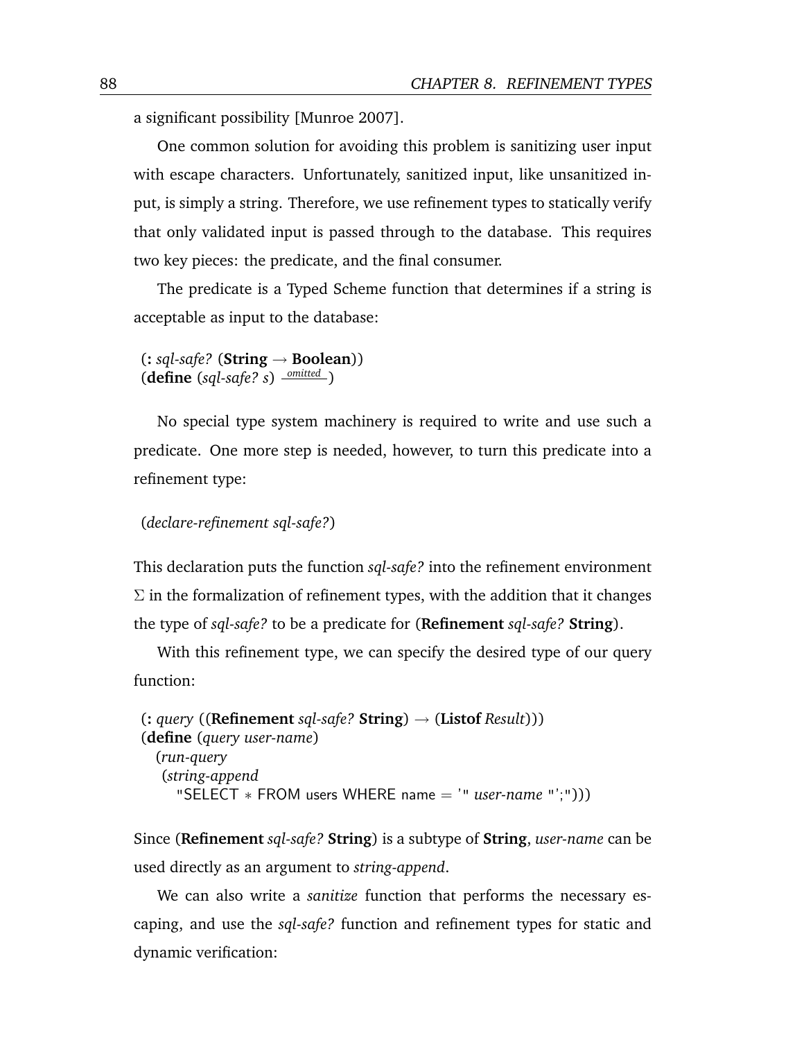a significant possibility [Munroe 2007].

One common solution for avoiding this problem is sanitizing user input with escape characters. Unfortunately, sanitized input, like unsanitized input, is simply a string. Therefore, we use refinement types to statically verify that only validated input is passed through to the database. This requires two key pieces: the predicate, and the final consumer.

The predicate is a Typed Scheme function that determines if a string is acceptable as input to the database:

```
(: sql-safe? (String → Boolean))
(define (sql-safe? s) omitted )
```

No special type system machinery is required to write and use such a predicate. One more step is needed, however, to turn this predicate into a refinement type:

```
(declare-refinement sql-safe?)
```

This declaration puts the function *sql-safe?* into the refinement environment $\Sigma$ in the formalization of refinement types, with the addition that it changes the type of *sql-safe?* to be a predicate for (**Refinement** *sql-safe?* **String**).

With this refinement type, we can specify the desired type of our query function:

```
(: query ((Refinement sql-safe? String) → (Listof Result)))
(define (query user-name)
  (run-query
   (string-append
     "SELECT * FROM users WHERE name = '" user-name "';")))
```

Since (**Refinement** *sql-safe?* **String**) is a subtype of **String**, *user-name* can be used directly as an argument to *string-append*.

We can also write a *sanitize* function that performs the necessary escaping, and use the *sql-safe?* function and refinement types for static and dynamic verification: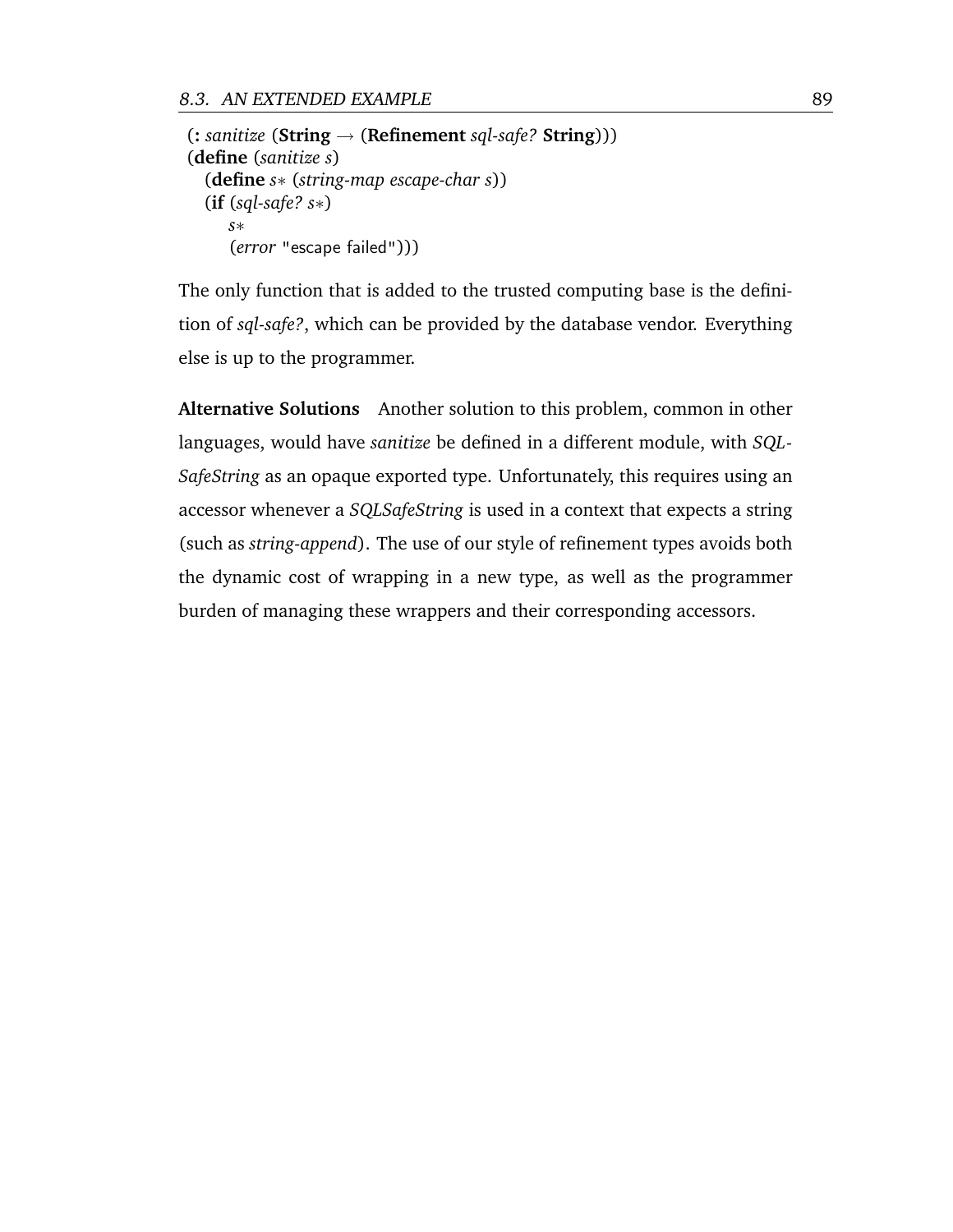```
(: sanitize (String → (Refinement sql-safe? String)))
(define (sanitize s)
  (define s* (string-map escape-char s))
  (if (sql-safe? s*)
      s*
      (error "escape failed")))
```

The only function that is added to the trusted computing base is the definition of *sql-safe?*, which can be provided by the database vendor. Everything else is up to the programmer.

**Alternative Solutions** Another solution to this problem, common in other languages, would have *sanitize* be defined in a different module, with *SQLSafeString* as an opaque exported type. Unfortunately, this requires using an accessor whenever a *SQLSafeString* is used in a context that expects a string (such as *string-append*). The use of our style of refinement types avoids both the dynamic cost of wrapping in a new type, as well as the programmer burden of managing these wrappers and their corresponding accessors.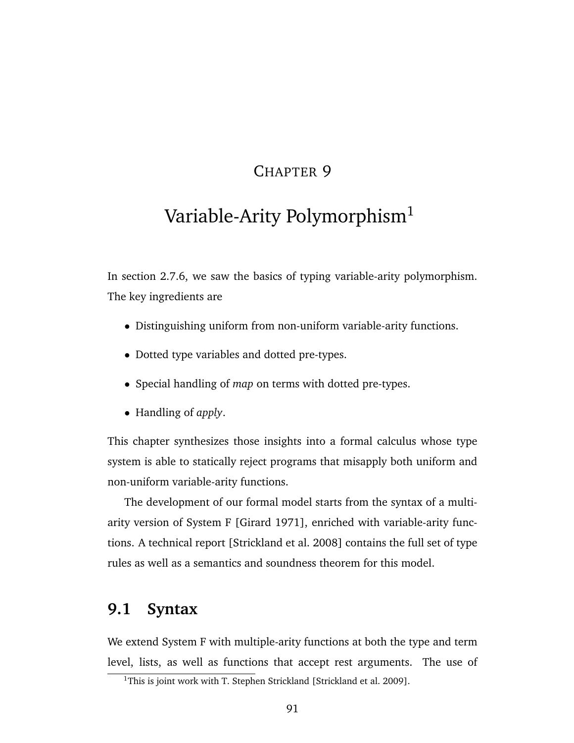# CHAPTER 9

# Variable-Arity Polymorphism[1]

In section 2.7.6, we saw the basics of typing variable-arity polymorphism. The key ingredients are

- Distinguishing uniform from non-uniform variable-arity functions.
- Dotted type variables and dotted pre-types.
- Special handling of *map* on terms with dotted pre-types.
- Handling of *apply*.

This chapter synthesizes those insights into a formal calculus whose type system is able to statically reject programs that misapply both uniform and non-uniform variable-arity functions.

The development of our formal model starts from the syntax of a multi-arity version of System F [Girard 1971], enriched with variable-arity functions. A technical report [Strickland et al. 2008] contains the full set of type rules as well as a semantics and soundness theorem for this model.

## 9.1 Syntax

We extend System F with multiple-arity functions at both the type and term level, lists, as well as functions that accept rest arguments. The use of

[1] This is joint work with T. Stephen Strickland [Strickland et al. 2009].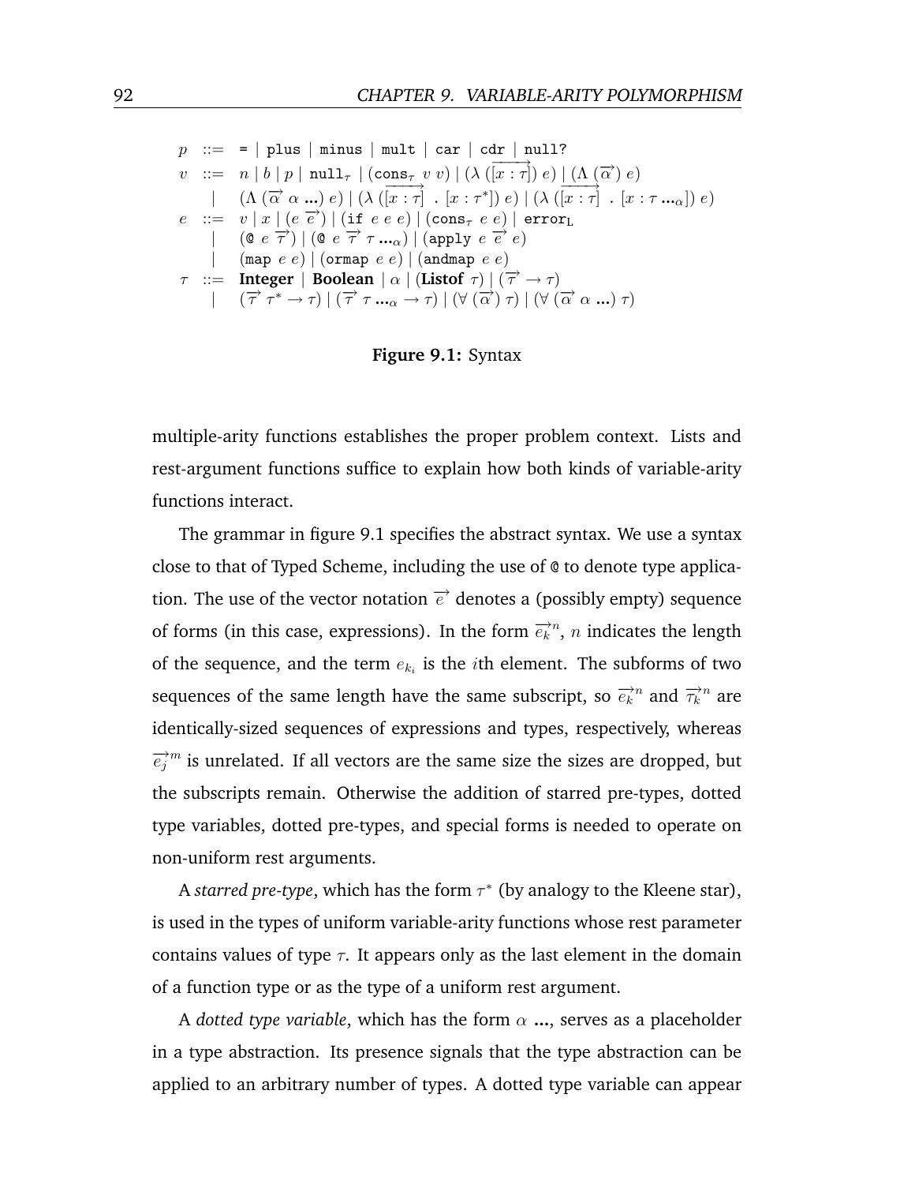$$
\begin{array}{rcl}
p & ::= & \texttt{=} \mid \texttt{plus} \mid \texttt{minus} \mid \texttt{mult} \mid \texttt{car} \mid \texttt{cdr} \mid \texttt{null?} \\
v & ::= & n \mid b \mid p \mid \texttt{null}_\tau \mid (\texttt{cons}_\tau\ v\ v) \mid (\lambda\ (\overrightarrow{[x:\tau]})\ e) \mid (\Lambda\ (\overrightarrow{\alpha})\ e) \\
 & \mid & (\Lambda\ (\overrightarrow{\alpha}\ \alpha\ \textbf{...})\ e) \mid (\lambda\ (\overrightarrow{[x:\tau]}\ .\ [x:\tau^*])\ e) \mid (\lambda\ (\overrightarrow{[x:\tau]}\ .\ [x:\tau\ \textbf{...}_\alpha])\ e) \\
e & ::= & v \mid x \mid (e\ \overrightarrow{e}) \mid (\texttt{if}\ e\ e\ e) \mid (\texttt{cons}_\tau\ e\ e) \mid \texttt{error}_\texttt{L} \\
 & \mid & (\texttt{@}\ e\ \overrightarrow{\tau}) \mid (\texttt{@}\ e\ \overrightarrow{\tau}\ \tau\ \textbf{...}_\alpha) \mid (\texttt{apply}\ e\ \overrightarrow{e}\ e) \\
 & \mid & (\texttt{map}\ e\ e) \mid (\texttt{ormap}\ e\ e) \mid (\texttt{andmap}\ e\ e) \\
\tau & ::= & \textbf{Integer} \mid \textbf{Boolean} \mid \alpha \mid (\textbf{Listof}\ \tau) \mid (\overrightarrow{\tau} \rightarrow \tau) \\
 & \mid & (\overrightarrow{\tau}\ \tau^* \rightarrow \tau) \mid (\overrightarrow{\tau}\ \tau\ \textbf{...}_\alpha \rightarrow \tau) \mid (\forall\ (\overrightarrow{\alpha})\ \tau) \mid (\forall\ (\overrightarrow{\alpha}\ \alpha\ \textbf{...})\ \tau)
\end{array}
$$

**Figure 9.1:** Syntax

multiple-arity functions establishes the proper problem context. Lists and rest-argument functions suffice to explain how both kinds of variable-arity functions interact.

The grammar in figure 9.1 specifies the abstract syntax. We use a syntax close to that of Typed Scheme, including the use of `@` to denote type application. The use of the vector notation $\overrightarrow{e}$ denotes a (possibly empty) sequence of forms (in this case, expressions). In the form $\overrightarrow{e_k}^n$, $n$ indicates the length of the sequence, and the term $e_{k_i}$ is the $i$th element. The subforms of two sequences of the same length have the same subscript, so $\overrightarrow{e_k}^n$ and $\overrightarrow{\tau_k}^n$ are identically-sized sequences of expressions and types, respectively, whereas $\overrightarrow{e_j}^m$ is unrelated. If all vectors are the same size the sizes are dropped, but the subscripts remain. Otherwise the addition of starred pre-types, dotted type variables, dotted pre-types, and special forms is needed to operate on non-uniform rest arguments.

A *starred pre-type*, which has the form $\tau^*$ (by analogy to the Kleene star), is used in the types of uniform variable-arity functions whose rest parameter contains values of type $\tau$. It appears only as the last element in the domain of a function type or as the type of a uniform rest argument.

A *dotted type variable*, which has the form $\alpha$ **...**, serves as a placeholder in a type abstraction. Its presence signals that the type abstraction can be applied to an arbitrary number of types. A dotted type variable can appear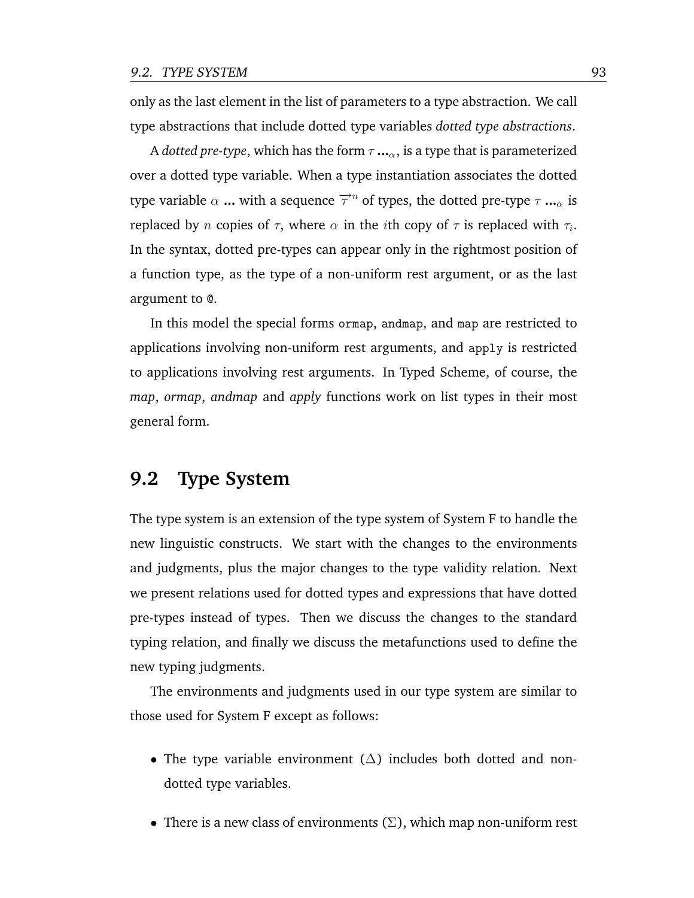only as the last element in the list of parameters to a type abstraction. We call type abstractions that include dotted type variables *dotted type abstractions*.

A *dotted pre-type*, which has the form $\tau \ldots_{\alpha}$, is a type that is parameterized over a dotted type variable. When a type instantiation associates the dotted type variable $\alpha$ ... with a sequence $\overrightarrow{\tau}^{n}$ of types, the dotted pre-type $\tau \ldots_{\alpha}$ is replaced by $n$ copies of $\tau$, where $\alpha$ in the $i$th copy of $\tau$ is replaced with $\tau_i$. In the syntax, dotted pre-types can appear only in the rightmost position of a function type, as the type of a non-uniform rest argument, or as the last argument to `@`.

In this model the special forms `ormap`, `andmap`, and `map` are restricted to applications involving non-uniform rest arguments, and `apply` is restricted to applications involving rest arguments. In Typed Scheme, of course, the *map*, *ormap*, *andmap* and *apply* functions work on list types in their most general form.

## 9.2 Type System

The type system is an extension of the type system of System F to handle the new linguistic constructs. We start with the changes to the environments and judgments, plus the major changes to the type validity relation. Next we present relations used for dotted types and expressions that have dotted pre-types instead of types. Then we discuss the changes to the standard typing relation, and finally we discuss the metafunctions used to define the new typing judgments.

The environments and judgments used in our type system are similar to those used for System F except as follows:

- The type variable environment ($\Delta$) includes both dotted and non-dotted type variables.
- There is a new class of environments ($\Sigma$), which map non-uniform rest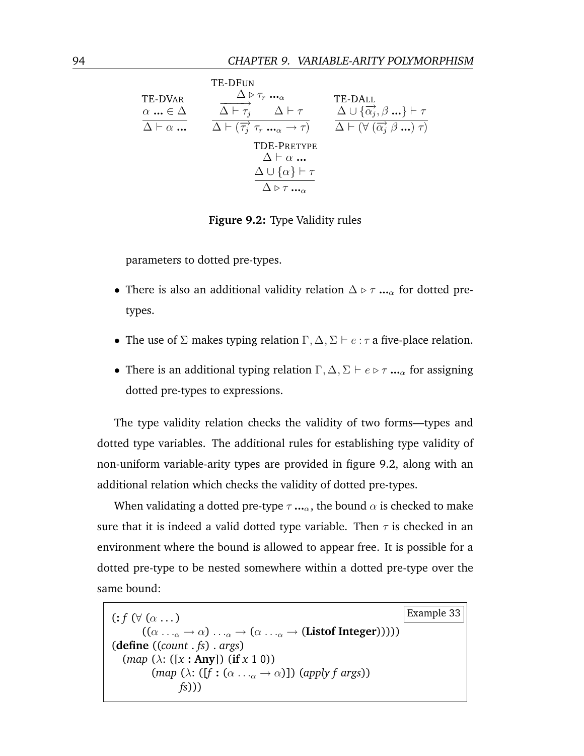$$\frac{\alpha \ \textbf{...} \in \Delta}{\Delta \vdash \alpha \ \textbf{...}} \ \text{TE-DVar} \qquad \frac{\Delta \triangleright \tau_r \ \textbf{...}_\alpha \quad \overrightarrow{\Delta \vdash \tau_j} \quad \Delta \vdash \tau}{\Delta \vdash (\overrightarrow{\tau_j} \ \tau_r \ \textbf{...}_\alpha \rightarrow \tau)} \ \text{TE-DFun} \qquad \frac{\Delta \cup \{\overrightarrow{\alpha_j}, \beta \ \textbf{...}\} \vdash \tau}{\Delta \vdash (\forall \ (\overrightarrow{\alpha_j} \ \beta \ \textbf{...}) \ \tau)} \ \text{TE-DAll}$$

$$\frac{\Delta \vdash \alpha \ \textbf{...} \quad \Delta \cup \{\alpha\} \vdash \tau}{\Delta \triangleright \tau \ \textbf{...}_\alpha} \ \text{TDE-Pretype}$$

**Figure 9.2:** Type Validity rules

parameters to dotted pre-types.

- There is also an additional validity relation $\Delta \triangleright \tau \ \textbf{...}_\alpha$ for dotted pre-types.
- The use of $\Sigma$ makes typing relation $\Gamma, \Delta, \Sigma \vdash e : \tau$ a five-place relation.
- There is an additional typing relation $\Gamma, \Delta, \Sigma \vdash e \triangleright \tau \ \textbf{...}_\alpha$ for assigning dotted pre-types to expressions.

The type validity relation checks the validity of two forms—types and dotted type variables. The additional rules for establishing type validity of non-uniform variable-arity types are provided in figure 9.2, along with an additional relation which checks the validity of dotted pre-types.

When validating a dotted pre-type $\tau \ \textbf{...}_\alpha$, the bound $\alpha$ is checked to make sure that it is indeed a valid dotted type variable. Then $\tau$ is checked in an environment where the bound is allowed to appear free. It is possible for a dotted pre-type to be nested somewhere within a dotted pre-type over the same bound:

Example 33

```
(: f (∀ (α ...)
       ((α ..._α → α) ..._α → (α ..._α → (Listof Integer)))))
(define ((count . fs) . args)
  (map (λ: ([x : Any]) (if x 1 0))
       (map (λ: ([f : (α ..._α → α)]) (apply f args))
            fs)))
```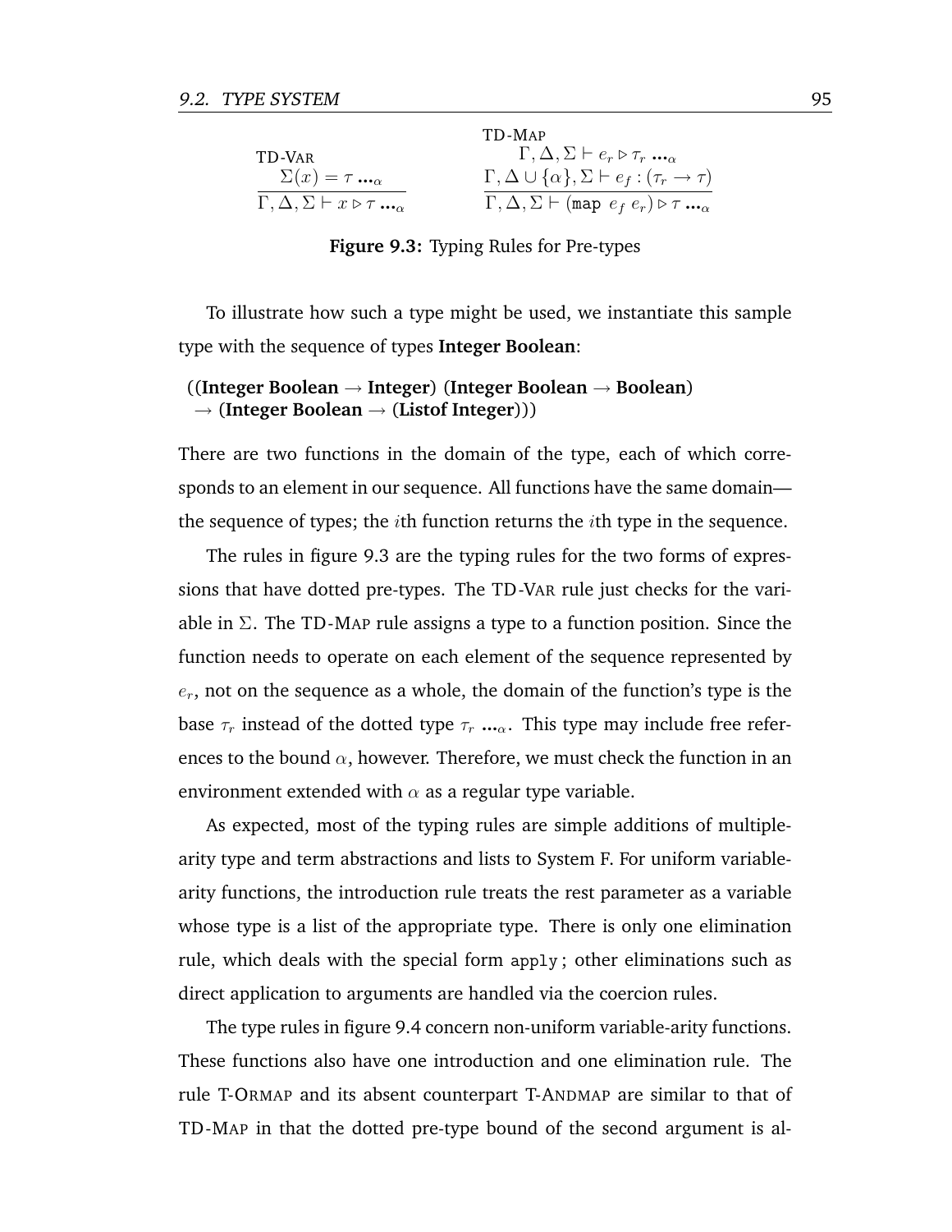$$\text{TD-VAR} \quad \frac{\Sigma(x) = \tau \ \ldots_\alpha}{\Gamma, \Delta, \Sigma \vdash x \triangleright \tau \ \ldots_\alpha}
\qquad
\text{TD-MAP} \quad \frac{\Gamma, \Delta, \Sigma \vdash e_r \triangleright \tau_r \ \ldots_\alpha \quad \Gamma, \Delta \cup \{\alpha\}, \Sigma \vdash e_f : (\tau_r \rightarrow \tau)}{\Gamma, \Delta, \Sigma \vdash (\texttt{map}\ e_f\ e_r) \triangleright \tau \ \ldots_\alpha}$$

**Figure 9.3:** Typing Rules for Pre-types

To illustrate how such a type might be used, we instantiate this sample type with the sequence of types **Integer Boolean**:

((**Integer Boolean** → **Integer**) (**Integer Boolean** → **Boolean**)
→ (**Integer Boolean** → (**Listof Integer**)))

There are two functions in the domain of the type, each of which corresponds to an element in our sequence. All functions have the same domain—the sequence of types; the $i$th function returns the $i$th type in the sequence.

The rules in figure 9.3 are the typing rules for the two forms of expressions that have dotted pre-types. The TD-VAR rule just checks for the variable in $\Sigma$. The TD-MAP rule assigns a type to a function position. Since the function needs to operate on each element of the sequence represented by $e_r$, not on the sequence as a whole, the domain of the function's type is the base $\tau_r$ instead of the dotted type $\tau_r \ \ldots_\alpha$. This type may include free references to the bound $\alpha$, however. Therefore, we must check the function in an environment extended with $\alpha$ as a regular type variable.

As expected, most of the typing rules are simple additions of multiple-arity type and term abstractions and lists to System F. For uniform variable-arity functions, the introduction rule treats the rest parameter as a variable whose type is a list of the appropriate type. There is only one elimination rule, which deals with the special form `apply`; other eliminations such as direct application to arguments are handled via the coercion rules.

The type rules in figure 9.4 concern non-uniform variable-arity functions. These functions also have one introduction and one elimination rule. The rule T-ORMAP and its absent counterpart T-ANDMAP are similar to that of TD-MAP in that the dotted pre-type bound of the second argument is al-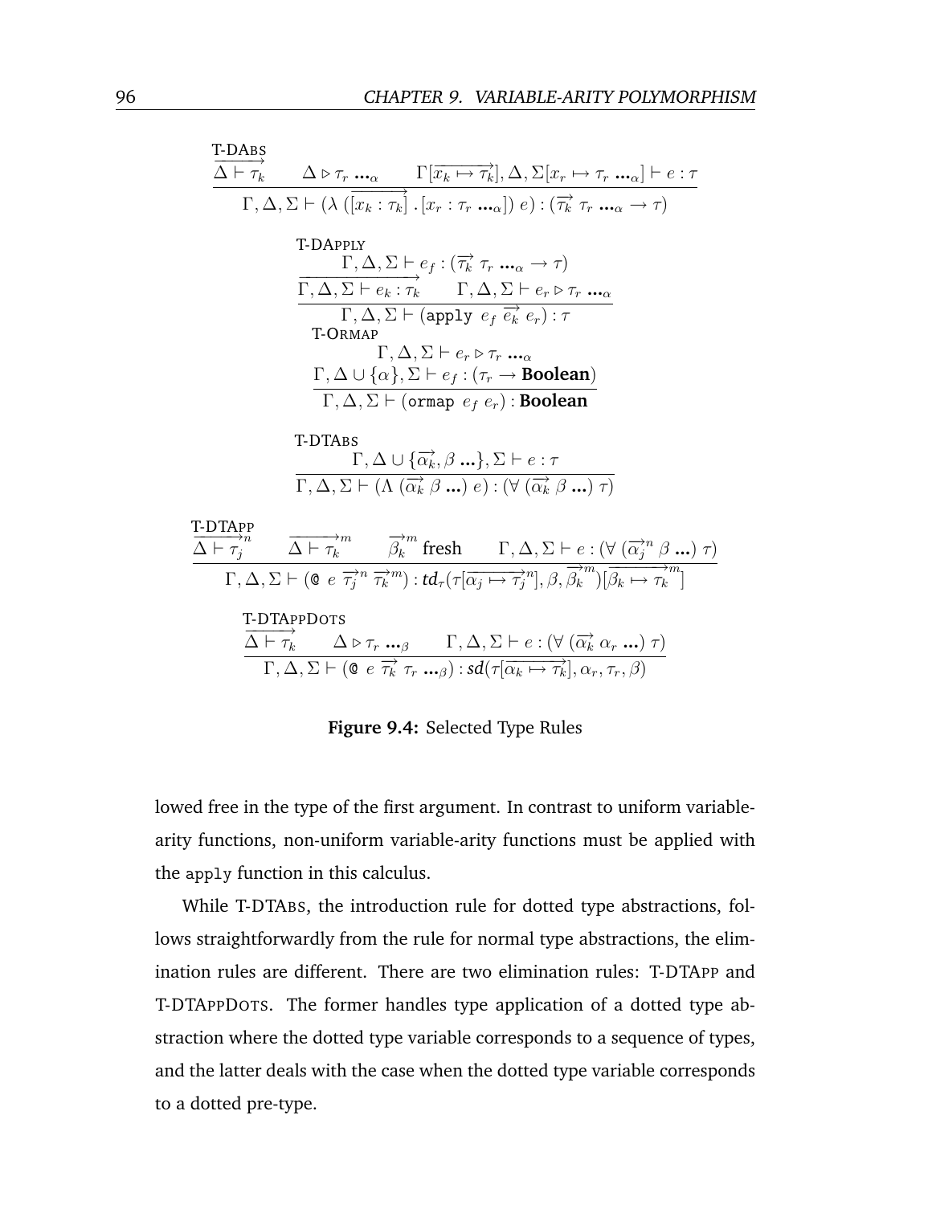T-DABS

$$\frac{\overrightarrow{\Delta \vdash \tau_k} \qquad \Delta \triangleright \tau_r \ ..._\alpha \qquad \Gamma[\overrightarrow{x_k \mapsto \tau_k}], \Delta, \Sigma[x_r \mapsto \tau_r \ ..._\alpha] \vdash e : \tau}{\Gamma, \Delta, \Sigma \vdash (\lambda \ (\overrightarrow{[x_k : \tau_k]} \ . [x_r : \tau_r \ ..._\alpha]) \ e) : (\overrightarrow{\tau_k} \ \tau_r \ ..._\alpha \to \tau)}$$

T-DAPPLY

$$\frac{\Gamma, \Delta, \Sigma \vdash e_f : (\overrightarrow{\tau_k} \ \tau_r \ ..._\alpha \to \tau) \qquad \overrightarrow{\Gamma, \Delta, \Sigma \vdash e_k : \tau_k} \qquad \Gamma, \Delta, \Sigma \vdash e_r \triangleright \tau_r \ ..._\alpha}{\Gamma, \Delta, \Sigma \vdash (\texttt{apply} \ e_f \ \overrightarrow{e_k} \ e_r) : \tau}$$

T-ORMAP

$$\frac{\Gamma, \Delta, \Sigma \vdash e_r \triangleright \tau_r \ ..._\alpha \qquad \Gamma, \Delta \cup \{\alpha\}, \Sigma \vdash e_f : (\tau_r \to \mathbf{Boolean})}{\Gamma, \Delta, \Sigma \vdash (\texttt{ormap} \ e_f \ e_r) : \mathbf{Boolean}}$$

T-DTABS

$$\frac{\Gamma, \Delta \cup \{\overrightarrow{\alpha_k}, \beta \ ...\}, \Sigma \vdash e : \tau}{\Gamma, \Delta, \Sigma \vdash (\Lambda \ (\overrightarrow{\alpha_k} \ \beta \ ...) \ e) : (\forall \ (\overrightarrow{\alpha_k} \ \beta \ ...) \ \tau)}$$

T-DTAPP

$$\frac{\overrightarrow{\Delta \vdash \tau_j}^n \qquad \overrightarrow{\Delta \vdash \tau_k}^m \qquad \overrightarrow{\beta_k}^m \text{ fresh} \qquad \Gamma, \Delta, \Sigma \vdash e : (\forall \ (\overrightarrow{\alpha_j}^n \ \beta \ ...) \ \tau)}{\Gamma, \Delta, \Sigma \vdash (\texttt{@} \ e \ \overrightarrow{\tau_j}^n \ \overrightarrow{\tau_k}^m) : \boldsymbol{td}_\tau(\tau[\overrightarrow{\alpha_j \mapsto \tau_j}^n], \beta, \overrightarrow{\beta_k}^m)[\overrightarrow{\beta_k \mapsto \tau_k}^m]}$$

T-DTAPPDOTS

$$\frac{\overrightarrow{\Delta \vdash \tau_k} \qquad \Delta \triangleright \tau_r \ ..._\beta \qquad \Gamma, \Delta, \Sigma \vdash e : (\forall \ (\overrightarrow{\alpha_k} \ \alpha_r \ ...) \ \tau)}{\Gamma, \Delta, \Sigma \vdash (\texttt{@} \ e \ \overrightarrow{\tau_k} \ \tau_r \ ..._\beta) : \boldsymbol{sd}(\tau[\overrightarrow{\alpha_k \mapsto \tau_k}], \alpha_r, \tau_r, \beta)}$$

**Figure 9.4:** Selected Type Rules

lowed free in the type of the first argument. In contrast to uniform variable-arity functions, non-uniform variable-arity functions must be applied with the `apply` function in this calculus.

While T-DTABS, the introduction rule for dotted type abstractions, follows straightforwardly from the rule for normal type abstractions, the elimination rules are different. There are two elimination rules: T-DTAPP and T-DTAPPDOTS. The former handles type application of a dotted type abstraction where the dotted type variable corresponds to a sequence of types, and the latter deals with the case when the dotted type variable corresponds to a dotted pre-type.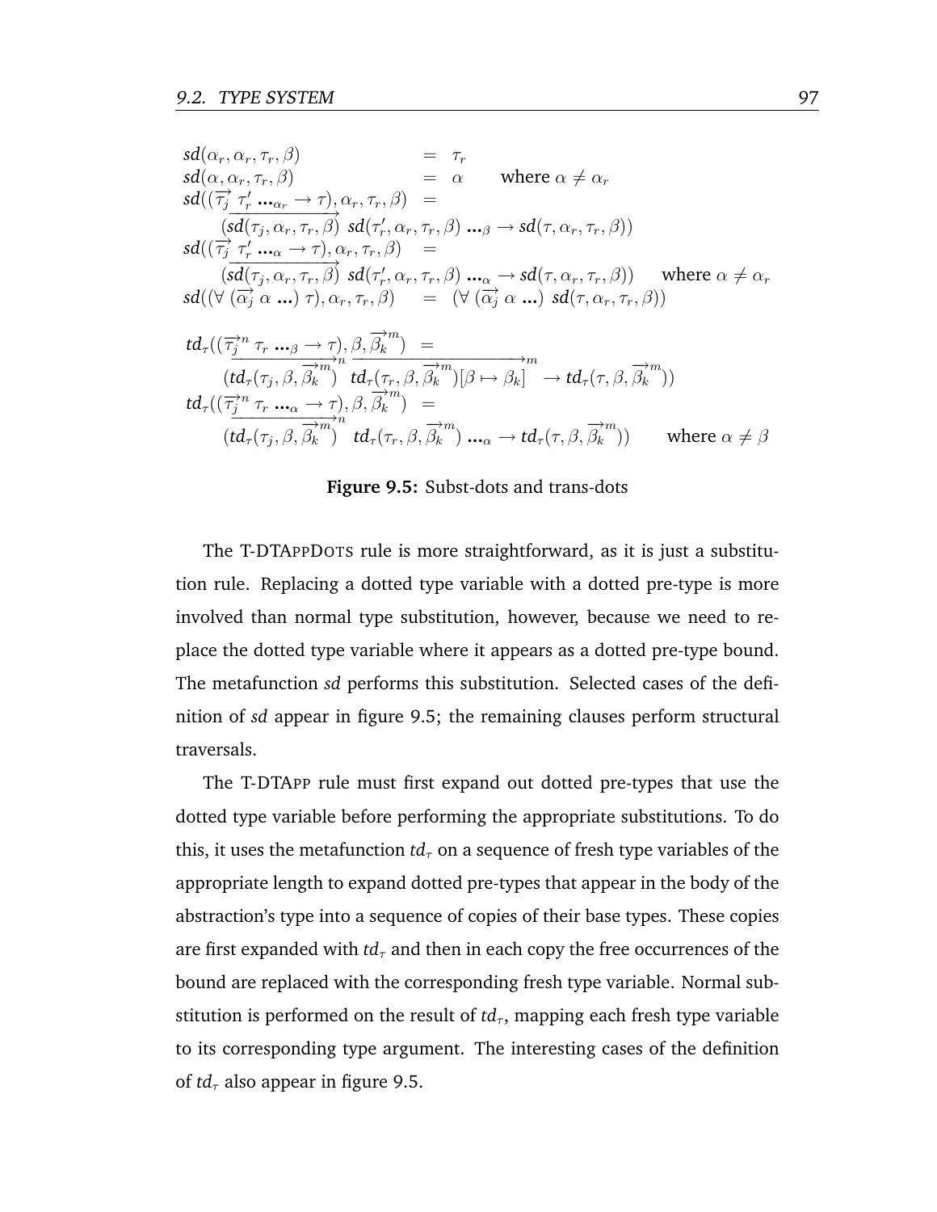$$
\begin{array}{lcl}
sd(\alpha_r, \alpha_r, \tau_r, \beta) & = & \tau_r \\
sd(\alpha, \alpha_r, \tau_r, \beta) & = & \alpha \qquad \text{where } \alpha \neq \alpha_r \\
sd((\overrightarrow{\tau_j}\ \tau_r' \ \mathbf{...}_{\alpha_r} \to \tau), \alpha_r, \tau_r, \beta) & = & \\
\quad (\overrightarrow{sd(\tau_j, \alpha_r, \tau_r, \beta)}\ sd(\tau_r', \alpha_r, \tau_r, \beta)\ \mathbf{...}_{\beta} \to sd(\tau, \alpha_r, \tau_r, \beta)) & & \\
sd((\overrightarrow{\tau_j}\ \tau_r' \ \mathbf{...}_{\alpha} \to \tau), \alpha_r, \tau_r, \beta) & = & \\
\quad (\overrightarrow{sd(\tau_j, \alpha_r, \tau_r, \beta)}\ sd(\tau_r', \alpha_r, \tau_r, \beta)\ \mathbf{...}_{\alpha} \to sd(\tau, \alpha_r, \tau_r, \beta)) & & \text{where } \alpha \neq \alpha_r \\
sd((\forall\ (\overrightarrow{\alpha_j}\ \alpha\ \mathbf{...})\ \tau), \alpha_r, \tau_r, \beta) & = & (\forall\ (\overrightarrow{\alpha_j}\ \alpha\ \mathbf{...})\ sd(\tau, \alpha_r, \tau_r, \beta))
\end{array}
$$

$$
\begin{array}{l}
td_\tau((\overrightarrow{\tau_j}^{n}\ \tau_r\ \mathbf{...}_{\beta} \to \tau), \beta, \overrightarrow{\beta_k}^{m}) \ = \\
\quad (\overrightarrow{td_\tau(\tau_j, \beta, \overrightarrow{\beta_k}^{m})}^{n}\ \overrightarrow{td_\tau(\tau_r, \beta, \overrightarrow{\beta_k}^{m})[\beta \mapsto \beta_k]}^{m} \to td_\tau(\tau, \beta, \overrightarrow{\beta_k}^{m})) \\
td_\tau((\overrightarrow{\tau_j}^{n}\ \tau_r\ \mathbf{...}_{\alpha} \to \tau), \beta, \overrightarrow{\beta_k}^{m}) \ = \\
\quad (\overrightarrow{td_\tau(\tau_j, \beta, \overrightarrow{\beta_k}^{m})}^{n}\ td_\tau(\tau_r, \beta, \overrightarrow{\beta_k}^{m})\ \mathbf{...}_{\alpha} \to td_\tau(\tau, \beta, \overrightarrow{\beta_k}^{m})) \qquad \text{where } \alpha \neq \beta
\end{array}
$$

**Figure 9.5:** Subst-dots and trans-dots

The T-DTAPPDOTS rule is more straightforward, as it is just a substitution rule. Replacing a dotted type variable with a dotted pre-type is more involved than normal type substitution, however, because we need to replace the dotted type variable where it appears as a dotted pre-type bound. The metafunction *sd* performs this substitution. Selected cases of the definition of *sd* appear in figure 9.5; the remaining clauses perform structural traversals.

The T-DTAPP rule must first expand out dotted pre-types that use the dotted type variable before performing the appropriate substitutions. To do this, it uses the metafunction $td_\tau$ on a sequence of fresh type variables of the appropriate length to expand dotted pre-types that appear in the body of the abstraction's type into a sequence of copies of their base types. These copies are first expanded with $td_\tau$ and then in each copy the free occurrences of the bound are replaced with the corresponding fresh type variable. Normal substitution is performed on the result of $td_\tau$, mapping each fresh type variable to its corresponding type argument. The interesting cases of the definition of $td_\tau$ also appear in figure 9.5.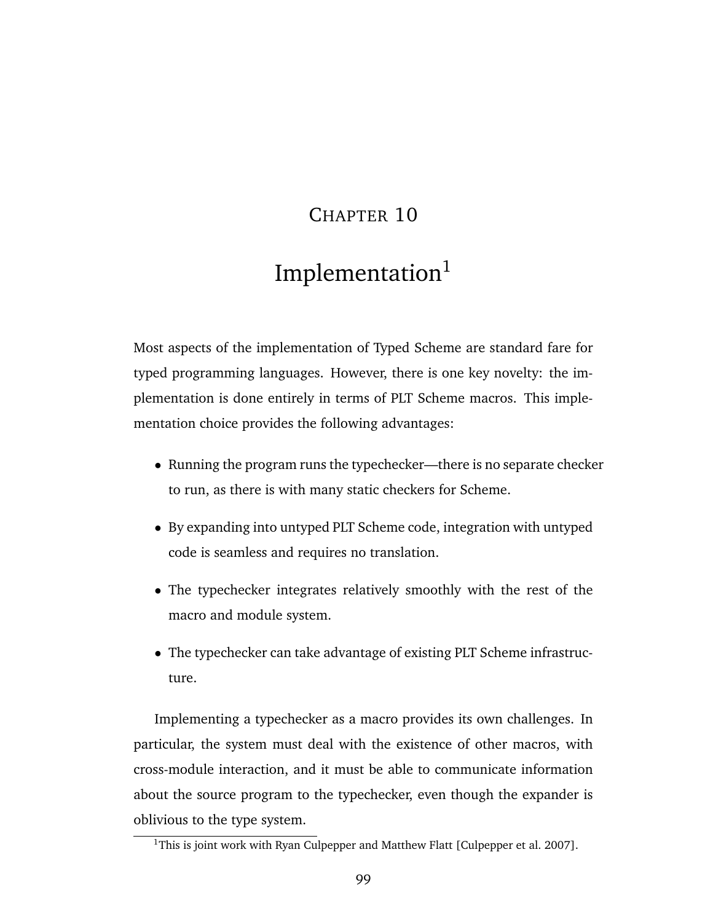# CHAPTER 10

# Implementation[1]

Most aspects of the implementation of Typed Scheme are standard fare for typed programming languages. However, there is one key novelty: the implementation is done entirely in terms of PLT Scheme macros. This implementation choice provides the following advantages:

- Running the program runs the typechecker—there is no separate checker to run, as there is with many static checkers for Scheme.
- By expanding into untyped PLT Scheme code, integration with untyped code is seamless and requires no translation.
- The typechecker integrates relatively smoothly with the rest of the macro and module system.
- The typechecker can take advantage of existing PLT Scheme infrastructure.

Implementing a typechecker as a macro provides its own challenges. In particular, the system must deal with the existence of other macros, with cross-module interaction, and it must be able to communicate information about the source program to the typechecker, even though the expander is oblivious to the type system.

[1] This is joint work with Ryan Culpepper and Matthew Flatt [Culpepper et al. 2007].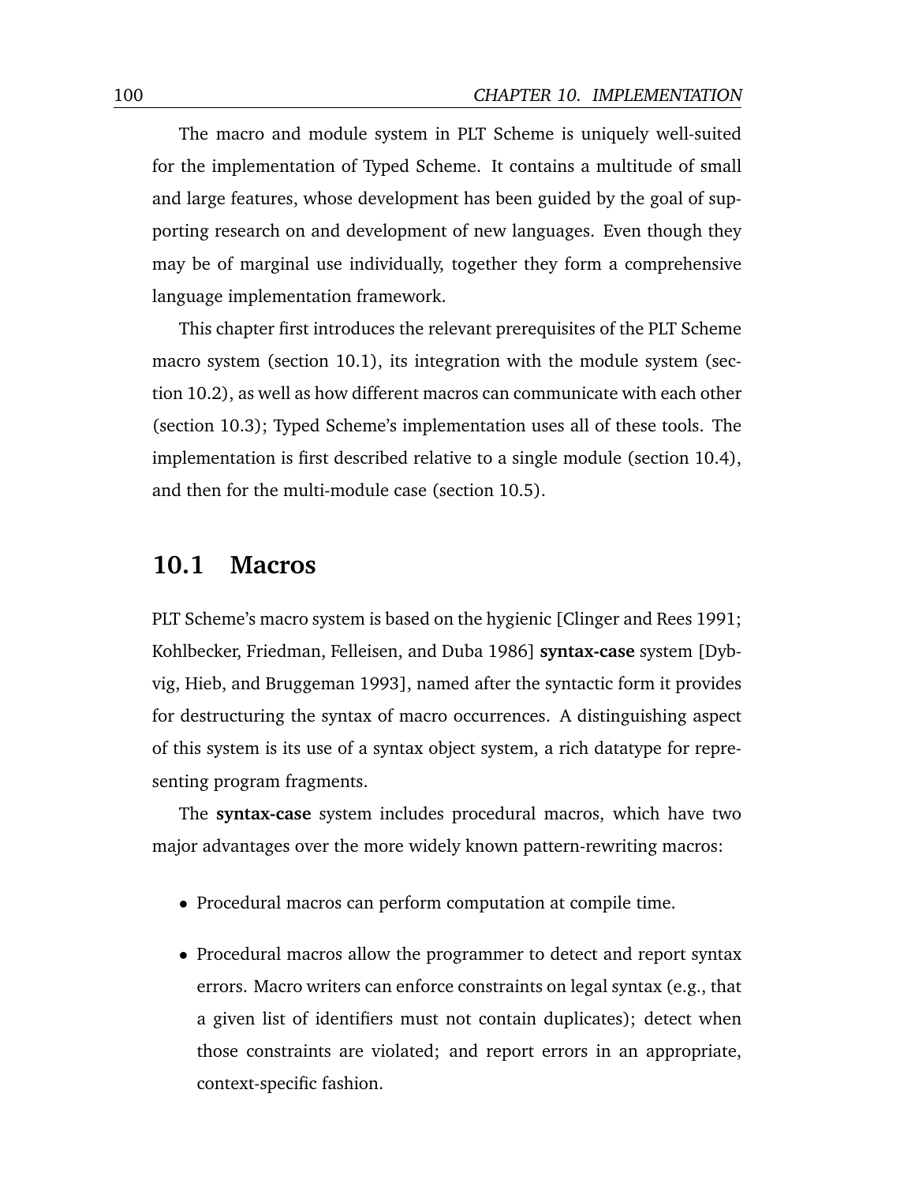The macro and module system in PLT Scheme is uniquely well-suited for the implementation of Typed Scheme. It contains a multitude of small and large features, whose development has been guided by the goal of supporting research on and development of new languages. Even though they may be of marginal use individually, together they form a comprehensive language implementation framework.

This chapter first introduces the relevant prerequisites of the PLT Scheme macro system (section 10.1), its integration with the module system (section 10.2), as well as how different macros can communicate with each other (section 10.3); Typed Scheme's implementation uses all of these tools. The implementation is first described relative to a single module (section 10.4), and then for the multi-module case (section 10.5).

## 10.1 Macros

PLT Scheme's macro system is based on the hygienic [Clinger and Rees 1991; Kohlbecker, Friedman, Felleisen, and Duba 1986] **syntax-case** system [Dybvig, Hieb, and Bruggeman 1993], named after the syntactic form it provides for destructuring the syntax of macro occurrences. A distinguishing aspect of this system is its use of a syntax object system, a rich datatype for representing program fragments.

The **syntax-case** system includes procedural macros, which have two major advantages over the more widely known pattern-rewriting macros:

- Procedural macros can perform computation at compile time.
- Procedural macros allow the programmer to detect and report syntax errors. Macro writers can enforce constraints on legal syntax (e.g., that a given list of identifiers must not contain duplicates); detect when those constraints are violated; and report errors in an appropriate, context-specific fashion.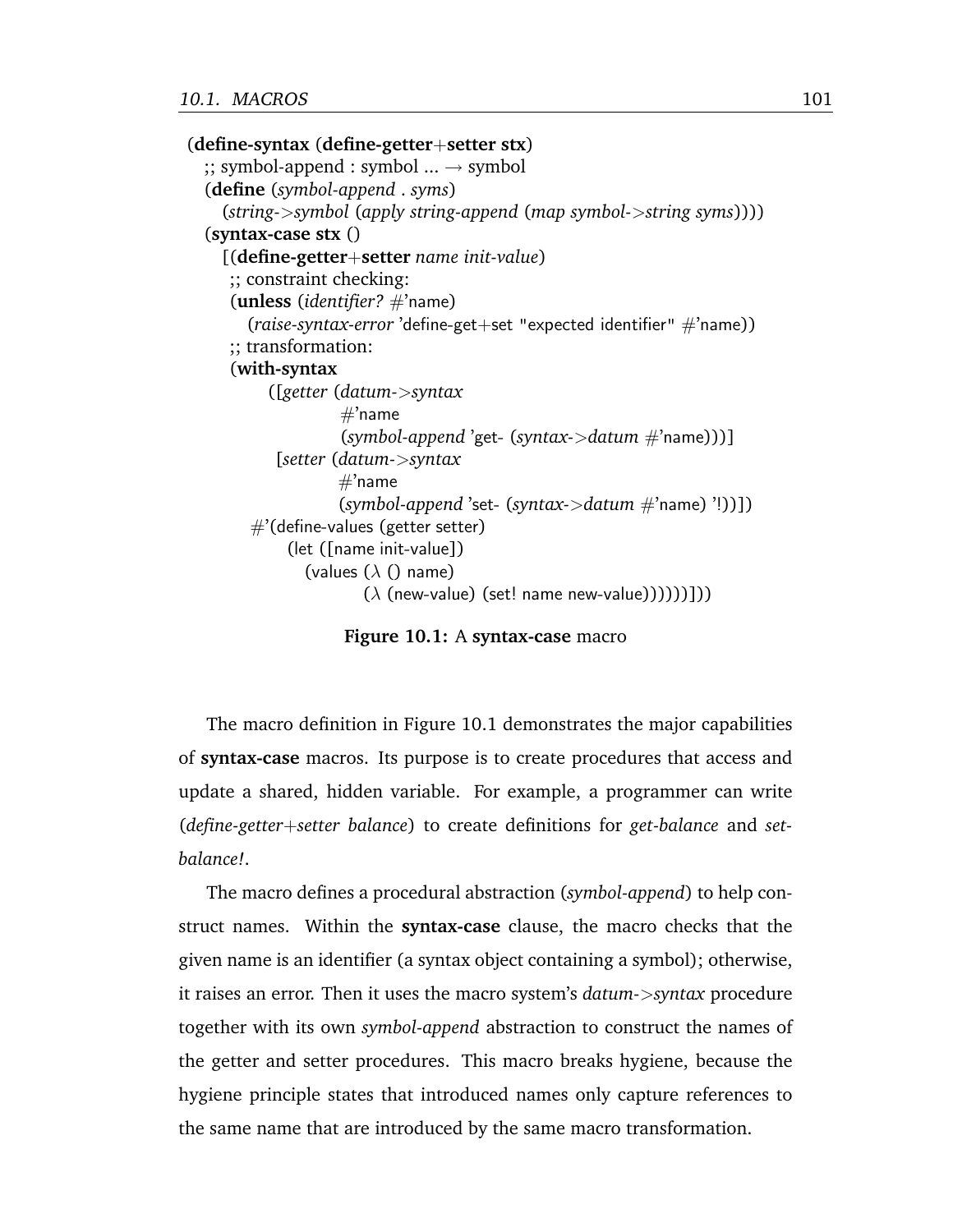```
(define-syntax (define-getter+setter stx)
  ;; symbol-append : symbol ... → symbol
  (define (symbol-append . syms)
    (string->symbol (apply string-append (map symbol->string syms))))
  (syntax-case stx ()
    [(define-getter+setter name init-value)
     ;; constraint checking:
     (unless (identifier? #'name)
       (raise-syntax-error 'define-get+set "expected identifier" #'name))
     ;; transformation:
     (with-syntax
         ([getter (datum->syntax
                   #'name
                   (symbol-append 'get- (syntax->datum #'name)))]
          [setter (datum->syntax
                   #'name
                   (symbol-append 'set- (syntax->datum #'name) '!))])
       #'(define-values (getter setter)
           (let ([name init-value])
             (values (λ () name)
                     (λ (new-value) (set! name new-value))))))]))
```

**Figure 10.1:** A **syntax-case** macro

The macro definition in Figure 10.1 demonstrates the major capabilities of **syntax-case** macros. Its purpose is to create procedures that access and update a shared, hidden variable. For example, a programmer can write (*define-getter+setter balance*) to create definitions for *get-balance* and *set-balance!*.

The macro defines a procedural abstraction (*symbol-append*) to help construct names. Within the **syntax-case** clause, the macro checks that the given name is an identifier (a syntax object containing a symbol); otherwise, it raises an error. Then it uses the macro system's *datum->syntax* procedure together with its own *symbol-append* abstraction to construct the names of the getter and setter procedures. This macro breaks hygiene, because the hygiene principle states that introduced names only capture references to the same name that are introduced by the same macro transformation.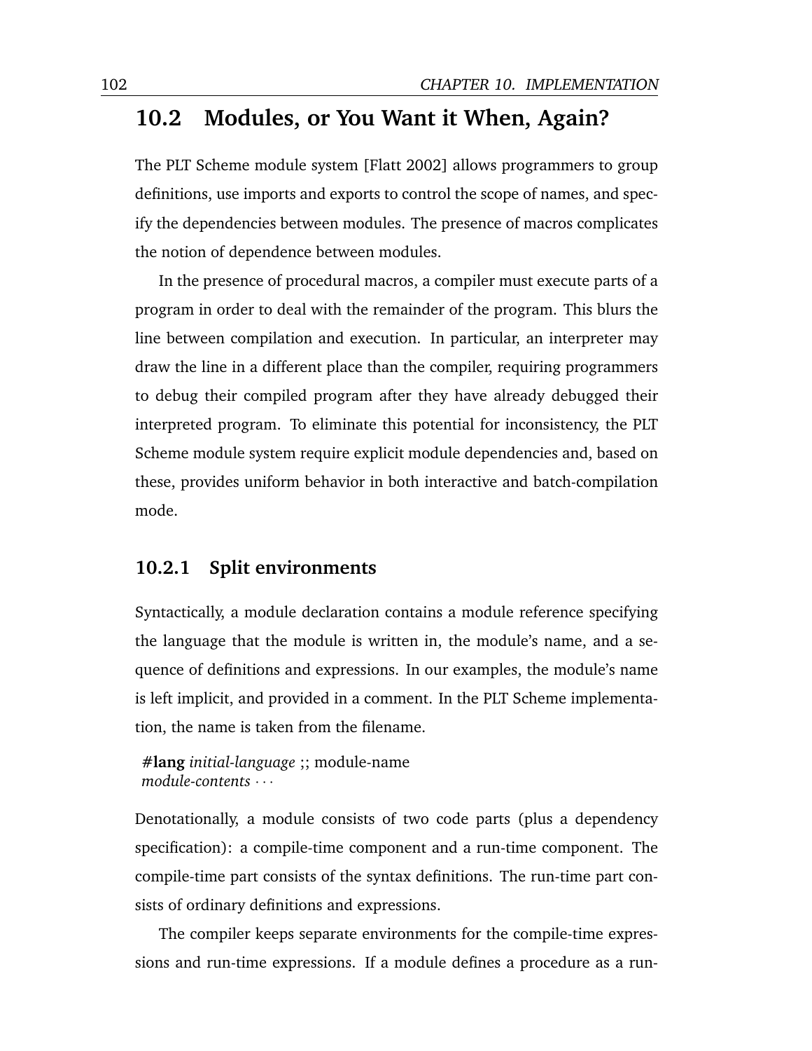## 10.2 Modules, or You Want it When, Again?

The PLT Scheme module system [Flatt 2002] allows programmers to group definitions, use imports and exports to control the scope of names, and specify the dependencies between modules. The presence of macros complicates the notion of dependence between modules.

In the presence of procedural macros, a compiler must execute parts of a program in order to deal with the remainder of the program. This blurs the line between compilation and execution. In particular, an interpreter may draw the line in a different place than the compiler, requiring programmers to debug their compiled program after they have already debugged their interpreted program. To eliminate this potential for inconsistency, the PLT Scheme module system require explicit module dependencies and, based on these, provides uniform behavior in both interactive and batch-compilation mode.

### 10.2.1 Split environments

Syntactically, a module declaration contains a module reference specifying the language that the module is written in, the module's name, and a sequence of definitions and expressions. In our examples, the module's name is left implicit, and provided in a comment. In the PLT Scheme implementation, the name is taken from the filename.

```
#lang initial-language ;; module-name
module-contents ···
```

Denotationally, a module consists of two code parts (plus a dependency specification): a compile-time component and a run-time component. The compile-time part consists of the syntax definitions. The run-time part consists of ordinary definitions and expressions.

The compiler keeps separate environments for the compile-time expressions and run-time expressions. If a module defines a procedure as a run-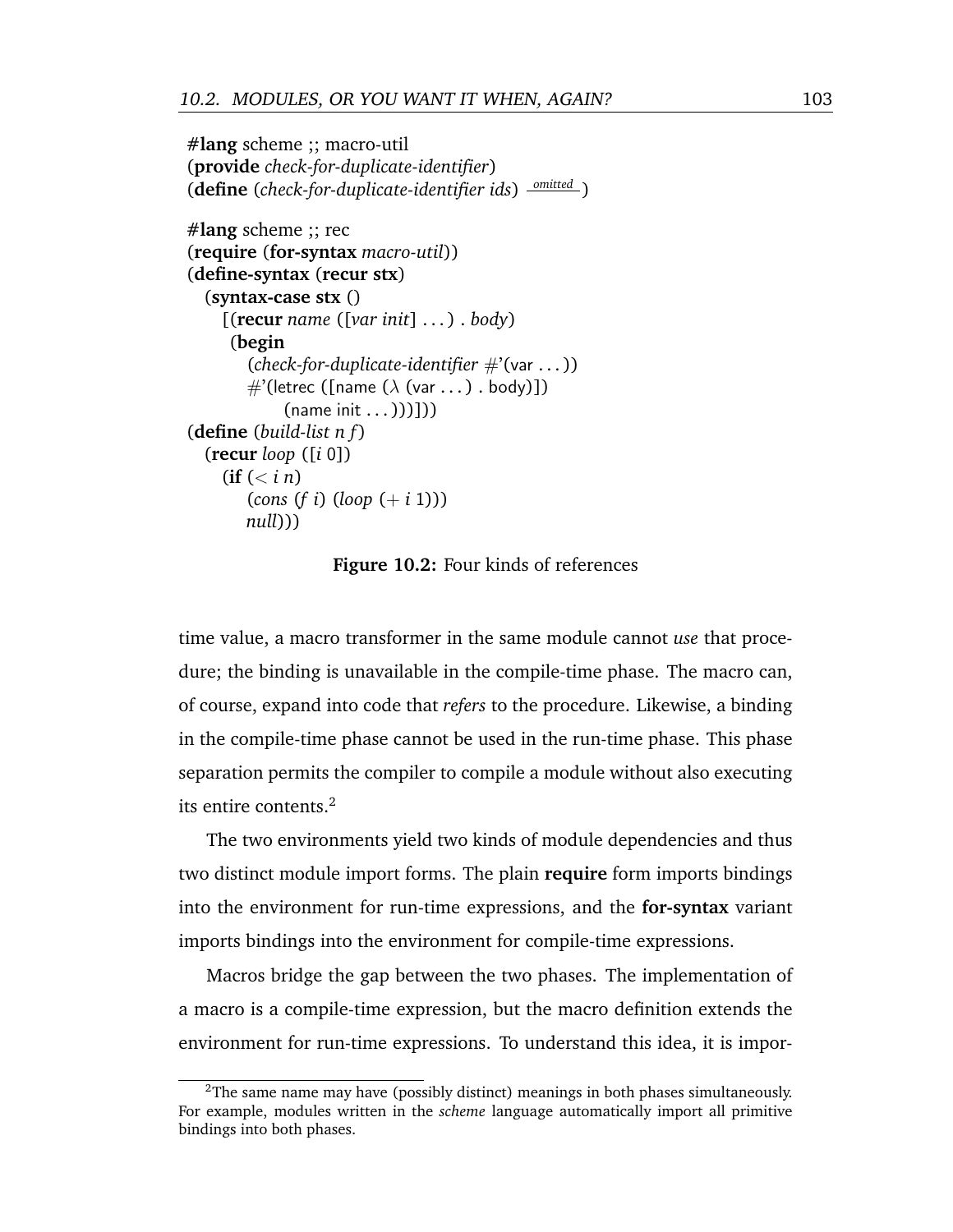```
#lang scheme ;; macro-util
(provide check-for-duplicate-identifier)
(define (check-for-duplicate-identifier ids) omitted )

#lang scheme ;; rec
(require (for-syntax macro-util))
(define-syntax (recur stx)
  (syntax-case stx ()
    [(recur name ([var init] ...) . body)
     (begin
       (check-for-duplicate-identifier #'(var ...))
       #'(letrec ([name (λ (var ...) . body)])
             (name init ...)))]))
(define (build-list n f)
  (recur loop ([i 0])
    (if (< i n)
        (cons (f i) (loop (+ i 1)))
        null)))
```

**Figure 10.2:** Four kinds of references

time value, a macro transformer in the same module cannot *use* that procedure; the binding is unavailable in the compile-time phase. The macro can, of course, expand into code that *refers* to the procedure. Likewise, a binding in the compile-time phase cannot be used in the run-time phase. This phase separation permits the compiler to compile a module without also executing its entire contents.[2]

The two environments yield two kinds of module dependencies and thus two distinct module import forms. The plain **require** form imports bindings into the environment for run-time expressions, and the **for-syntax** variant imports bindings into the environment for compile-time expressions.

Macros bridge the gap between the two phases. The implementation of a macro is a compile-time expression, but the macro definition extends the environment for run-time expressions. To understand this idea, it is impor-

[2] The same name may have (possibly distinct) meanings in both phases simultaneously. For example, modules written in the *scheme* language automatically import all primitive bindings into both phases.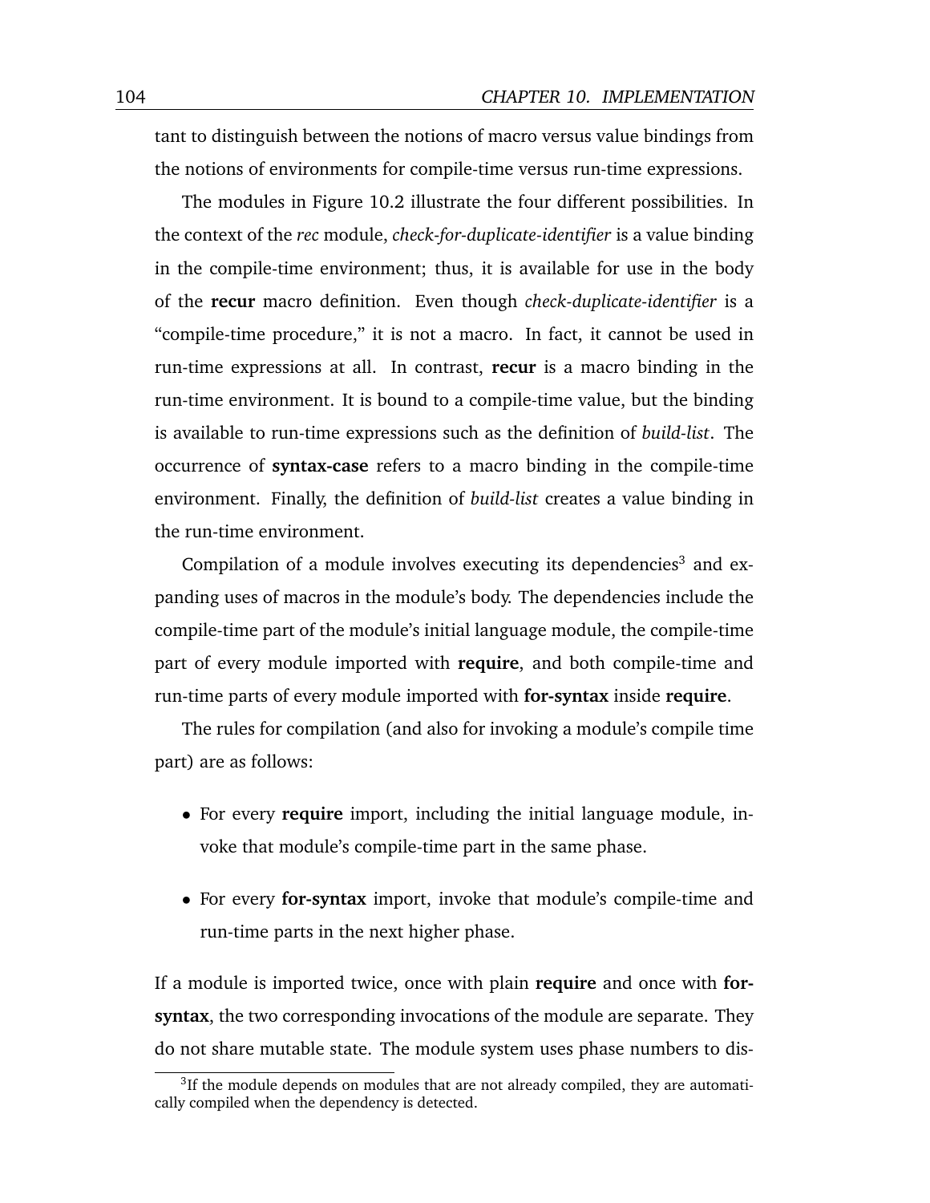tant to distinguish between the notions of macro versus value bindings from the notions of environments for compile-time versus run-time expressions.

The modules in Figure 10.2 illustrate the four different possibilities. In the context of the *rec* module, *check-for-duplicate-identifier* is a value binding in the compile-time environment; thus, it is available for use in the body of the **recur** macro definition. Even though *check-duplicate-identifier* is a "compile-time procedure," it is not a macro. In fact, it cannot be used in run-time expressions at all. In contrast, **recur** is a macro binding in the run-time environment. It is bound to a compile-time value, but the binding is available to run-time expressions such as the definition of *build-list*. The occurrence of **syntax-case** refers to a macro binding in the compile-time environment. Finally, the definition of *build-list* creates a value binding in the run-time environment.

Compilation of a module involves executing its dependencies[3] and expanding uses of macros in the module's body. The dependencies include the compile-time part of the module's initial language module, the compile-time part of every module imported with **require**, and both compile-time and run-time parts of every module imported with **for-syntax** inside **require**.

The rules for compilation (and also for invoking a module's compile time part) are as follows:

- For every **require** import, including the initial language module, invoke that module's compile-time part in the same phase.
- For every **for-syntax** import, invoke that module's compile-time and run-time parts in the next higher phase.

If a module is imported twice, once with plain **require** and once with **for-syntax**, the two corresponding invocations of the module are separate. They do not share mutable state. The module system uses phase numbers to dis-

[3] If the module depends on modules that are not already compiled, they are automatically compiled when the dependency is detected.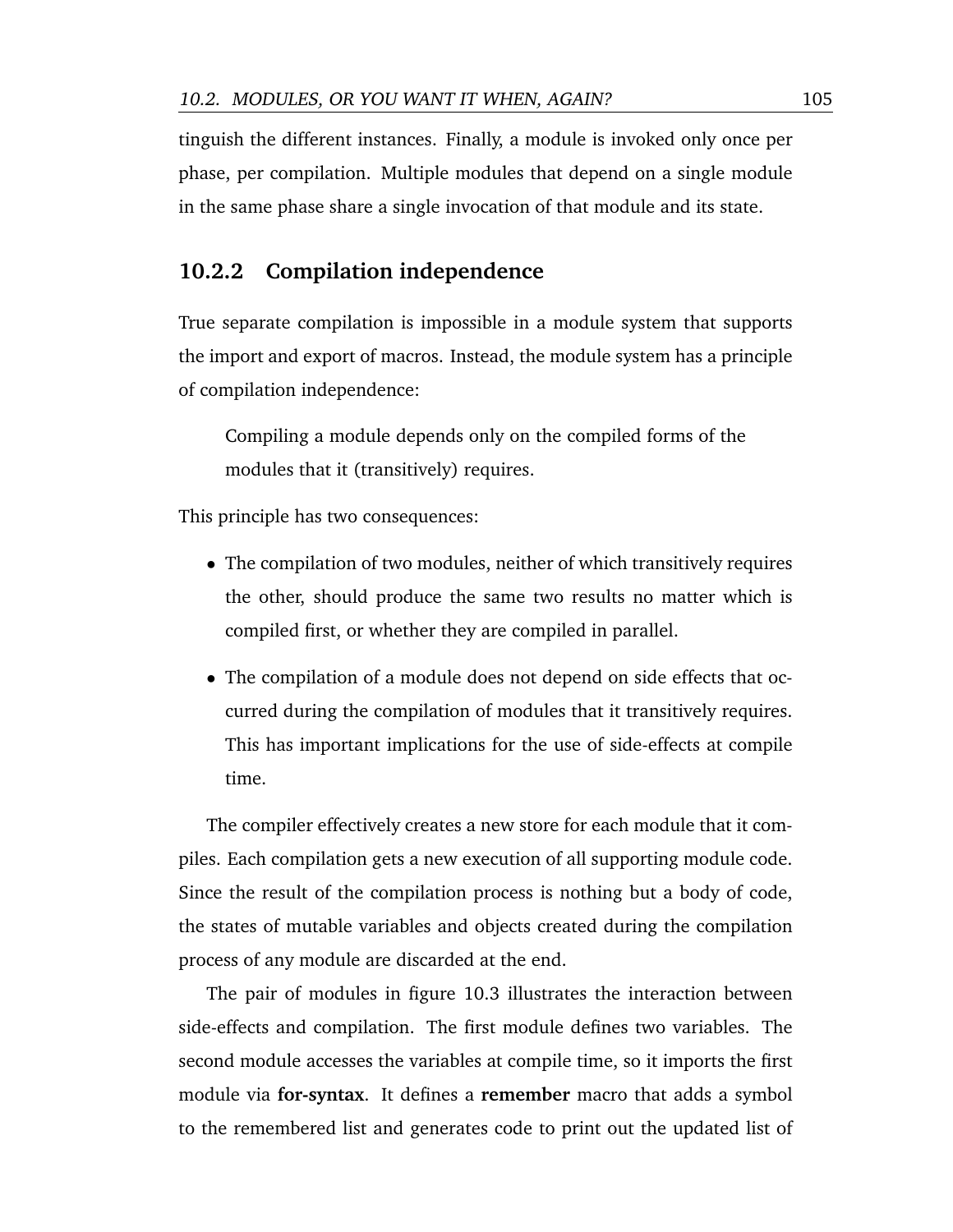tinguish the different instances. Finally, a module is invoked only once per phase, per compilation. Multiple modules that depend on a single module in the same phase share a single invocation of that module and its state.

### 10.2.2 Compilation independence

True separate compilation is impossible in a module system that supports the import and export of macros. Instead, the module system has a principle of compilation independence:

> Compiling a module depends only on the compiled forms of the modules that it (transitively) requires.

This principle has two consequences:

- The compilation of two modules, neither of which transitively requires the other, should produce the same two results no matter which is compiled first, or whether they are compiled in parallel.
- The compilation of a module does not depend on side effects that occurred during the compilation of modules that it transitively requires. This has important implications for the use of side-effects at compile time.

The compiler effectively creates a new store for each module that it compiles. Each compilation gets a new execution of all supporting module code. Since the result of the compilation process is nothing but a body of code, the states of mutable variables and objects created during the compilation process of any module are discarded at the end.

The pair of modules in figure 10.3 illustrates the interaction between side-effects and compilation. The first module defines two variables. The second module accesses the variables at compile time, so it imports the first module via **for-syntax**. It defines a **remember** macro that adds a symbol to the remembered list and generates code to print out the updated list of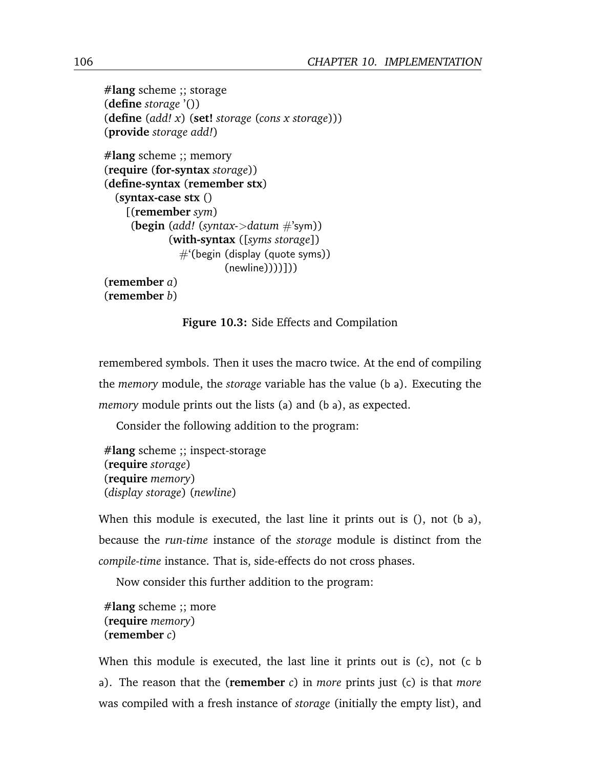```
#lang scheme ;; storage
(define storage '())
(define (add! x) (set! storage (cons x storage)))
(provide storage add!)

#lang scheme ;; memory
(require (for-syntax storage))
(define-syntax (remember stx)
  (syntax-case stx ()
    [(remember sym)
     (begin (add! (syntax->datum #'sym))
            (with-syntax ([syms storage])
              #'(begin (display (quote syms))
                       (newline))))]))
(remember a)
(remember b)
```

**Figure 10.3:** Side Effects and Compilation

remembered symbols. Then it uses the macro twice. At the end of compiling the *memory* module, the *storage* variable has the value (b a). Executing the *memory* module prints out the lists (a) and (b a), as expected.

Consider the following addition to the program:

```
#lang scheme ;; inspect-storage
(require storage)
(require memory)
(display storage) (newline)
```

When this module is executed, the last line it prints out is (), not (b a), because the *run-time* instance of the *storage* module is distinct from the *compile-time* instance. That is, side-effects do not cross phases.

Now consider this further addition to the program:

```
#lang scheme ;; more
(require memory)
(remember c)
```

When this module is executed, the last line it prints out is (c), not (c b a). The reason that the (**remember** *c*) in *more* prints just (c) is that *more* was compiled with a fresh instance of *storage* (initially the empty list), and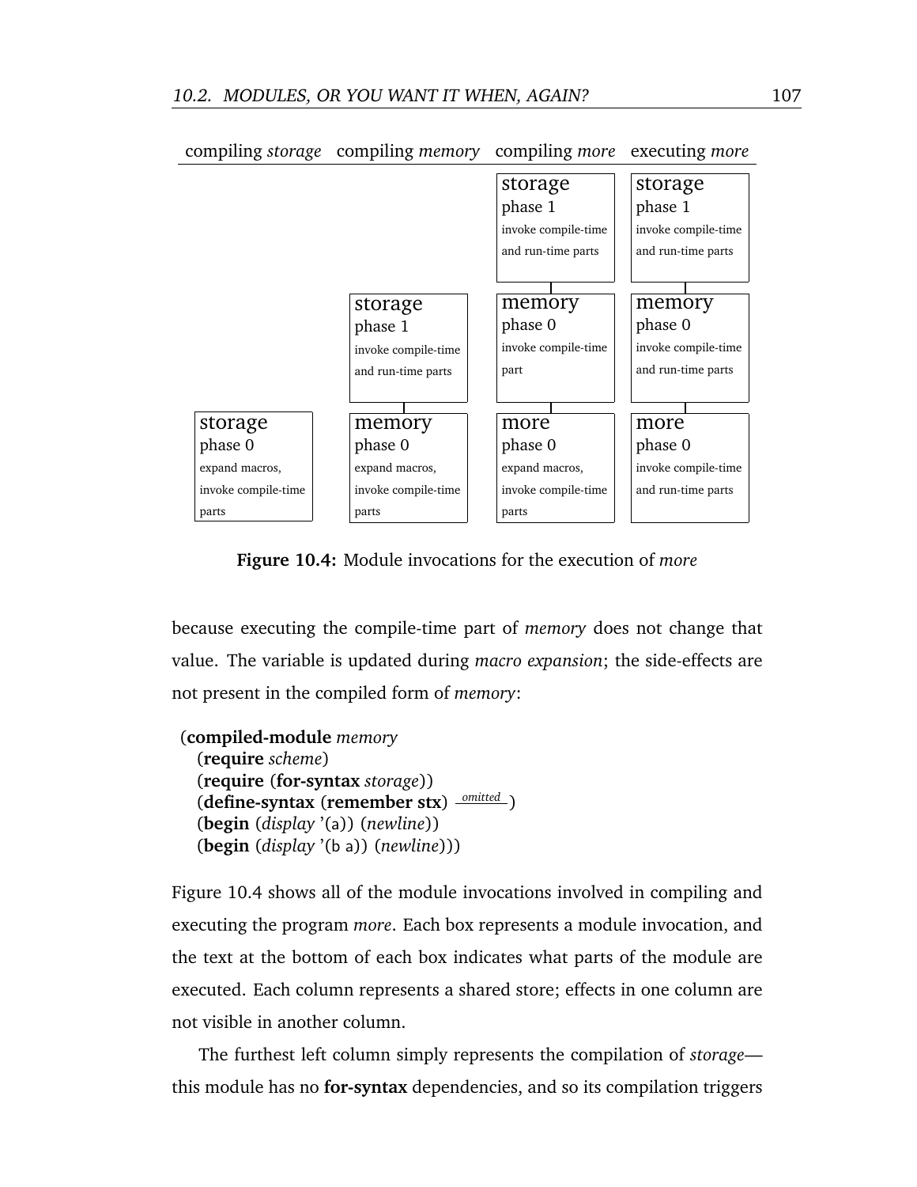| compiling *storage* | compiling *memory* | compiling *more* | executing *more* |
|---|---|---|---|
| | | storage<br>phase 1<br>invoke compile-time and run-time parts | storage<br>phase 1<br>invoke compile-time and run-time parts |
| | storage<br>phase 1<br>invoke compile-time and run-time parts | memory<br>phase 0<br>invoke compile-time part | memory<br>phase 0<br>invoke compile-time and run-time parts |
| storage<br>phase 0<br>expand macros, invoke compile-time parts | memory<br>phase 0<br>expand macros, invoke compile-time parts | more<br>phase 0<br>expand macros, invoke compile-time parts | more<br>phase 0<br>invoke compile-time and run-time parts |

**Figure 10.4:** Module invocations for the execution of *more*

because executing the compile-time part of *memory* does not change that value. The variable is updated during *macro expansion*; the side-effects are not present in the compiled form of *memory*:

```
(compiled-module memory
  (require scheme)
  (require (for-syntax storage))
  (define-syntax (remember stx) omitted )
  (begin (display '(a)) (newline))
  (begin (display '(b a)) (newline)))
```

Figure 10.4 shows all of the module invocations involved in compiling and executing the program *more*. Each box represents a module invocation, and the text at the bottom of each box indicates what parts of the module are executed. Each column represents a shared store; effects in one column are not visible in another column.

The furthest left column simply represents the compilation of *storage*—this module has no **for-syntax** dependencies, and so its compilation triggers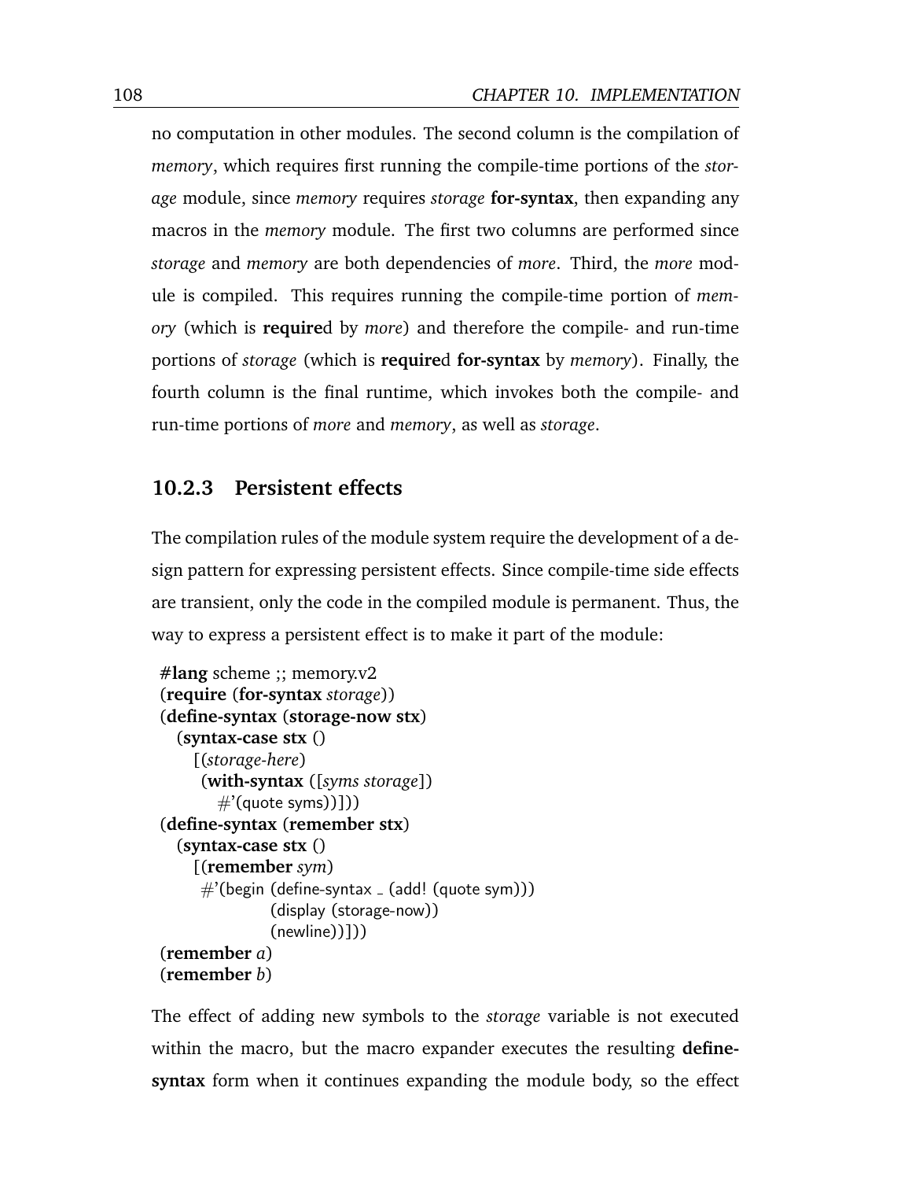no computation in other modules. The second column is the compilation of *memory*, which requires first running the compile-time portions of the *storage* module, since *memory* requires *storage* **for-syntax**, then expanding any macros in the *memory* module. The first two columns are performed since *storage* and *memory* are both dependencies of *more*. Third, the *more* module is compiled. This requires running the compile-time portion of *memory* (which is **require**d by *more*) and therefore the compile- and run-time portions of *storage* (which is **require**d **for-syntax** by *memory*). Finally, the fourth column is the final runtime, which invokes both the compile- and run-time portions of *more* and *memory*, as well as *storage*.

### 10.2.3 Persistent effects

The compilation rules of the module system require the development of a design pattern for expressing persistent effects. Since compile-time side effects are transient, only the code in the compiled module is permanent. Thus, the way to express a persistent effect is to make it part of the module:

```
#lang scheme ;; memory.v2
(require (for-syntax storage))
(define-syntax (storage-now stx)
  (syntax-case stx ()
    [(storage-here)
     (with-syntax ([syms storage])
       #'(quote syms))]))
(define-syntax (remember stx)
  (syntax-case stx ()
    [(remember sym)
     #'(begin (define-syntax _ (add! (quote sym)))
              (display (storage-now))
              (newline))]))
(remember a)
(remember b)
```

The effect of adding new symbols to the *storage* variable is not executed within the macro, but the macro expander executes the resulting **define-syntax** form when it continues expanding the module body, so the effect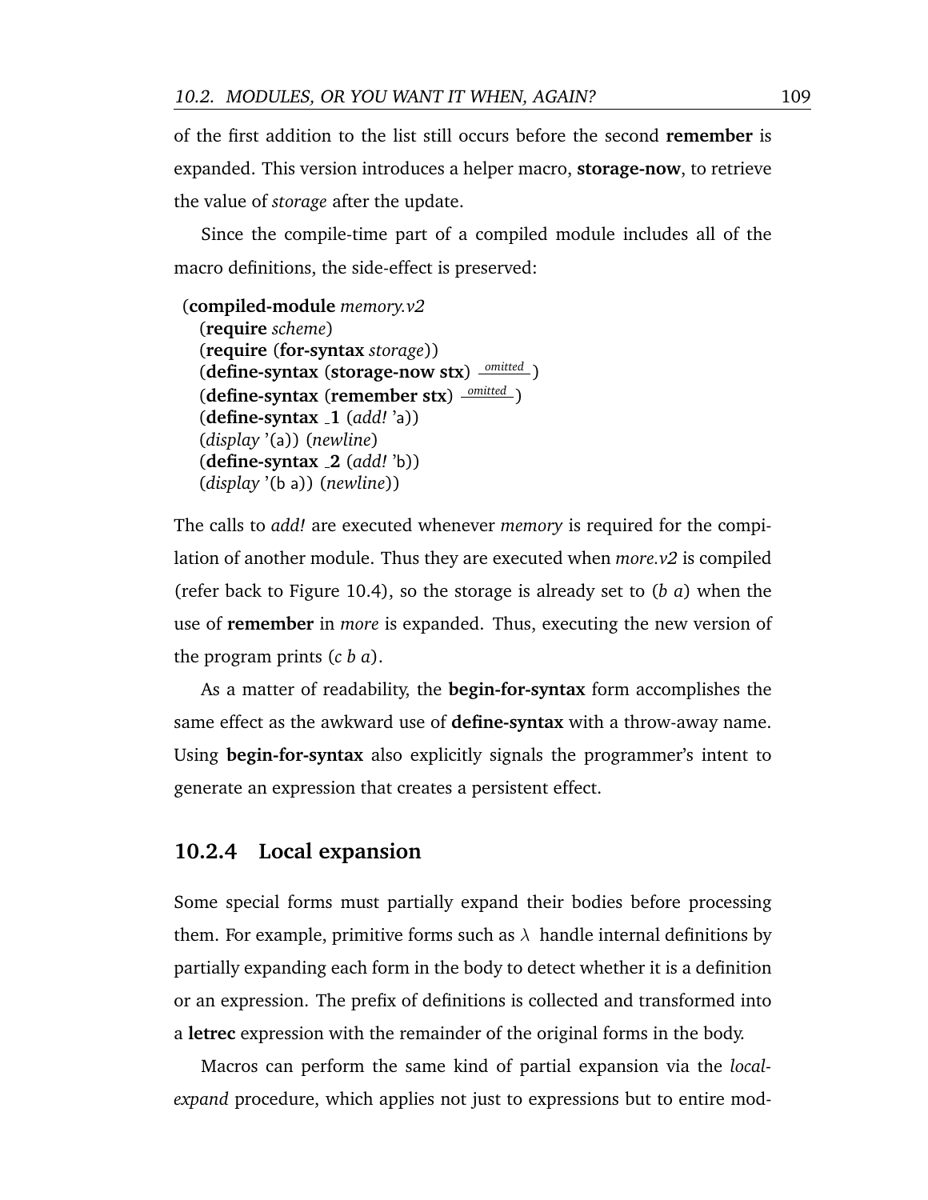of the first addition to the list still occurs before the second **remember** is expanded. This version introduces a helper macro, **storage-now**, to retrieve the value of *storage* after the update.

Since the compile-time part of a compiled module includes all of the macro definitions, the side-effect is preserved:

```
(compiled-module memory.v2
  (require scheme)
  (require (for-syntax storage))
  (define-syntax (storage-now stx) omitted )
  (define-syntax (remember stx) omitted )
  (define-syntax _1 (add! 'a))
  (display '(a)) (newline)
  (define-syntax _2 (add! 'b))
  (display '(b a)) (newline))
```

The calls to *add!* are executed whenever *memory* is required for the compilation of another module. Thus they are executed when *more.v2* is compiled (refer back to Figure 10.4), so the storage is already set to (*b a*) when the use of **remember** in *more* is expanded. Thus, executing the new version of the program prints (*c b a*).

As a matter of readability, the **begin-for-syntax** form accomplishes the same effect as the awkward use of **define-syntax** with a throw-away name. Using **begin-for-syntax** also explicitly signals the programmer's intent to generate an expression that creates a persistent effect.

### 10.2.4 Local expansion

Some special forms must partially expand their bodies before processing them. For example, primitive forms such as $\lambda$ handle internal definitions by partially expanding each form in the body to detect whether it is a definition or an expression. The prefix of definitions is collected and transformed into a **letrec** expression with the remainder of the original forms in the body.

Macros can perform the same kind of partial expansion via the *local-expand* procedure, which applies not just to expressions but to entire mod-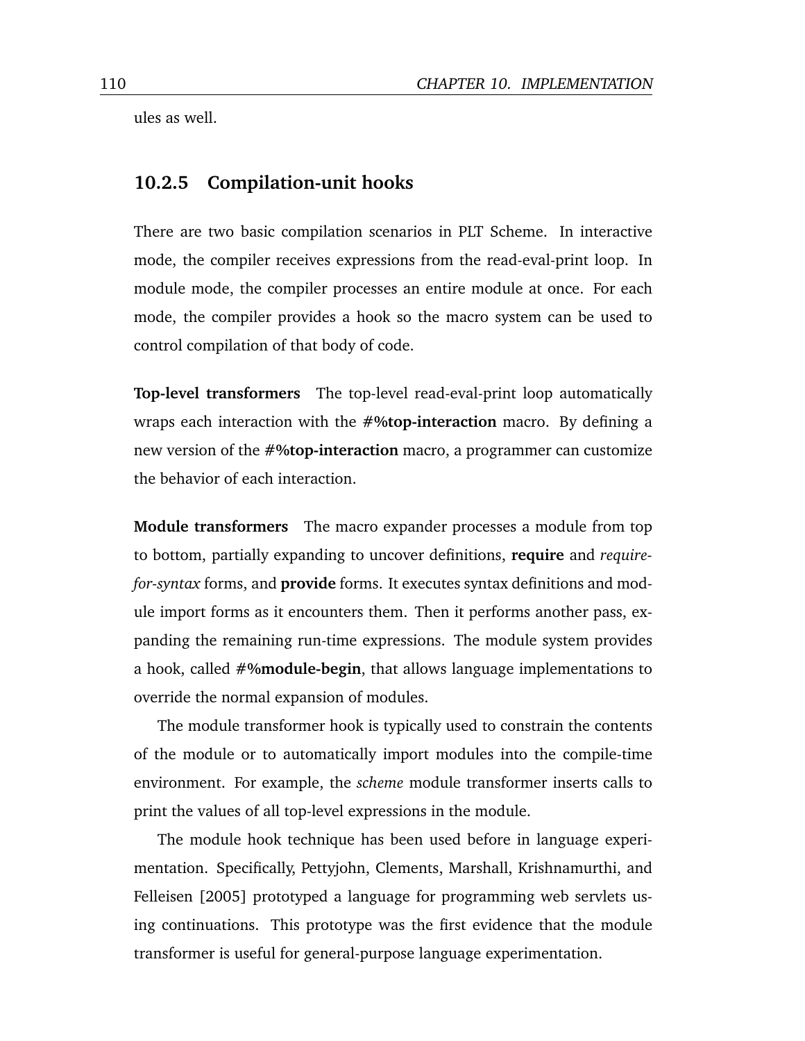ules as well.

### 10.2.5 Compilation-unit hooks

There are two basic compilation scenarios in PLT Scheme. In interactive mode, the compiler receives expressions from the read-eval-print loop. In module mode, the compiler processes an entire module at once. For each mode, the compiler provides a hook so the macro system can be used to control compilation of that body of code.

**Top-level transformers** The top-level read-eval-print loop automatically wraps each interaction with the **#%top-interaction** macro. By defining a new version of the **#%top-interaction** macro, a programmer can customize the behavior of each interaction.

**Module transformers** The macro expander processes a module from top to bottom, partially expanding to uncover definitions, **require** and *require-for-syntax* forms, and **provide** forms. It executes syntax definitions and module import forms as it encounters them. Then it performs another pass, expanding the remaining run-time expressions. The module system provides a hook, called **#%module-begin**, that allows language implementations to override the normal expansion of modules.

The module transformer hook is typically used to constrain the contents of the module or to automatically import modules into the compile-time environment. For example, the *scheme* module transformer inserts calls to print the values of all top-level expressions in the module.

The module hook technique has been used before in language experimentation. Specifically, Pettyjohn, Clements, Marshall, Krishnamurthi, and Felleisen [2005] prototyped a language for programming web servlets using continuations. This prototype was the first evidence that the module transformer is useful for general-purpose language experimentation.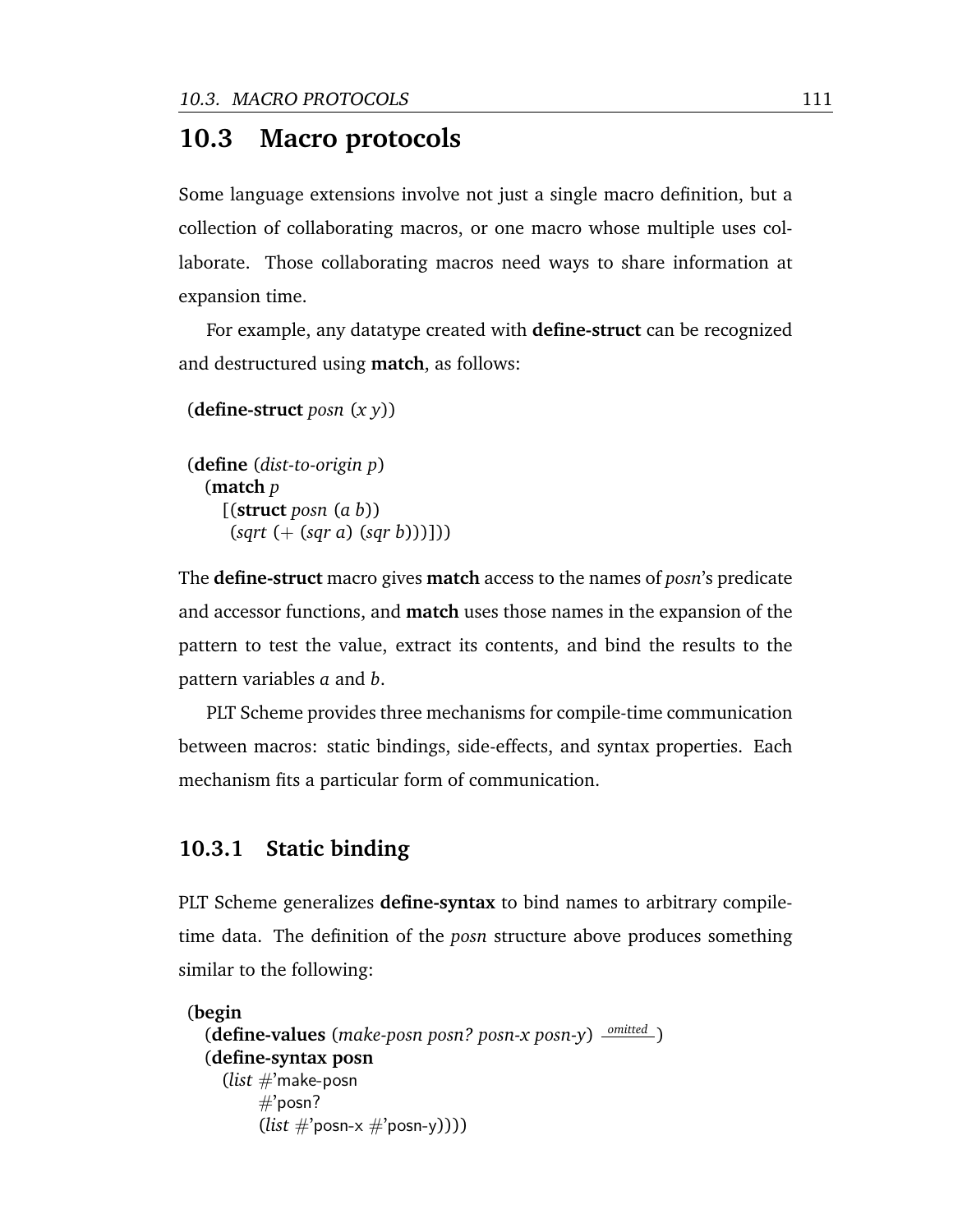## 10.3 Macro protocols

Some language extensions involve not just a single macro definition, but a collection of collaborating macros, or one macro whose multiple uses collaborate. Those collaborating macros need ways to share information at expansion time.

For example, any datatype created with **define-struct** can be recognized and destructured using **match**, as follows:

```
(define-struct posn (x y))

(define (dist-to-origin p)
  (match p
    [(struct posn (a b))
     (sqrt (+ (sqr a) (sqr b)))]))
```

The **define-struct** macro gives **match** access to the names of *posn*'s predicate and accessor functions, and **match** uses those names in the expansion of the pattern to test the value, extract its contents, and bind the results to the pattern variables *a* and *b*.

PLT Scheme provides three mechanisms for compile-time communication between macros: static bindings, side-effects, and syntax properties. Each mechanism fits a particular form of communication.

### 10.3.1 Static binding

PLT Scheme generalizes **define-syntax** to bind names to arbitrary compile-time data. The definition of the *posn* structure above produces something similar to the following:

```
(begin
  (define-values (make-posn posn? posn-x posn-y) omitted )
  (define-syntax posn
    (list #'make-posn
          #'posn?
          (list #'posn-x #'posn-y))))
```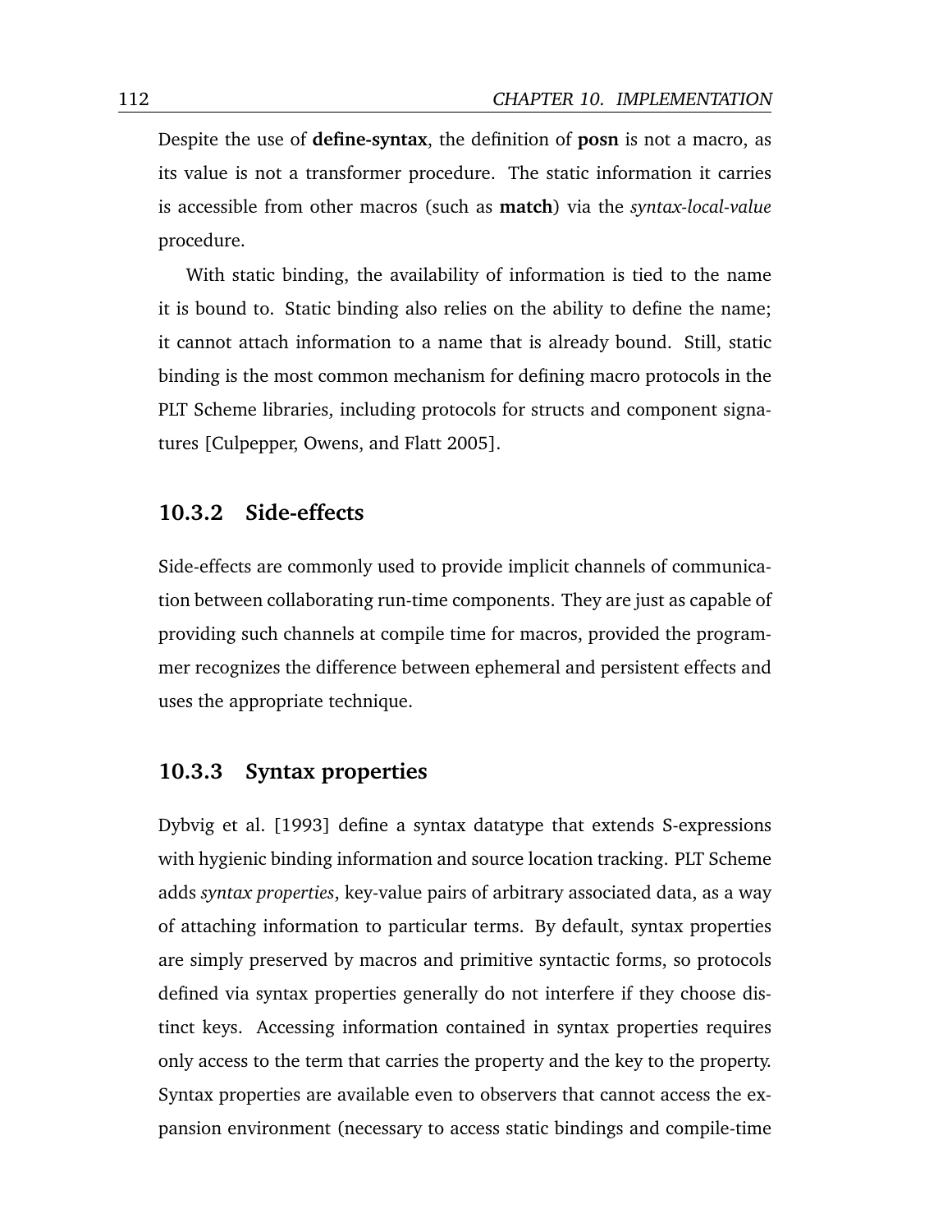Despite the use of **define-syntax**, the definition of **posn** is not a macro, as its value is not a transformer procedure. The static information it carries is accessible from other macros (such as **match**) via the *syntax-local-value* procedure.

With static binding, the availability of information is tied to the name it is bound to. Static binding also relies on the ability to define the name; it cannot attach information to a name that is already bound. Still, static binding is the most common mechanism for defining macro protocols in the PLT Scheme libraries, including protocols for structs and component signatures [Culpepper, Owens, and Flatt 2005].

### 10.3.2 Side-effects

Side-effects are commonly used to provide implicit channels of communication between collaborating run-time components. They are just as capable of providing such channels at compile time for macros, provided the programmer recognizes the difference between ephemeral and persistent effects and uses the appropriate technique.

### 10.3.3 Syntax properties

Dybvig et al. [1993] define a syntax datatype that extends S-expressions with hygienic binding information and source location tracking. PLT Scheme adds *syntax properties*, key-value pairs of arbitrary associated data, as a way of attaching information to particular terms. By default, syntax properties are simply preserved by macros and primitive syntactic forms, so protocols defined via syntax properties generally do not interfere if they choose distinct keys. Accessing information contained in syntax properties requires only access to the term that carries the property and the key to the property. Syntax properties are available even to observers that cannot access the expansion environment (necessary to access static bindings and compile-time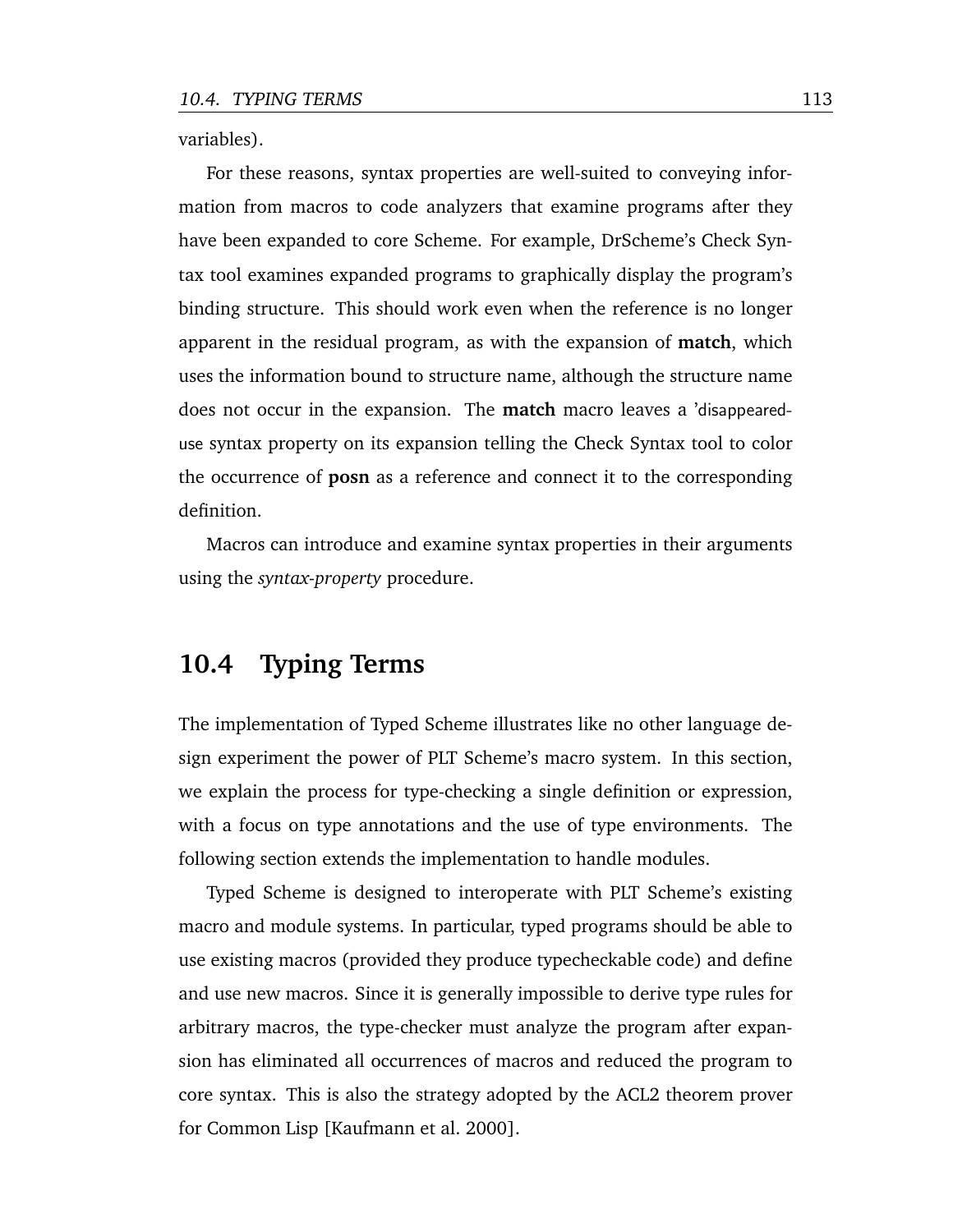variables).

For these reasons, syntax properties are well-suited to conveying information from macros to code analyzers that examine programs after they have been expanded to core Scheme. For example, DrScheme's Check Syntax tool examines expanded programs to graphically display the program's binding structure. This should work even when the reference is no longer apparent in the residual program, as with the expansion of **match**, which uses the information bound to structure name, although the structure name does not occur in the expansion. The **match** macro leaves a 'disappeared-use syntax property on its expansion telling the Check Syntax tool to color the occurrence of **posn** as a reference and connect it to the corresponding definition.

Macros can introduce and examine syntax properties in their arguments using the *syntax-property* procedure.

## 10.4 Typing Terms

The implementation of Typed Scheme illustrates like no other language design experiment the power of PLT Scheme's macro system. In this section, we explain the process for type-checking a single definition or expression, with a focus on type annotations and the use of type environments. The following section extends the implementation to handle modules.

Typed Scheme is designed to interoperate with PLT Scheme's existing macro and module systems. In particular, typed programs should be able to use existing macros (provided they produce typecheckable code) and define and use new macros. Since it is generally impossible to derive type rules for arbitrary macros, the type-checker must analyze the program after expansion has eliminated all occurrences of macros and reduced the program to core syntax. This is also the strategy adopted by the ACL2 theorem prover for Common Lisp [Kaufmann et al. 2000].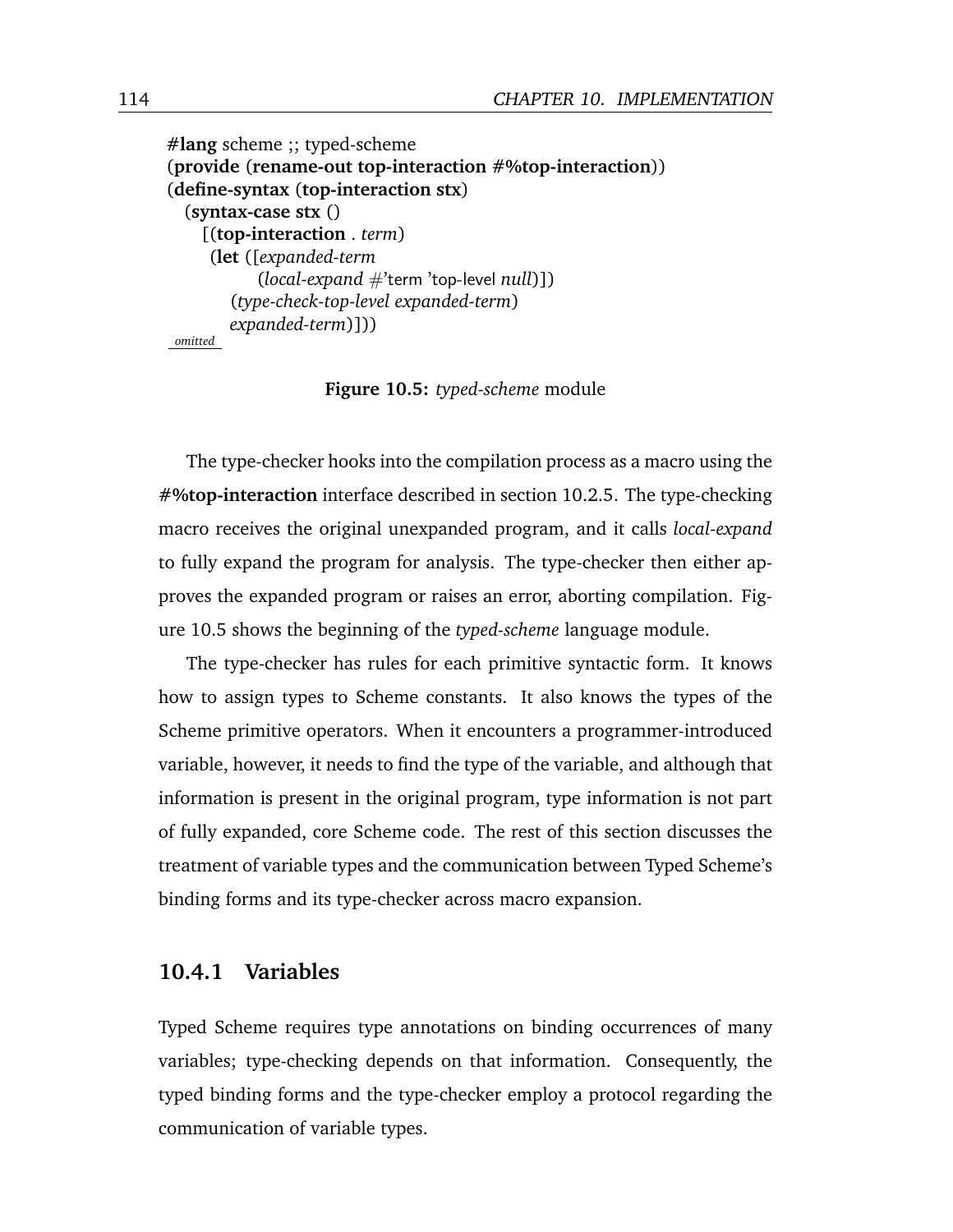```
#lang scheme ;; typed-scheme
(provide (rename-out top-interaction #%top-interaction))
(define-syntax (top-interaction stx)
  (syntax-case stx ()
    [(top-interaction . term)
     (let ([expanded-term
            (local-expand #'term 'top-level null)])
       (type-check-top-level expanded-term)
       expanded-term)]))
omitted
```

**Figure 10.5:** *typed-scheme* module

The type-checker hooks into the compilation process as a macro using the **#%top-interaction** interface described in section 10.2.5. The type-checking macro receives the original unexpanded program, and it calls *local-expand* to fully expand the program for analysis. The type-checker then either approves the expanded program or raises an error, aborting compilation. Figure 10.5 shows the beginning of the *typed-scheme* language module.

The type-checker has rules for each primitive syntactic form. It knows how to assign types to Scheme constants. It also knows the types of the Scheme primitive operators. When it encounters a programmer-introduced variable, however, it needs to find the type of the variable, and although that information is present in the original program, type information is not part of fully expanded, core Scheme code. The rest of this section discusses the treatment of variable types and the communication between Typed Scheme's binding forms and its type-checker across macro expansion.

### 10.4.1 Variables

Typed Scheme requires type annotations on binding occurrences of many variables; type-checking depends on that information. Consequently, the typed binding forms and the type-checker employ a protocol regarding the communication of variable types.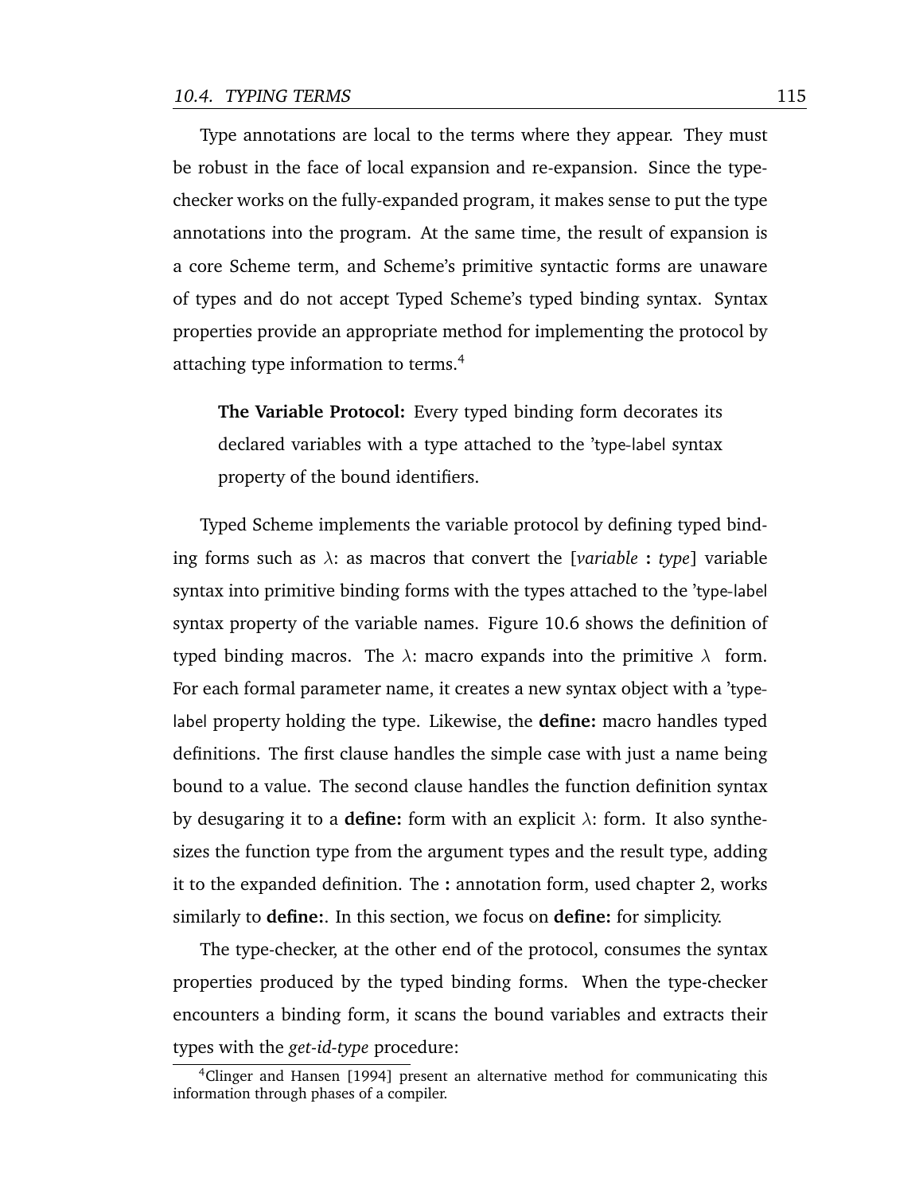Type annotations are local to the terms where they appear. They must be robust in the face of local expansion and re-expansion. Since the type-checker works on the fully-expanded program, it makes sense to put the type annotations into the program. At the same time, the result of expansion is a core Scheme term, and Scheme's primitive syntactic forms are unaware of types and do not accept Typed Scheme's typed binding syntax. Syntax properties provide an appropriate method for implementing the protocol by attaching type information to terms.[4]

> **The Variable Protocol:** Every typed binding form decorates its declared variables with a type attached to the 'type-label syntax property of the bound identifiers.

Typed Scheme implements the variable protocol by defining typed binding forms such as $\lambda$: as macros that convert the [*variable* **:** *type*] variable syntax into primitive binding forms with the types attached to the 'type-label syntax property of the variable names. Figure 10.6 shows the definition of typed binding macros. The $\lambda$: macro expands into the primitive $\lambda$ form. For each formal parameter name, it creates a new syntax object with a 'type-label property holding the type. Likewise, the **define:** macro handles typed definitions. The first clause handles the simple case with just a name being bound to a value. The second clause handles the function definition syntax by desugaring it to a **define:** form with an explicit $\lambda$: form. It also synthesizes the function type from the argument types and the result type, adding it to the expanded definition. The **:** annotation form, used chapter 2, works similarly to **define:**. In this section, we focus on **define:** for simplicity.

The type-checker, at the other end of the protocol, consumes the syntax properties produced by the typed binding forms. When the type-checker encounters a binding form, it scans the bound variables and extracts their types with the *get-id-type* procedure:

[4] Clinger and Hansen [1994] present an alternative method for communicating this information through phases of a compiler.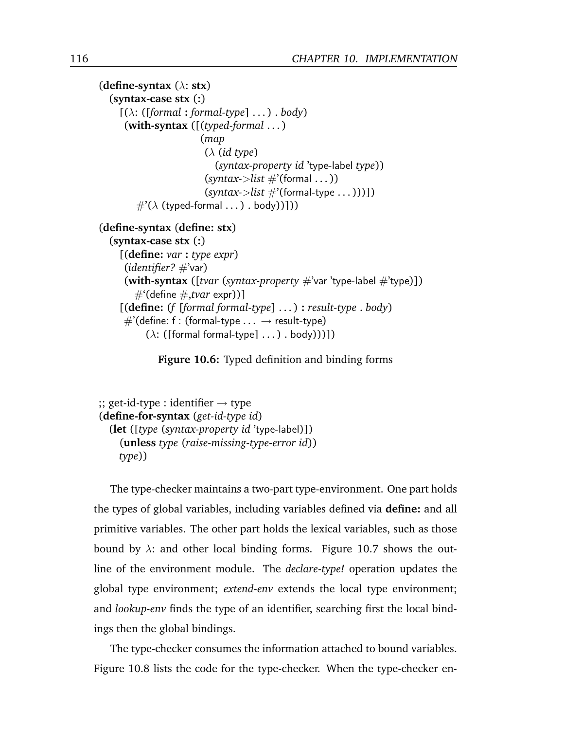```
(define-syntax (λ: stx)
  (syntax-case stx (:)
    [(λ: ([formal : formal-type] ...) . body)
     (with-syntax ([(typed-formal ...)
                    (map
                     (λ (id type)
                       (syntax-property id 'type-label type))
                     (syntax->list #'(formal ...))
                     (syntax->list #'(formal-type ...)))])
       #'(λ (typed-formal ...) . body))]))

(define-syntax (define: stx)
  (syntax-case stx (:)
    [(define: var : type expr)
     (identifier? #'var)
     (with-syntax ([tvar (syntax-property #'var 'type-label #'type)])
       #`(define #,tvar expr))]
    [(define: (f [formal formal-type] ...) : result-type . body)
     #'(define: f : (formal-type ... → result-type)
         (λ: ([formal formal-type] ...) . body))]))
```

**Figure 10.6:** Typed definition and binding forms

```
;; get-id-type : identifier → type
(define-for-syntax (get-id-type id)
  (let ([type (syntax-property id 'type-label)])
    (unless type (raise-missing-type-error id))
    type))
```

The type-checker maintains a two-part type-environment. One part holds the types of global variables, including variables defined via **define:** and all primitive variables. The other part holds the lexical variables, such as those bound by λ: and other local binding forms. Figure 10.7 shows the outline of the environment module. The *declare-type!* operation updates the global type environment; *extend-env* extends the local type environment; and *lookup-env* finds the type of an identifier, searching first the local bindings then the global bindings.

The type-checker consumes the information attached to bound variables. Figure 10.8 lists the code for the type-checker. When the type-checker en-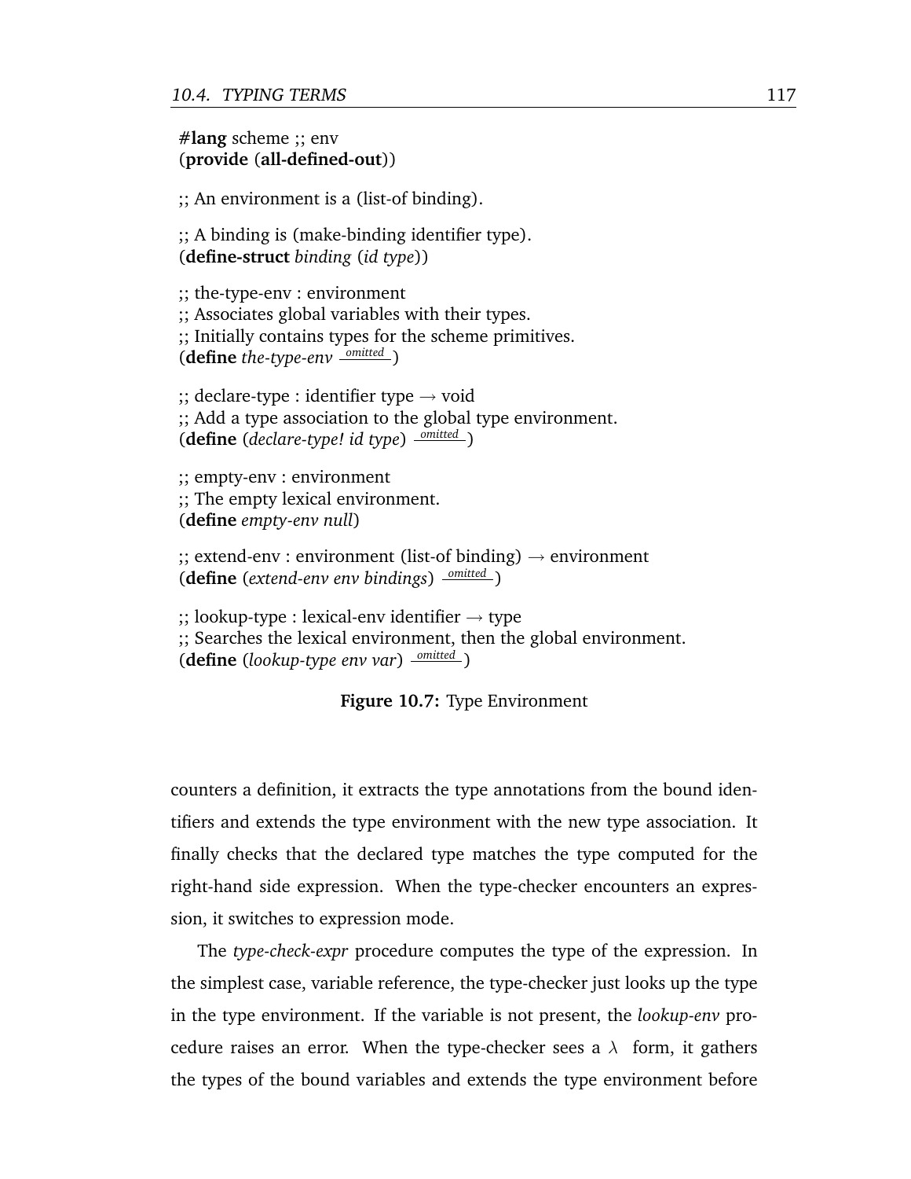```
#lang scheme ;; env
(provide (all-defined-out))

;; An environment is a (list-of binding).

;; A binding is (make-binding identifier type).
(define-struct binding (id type))

;; the-type-env : environment
;; Associates global variables with their types.
;; Initially contains types for the scheme primitives.
(define the-type-env omitted)

;; declare-type : identifier type → void
;; Add a type association to the global type environment.
(define (declare-type! id type) omitted)

;; empty-env : environment
;; The empty lexical environment.
(define empty-env null)

;; extend-env : environment (list-of binding) → environment
(define (extend-env env bindings) omitted)

;; lookup-type : lexical-env identifier → type
;; Searches the lexical environment, then the global environment.
(define (lookup-type env var) omitted)
```

**Figure 10.7:** Type Environment

counters a definition, it extracts the type annotations from the bound identifiers and extends the type environment with the new type association. It finally checks that the declared type matches the type computed for the right-hand side expression. When the type-checker encounters an expression, it switches to expression mode.

The *type-check-expr* procedure computes the type of the expression. In the simplest case, variable reference, the type-checker just looks up the type in the type environment. If the variable is not present, the *lookup-env* procedure raises an error. When the type-checker sees a $\lambda$ form, it gathers the types of the bound variables and extends the type environment before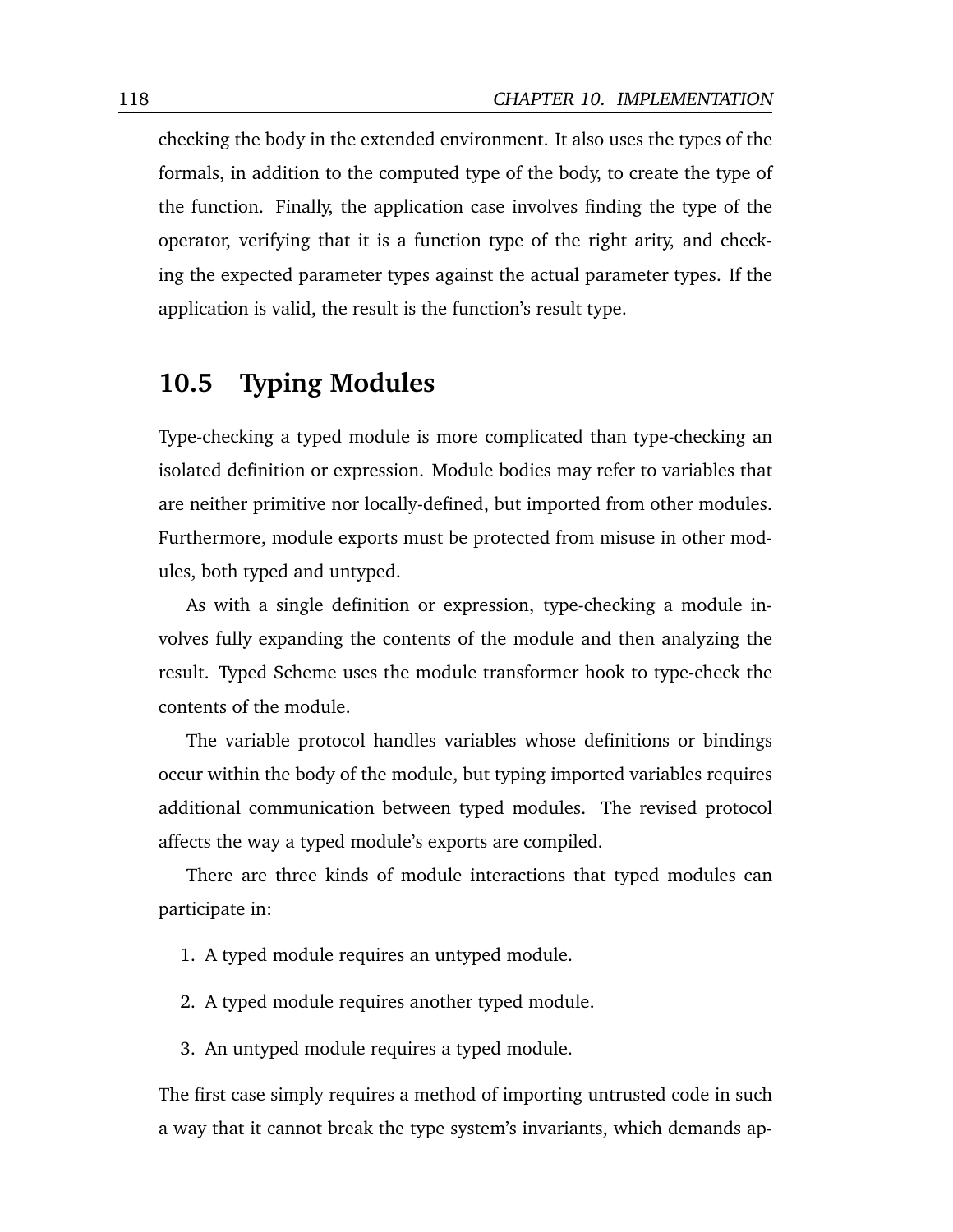checking the body in the extended environment. It also uses the types of the formals, in addition to the computed type of the body, to create the type of the function. Finally, the application case involves finding the type of the operator, verifying that it is a function type of the right arity, and checking the expected parameter types against the actual parameter types. If the application is valid, the result is the function's result type.

## 10.5 Typing Modules

Type-checking a typed module is more complicated than type-checking an isolated definition or expression. Module bodies may refer to variables that are neither primitive nor locally-defined, but imported from other modules. Furthermore, module exports must be protected from misuse in other modules, both typed and untyped.

As with a single definition or expression, type-checking a module involves fully expanding the contents of the module and then analyzing the result. Typed Scheme uses the module transformer hook to type-check the contents of the module.

The variable protocol handles variables whose definitions or bindings occur within the body of the module, but typing imported variables requires additional communication between typed modules. The revised protocol affects the way a typed module's exports are compiled.

There are three kinds of module interactions that typed modules can participate in:

1. A typed module requires an untyped module.
2. A typed module requires another typed module.
3. An untyped module requires a typed module.

The first case simply requires a method of importing untrusted code in such a way that it cannot break the type system's invariants, which demands ap-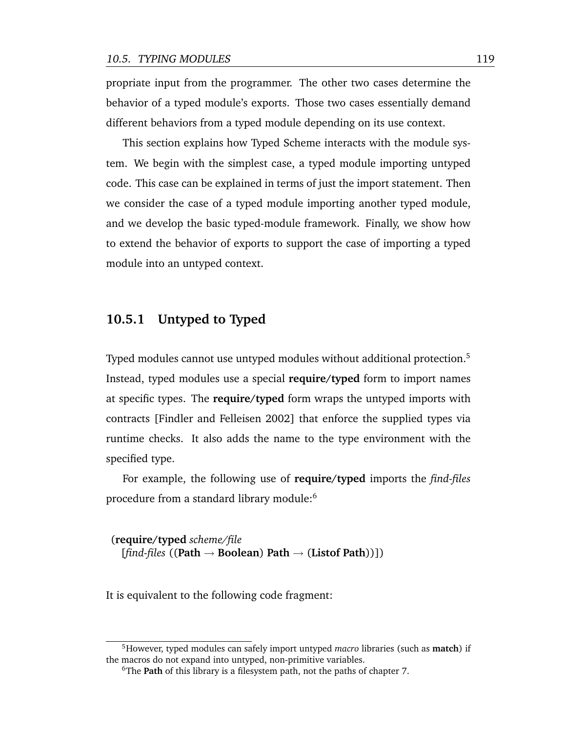propriate input from the programmer. The other two cases determine the behavior of a typed module's exports. Those two cases essentially demand different behaviors from a typed module depending on its use context.

This section explains how Typed Scheme interacts with the module system. We begin with the simplest case, a typed module importing untyped code. This case can be explained in terms of just the import statement. Then we consider the case of a typed module importing another typed module, and we develop the basic typed-module framework. Finally, we show how to extend the behavior of exports to support the case of importing a typed module into an untyped context.

### 10.5.1 Untyped to Typed

Typed modules cannot use untyped modules without additional protection.[5] Instead, typed modules use a special **require/typed** form to import names at specific types. The **require/typed** form wraps the untyped imports with contracts [Findler and Felleisen 2002] that enforce the supplied types via runtime checks. It also adds the name to the type environment with the specified type.

For example, the following use of **require/typed** imports the *find-files* procedure from a standard library module:[6]

```
(require/typed scheme/file
  [find-files ((Path → Boolean) Path → (Listof Path))])
```

It is equivalent to the following code fragment:

---

[5] However, typed modules can safely import untyped *macro* libraries (such as **match**) if the macros do not expand into untyped, non-primitive variables.

[6] The **Path** of this library is a filesystem path, not the paths of chapter 7.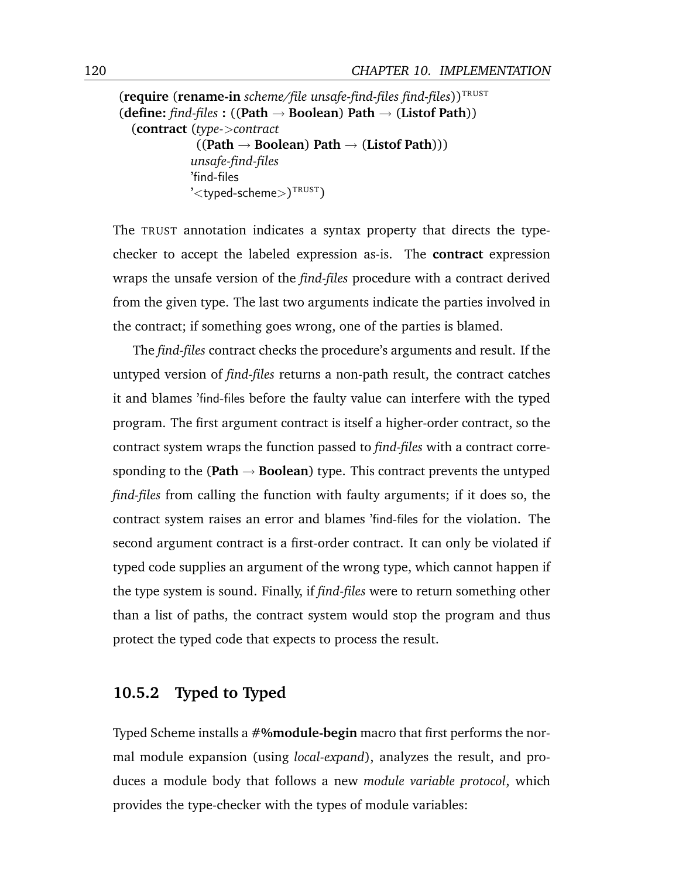```
(require (rename-in scheme/file unsafe-find-files find-files))^TRUST
(define: find-files : ((Path → Boolean) Path → (Listof Path))
  (contract (type->contract
              ((Path → Boolean) Path → (Listof Path)))
            unsafe-find-files
            'find-files
            '<typed-scheme>)^TRUST)
```

The TRUST annotation indicates a syntax property that directs the type-checker to accept the labeled expression as-is. The **contract** expression wraps the unsafe version of the *find-files* procedure with a contract derived from the given type. The last two arguments indicate the parties involved in the contract; if something goes wrong, one of the parties is blamed.

The *find-files* contract checks the procedure's arguments and result. If the untyped version of *find-files* returns a non-path result, the contract catches it and blames 'find-files before the faulty value can interfere with the typed program. The first argument contract is itself a higher-order contract, so the contract system wraps the function passed to *find-files* with a contract corresponding to the (**Path** → **Boolean**) type. This contract prevents the untyped *find-files* from calling the function with faulty arguments; if it does so, the contract system raises an error and blames 'find-files for the violation. The second argument contract is a first-order contract. It can only be violated if typed code supplies an argument of the wrong type, which cannot happen if the type system is sound. Finally, if *find-files* were to return something other than a list of paths, the contract system would stop the program and thus protect the typed code that expects to process the result.

### 10.5.2 Typed to Typed

Typed Scheme installs a **#%module-begin** macro that first performs the normal module expansion (using *local-expand*), analyzes the result, and produces a module body that follows a new *module variable protocol*, which provides the type-checker with the types of module variables: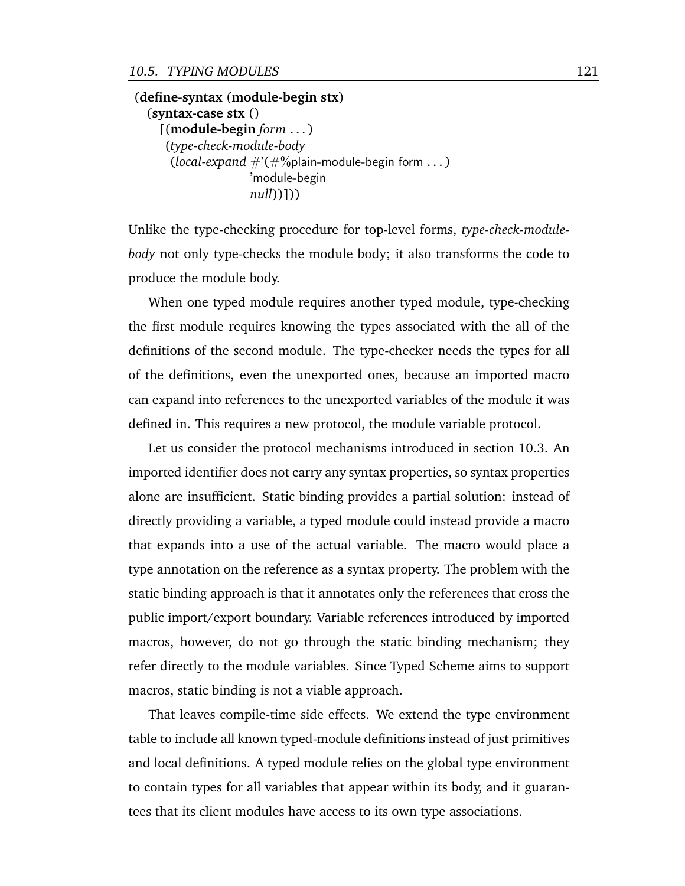```
(define-syntax (module-begin stx)
  (syntax-case stx ()
    [(module-begin form ...)
     (type-check-module-body
      (local-expand #'(#%plain-module-begin form ...)
                    'module-begin
                    null))]))
```

Unlike the type-checking procedure for top-level forms, *type-check-module-body* not only type-checks the module body; it also transforms the code to produce the module body.

When one typed module requires another typed module, type-checking the first module requires knowing the types associated with the all of the definitions of the second module. The type-checker needs the types for all of the definitions, even the unexported ones, because an imported macro can expand into references to the unexported variables of the module it was defined in. This requires a new protocol, the module variable protocol.

Let us consider the protocol mechanisms introduced in section 10.3. An imported identifier does not carry any syntax properties, so syntax properties alone are insufficient. Static binding provides a partial solution: instead of directly providing a variable, a typed module could instead provide a macro that expands into a use of the actual variable. The macro would place a type annotation on the reference as a syntax property. The problem with the static binding approach is that it annotates only the references that cross the public import/export boundary. Variable references introduced by imported macros, however, do not go through the static binding mechanism; they refer directly to the module variables. Since Typed Scheme aims to support macros, static binding is not a viable approach.

That leaves compile-time side effects. We extend the type environment table to include all known typed-module definitions instead of just primitives and local definitions. A typed module relies on the global type environment to contain types for all variables that appear within its body, and it guarantees that its client modules have access to its own type associations.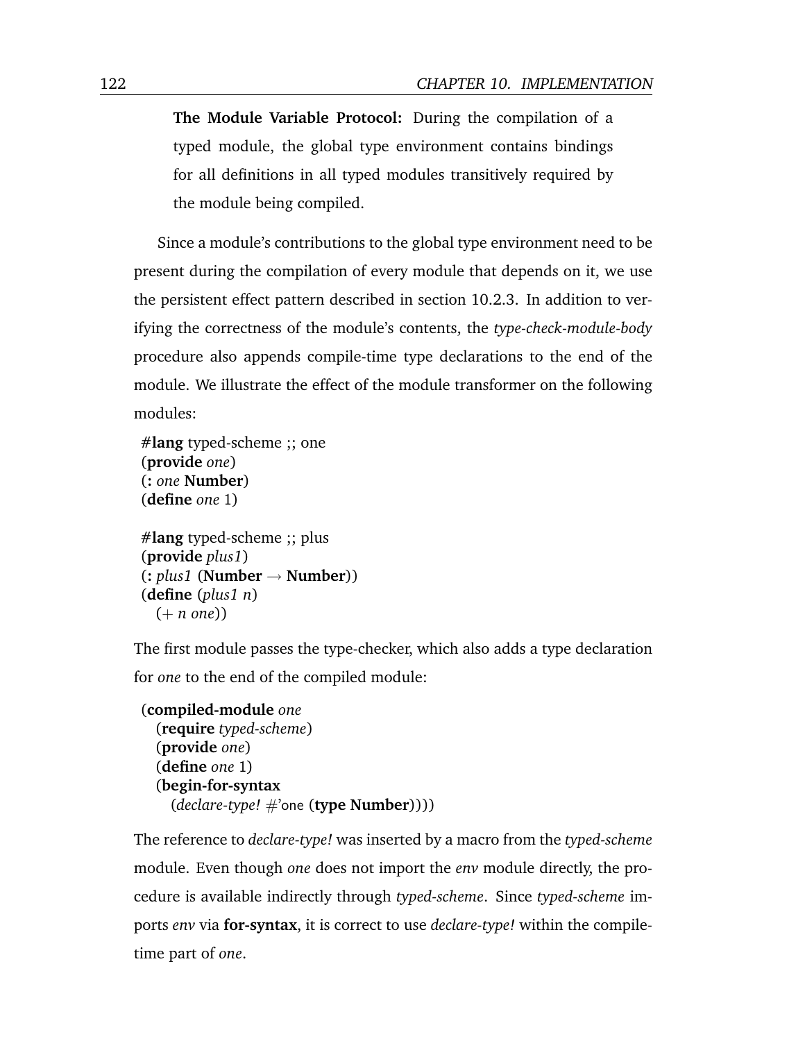**The Module Variable Protocol:** During the compilation of a typed module, the global type environment contains bindings for all definitions in all typed modules transitively required by the module being compiled.

Since a module's contributions to the global type environment need to be present during the compilation of every module that depends on it, we use the persistent effect pattern described in section 10.2.3. In addition to verifying the correctness of the module's contents, the *type-check-module-body* procedure also appends compile-time type declarations to the end of the module. We illustrate the effect of the module transformer on the following modules:

```
#lang typed-scheme ;; one
(provide one)
(: one Number)
(define one 1)

#lang typed-scheme ;; plus
(provide plus1)
(: plus1 (Number → Number))
(define (plus1 n)
  (+ n one))
```

The first module passes the type-checker, which also adds a type declaration for *one* to the end of the compiled module:

```
(compiled-module one
  (require typed-scheme)
  (provide one)
  (define one 1)
  (begin-for-syntax
    (declare-type! #'one (type Number))))
```

The reference to *declare-type!* was inserted by a macro from the *typed-scheme* module. Even though *one* does not import the *env* module directly, the procedure is available indirectly through *typed-scheme*. Since *typed-scheme* imports *env* via **for-syntax**, it is correct to use *declare-type!* within the compile-time part of *one*.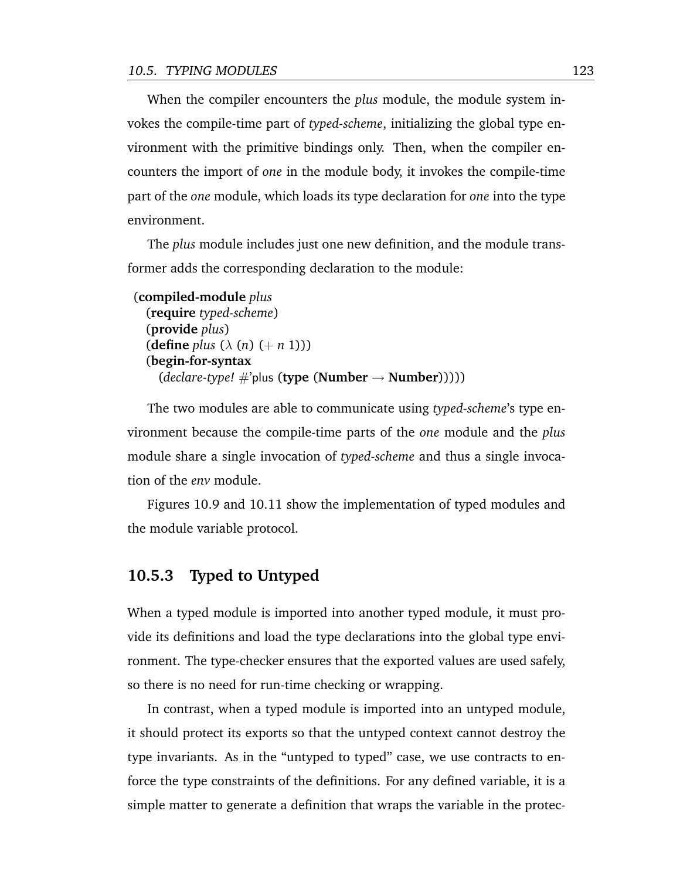When the compiler encounters the *plus* module, the module system invokes the compile-time part of *typed-scheme*, initializing the global type environment with the primitive bindings only. Then, when the compiler encounters the import of *one* in the module body, it invokes the compile-time part of the *one* module, which loads its type declaration for *one* into the type environment.

The *plus* module includes just one new definition, and the module transformer adds the corresponding declaration to the module:

```
(compiled-module plus
  (require typed-scheme)
  (provide plus)
  (define plus (λ (n) (+ n 1)))
  (begin-for-syntax
    (declare-type! #'plus (type (Number → Number)))))
```

The two modules are able to communicate using *typed-scheme*'s type environment because the compile-time parts of the *one* module and the *plus* module share a single invocation of *typed-scheme* and thus a single invocation of the *env* module.

Figures 10.9 and 10.11 show the implementation of typed modules and the module variable protocol.

### 10.5.3 Typed to Untyped

When a typed module is imported into another typed module, it must provide its definitions and load the type declarations into the global type environment. The type-checker ensures that the exported values are used safely, so there is no need for run-time checking or wrapping.

In contrast, when a typed module is imported into an untyped module, it should protect its exports so that the untyped context cannot destroy the type invariants. As in the "untyped to typed" case, we use contracts to enforce the type constraints of the definitions. For any defined variable, it is a simple matter to generate a definition that wraps the variable in the protec-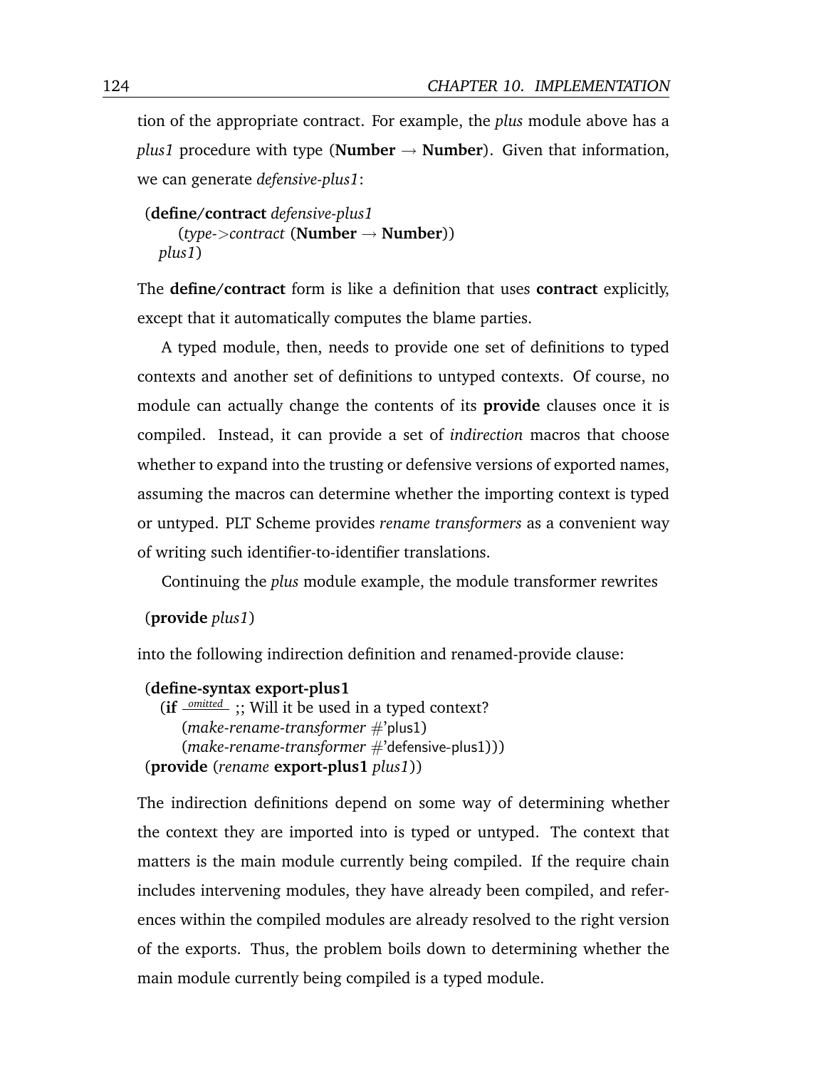tion of the appropriate contract. For example, the *plus* module above has a *plus1* procedure with type (**Number** → **Number**). Given that information, we can generate *defensive-plus1*:

```
(define/contract defensive-plus1
    (type->contract (Number → Number))
  plus1)
```

The **define/contract** form is like a definition that uses **contract** explicitly, except that it automatically computes the blame parties.

A typed module, then, needs to provide one set of definitions to typed contexts and another set of definitions to untyped contexts. Of course, no module can actually change the contents of its **provide** clauses once it is compiled. Instead, it can provide a set of *indirection* macros that choose whether to expand into the trusting or defensive versions of exported names, assuming the macros can determine whether the importing context is typed or untyped. PLT Scheme provides *rename transformers* as a convenient way of writing such identifier-to-identifier translations.

Continuing the *plus* module example, the module transformer rewrites

```
(provide plus1)
```

into the following indirection definition and renamed-provide clause:

```
(define-syntax export-plus1
  (if ___omitted___ ;; Will it be used in a typed context?
      (make-rename-transformer #'plus1)
      (make-rename-transformer #'defensive-plus1)))
(provide (rename export-plus1 plus1))
```

The indirection definitions depend on some way of determining whether the context they are imported into is typed or untyped. The context that matters is the main module currently being compiled. If the require chain includes intervening modules, they have already been compiled, and references within the compiled modules are already resolved to the right version of the exports. Thus, the problem boils down to determining whether the main module currently being compiled is a typed module.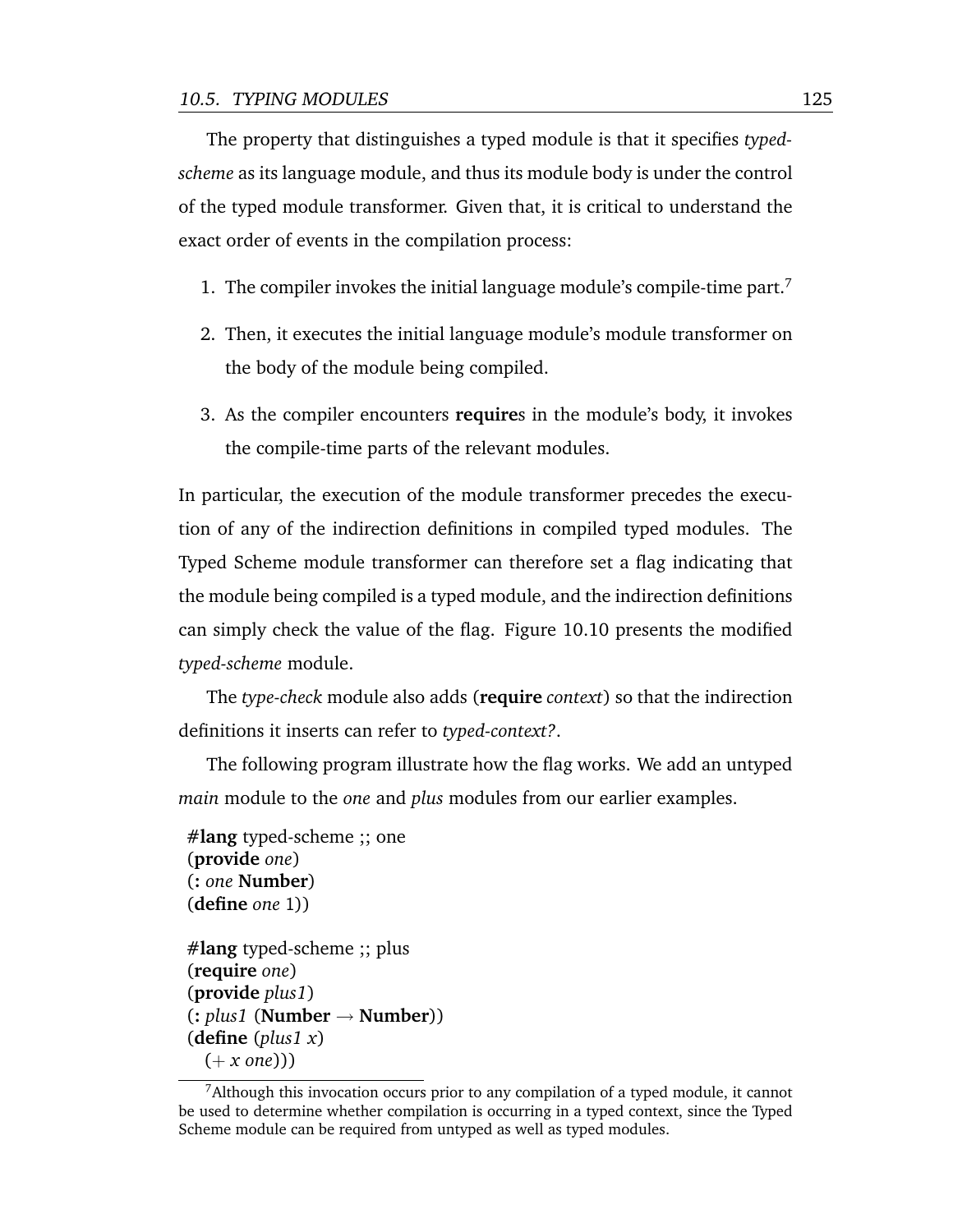The property that distinguishes a typed module is that it specifies *typed-scheme* as its language module, and thus its module body is under the control of the typed module transformer. Given that, it is critical to understand the exact order of events in the compilation process:

1. The compiler invokes the initial language module's compile-time part.[7]

2. Then, it executes the initial language module's module transformer on the body of the module being compiled.

3. As the compiler encounters **require**s in the module's body, it invokes the compile-time parts of the relevant modules.

In particular, the execution of the module transformer precedes the execution of any of the indirection definitions in compiled typed modules. The Typed Scheme module transformer can therefore set a flag indicating that the module being compiled is a typed module, and the indirection definitions can simply check the value of the flag. Figure 10.10 presents the modified *typed-scheme* module.

The *type-check* module also adds (**require** *context*) so that the indirection definitions it inserts can refer to *typed-context?*.

The following program illustrate how the flag works. We add an untyped *main* module to the *one* and *plus* modules from our earlier examples.

```
#lang typed-scheme ;; one
(provide one)
(: one Number)
(define one 1))

#lang typed-scheme ;; plus
(require one)
(provide plus1)
(: plus1 (Number → Number))
(define (plus1 x)
  (+ x one)))
```

[7]Although this invocation occurs prior to any compilation of a typed module, it cannot be used to determine whether compilation is occurring in a typed context, since the Typed Scheme module can be required from untyped as well as typed modules.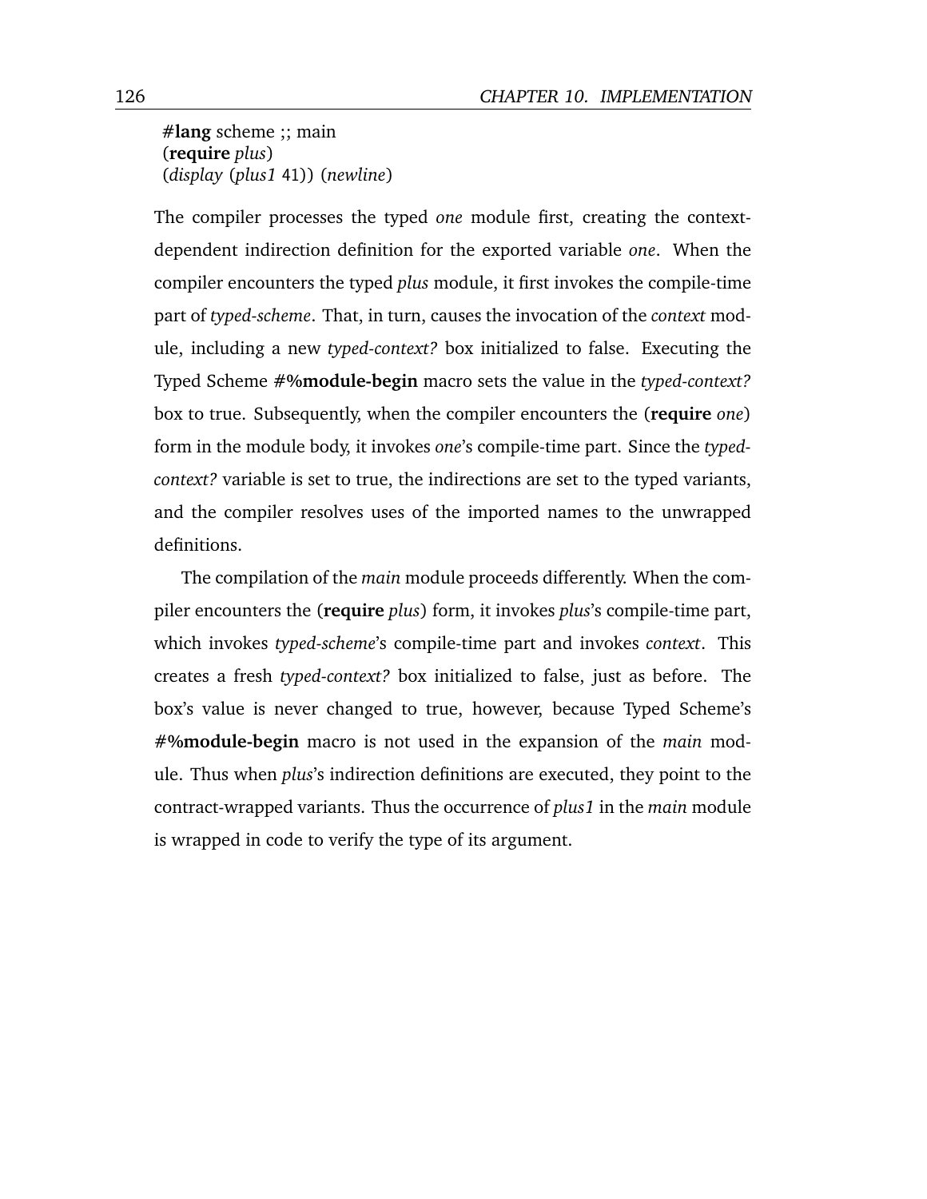```
#lang scheme ;; main
(require plus)
(display (plus1 41)) (newline)
```

The compiler processes the typed *one* module first, creating the context-dependent indirection definition for the exported variable *one*. When the compiler encounters the typed *plus* module, it first invokes the compile-time part of *typed-scheme*. That, in turn, causes the invocation of the *context* module, including a new *typed-context?* box initialized to false. Executing the Typed Scheme **#%module-begin** macro sets the value in the *typed-context?* box to true. Subsequently, when the compiler encounters the (**require** *one*) form in the module body, it invokes *one*'s compile-time part. Since the *typed-context?* variable is set to true, the indirections are set to the typed variants, and the compiler resolves uses of the imported names to the unwrapped definitions.

The compilation of the *main* module proceeds differently. When the compiler encounters the (**require** *plus*) form, it invokes *plus*'s compile-time part, which invokes *typed-scheme*'s compile-time part and invokes *context*. This creates a fresh *typed-context?* box initialized to false, just as before. The box's value is never changed to true, however, because Typed Scheme's **#%module-begin** macro is not used in the expansion of the *main* module. Thus when *plus*'s indirection definitions are executed, they point to the contract-wrapped variants. Thus the occurrence of *plus1* in the *main* module is wrapped in code to verify the type of its argument.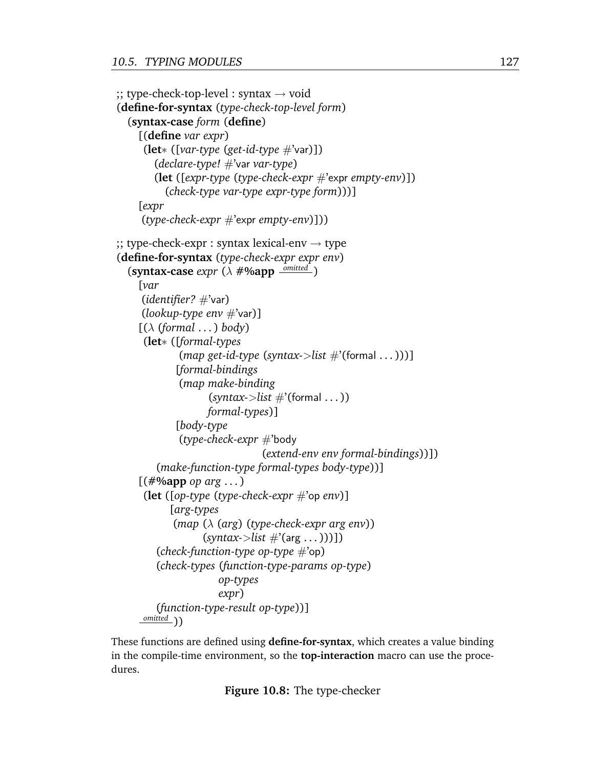```
;; type-check-top-level : syntax → void
(define-for-syntax (type-check-top-level form)
  (syntax-case form (define)
    [(define var expr)
     (let* ([var-type (get-id-type #'var)])
       (declare-type! #'var var-type)
       (let ([expr-type (type-check-expr #'expr empty-env)])
         (check-type var-type expr-type form)))]
    [expr
     (type-check-expr #'expr empty-env)]))

;; type-check-expr : syntax lexical-env → type
(define-for-syntax (type-check-expr expr env)
  (syntax-case expr (λ #%app omitted)
    [var
     (identifier? #'var)
     (lookup-type env #'var)]
    [(λ (formal ...) body)
     (let* ([formal-types
             (map get-id-type (syntax->list #'(formal ...)))]
            [formal-bindings
             (map make-binding
                  (syntax->list #'(formal ...))
                  formal-types)]
            [body-type
             (type-check-expr #'body
                              (extend-env env formal-bindings))])
       (make-function-type formal-types body-type))]
    [(#%app op arg ...)
     (let ([op-type (type-check-expr #'op env)]
           [arg-types
            (map (λ (arg) (type-check-expr arg env))
                 (syntax->list #'(arg ...)))])
       (check-function-type op-type #'op)
       (check-types (function-type-params op-type)
                    op-types
                    expr)
       (function-type-result op-type))]
    omitted))
```

These functions are defined using **define-for-syntax**, which creates a value binding in the compile-time environment, so the **top-interaction** macro can use the procedures.

**Figure 10.8:** The type-checker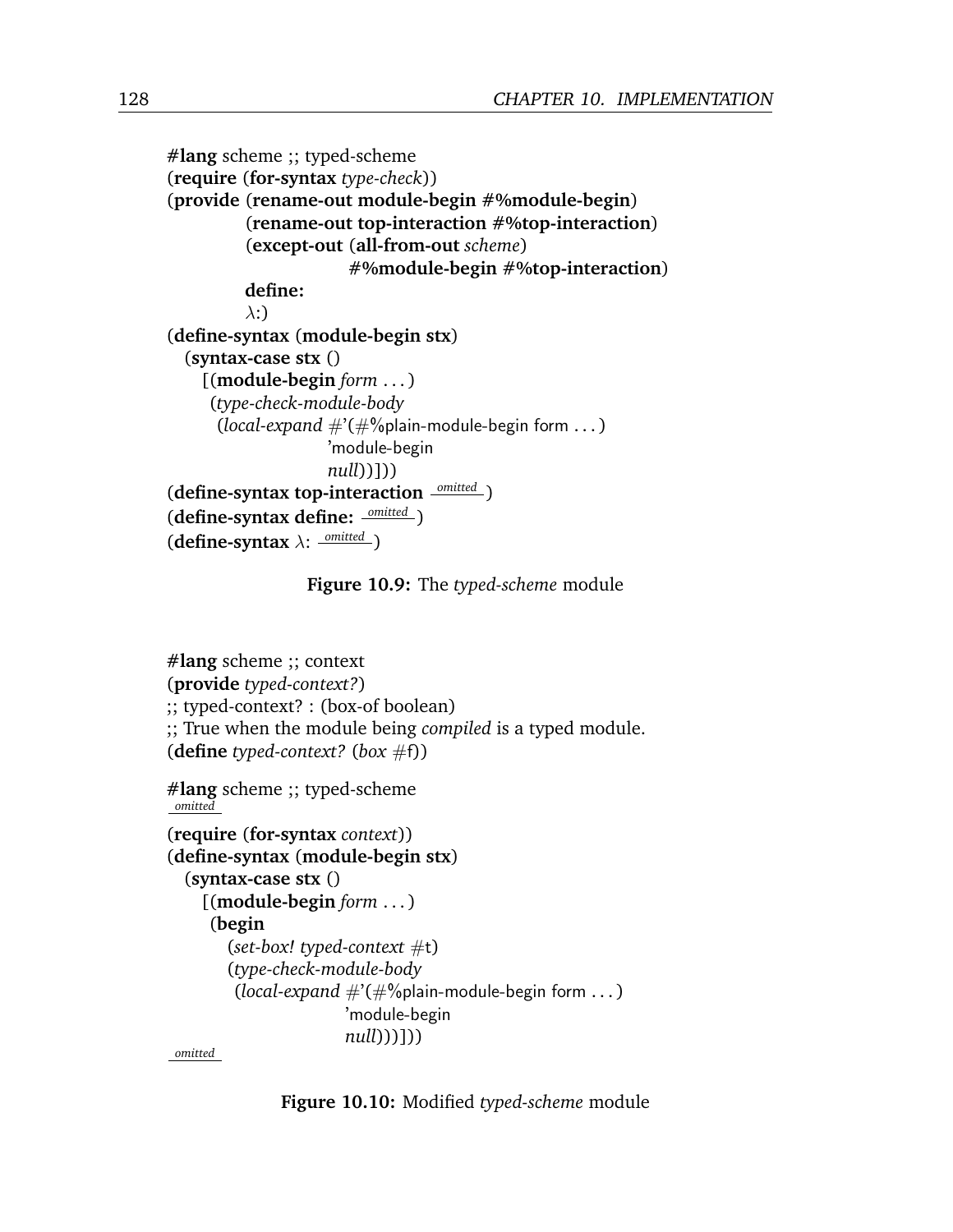```
#lang scheme ;; typed-scheme
(require (for-syntax type-check))
(provide (rename-out module-begin #%module-begin)
         (rename-out top-interaction #%top-interaction)
         (except-out (all-from-out scheme)
                     #%module-begin #%top-interaction)
         define:
         λ:)
(define-syntax (module-begin stx)
  (syntax-case stx ()
    [(module-begin form ...)
     (type-check-module-body
      (local-expand #'(#%plain-module-begin form ...)
                    'module-begin
                    null))]))
(define-syntax top-interaction omitted )
(define-syntax define: omitted )
(define-syntax λ: omitted )
```

**Figure 10.9:** The *typed-scheme* module

```
#lang scheme ;; context
(provide typed-context?)
;; typed-context? : (box-of boolean)
;; True when the module being compiled is a typed module.
(define typed-context? (box #f))

#lang scheme ;; typed-scheme
 omitted
(require (for-syntax context))
(define-syntax (module-begin stx)
  (syntax-case stx ()
    [(module-begin form ...)
     (begin
       (set-box! typed-context #t)
       (type-check-module-body
        (local-expand #'(#%plain-module-begin form ...)
                      'module-begin
                      null)))]))
 omitted
```

**Figure 10.10:** Modified *typed-scheme* module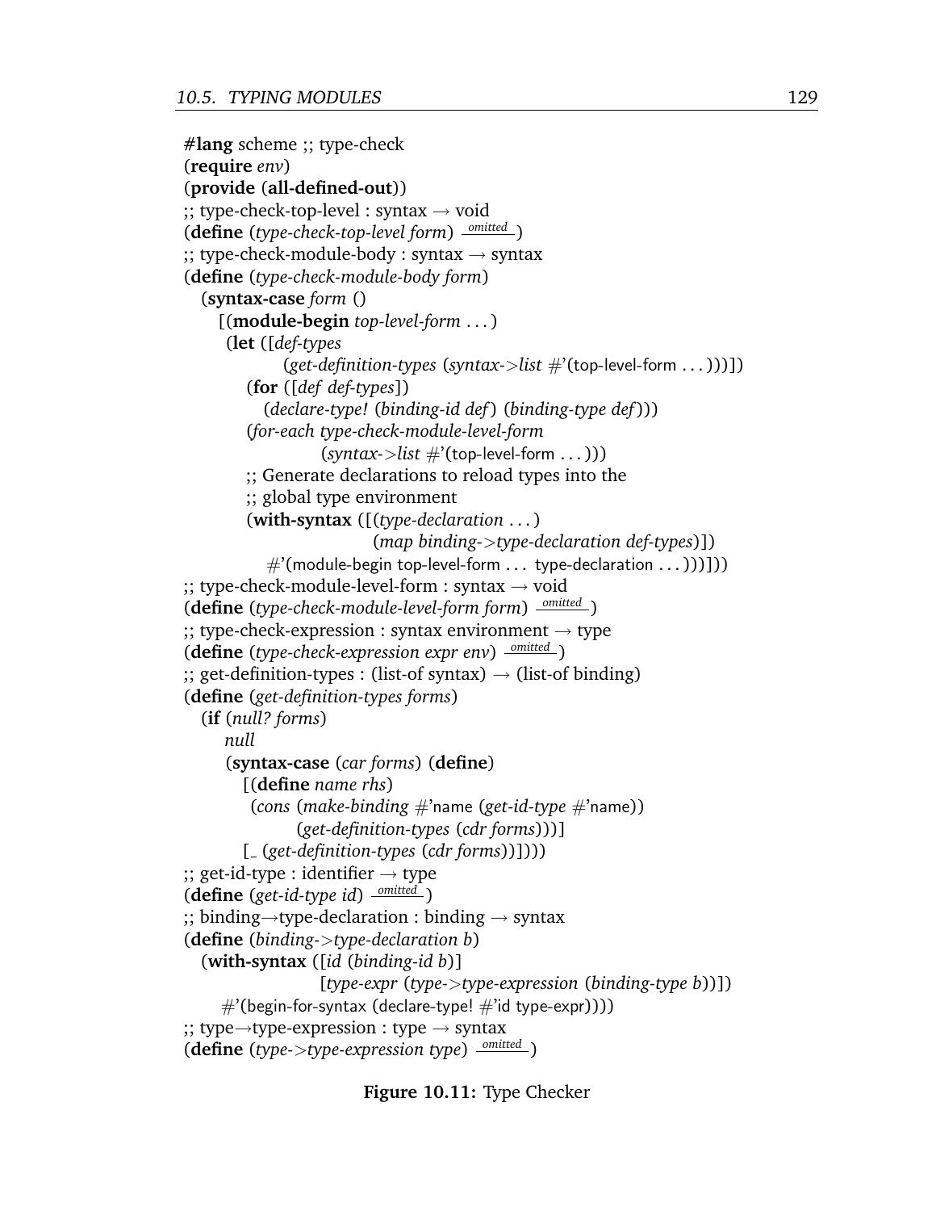```scheme
#lang scheme ;; type-check
(require env)
(provide (all-defined-out))
;; type-check-top-level : syntax → void
(define (type-check-top-level form) omitted )
;; type-check-module-body : syntax → syntax
(define (type-check-module-body form)
  (syntax-case form ()
    [(module-begin top-level-form ...)
     (let ([def-types
             (get-definition-types (syntax->list #'(top-level-form ...)))])
       (for ([def def-types])
         (declare-type! (binding-id def) (binding-type def)))
       (for-each type-check-module-level-form
                 (syntax->list #'(top-level-form ...)))
       ;; Generate declarations to reload types into the
       ;; global type environment
       (with-syntax ([(type-declaration ...)
                      (map binding->type-declaration def-types)])
         #'(module-begin top-level-form ... type-declaration ...)))]))
;; type-check-module-level-form : syntax → void
(define (type-check-module-level-form form) omitted )
;; type-check-expression : syntax environment → type
(define (type-check-expression expr env) omitted )
;; get-definition-types : (list-of syntax) → (list-of binding)
(define (get-definition-types forms)
  (if (null? forms)
      null
      (syntax-case (car forms) (define)
        [(define name rhs)
         (cons (make-binding #'name (get-id-type #'name))
               (get-definition-types (cdr forms)))]
        [_ (get-definition-types (cdr forms))])))
;; get-id-type : identifier → type
(define (get-id-type id) omitted )
;; binding→type-declaration : binding → syntax
(define (binding->type-declaration b)
  (with-syntax ([id (binding-id b)]
                [type-expr (type->type-expression (binding-type b))])
    #'(begin-for-syntax (declare-type! #'id type-expr))))
;; type→type-expression : type → syntax
(define (type->type-expression type) omitted )
```

**Figure 10.11:** Type Checker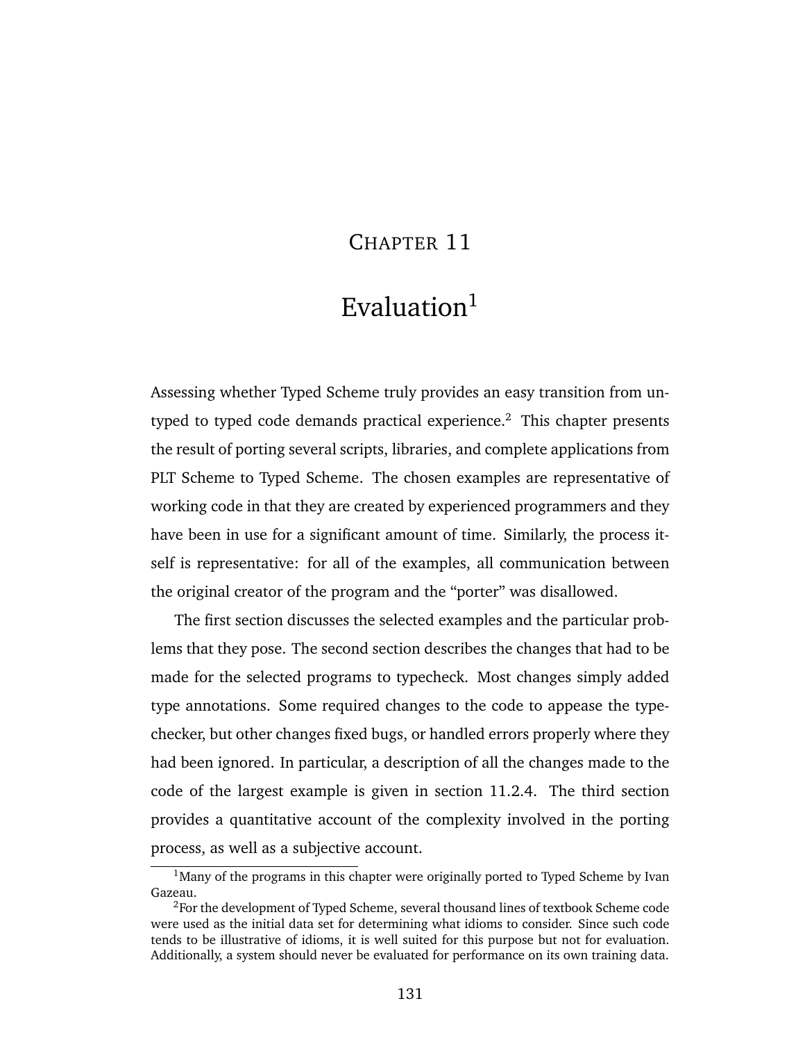# CHAPTER 11

# Evaluation[1]

Assessing whether Typed Scheme truly provides an easy transition from untyped to typed code demands practical experience.[2] This chapter presents the result of porting several scripts, libraries, and complete applications from PLT Scheme to Typed Scheme. The chosen examples are representative of working code in that they are created by experienced programmers and they have been in use for a significant amount of time. Similarly, the process itself is representative: for all of the examples, all communication between the original creator of the program and the "porter" was disallowed.

The first section discusses the selected examples and the particular problems that they pose. The second section describes the changes that had to be made for the selected programs to typecheck. Most changes simply added type annotations. Some required changes to the code to appease the typechecker, but other changes fixed bugs, or handled errors properly where they had been ignored. In particular, a description of all the changes made to the code of the largest example is given in section 11.2.4. The third section provides a quantitative account of the complexity involved in the porting process, as well as a subjective account.

[1] Many of the programs in this chapter were originally ported to Typed Scheme by Ivan Gazeau.

[2] For the development of Typed Scheme, several thousand lines of textbook Scheme code were used as the initial data set for determining what idioms to consider. Since such code tends to be illustrative of idioms, it is well suited for this purpose but not for evaluation. Additionally, a system should never be evaluated for performance on its own training data.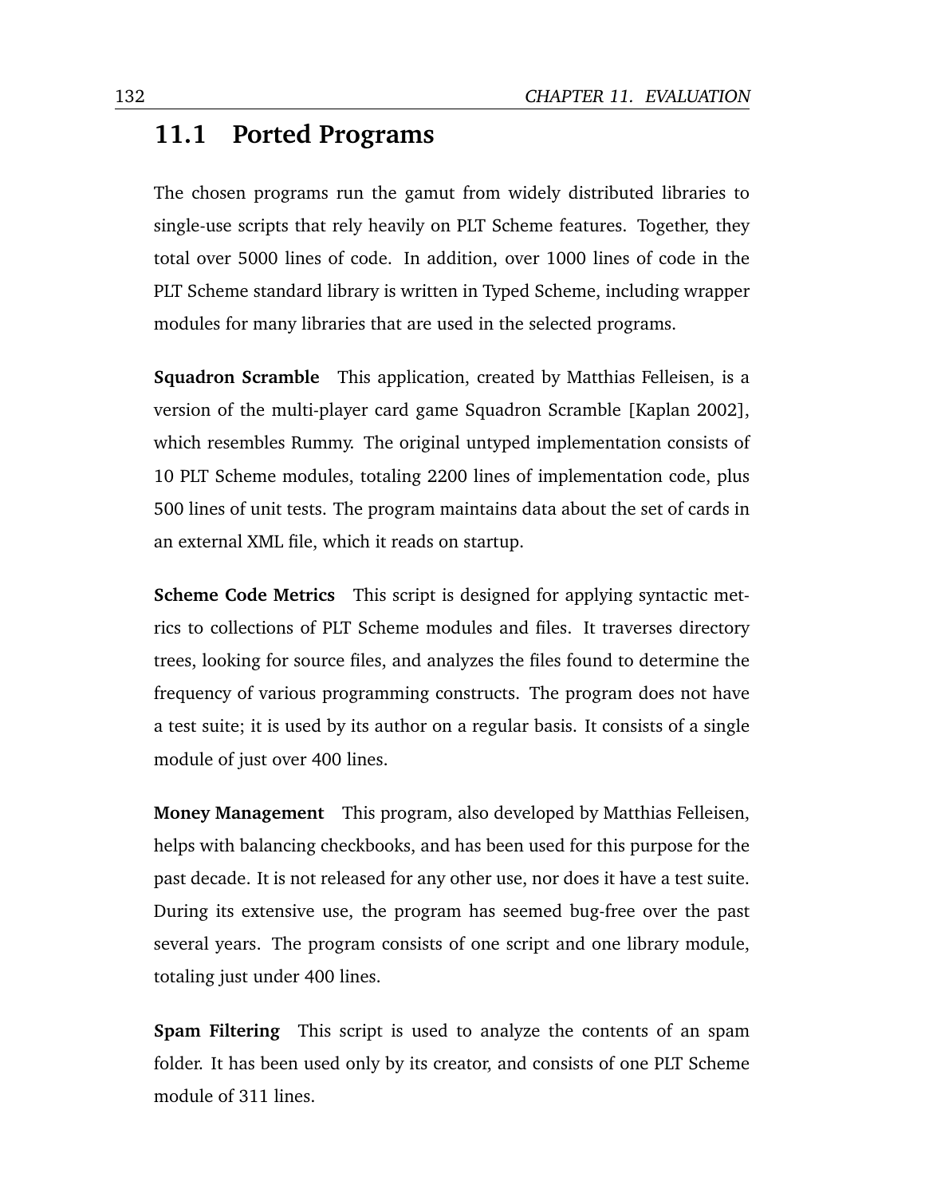## 11.1 Ported Programs

The chosen programs run the gamut from widely distributed libraries to single-use scripts that rely heavily on PLT Scheme features. Together, they total over 5000 lines of code. In addition, over 1000 lines of code in the PLT Scheme standard library is written in Typed Scheme, including wrapper modules for many libraries that are used in the selected programs.

**Squadron Scramble** This application, created by Matthias Felleisen, is a version of the multi-player card game Squadron Scramble [Kaplan 2002], which resembles Rummy. The original untyped implementation consists of 10 PLT Scheme modules, totaling 2200 lines of implementation code, plus 500 lines of unit tests. The program maintains data about the set of cards in an external XML file, which it reads on startup.

**Scheme Code Metrics** This script is designed for applying syntactic metrics to collections of PLT Scheme modules and files. It traverses directory trees, looking for source files, and analyzes the files found to determine the frequency of various programming constructs. The program does not have a test suite; it is used by its author on a regular basis. It consists of a single module of just over 400 lines.

**Money Management** This program, also developed by Matthias Felleisen, helps with balancing checkbooks, and has been used for this purpose for the past decade. It is not released for any other use, nor does it have a test suite. During its extensive use, the program has seemed bug-free over the past several years. The program consists of one script and one library module, totaling just under 400 lines.

**Spam Filtering** This script is used to analyze the contents of an spam folder. It has been used only by its creator, and consists of one PLT Scheme module of 311 lines.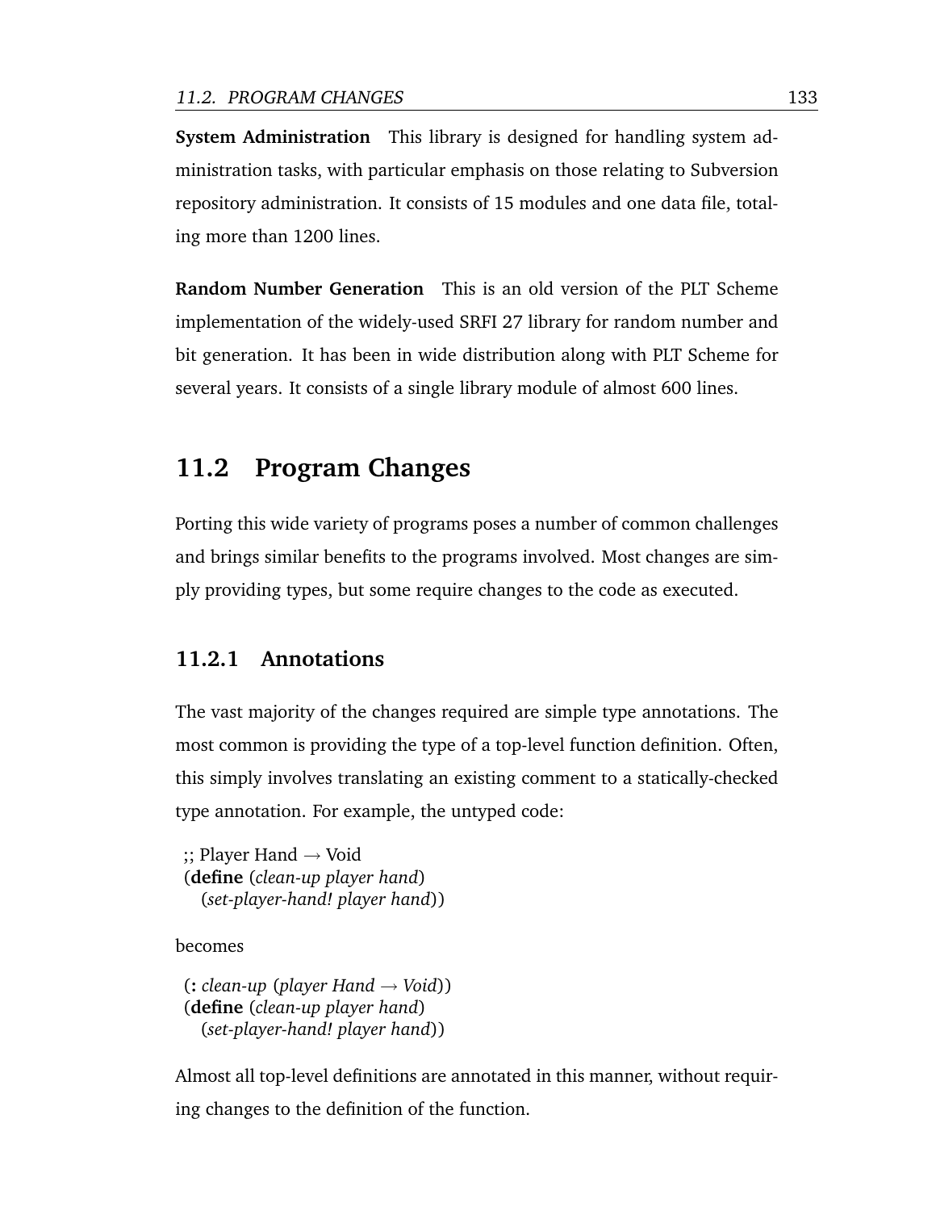**System Administration** This library is designed for handling system administration tasks, with particular emphasis on those relating to Subversion repository administration. It consists of 15 modules and one data file, totaling more than 1200 lines.

**Random Number Generation** This is an old version of the PLT Scheme implementation of the widely-used SRFI 27 library for random number and bit generation. It has been in wide distribution along with PLT Scheme for several years. It consists of a single library module of almost 600 lines.

## 11.2 Program Changes

Porting this wide variety of programs poses a number of common challenges and brings similar benefits to the programs involved. Most changes are simply providing types, but some require changes to the code as executed.

### 11.2.1 Annotations

The vast majority of the changes required are simple type annotations. The most common is providing the type of a top-level function definition. Often, this simply involves translating an existing comment to a statically-checked type annotation. For example, the untyped code:

```
;; Player Hand → Void
(define (clean-up player hand)
  (set-player-hand! player hand))
```

becomes

```
(: clean-up (player Hand → Void))
(define (clean-up player hand)
  (set-player-hand! player hand))
```

Almost all top-level definitions are annotated in this manner, without requiring changes to the definition of the function.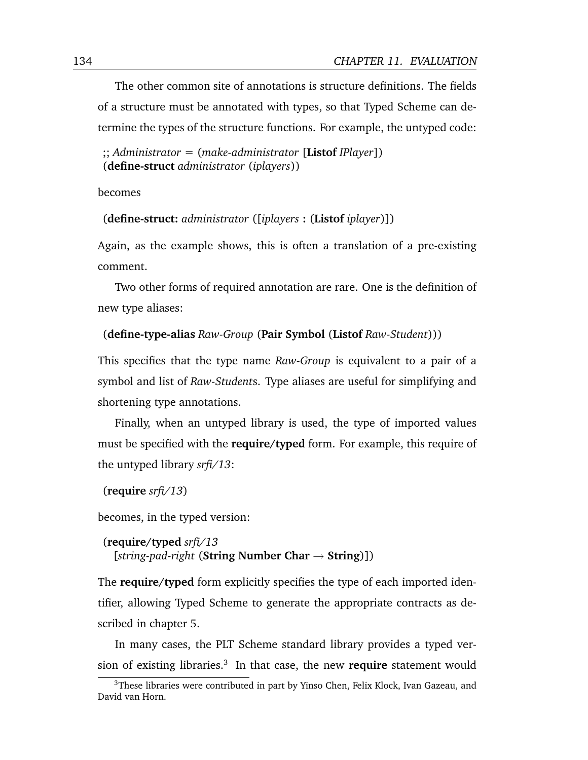The other common site of annotations is structure definitions. The fields of a structure must be annotated with types, so that Typed Scheme can determine the types of the structure functions. For example, the untyped code:

```
;; Administrator = (make-administrator [Listof IPlayer])
(define-struct administrator (iplayers))
```

becomes

```
(define-struct: administrator ([iplayers : (Listof iplayer)])
```

Again, as the example shows, this is often a translation of a pre-existing comment.

Two other forms of required annotation are rare. One is the definition of new type aliases:

```
(define-type-alias Raw-Group (Pair Symbol (Listof Raw-Student)))
```

This specifies that the type name *Raw-Group* is equivalent to a pair of a symbol and list of *Raw-Student*s. Type aliases are useful for simplifying and shortening type annotations.

Finally, when an untyped library is used, the type of imported values must be specified with the **require/typed** form. For example, this require of the untyped library *srfi/13*:

```
(require srfi/13)
```

becomes, in the typed version:

```
(require/typed srfi/13
  [string-pad-right (String Number Char → String)])
```

The **require/typed** form explicitly specifies the type of each imported identifier, allowing Typed Scheme to generate the appropriate contracts as described in chapter 5.

In many cases, the PLT Scheme standard library provides a typed version of existing libraries.[3] In that case, the new **require** statement would

[3] These libraries were contributed in part by Yinso Chen, Felix Klock, Ivan Gazeau, and David van Horn.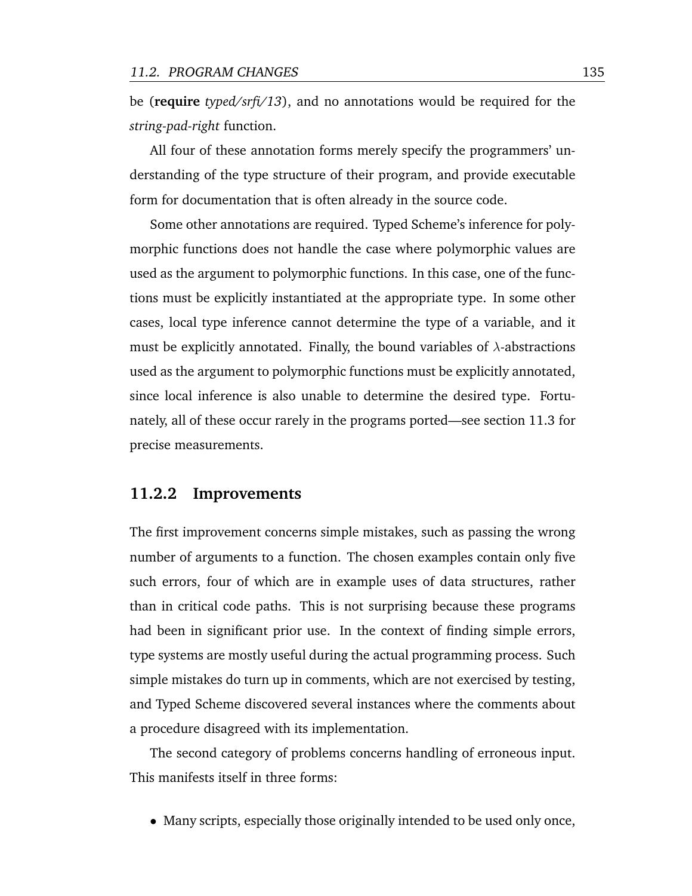be (**require** *typed/srfi/13*), and no annotations would be required for the *string-pad-right* function.

All four of these annotation forms merely specify the programmers' understanding of the type structure of their program, and provide executable form for documentation that is often already in the source code.

Some other annotations are required. Typed Scheme's inference for polymorphic functions does not handle the case where polymorphic values are used as the argument to polymorphic functions. In this case, one of the functions must be explicitly instantiated at the appropriate type. In some other cases, local type inference cannot determine the type of a variable, and it must be explicitly annotated. Finally, the bound variables of $\lambda$-abstractions used as the argument to polymorphic functions must be explicitly annotated, since local inference is also unable to determine the desired type. Fortunately, all of these occur rarely in the programs ported—see section 11.3 for precise measurements.

### 11.2.2 Improvements

The first improvement concerns simple mistakes, such as passing the wrong number of arguments to a function. The chosen examples contain only five such errors, four of which are in example uses of data structures, rather than in critical code paths. This is not surprising because these programs had been in significant prior use. In the context of finding simple errors, type systems are mostly useful during the actual programming process. Such simple mistakes do turn up in comments, which are not exercised by testing, and Typed Scheme discovered several instances where the comments about a procedure disagreed with its implementation.

The second category of problems concerns handling of erroneous input. This manifests itself in three forms:

- Many scripts, especially those originally intended to be used only once,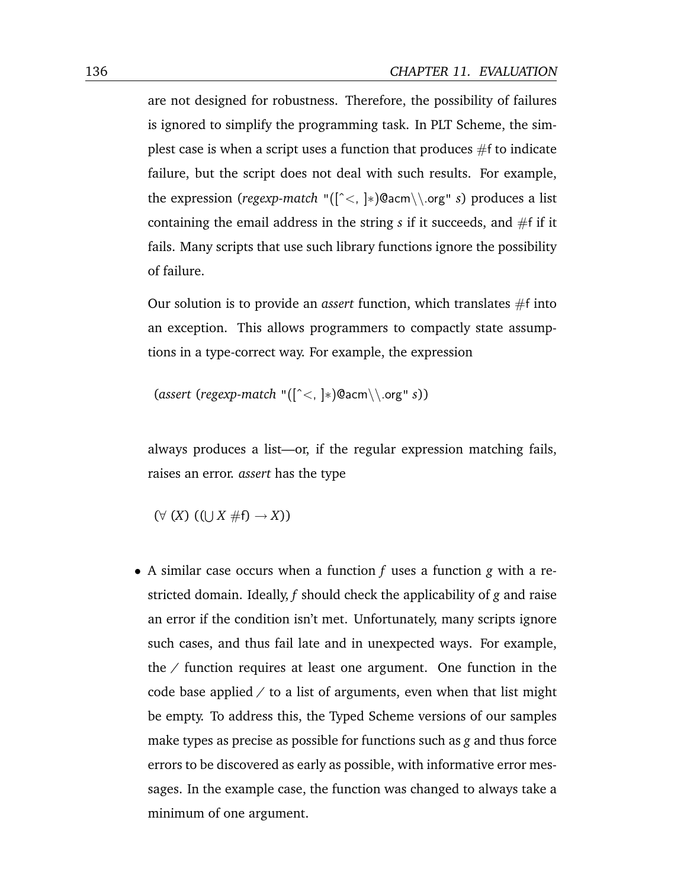are not designed for robustness. Therefore, the possibility of failures is ignored to simplify the programming task. In PLT Scheme, the simplest case is when a script uses a function that produces #f to indicate failure, but the script does not deal with such results. For example, the expression (*regexp-match* "([^<, ]*)@acm\\.org" *s*) produces a list containing the email address in the string *s* if it succeeds, and #f if it fails. Many scripts that use such library functions ignore the possibility of failure.

Our solution is to provide an *assert* function, which translates #f into an exception. This allows programmers to compactly state assumptions in a type-correct way. For example, the expression

```
(assert (regexp-match "([^<, ]*)@acm\\.org" s))
```

always produces a list—or, if the regular expression matching fails, raises an error. *assert* has the type

$$(\forall\ (X)\ ((\bigcup X\ \#f) \rightarrow X))$$

- A similar case occurs when a function *f* uses a function *g* with a restricted domain. Ideally, *f* should check the applicability of *g* and raise an error if the condition isn't met. Unfortunately, many scripts ignore such cases, and thus fail late and in unexpected ways. For example, the / function requires at least one argument. One function in the code base applied / to a list of arguments, even when that list might be empty. To address this, the Typed Scheme versions of our samples make types as precise as possible for functions such as *g* and thus force errors to be discovered as early as possible, with informative error messages. In the example case, the function was changed to always take a minimum of one argument.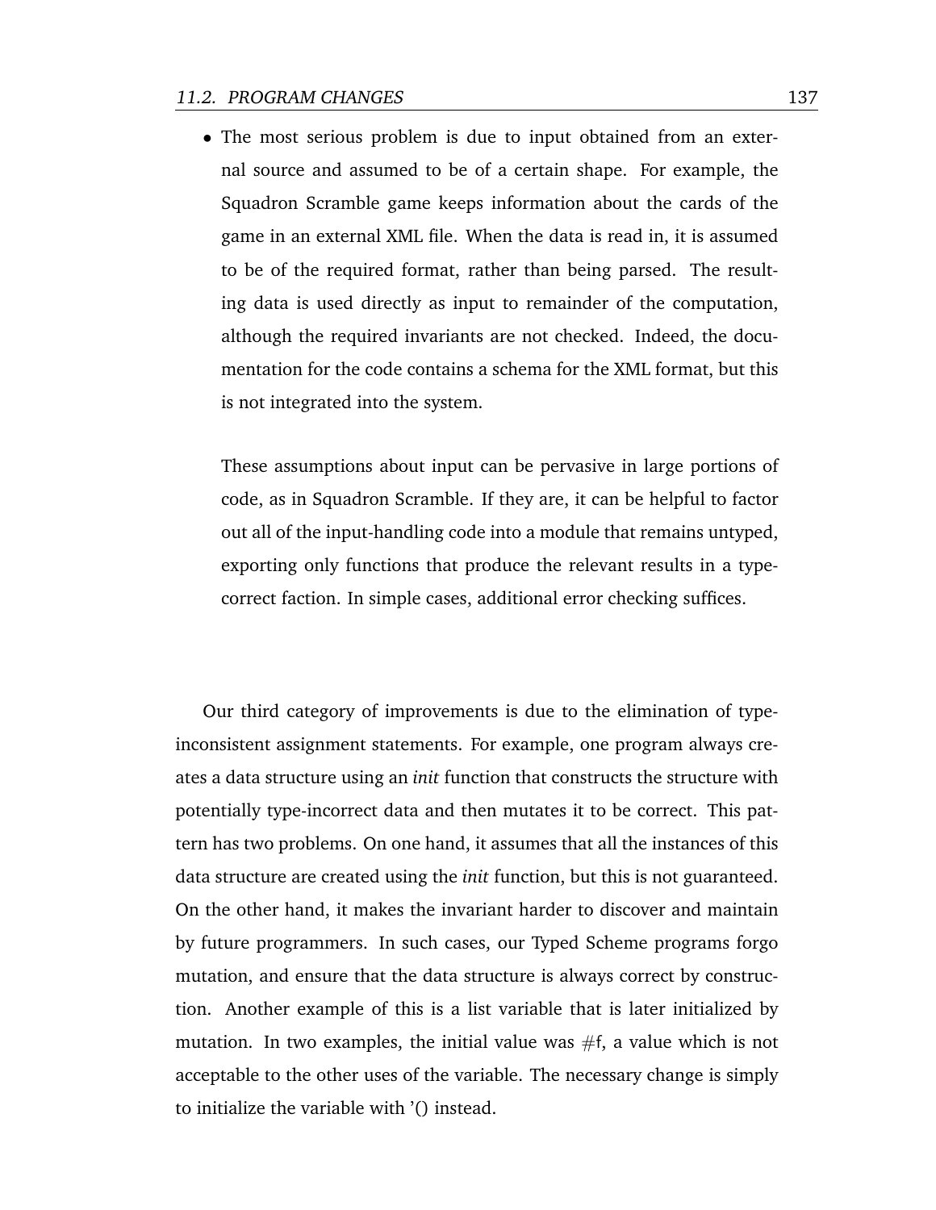- The most serious problem is due to input obtained from an external source and assumed to be of a certain shape. For example, the Squadron Scramble game keeps information about the cards of the game in an external XML file. When the data is read in, it is assumed to be of the required format, rather than being parsed. The resulting data is used directly as input to remainder of the computation, although the required invariants are not checked. Indeed, the documentation for the code contains a schema for the XML format, but this is not integrated into the system.

  These assumptions about input can be pervasive in large portions of code, as in Squadron Scramble. If they are, it can be helpful to factor out all of the input-handling code into a module that remains untyped, exporting only functions that produce the relevant results in a type-correct faction. In simple cases, additional error checking suffices.

Our third category of improvements is due to the elimination of type-inconsistent assignment statements. For example, one program always creates a data structure using an *init* function that constructs the structure with potentially type-incorrect data and then mutates it to be correct. This pattern has two problems. On one hand, it assumes that all the instances of this data structure are created using the *init* function, but this is not guaranteed. On the other hand, it makes the invariant harder to discover and maintain by future programmers. In such cases, our Typed Scheme programs forgo mutation, and ensure that the data structure is always correct by construction. Another example of this is a list variable that is later initialized by mutation. In two examples, the initial value was #f, a value which is not acceptable to the other uses of the variable. The necessary change is simply to initialize the variable with '() instead.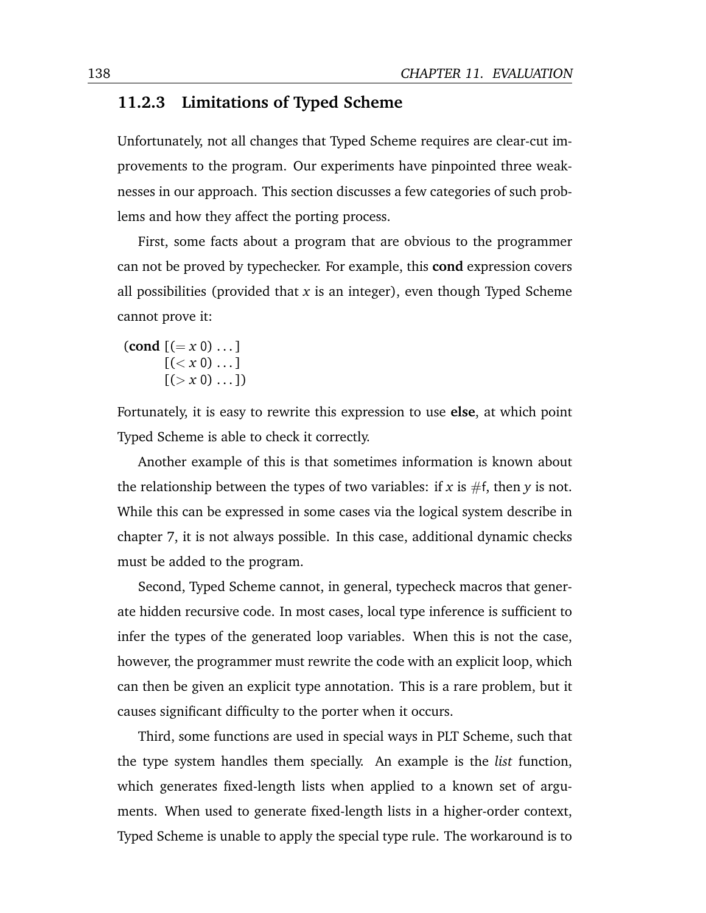### 11.2.3 Limitations of Typed Scheme

Unfortunately, not all changes that Typed Scheme requires are clear-cut improvements to the program. Our experiments have pinpointed three weaknesses in our approach. This section discusses a few categories of such problems and how they affect the porting process.

First, some facts about a program that are obvious to the programmer can not be proved by typechecker. For example, this **cond** expression covers all possibilities (provided that *x* is an integer), even though Typed Scheme cannot prove it:

```
(cond [(= x 0) ...]
      [(< x 0) ...]
      [(> x 0) ...])
```

Fortunately, it is easy to rewrite this expression to use **else**, at which point Typed Scheme is able to check it correctly.

Another example of this is that sometimes information is known about the relationship between the types of two variables: if *x* is #f, then *y* is not. While this can be expressed in some cases via the logical system describe in chapter 7, it is not always possible. In this case, additional dynamic checks must be added to the program.

Second, Typed Scheme cannot, in general, typecheck macros that generate hidden recursive code. In most cases, local type inference is sufficient to infer the types of the generated loop variables. When this is not the case, however, the programmer must rewrite the code with an explicit loop, which can then be given an explicit type annotation. This is a rare problem, but it causes significant difficulty to the porter when it occurs.

Third, some functions are used in special ways in PLT Scheme, such that the type system handles them specially. An example is the *list* function, which generates fixed-length lists when applied to a known set of arguments. When used to generate fixed-length lists in a higher-order context, Typed Scheme is unable to apply the special type rule. The workaround is to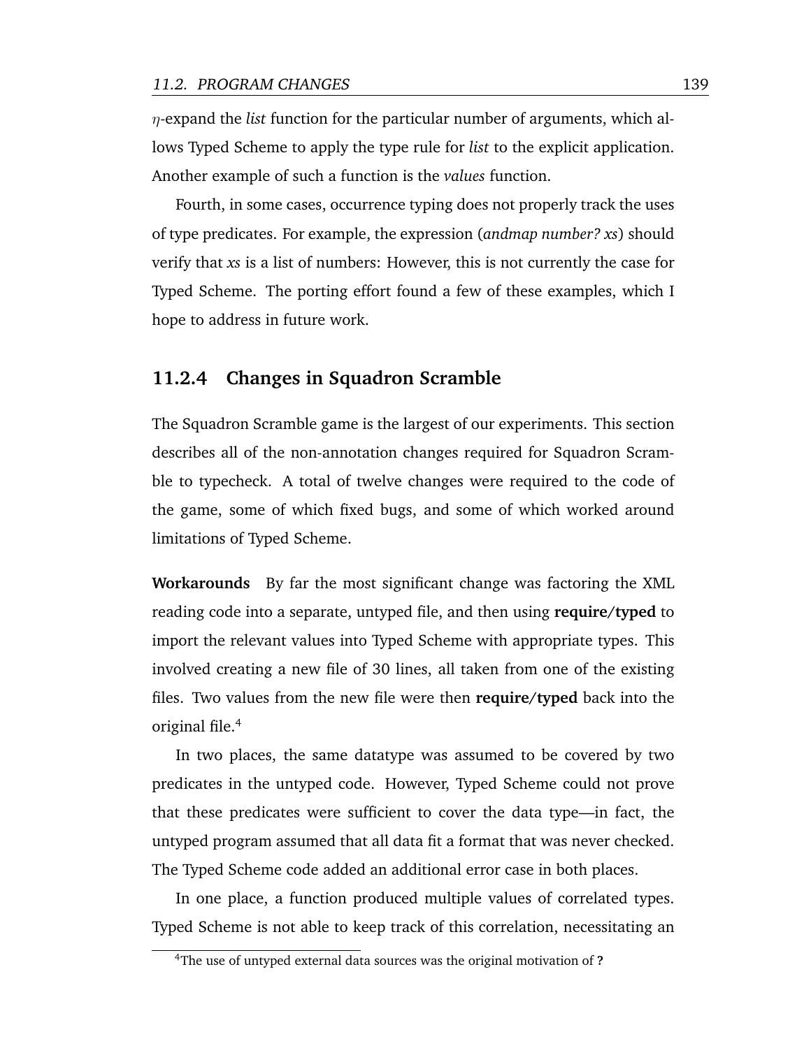$\eta$-expand the *list* function for the particular number of arguments, which allows Typed Scheme to apply the type rule for *list* to the explicit application. Another example of such a function is the *values* function.

Fourth, in some cases, occurrence typing does not properly track the uses of type predicates. For example, the expression (*andmap number? xs*) should verify that *xs* is a list of numbers: However, this is not currently the case for Typed Scheme. The porting effort found a few of these examples, which I hope to address in future work.

### 11.2.4 Changes in Squadron Scramble

The Squadron Scramble game is the largest of our experiments. This section describes all of the non-annotation changes required for Squadron Scramble to typecheck. A total of twelve changes were required to the code of the game, some of which fixed bugs, and some of which worked around limitations of Typed Scheme.

**Workarounds** By far the most significant change was factoring the XML reading code into a separate, untyped file, and then using **require/typed** to import the relevant values into Typed Scheme with appropriate types. This involved creating a new file of 30 lines, all taken from one of the existing files. Two values from the new file were then **require/typed** back into the original file.[4]

In two places, the same datatype was assumed to be covered by two predicates in the untyped code. However, Typed Scheme could not prove that these predicates were sufficient to cover the data type—in fact, the untyped program assumed that all data fit a format that was never checked. The Typed Scheme code added an additional error case in both places.

In one place, a function produced multiple values of correlated types. Typed Scheme is not able to keep track of this correlation, necessitating an

[4] The use of untyped external data sources was the original motivation of **?**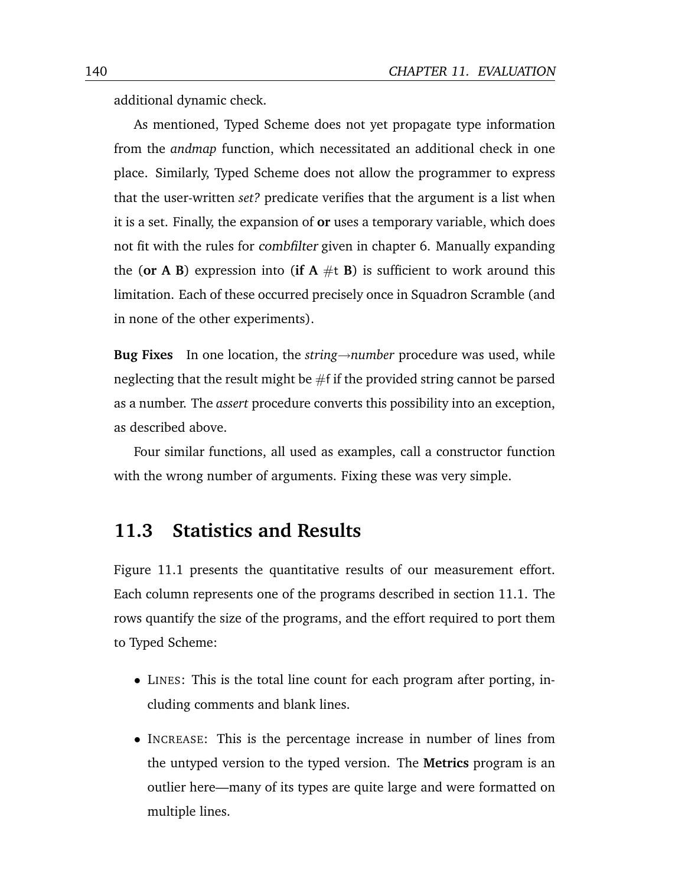additional dynamic check.

As mentioned, Typed Scheme does not yet propagate type information from the *andmap* function, which necessitated an additional check in one place. Similarly, Typed Scheme does not allow the programmer to express that the user-written *set?* predicate verifies that the argument is a list when it is a set. Finally, the expansion of **or** uses a temporary variable, which does not fit with the rules for *combfilter* given in chapter 6. Manually expanding the (**or A B**) expression into (**if A** #t **B**) is sufficient to work around this limitation. Each of these occurred precisely once in Squadron Scramble (and in none of the other experiments).

**Bug Fixes** In one location, the *string→number* procedure was used, while neglecting that the result might be #f if the provided string cannot be parsed as a number. The *assert* procedure converts this possibility into an exception, as described above.

Four similar functions, all used as examples, call a constructor function with the wrong number of arguments. Fixing these was very simple.

## 11.3 Statistics and Results

Figure 11.1 presents the quantitative results of our measurement effort. Each column represents one of the programs described in section 11.1. The rows quantify the size of the programs, and the effort required to port them to Typed Scheme:

- LINES: This is the total line count for each program after porting, including comments and blank lines.
- INCREASE: This is the percentage increase in number of lines from the untyped version to the typed version. The **Metrics** program is an outlier here—many of its types are quite large and were formatted on multiple lines.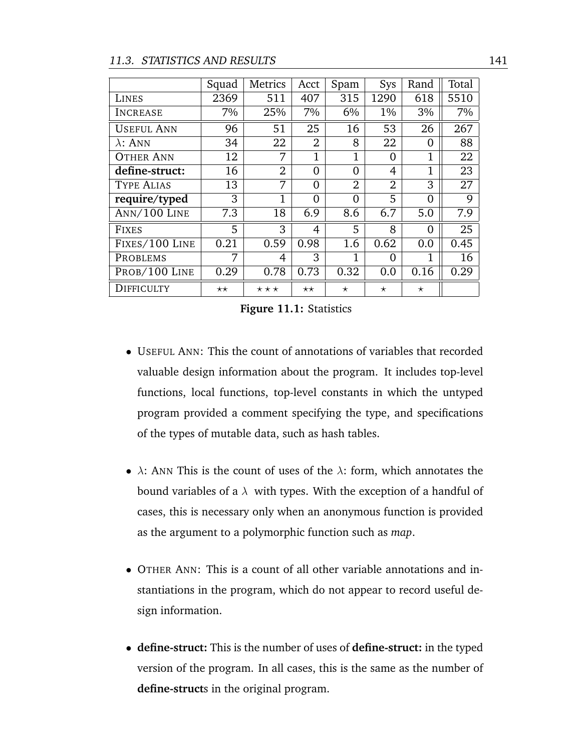|  | Squad | Metrics | Acct | Spam | Sys | Rand | Total |
|---|---|---|---|---|---|---|---|
| LINES | 2369 | 511 | 407 | 315 | 1290 | 618 | 5510 |
| INCREASE | 7% | 25% | 7% | 6% | 1% | 3% | 7% |
| USEFUL ANN | 96 | 51 | 25 | 16 | 53 | 26 | 267 |
| $\lambda$: ANN | 34 | 22 | 2 | 8 | 22 | 0 | 88 |
| OTHER ANN | 12 | 7 | 1 | 1 | 0 | 1 | 22 |
| **define-struct:** | 16 | 2 | 0 | 0 | 4 | 1 | 23 |
| TYPE ALIAS | 13 | 7 | 0 | 2 | 2 | 3 | 27 |
| **require/typed** | 3 | 1 | 0 | 0 | 5 | 0 | 9 |
| ANN/100 LINE | 7.3 | 18 | 6.9 | 8.6 | 6.7 | 5.0 | 7.9 |
| FIXES | 5 | 3 | 4 | 5 | 8 | 0 | 25 |
| FIXES/100 LINE | 0.21 | 0.59 | 0.98 | 1.6 | 0.62 | 0.0 | 0.45 |
| PROBLEMS | 7 | 4 | 3 | 1 | 0 | 1 | 16 |
| PROB/100 LINE | 0.29 | 0.78 | 0.73 | 0.32 | 0.0 | 0.16 | 0.29 |
| DIFFICULTY | ⋆⋆ | ⋆⋆⋆ | ⋆⋆ | ⋆ | ⋆ | ⋆ |  |

**Figure 11.1:** Statistics

- USEFUL ANN: This the count of annotations of variables that recorded valuable design information about the program. It includes top-level functions, local functions, top-level constants in which the untyped program provided a comment specifying the type, and specifications of the types of mutable data, such as hash tables.

- $\lambda$: ANN This is the count of uses of the $\lambda$: form, which annotates the bound variables of a $\lambda$ with types. With the exception of a handful of cases, this is necessary only when an anonymous function is provided as the argument to a polymorphic function such as *map*.

- OTHER ANN: This is a count of all other variable annotations and instantiations in the program, which do not appear to record useful design information.

- **define-struct:** This is the number of uses of **define-struct:** in the typed version of the program. In all cases, this is the same as the number of **define-struct**s in the original program.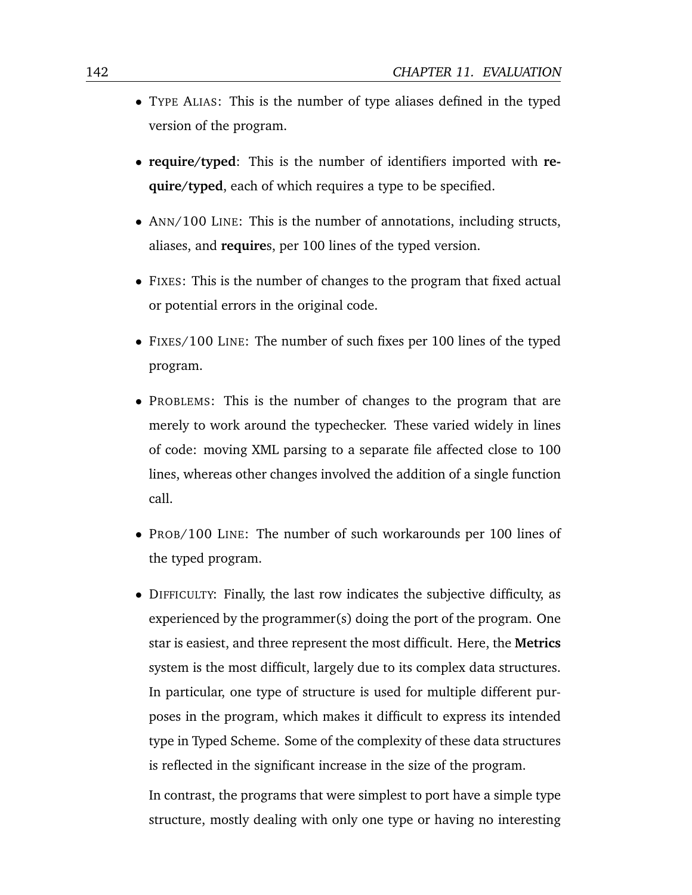- TYPE ALIAS: This is the number of type aliases defined in the typed version of the program.

- **require/typed**: This is the number of identifiers imported with **require/typed**, each of which requires a type to be specified.

- ANN/100 LINE: This is the number of annotations, including structs, aliases, and **require**s, per 100 lines of the typed version.

- FIXES: This is the number of changes to the program that fixed actual or potential errors in the original code.

- FIXES/100 LINE: The number of such fixes per 100 lines of the typed program.

- PROBLEMS: This is the number of changes to the program that are merely to work around the typechecker. These varied widely in lines of code: moving XML parsing to a separate file affected close to 100 lines, whereas other changes involved the addition of a single function call.

- PROB/100 LINE: The number of such workarounds per 100 lines of the typed program.

- DIFFICULTY: Finally, the last row indicates the subjective difficulty, as experienced by the programmer(s) doing the port of the program. One star is easiest, and three represent the most difficult. Here, the **Metrics** system is the most difficult, largely due to its complex data structures. In particular, one type of structure is used for multiple different purposes in the program, which makes it difficult to express its intended type in Typed Scheme. Some of the complexity of these data structures is reflected in the significant increase in the size of the program.

  In contrast, the programs that were simplest to port have a simple type structure, mostly dealing with only one type or having no interesting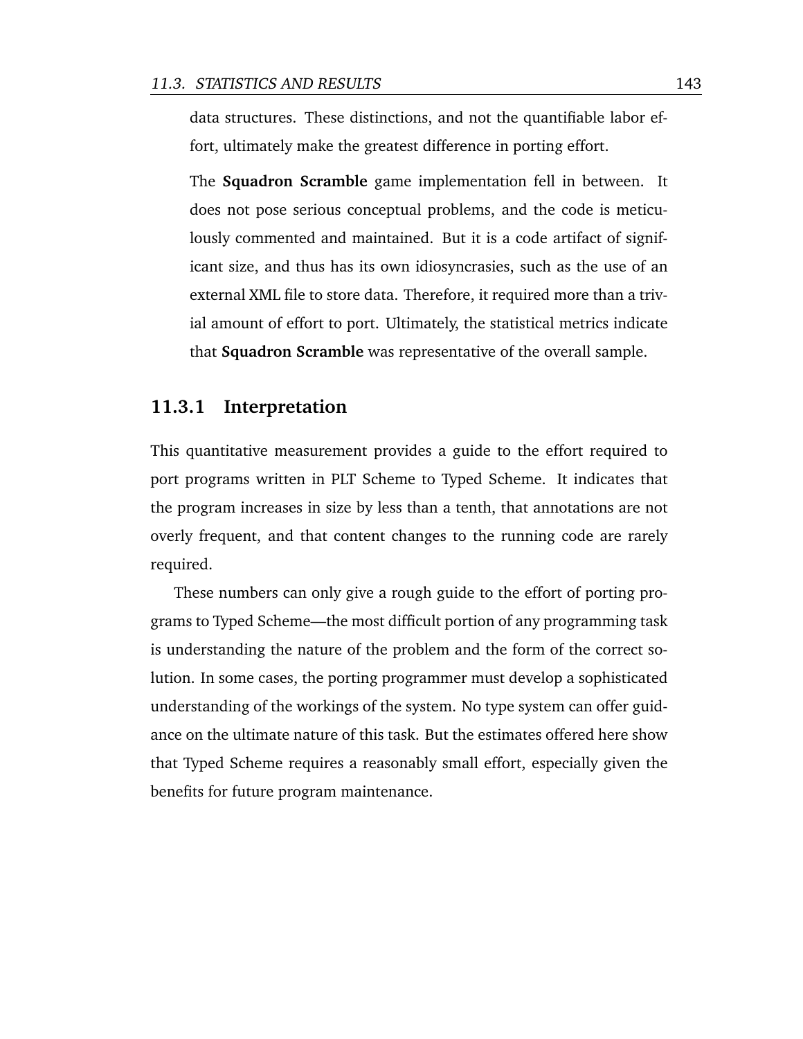data structures. These distinctions, and not the quantifiable labor effort, ultimately make the greatest difference in porting effort.

The **Squadron Scramble** game implementation fell in between. It does not pose serious conceptual problems, and the code is meticulously commented and maintained. But it is a code artifact of significant size, and thus has its own idiosyncrasies, such as the use of an external XML file to store data. Therefore, it required more than a trivial amount of effort to port. Ultimately, the statistical metrics indicate that **Squadron Scramble** was representative of the overall sample.

### 11.3.1 Interpretation

This quantitative measurement provides a guide to the effort required to port programs written in PLT Scheme to Typed Scheme. It indicates that the program increases in size by less than a tenth, that annotations are not overly frequent, and that content changes to the running code are rarely required.

These numbers can only give a rough guide to the effort of porting programs to Typed Scheme—the most difficult portion of any programming task is understanding the nature of the problem and the form of the correct solution. In some cases, the porting programmer must develop a sophisticated understanding of the workings of the system. No type system can offer guidance on the ultimate nature of this task. But the estimates offered here show that Typed Scheme requires a reasonably small effort, especially given the benefits for future program maintenance.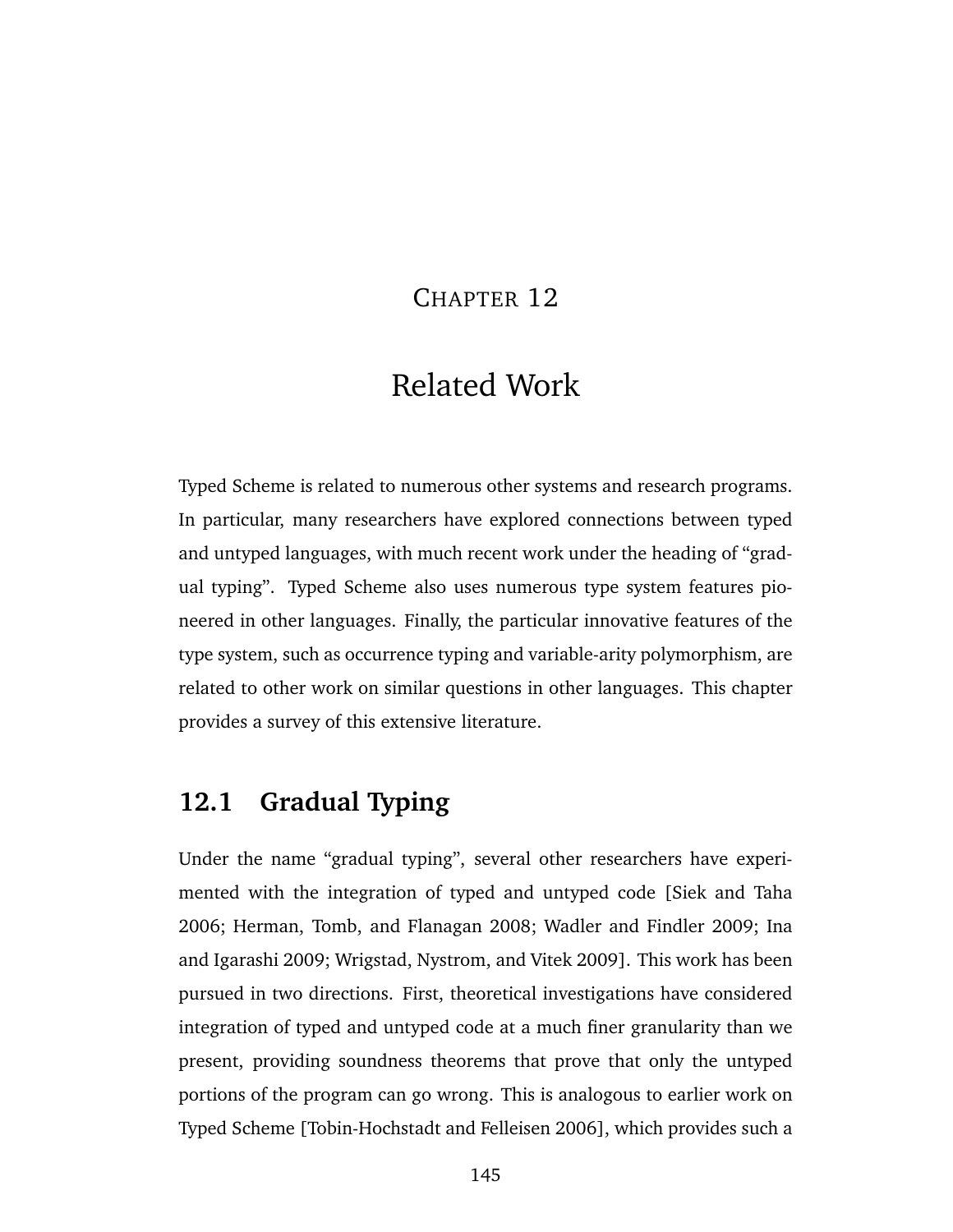# Chapter 12

# Related Work

Typed Scheme is related to numerous other systems and research programs. In particular, many researchers have explored connections between typed and untyped languages, with much recent work under the heading of "gradual typing". Typed Scheme also uses numerous type system features pioneered in other languages. Finally, the particular innovative features of the type system, such as occurrence typing and variable-arity polymorphism, are related to other work on similar questions in other languages. This chapter provides a survey of this extensive literature.

## 12.1 Gradual Typing

Under the name "gradual typing", several other researchers have experimented with the integration of typed and untyped code [Siek and Taha 2006; Herman, Tomb, and Flanagan 2008; Wadler and Findler 2009; Ina and Igarashi 2009; Wrigstad, Nystrom, and Vitek 2009]. This work has been pursued in two directions. First, theoretical investigations have considered integration of typed and untyped code at a much finer granularity than we present, providing soundness theorems that prove that only the untyped portions of the program can go wrong. This is analogous to earlier work on Typed Scheme [Tobin-Hochstadt and Felleisen 2006], which provides such a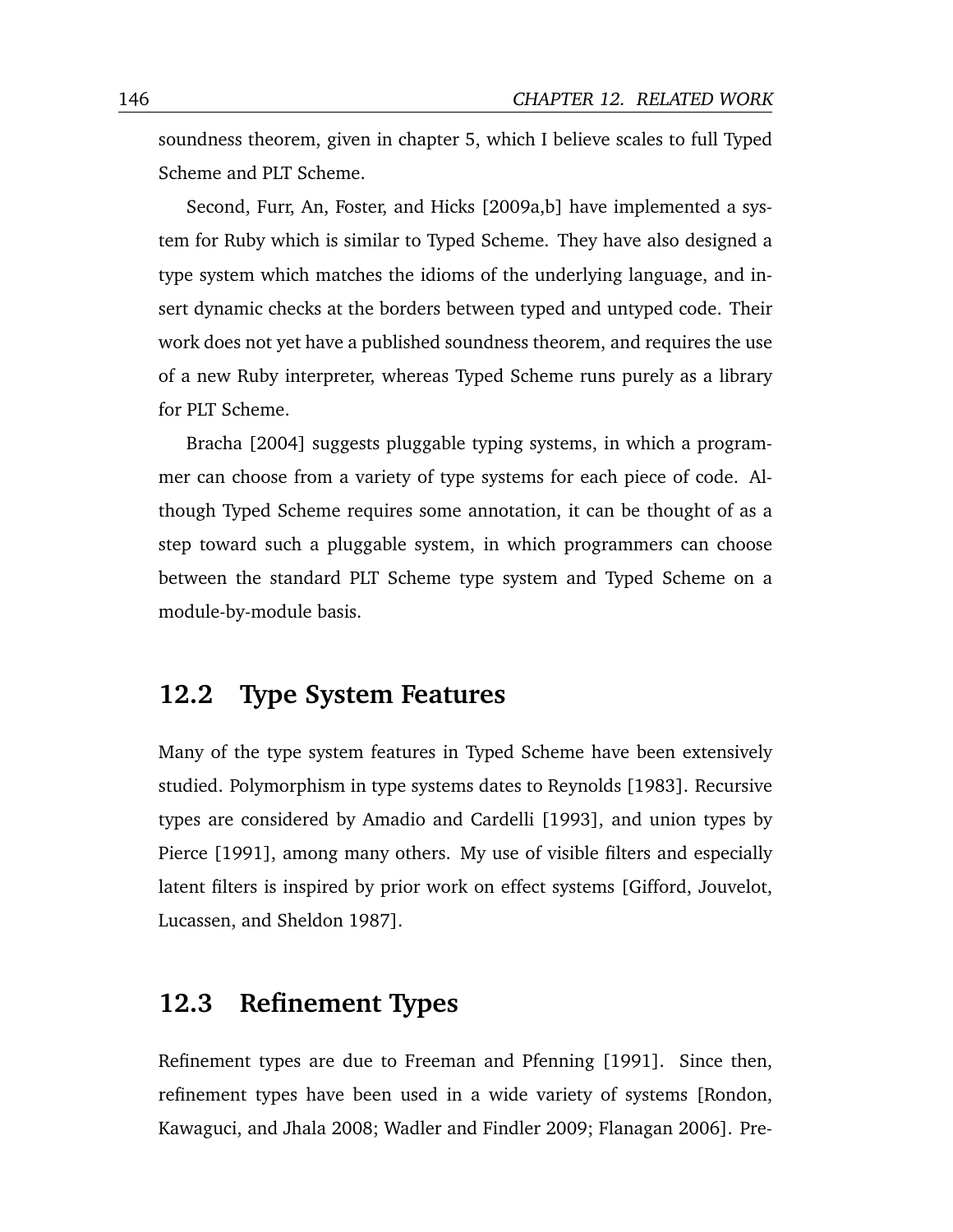soundness theorem, given in chapter 5, which I believe scales to full Typed Scheme and PLT Scheme.

Second, Furr, An, Foster, and Hicks [2009a,b] have implemented a system for Ruby which is similar to Typed Scheme. They have also designed a type system which matches the idioms of the underlying language, and insert dynamic checks at the borders between typed and untyped code. Their work does not yet have a published soundness theorem, and requires the use of a new Ruby interpreter, whereas Typed Scheme runs purely as a library for PLT Scheme.

Bracha [2004] suggests pluggable typing systems, in which a programmer can choose from a variety of type systems for each piece of code. Although Typed Scheme requires some annotation, it can be thought of as a step toward such a pluggable system, in which programmers can choose between the standard PLT Scheme type system and Typed Scheme on a module-by-module basis.

## 12.2 Type System Features

Many of the type system features in Typed Scheme have been extensively studied. Polymorphism in type systems dates to Reynolds [1983]. Recursive types are considered by Amadio and Cardelli [1993], and union types by Pierce [1991], among many others. My use of visible filters and especially latent filters is inspired by prior work on effect systems [Gifford, Jouvelot, Lucassen, and Sheldon 1987].

## 12.3 Refinement Types

Refinement types are due to Freeman and Pfenning [1991]. Since then, refinement types have been used in a wide variety of systems [Rondon, Kawaguci, and Jhala 2008; Wadler and Findler 2009; Flanagan 2006]. Pre-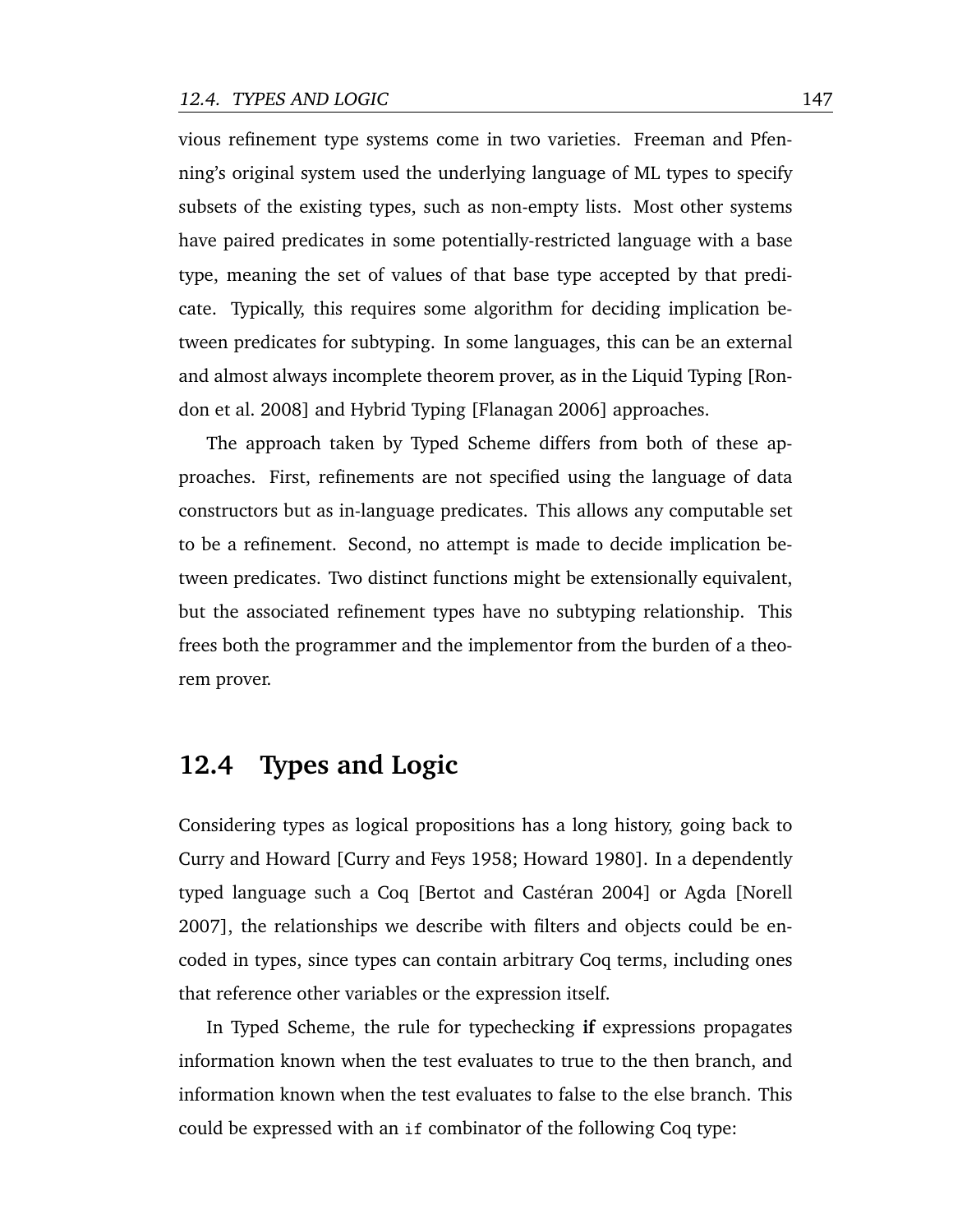vious refinement type systems come in two varieties. Freeman and Pfenning's original system used the underlying language of ML types to specify subsets of the existing types, such as non-empty lists. Most other systems have paired predicates in some potentially-restricted language with a base type, meaning the set of values of that base type accepted by that predicate. Typically, this requires some algorithm for deciding implication between predicates for subtyping. In some languages, this can be an external and almost always incomplete theorem prover, as in the Liquid Typing [Rondon et al. 2008] and Hybrid Typing [Flanagan 2006] approaches.

The approach taken by Typed Scheme differs from both of these approaches. First, refinements are not specified using the language of data constructors but as in-language predicates. This allows any computable set to be a refinement. Second, no attempt is made to decide implication between predicates. Two distinct functions might be extensionally equivalent, but the associated refinement types have no subtyping relationship. This frees both the programmer and the implementor from the burden of a theorem prover.

## 12.4 Types and Logic

Considering types as logical propositions has a long history, going back to Curry and Howard [Curry and Feys 1958; Howard 1980]. In a dependently typed language such a Coq [Bertot and Castéran 2004] or Agda [Norell 2007], the relationships we describe with filters and objects could be encoded in types, since types can contain arbitrary Coq terms, including ones that reference other variables or the expression itself.

In Typed Scheme, the rule for typechecking **if** expressions propagates information known when the test evaluates to true to the then branch, and information known when the test evaluates to false to the else branch. This could be expressed with an `if` combinator of the following Coq type: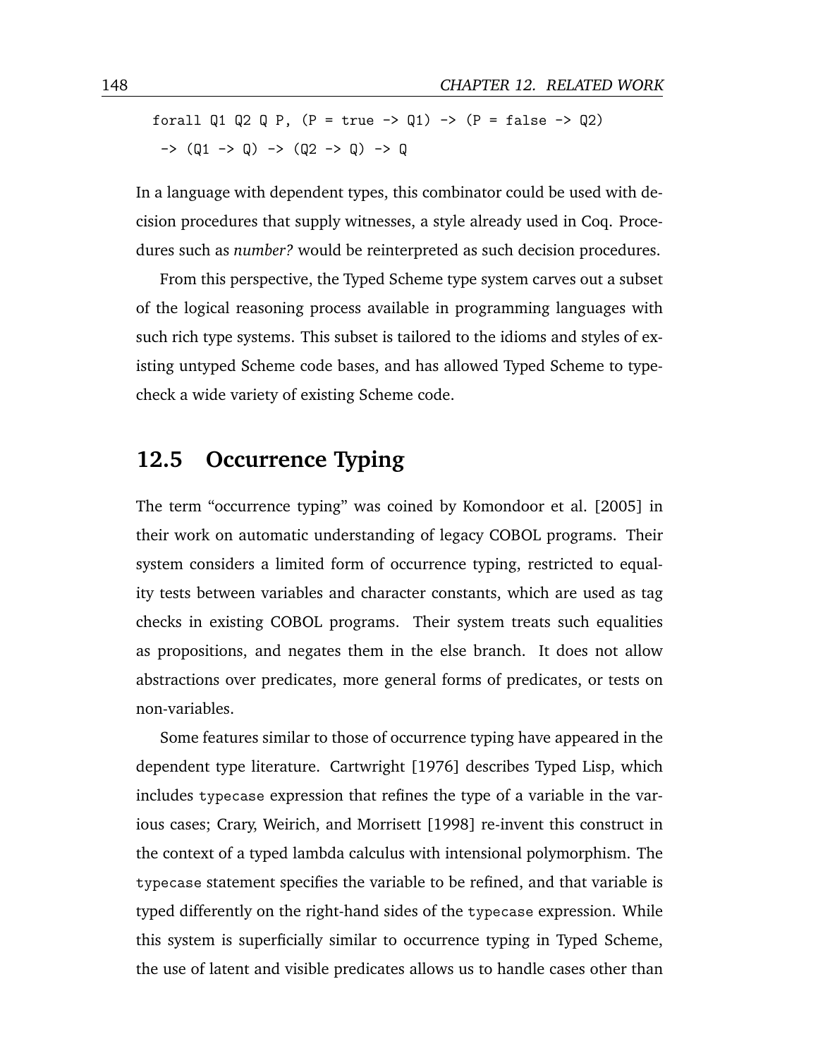```
forall Q1 Q2 Q P, (P = true -> Q1) -> (P = false -> Q2)
 -> (Q1 -> Q) -> (Q2 -> Q) -> Q
```

In a language with dependent types, this combinator could be used with decision procedures that supply witnesses, a style already used in Coq. Procedures such as *number?* would be reinterpreted as such decision procedures.

From this perspective, the Typed Scheme type system carves out a subset of the logical reasoning process available in programming languages with such rich type systems. This subset is tailored to the idioms and styles of existing untyped Scheme code bases, and has allowed Typed Scheme to type-check a wide variety of existing Scheme code.

## 12.5 Occurrence Typing

The term "occurrence typing" was coined by Komondoor et al. [2005] in their work on automatic understanding of legacy COBOL programs. Their system considers a limited form of occurrence typing, restricted to equality tests between variables and character constants, which are used as tag checks in existing COBOL programs. Their system treats such equalities as propositions, and negates them in the else branch. It does not allow abstractions over predicates, more general forms of predicates, or tests on non-variables.

Some features similar to those of occurrence typing have appeared in the dependent type literature. Cartwright [1976] describes Typed Lisp, which includes `typecase` expression that refines the type of a variable in the various cases; Crary, Weirich, and Morrisett [1998] re-invent this construct in the context of a typed lambda calculus with intensional polymorphism. The `typecase` statement specifies the variable to be refined, and that variable is typed differently on the right-hand sides of the `typecase` expression. While this system is superficially similar to occurrence typing in Typed Scheme, the use of latent and visible predicates allows us to handle cases other than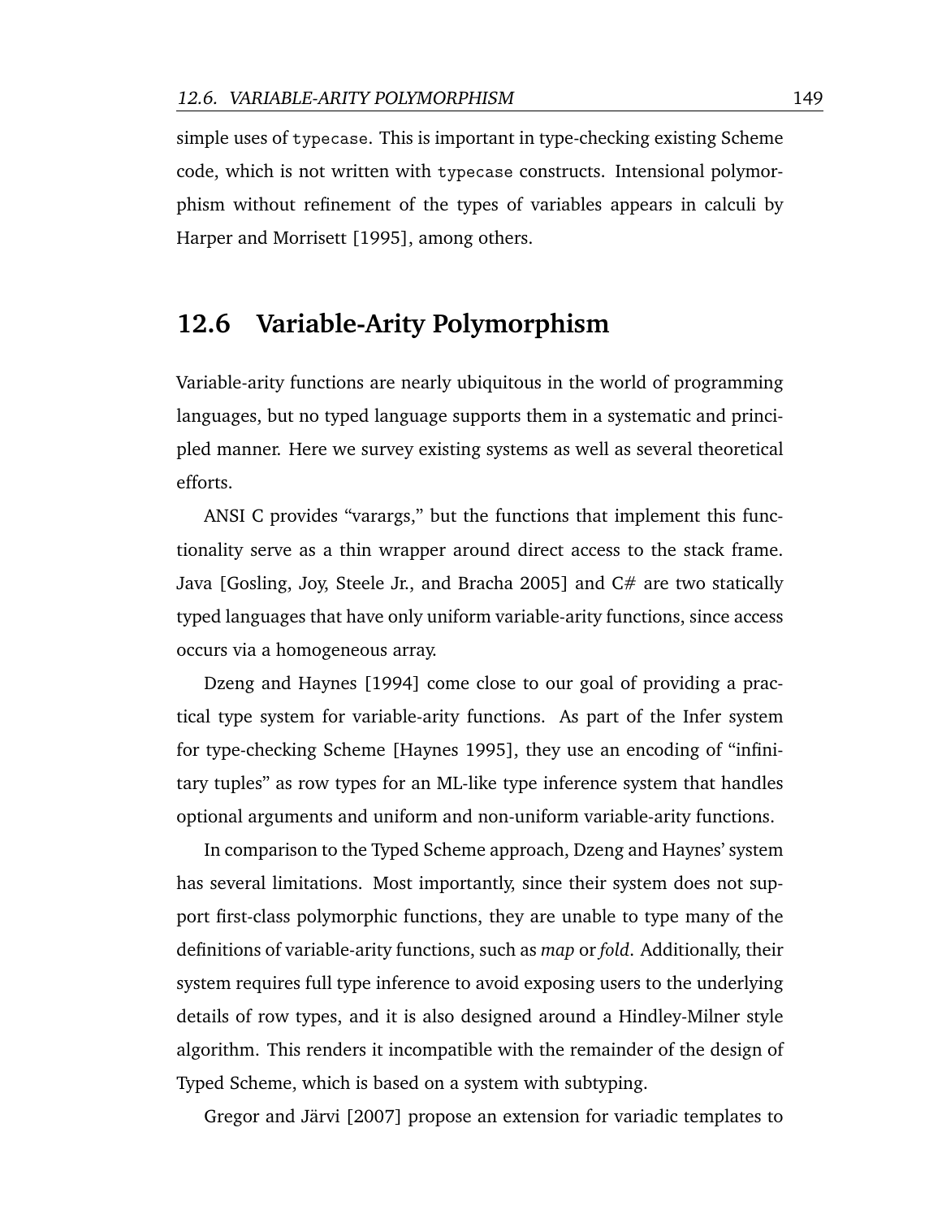simple uses of `typecase`. This is important in type-checking existing Scheme code, which is not written with `typecase` constructs. Intensional polymorphism without refinement of the types of variables appears in calculi by Harper and Morrisett [1995], among others.

## 12.6 Variable-Arity Polymorphism

Variable-arity functions are nearly ubiquitous in the world of programming languages, but no typed language supports them in a systematic and principled manner. Here we survey existing systems as well as several theoretical efforts.

ANSI C provides "varargs," but the functions that implement this functionality serve as a thin wrapper around direct access to the stack frame. Java [Gosling, Joy, Steele Jr., and Bracha 2005] and C# are two statically typed languages that have only uniform variable-arity functions, since access occurs via a homogeneous array.

Dzeng and Haynes [1994] come close to our goal of providing a practical type system for variable-arity functions. As part of the Infer system for type-checking Scheme [Haynes 1995], they use an encoding of "infinitary tuples" as row types for an ML-like type inference system that handles optional arguments and uniform and non-uniform variable-arity functions.

In comparison to the Typed Scheme approach, Dzeng and Haynes' system has several limitations. Most importantly, since their system does not support first-class polymorphic functions, they are unable to type many of the definitions of variable-arity functions, such as *map* or *fold*. Additionally, their system requires full type inference to avoid exposing users to the underlying details of row types, and it is also designed around a Hindley-Milner style algorithm. This renders it incompatible with the remainder of the design of Typed Scheme, which is based on a system with subtyping.

Gregor and Järvi [2007] propose an extension for variadic templates to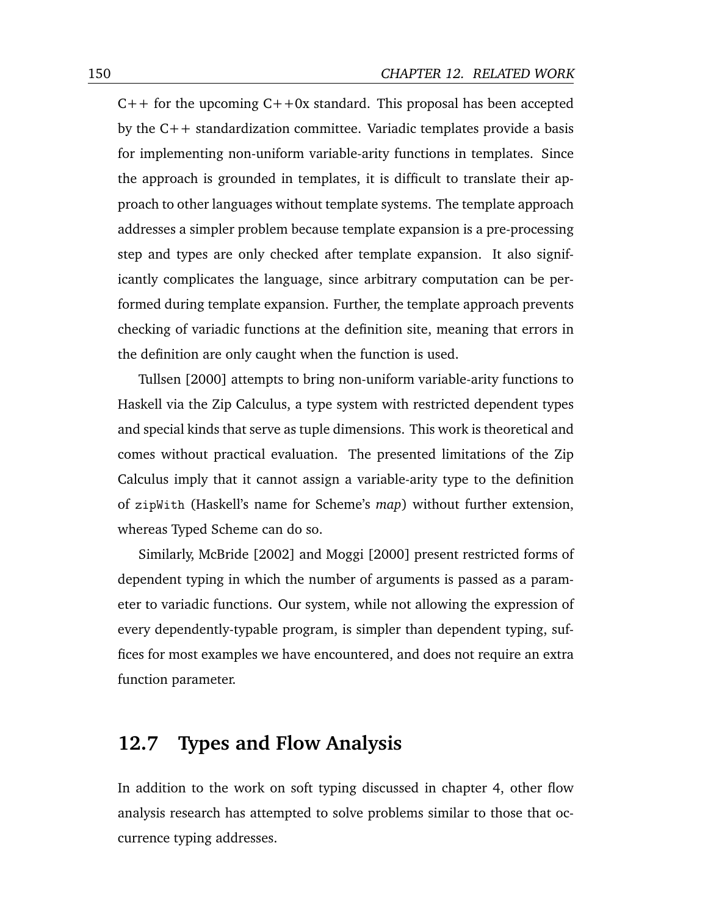C++ for the upcoming C++0x standard. This proposal has been accepted by the C++ standardization committee. Variadic templates provide a basis for implementing non-uniform variable-arity functions in templates. Since the approach is grounded in templates, it is difficult to translate their approach to other languages without template systems. The template approach addresses a simpler problem because template expansion is a pre-processing step and types are only checked after template expansion. It also significantly complicates the language, since arbitrary computation can be performed during template expansion. Further, the template approach prevents checking of variadic functions at the definition site, meaning that errors in the definition are only caught when the function is used.

Tullsen [2000] attempts to bring non-uniform variable-arity functions to Haskell via the Zip Calculus, a type system with restricted dependent types and special kinds that serve as tuple dimensions. This work is theoretical and comes without practical evaluation. The presented limitations of the Zip Calculus imply that it cannot assign a variable-arity type to the definition of `zipWith` (Haskell's name for Scheme's *map*) without further extension, whereas Typed Scheme can do so.

Similarly, McBride [2002] and Moggi [2000] present restricted forms of dependent typing in which the number of arguments is passed as a parameter to variadic functions. Our system, while not allowing the expression of every dependently-typable program, is simpler than dependent typing, suffices for most examples we have encountered, and does not require an extra function parameter.

## 12.7 Types and Flow Analysis

In addition to the work on soft typing discussed in chapter 4, other flow analysis research has attempted to solve problems similar to those that occurrence typing addresses.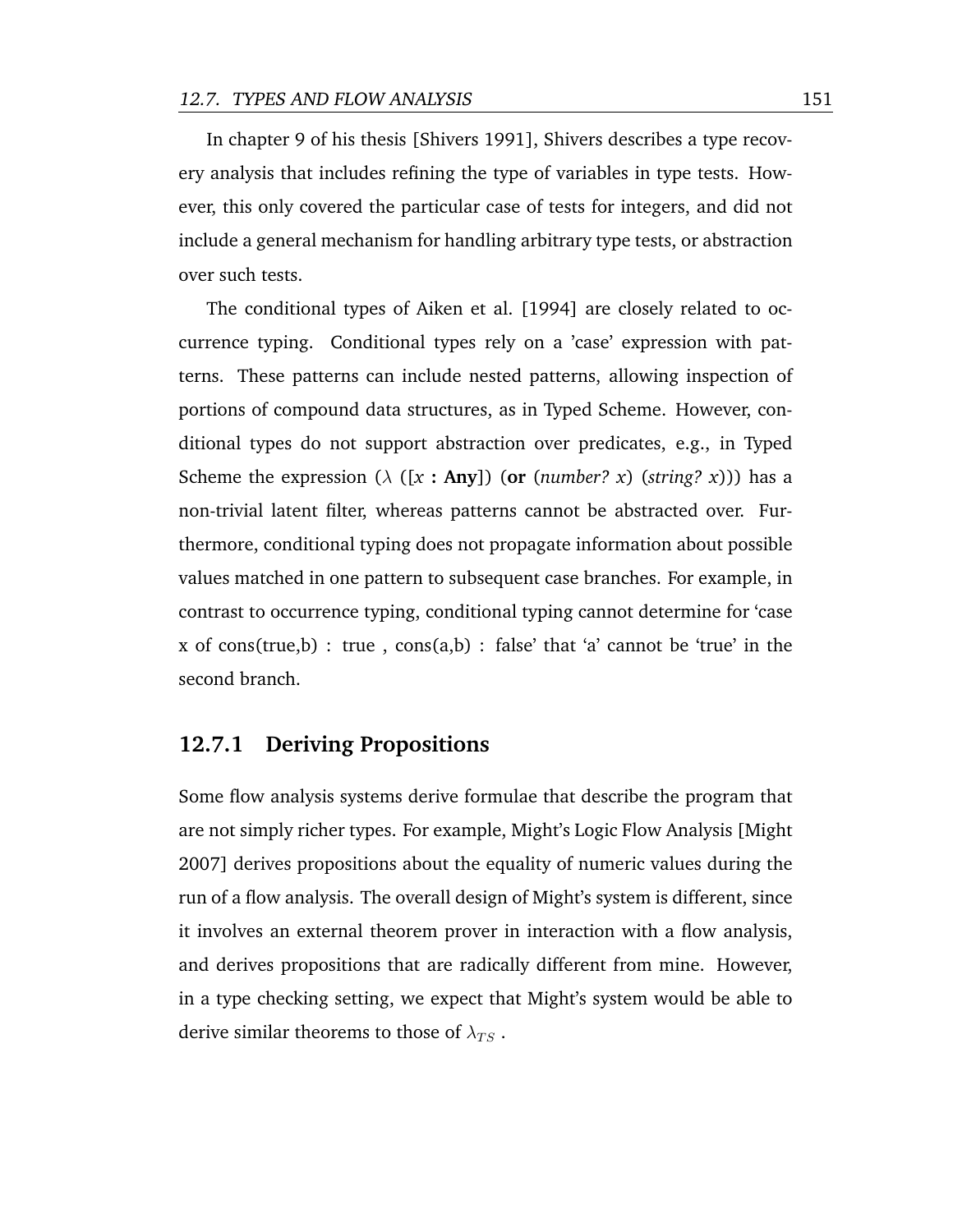In chapter 9 of his thesis [Shivers 1991], Shivers describes a type recovery analysis that includes refining the type of variables in type tests. However, this only covered the particular case of tests for integers, and did not include a general mechanism for handling arbitrary type tests, or abstraction over such tests.

The conditional types of Aiken et al. [1994] are closely related to occurrence typing. Conditional types rely on a 'case' expression with patterns. These patterns can include nested patterns, allowing inspection of portions of compound data structures, as in Typed Scheme. However, conditional types do not support abstraction over predicates, e.g., in Typed Scheme the expression ($\lambda$ ([*x* **: Any**]) (**or** (*number? x*) (*string? x*))) has a non-trivial latent filter, whereas patterns cannot be abstracted over. Furthermore, conditional typing does not propagate information about possible values matched in one pattern to subsequent case branches. For example, in contrast to occurrence typing, conditional typing cannot determine for 'case x of cons(true,b) : true , cons(a,b) : false' that 'a' cannot be 'true' in the second branch.

### 12.7.1 Deriving Propositions

Some flow analysis systems derive formulae that describe the program that are not simply richer types. For example, Might's Logic Flow Analysis [Might 2007] derives propositions about the equality of numeric values during the run of a flow analysis. The overall design of Might's system is different, since it involves an external theorem prover in interaction with a flow analysis, and derives propositions that are radically different from mine. However, in a type checking setting, we expect that Might's system would be able to derive similar theorems to those of $\lambda_{TS}$ .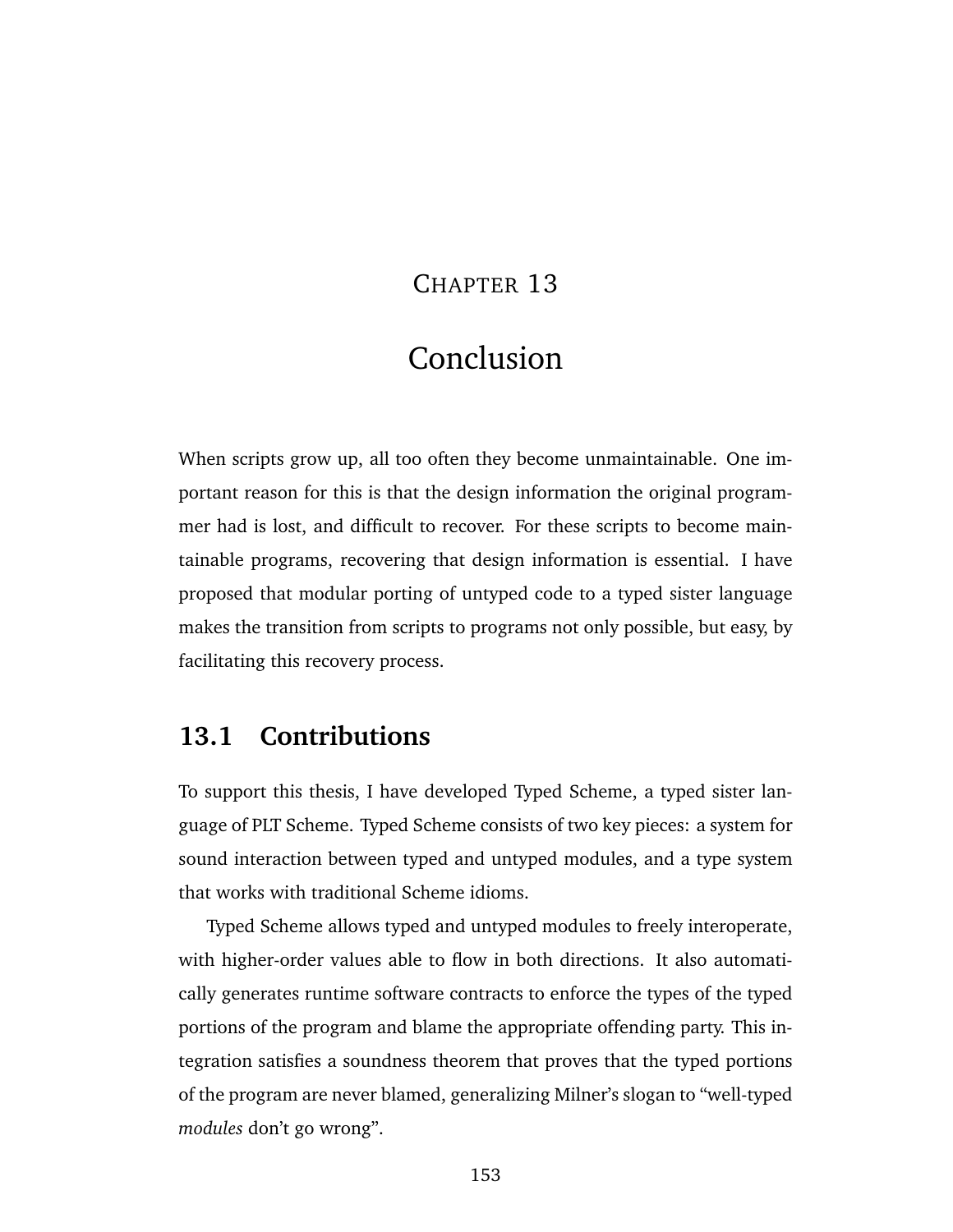# Chapter 13

# Conclusion

When scripts grow up, all too often they become unmaintainable. One important reason for this is that the design information the original programmer had is lost, and difficult to recover. For these scripts to become maintainable programs, recovering that design information is essential. I have proposed that modular porting of untyped code to a typed sister language makes the transition from scripts to programs not only possible, but easy, by facilitating this recovery process.

## 13.1 Contributions

To support this thesis, I have developed Typed Scheme, a typed sister language of PLT Scheme. Typed Scheme consists of two key pieces: a system for sound interaction between typed and untyped modules, and a type system that works with traditional Scheme idioms.

Typed Scheme allows typed and untyped modules to freely interoperate, with higher-order values able to flow in both directions. It also automatically generates runtime software contracts to enforce the types of the typed portions of the program and blame the appropriate offending party. This integration satisfies a soundness theorem that proves that the typed portions of the program are never blamed, generalizing Milner's slogan to "well-typed *modules* don't go wrong".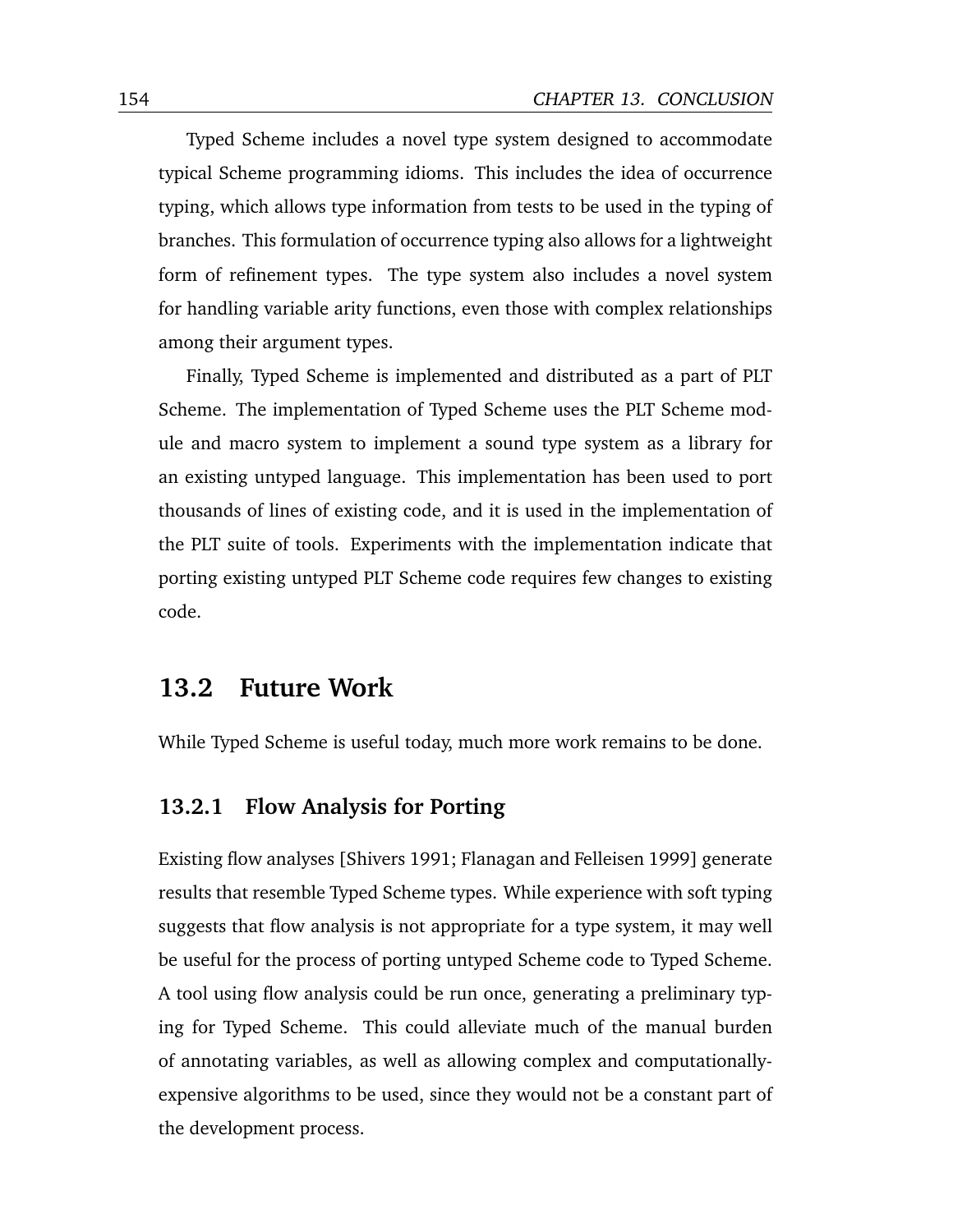Typed Scheme includes a novel type system designed to accommodate typical Scheme programming idioms. This includes the idea of occurrence typing, which allows type information from tests to be used in the typing of branches. This formulation of occurrence typing also allows for a lightweight form of refinement types. The type system also includes a novel system for handling variable arity functions, even those with complex relationships among their argument types.

Finally, Typed Scheme is implemented and distributed as a part of PLT Scheme. The implementation of Typed Scheme uses the PLT Scheme module and macro system to implement a sound type system as a library for an existing untyped language. This implementation has been used to port thousands of lines of existing code, and it is used in the implementation of the PLT suite of tools. Experiments with the implementation indicate that porting existing untyped PLT Scheme code requires few changes to existing code.

## 13.2 Future Work

While Typed Scheme is useful today, much more work remains to be done.

### 13.2.1 Flow Analysis for Porting

Existing flow analyses [Shivers 1991; Flanagan and Felleisen 1999] generate results that resemble Typed Scheme types. While experience with soft typing suggests that flow analysis is not appropriate for a type system, it may well be useful for the process of porting untyped Scheme code to Typed Scheme. A tool using flow analysis could be run once, generating a preliminary typing for Typed Scheme. This could alleviate much of the manual burden of annotating variables, as well as allowing complex and computationally-expensive algorithms to be used, since they would not be a constant part of the development process.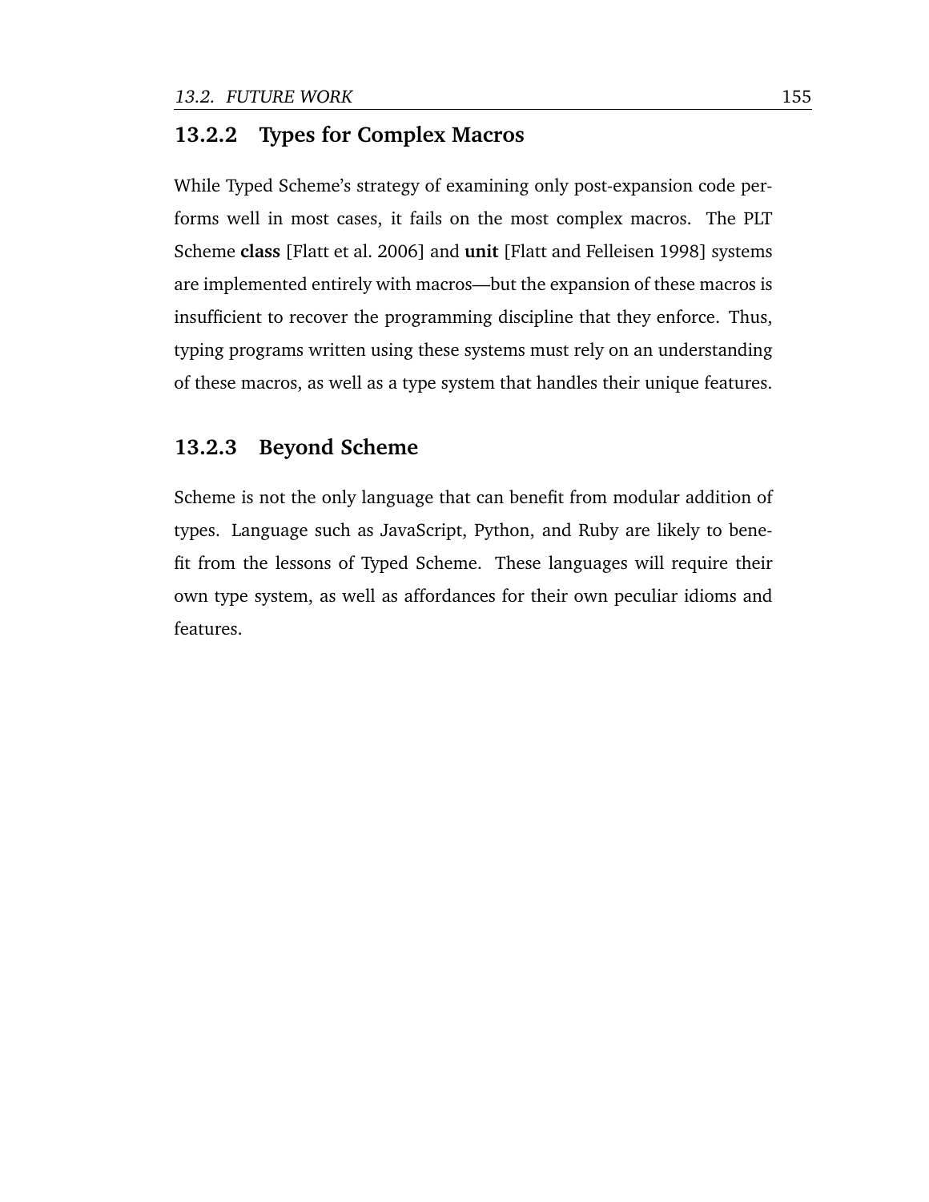### 13.2.2 Types for Complex Macros

While Typed Scheme's strategy of examining only post-expansion code performs well in most cases, it fails on the most complex macros. The PLT Scheme **class** [Flatt et al. 2006] and **unit** [Flatt and Felleisen 1998] systems are implemented entirely with macros—but the expansion of these macros is insufficient to recover the programming discipline that they enforce. Thus, typing programs written using these systems must rely on an understanding of these macros, as well as a type system that handles their unique features.

### 13.2.3 Beyond Scheme

Scheme is not the only language that can benefit from modular addition of types. Language such as JavaScript, Python, and Ruby are likely to benefit from the lessons of Typed Scheme. These languages will require their own type system, as well as affordances for their own peculiar idioms and features.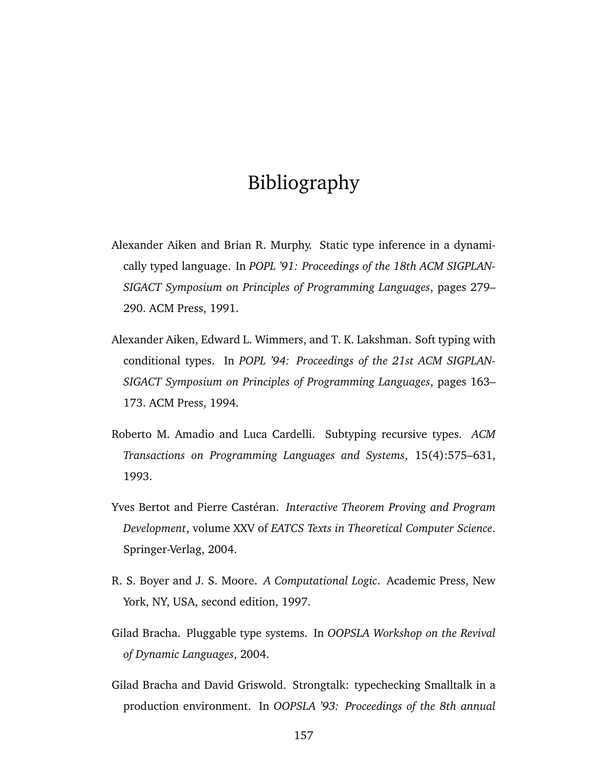# Bibliography

Alexander Aiken and Brian R. Murphy. Static type inference in a dynamically typed language. In *POPL '91: Proceedings of the 18th ACM SIGPLAN-SIGACT Symposium on Principles of Programming Languages*, pages 279–290. ACM Press, 1991.

Alexander Aiken, Edward L. Wimmers, and T. K. Lakshman. Soft typing with conditional types. In *POPL '94: Proceedings of the 21st ACM SIGPLAN-SIGACT Symposium on Principles of Programming Languages*, pages 163–173. ACM Press, 1994.

Roberto M. Amadio and Luca Cardelli. Subtyping recursive types. *ACM Transactions on Programming Languages and Systems*, 15(4):575–631, 1993.

Yves Bertot and Pierre Castéran. *Interactive Theorem Proving and Program Development*, volume XXV of *EATCS Texts in Theoretical Computer Science*. Springer-Verlag, 2004.

R. S. Boyer and J. S. Moore. *A Computational Logic*. Academic Press, New York, NY, USA, second edition, 1997.

Gilad Bracha. Pluggable type systems. In *OOPSLA Workshop on the Revival of Dynamic Languages*, 2004.

Gilad Bracha and David Griswold. Strongtalk: typechecking Smalltalk in a production environment. In *OOPSLA '93: Proceedings of the 8th annual*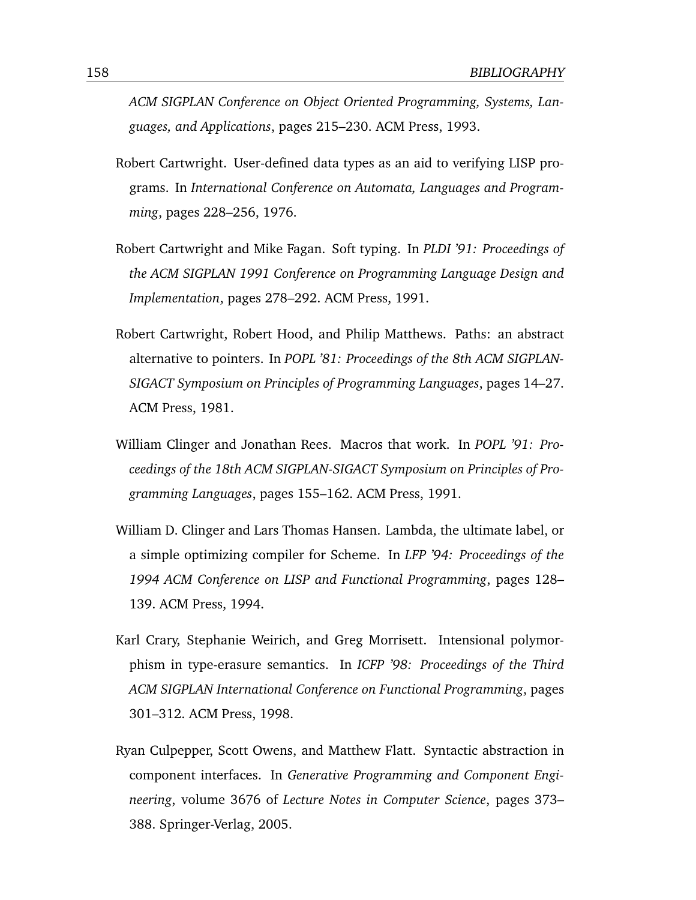*ACM SIGPLAN Conference on Object Oriented Programming, Systems, Languages, and Applications*, pages 215–230. ACM Press, 1993.

Robert Cartwright. User-defined data types as an aid to verifying LISP programs. In *International Conference on Automata, Languages and Programming*, pages 228–256, 1976.

Robert Cartwright and Mike Fagan. Soft typing. In *PLDI '91: Proceedings of the ACM SIGPLAN 1991 Conference on Programming Language Design and Implementation*, pages 278–292. ACM Press, 1991.

Robert Cartwright, Robert Hood, and Philip Matthews. Paths: an abstract alternative to pointers. In *POPL '81: Proceedings of the 8th ACM SIGPLAN-SIGACT Symposium on Principles of Programming Languages*, pages 14–27. ACM Press, 1981.

William Clinger and Jonathan Rees. Macros that work. In *POPL '91: Proceedings of the 18th ACM SIGPLAN-SIGACT Symposium on Principles of Programming Languages*, pages 155–162. ACM Press, 1991.

William D. Clinger and Lars Thomas Hansen. Lambda, the ultimate label, or a simple optimizing compiler for Scheme. In *LFP '94: Proceedings of the 1994 ACM Conference on LISP and Functional Programming*, pages 128–139. ACM Press, 1994.

Karl Crary, Stephanie Weirich, and Greg Morrisett. Intensional polymorphism in type-erasure semantics. In *ICFP '98: Proceedings of the Third ACM SIGPLAN International Conference on Functional Programming*, pages 301–312. ACM Press, 1998.

Ryan Culpepper, Scott Owens, and Matthew Flatt. Syntactic abstraction in component interfaces. In *Generative Programming and Component Engineering*, volume 3676 of *Lecture Notes in Computer Science*, pages 373–388. Springer-Verlag, 2005.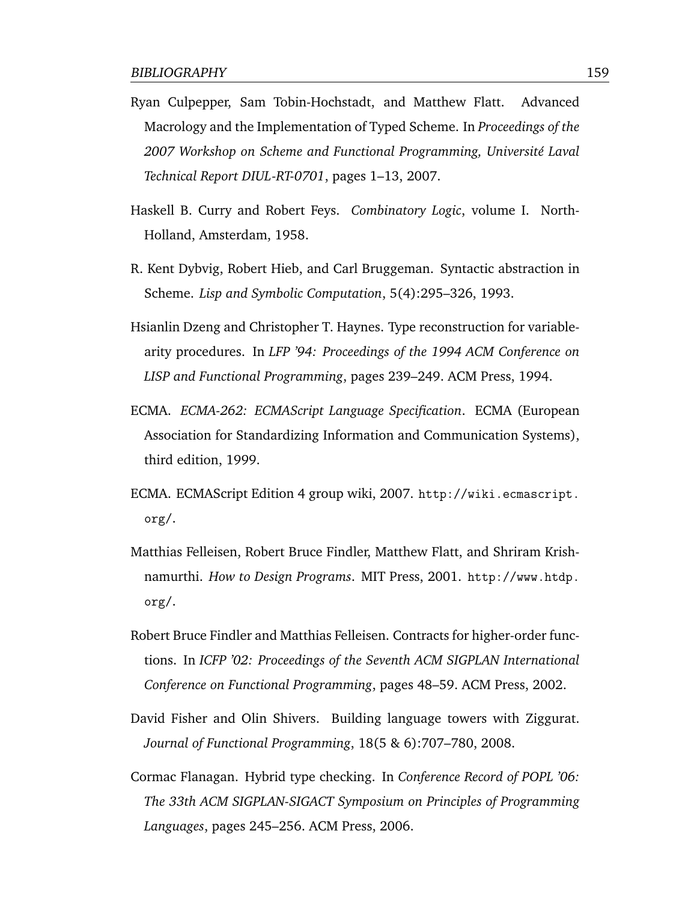Ryan Culpepper, Sam Tobin-Hochstadt, and Matthew Flatt. Advanced Macrology and the Implementation of Typed Scheme. In *Proceedings of the 2007 Workshop on Scheme and Functional Programming, Université Laval Technical Report DIUL-RT-0701*, pages 1–13, 2007.

Haskell B. Curry and Robert Feys. *Combinatory Logic*, volume I. North-Holland, Amsterdam, 1958.

R. Kent Dybvig, Robert Hieb, and Carl Bruggeman. Syntactic abstraction in Scheme. *Lisp and Symbolic Computation*, 5(4):295–326, 1993.

Hsianlin Dzeng and Christopher T. Haynes. Type reconstruction for variable-arity procedures. In *LFP '94: Proceedings of the 1994 ACM Conference on LISP and Functional Programming*, pages 239–249. ACM Press, 1994.

ECMA. *ECMA-262: ECMAScript Language Specification*. ECMA (European Association for Standardizing Information and Communication Systems), third edition, 1999.

ECMA. ECMAScript Edition 4 group wiki, 2007. `http://wiki.ecmascript.org/`.

Matthias Felleisen, Robert Bruce Findler, Matthew Flatt, and Shriram Krishnamurthi. *How to Design Programs*. MIT Press, 2001. `http://www.htdp.org/`.

Robert Bruce Findler and Matthias Felleisen. Contracts for higher-order functions. In *ICFP '02: Proceedings of the Seventh ACM SIGPLAN International Conference on Functional Programming*, pages 48–59. ACM Press, 2002.

David Fisher and Olin Shivers. Building language towers with Ziggurat. *Journal of Functional Programming*, 18(5 & 6):707–780, 2008.

Cormac Flanagan. Hybrid type checking. In *Conference Record of POPL '06: The 33th ACM SIGPLAN-SIGACT Symposium on Principles of Programming Languages*, pages 245–256. ACM Press, 2006.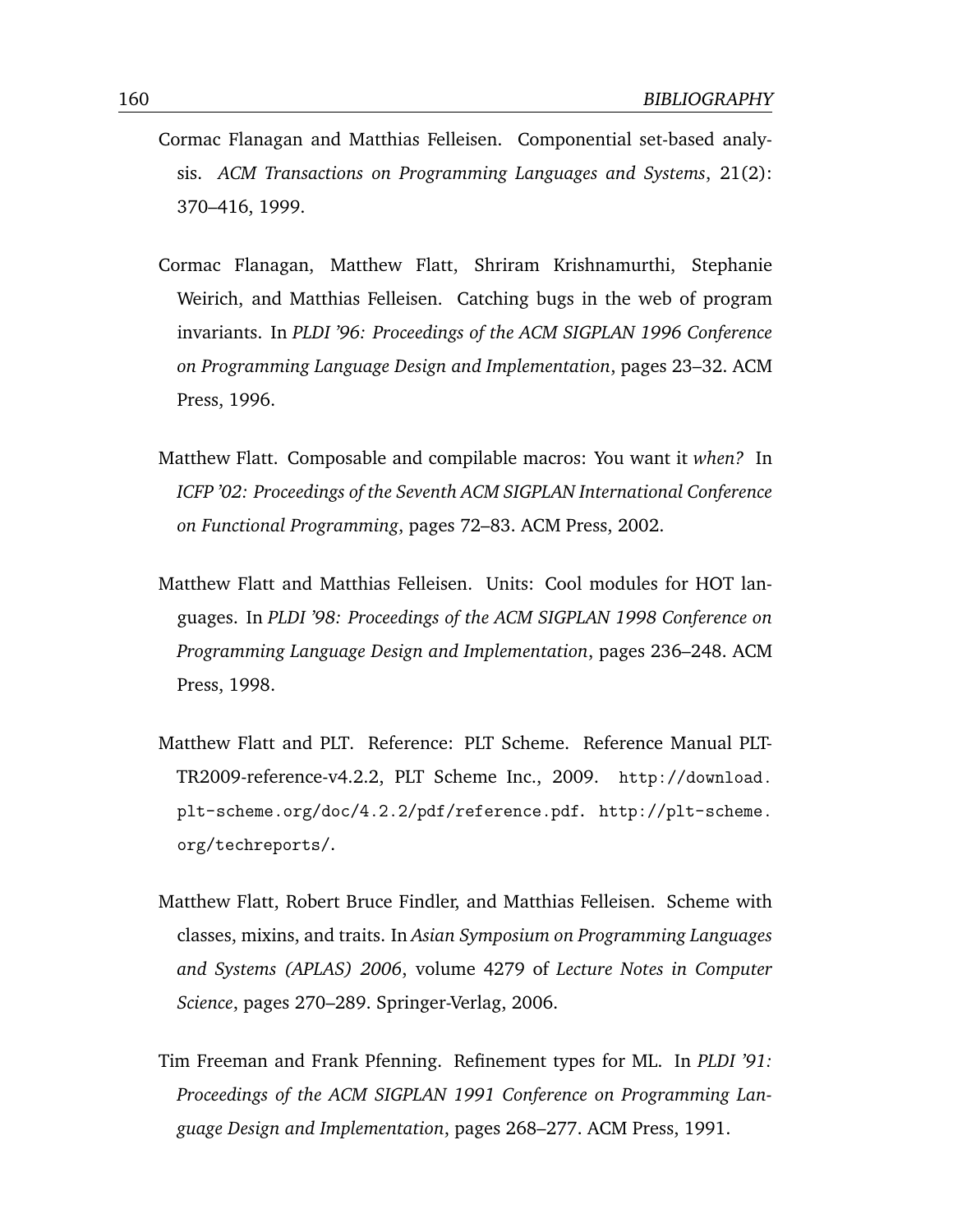Cormac Flanagan and Matthias Felleisen. Componential set-based analysis. *ACM Transactions on Programming Languages and Systems*, 21(2): 370–416, 1999.

Cormac Flanagan, Matthew Flatt, Shriram Krishnamurthi, Stephanie Weirich, and Matthias Felleisen. Catching bugs in the web of program invariants. In *PLDI '96: Proceedings of the ACM SIGPLAN 1996 Conference on Programming Language Design and Implementation*, pages 23–32. ACM Press, 1996.

Matthew Flatt. Composable and compilable macros: You want it *when?* In *ICFP '02: Proceedings of the Seventh ACM SIGPLAN International Conference on Functional Programming*, pages 72–83. ACM Press, 2002.

Matthew Flatt and Matthias Felleisen. Units: Cool modules for HOT languages. In *PLDI '98: Proceedings of the ACM SIGPLAN 1998 Conference on Programming Language Design and Implementation*, pages 236–248. ACM Press, 1998.

Matthew Flatt and PLT. Reference: PLT Scheme. Reference Manual PLT-TR2009-reference-v4.2.2, PLT Scheme Inc., 2009. `http://download.plt-scheme.org/doc/4.2.2/pdf/reference.pdf`. `http://plt-scheme.org/techreports/`.

Matthew Flatt, Robert Bruce Findler, and Matthias Felleisen. Scheme with classes, mixins, and traits. In *Asian Symposium on Programming Languages and Systems (APLAS) 2006*, volume 4279 of *Lecture Notes in Computer Science*, pages 270–289. Springer-Verlag, 2006.

Tim Freeman and Frank Pfenning. Refinement types for ML. In *PLDI '91: Proceedings of the ACM SIGPLAN 1991 Conference on Programming Language Design and Implementation*, pages 268–277. ACM Press, 1991.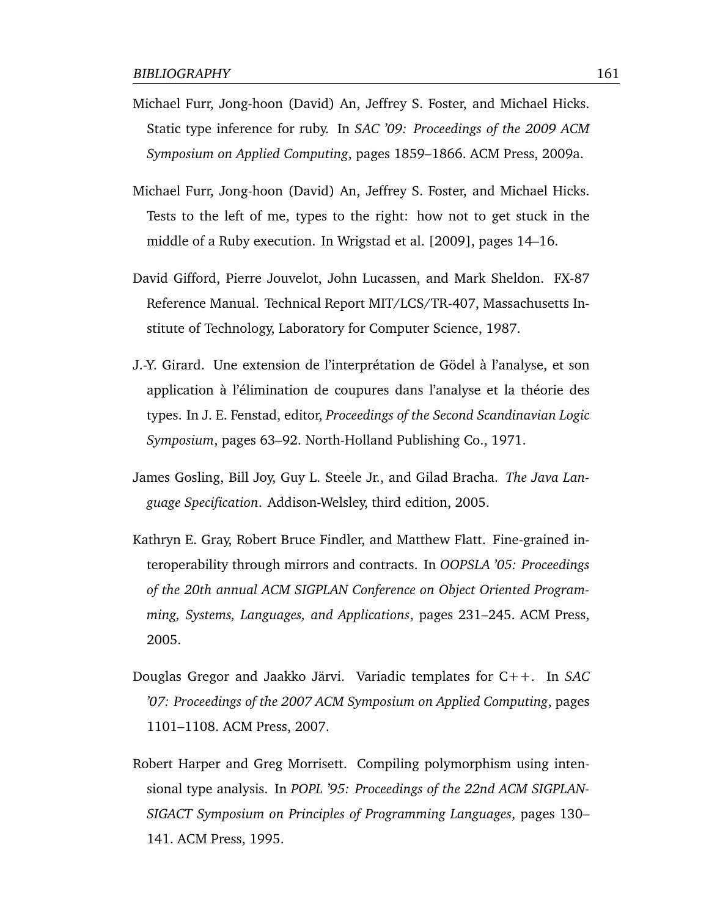Michael Furr, Jong-hoon (David) An, Jeffrey S. Foster, and Michael Hicks. Static type inference for ruby. In *SAC '09: Proceedings of the 2009 ACM Symposium on Applied Computing*, pages 1859–1866. ACM Press, 2009a.

Michael Furr, Jong-hoon (David) An, Jeffrey S. Foster, and Michael Hicks. Tests to the left of me, types to the right: how not to get stuck in the middle of a Ruby execution. In Wrigstad et al. [2009], pages 14–16.

David Gifford, Pierre Jouvelot, John Lucassen, and Mark Sheldon. FX-87 Reference Manual. Technical Report MIT/LCS/TR-407, Massachusetts Institute of Technology, Laboratory for Computer Science, 1987.

J.-Y. Girard. Une extension de l'interprétation de Gödel à l'analyse, et son application à l'élimination de coupures dans l'analyse et la théorie des types. In J. E. Fenstad, editor, *Proceedings of the Second Scandinavian Logic Symposium*, pages 63–92. North-Holland Publishing Co., 1971.

James Gosling, Bill Joy, Guy L. Steele Jr., and Gilad Bracha. *The Java Language Specification*. Addison-Welsley, third edition, 2005.

Kathryn E. Gray, Robert Bruce Findler, and Matthew Flatt. Fine-grained interoperability through mirrors and contracts. In *OOPSLA '05: Proceedings of the 20th annual ACM SIGPLAN Conference on Object Oriented Programming, Systems, Languages, and Applications*, pages 231–245. ACM Press, 2005.

Douglas Gregor and Jaakko Järvi. Variadic templates for C++. In *SAC '07: Proceedings of the 2007 ACM Symposium on Applied Computing*, pages 1101–1108. ACM Press, 2007.

Robert Harper and Greg Morrisett. Compiling polymorphism using intensional type analysis. In *POPL '95: Proceedings of the 22nd ACM SIGPLAN-SIGACT Symposium on Principles of Programming Languages*, pages 130–141. ACM Press, 1995.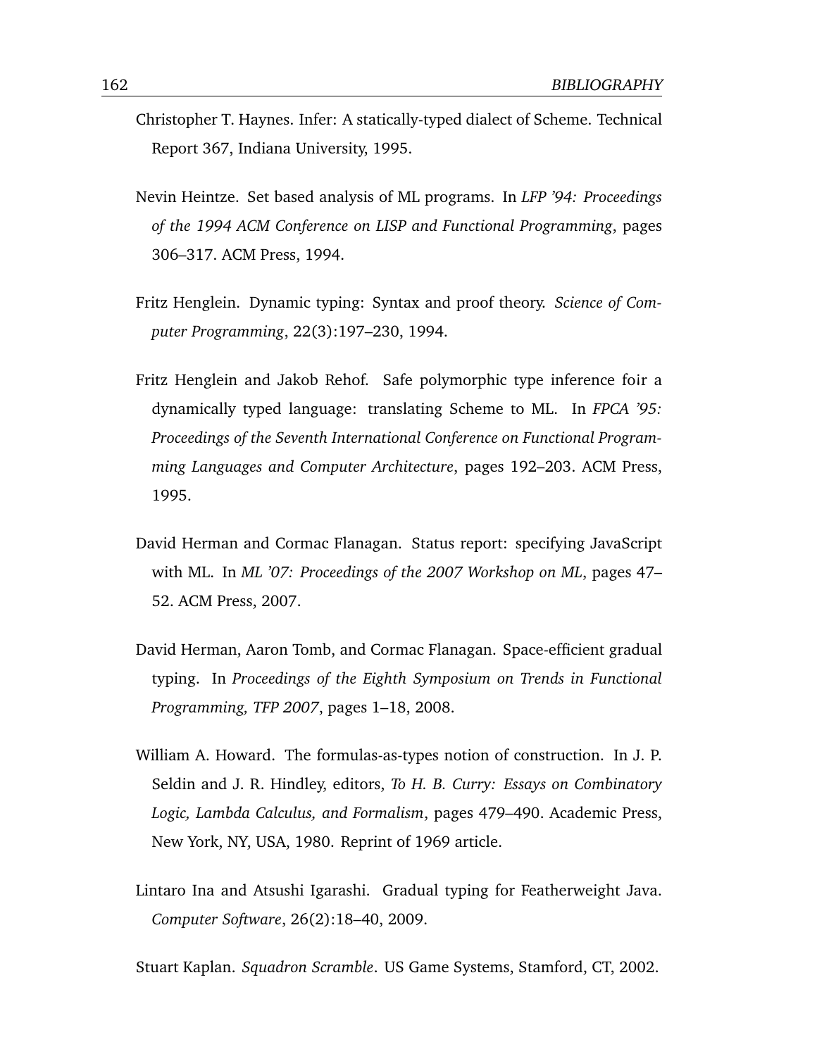Christopher T. Haynes. Infer: A statically-typed dialect of Scheme. Technical Report 367, Indiana University, 1995.

Nevin Heintze. Set based analysis of ML programs. In *LFP '94: Proceedings of the 1994 ACM Conference on LISP and Functional Programming*, pages 306–317. ACM Press, 1994.

Fritz Henglein. Dynamic typing: Syntax and proof theory. *Science of Computer Programming*, 22(3):197–230, 1994.

Fritz Henglein and Jakob Rehof. Safe polymorphic type inference foir a dynamically typed language: translating Scheme to ML. In *FPCA '95: Proceedings of the Seventh International Conference on Functional Programming Languages and Computer Architecture*, pages 192–203. ACM Press, 1995.

David Herman and Cormac Flanagan. Status report: specifying JavaScript with ML. In *ML '07: Proceedings of the 2007 Workshop on ML*, pages 47–52. ACM Press, 2007.

David Herman, Aaron Tomb, and Cormac Flanagan. Space-efficient gradual typing. In *Proceedings of the Eighth Symposium on Trends in Functional Programming, TFP 2007*, pages 1–18, 2008.

William A. Howard. The formulas-as-types notion of construction. In J. P. Seldin and J. R. Hindley, editors, *To H. B. Curry: Essays on Combinatory Logic, Lambda Calculus, and Formalism*, pages 479–490. Academic Press, New York, NY, USA, 1980. Reprint of 1969 article.

Lintaro Ina and Atsushi Igarashi. Gradual typing for Featherweight Java. *Computer Software*, 26(2):18–40, 2009.

Stuart Kaplan. *Squadron Scramble*. US Game Systems, Stamford, CT, 2002.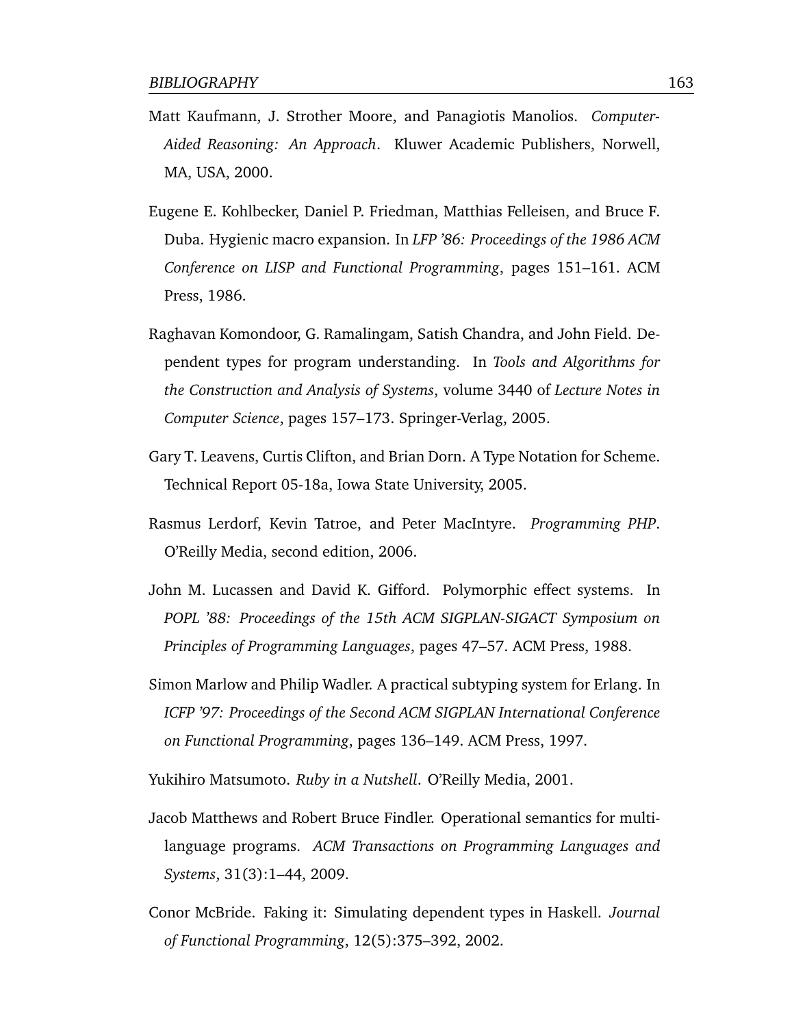Matt Kaufmann, J. Strother Moore, and Panagiotis Manolios. *Computer-Aided Reasoning: An Approach*. Kluwer Academic Publishers, Norwell, MA, USA, 2000.

Eugene E. Kohlbecker, Daniel P. Friedman, Matthias Felleisen, and Bruce F. Duba. Hygienic macro expansion. In *LFP '86: Proceedings of the 1986 ACM Conference on LISP and Functional Programming*, pages 151–161. ACM Press, 1986.

Raghavan Komondoor, G. Ramalingam, Satish Chandra, and John Field. Dependent types for program understanding. In *Tools and Algorithms for the Construction and Analysis of Systems*, volume 3440 of *Lecture Notes in Computer Science*, pages 157–173. Springer-Verlag, 2005.

Gary T. Leavens, Curtis Clifton, and Brian Dorn. A Type Notation for Scheme. Technical Report 05-18a, Iowa State University, 2005.

Rasmus Lerdorf, Kevin Tatroe, and Peter MacIntyre. *Programming PHP*. O'Reilly Media, second edition, 2006.

John M. Lucassen and David K. Gifford. Polymorphic effect systems. In *POPL '88: Proceedings of the 15th ACM SIGPLAN-SIGACT Symposium on Principles of Programming Languages*, pages 47–57. ACM Press, 1988.

Simon Marlow and Philip Wadler. A practical subtyping system for Erlang. In *ICFP '97: Proceedings of the Second ACM SIGPLAN International Conference on Functional Programming*, pages 136–149. ACM Press, 1997.

Yukihiro Matsumoto. *Ruby in a Nutshell*. O'Reilly Media, 2001.

Jacob Matthews and Robert Bruce Findler. Operational semantics for multi-language programs. *ACM Transactions on Programming Languages and Systems*, 31(3):1–44, 2009.

Conor McBride. Faking it: Simulating dependent types in Haskell. *Journal of Functional Programming*, 12(5):375–392, 2002.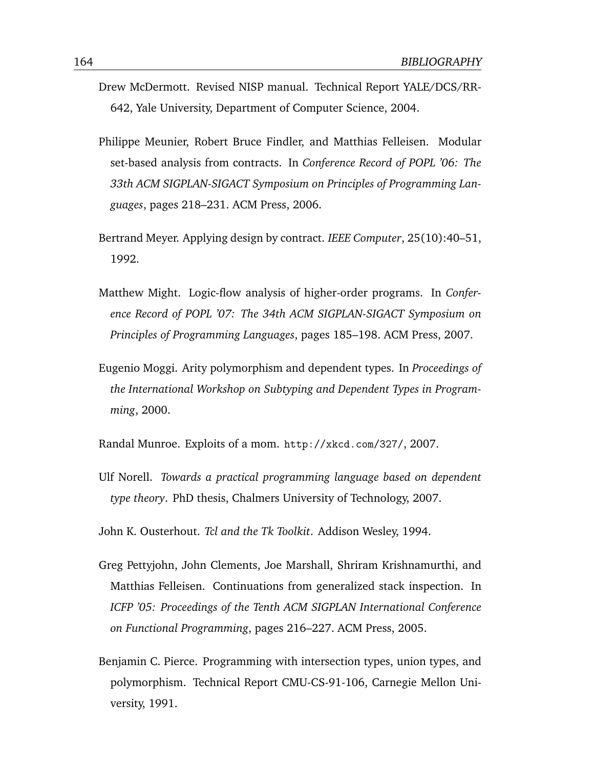Drew McDermott. Revised NISP manual. Technical Report YALE/DCS/RR-642, Yale University, Department of Computer Science, 2004.

Philippe Meunier, Robert Bruce Findler, and Matthias Felleisen. Modular set-based analysis from contracts. In *Conference Record of POPL '06: The 33th ACM SIGPLAN-SIGACT Symposium on Principles of Programming Languages*, pages 218–231. ACM Press, 2006.

Bertrand Meyer. Applying design by contract. *IEEE Computer*, 25(10):40–51, 1992.

Matthew Might. Logic-flow analysis of higher-order programs. In *Conference Record of POPL '07: The 34th ACM SIGPLAN-SIGACT Symposium on Principles of Programming Languages*, pages 185–198. ACM Press, 2007.

Eugenio Moggi. Arity polymorphism and dependent types. In *Proceedings of the International Workshop on Subtyping and Dependent Types in Programming*, 2000.

Randal Munroe. Exploits of a mom. `http://xkcd.com/327/`, 2007.

Ulf Norell. *Towards a practical programming language based on dependent type theory*. PhD thesis, Chalmers University of Technology, 2007.

John K. Ousterhout. *Tcl and the Tk Toolkit*. Addison Wesley, 1994.

Greg Pettyjohn, John Clements, Joe Marshall, Shriram Krishnamurthi, and Matthias Felleisen. Continuations from generalized stack inspection. In *ICFP '05: Proceedings of the Tenth ACM SIGPLAN International Conference on Functional Programming*, pages 216–227. ACM Press, 2005.

Benjamin C. Pierce. Programming with intersection types, union types, and polymorphism. Technical Report CMU-CS-91-106, Carnegie Mellon University, 1991.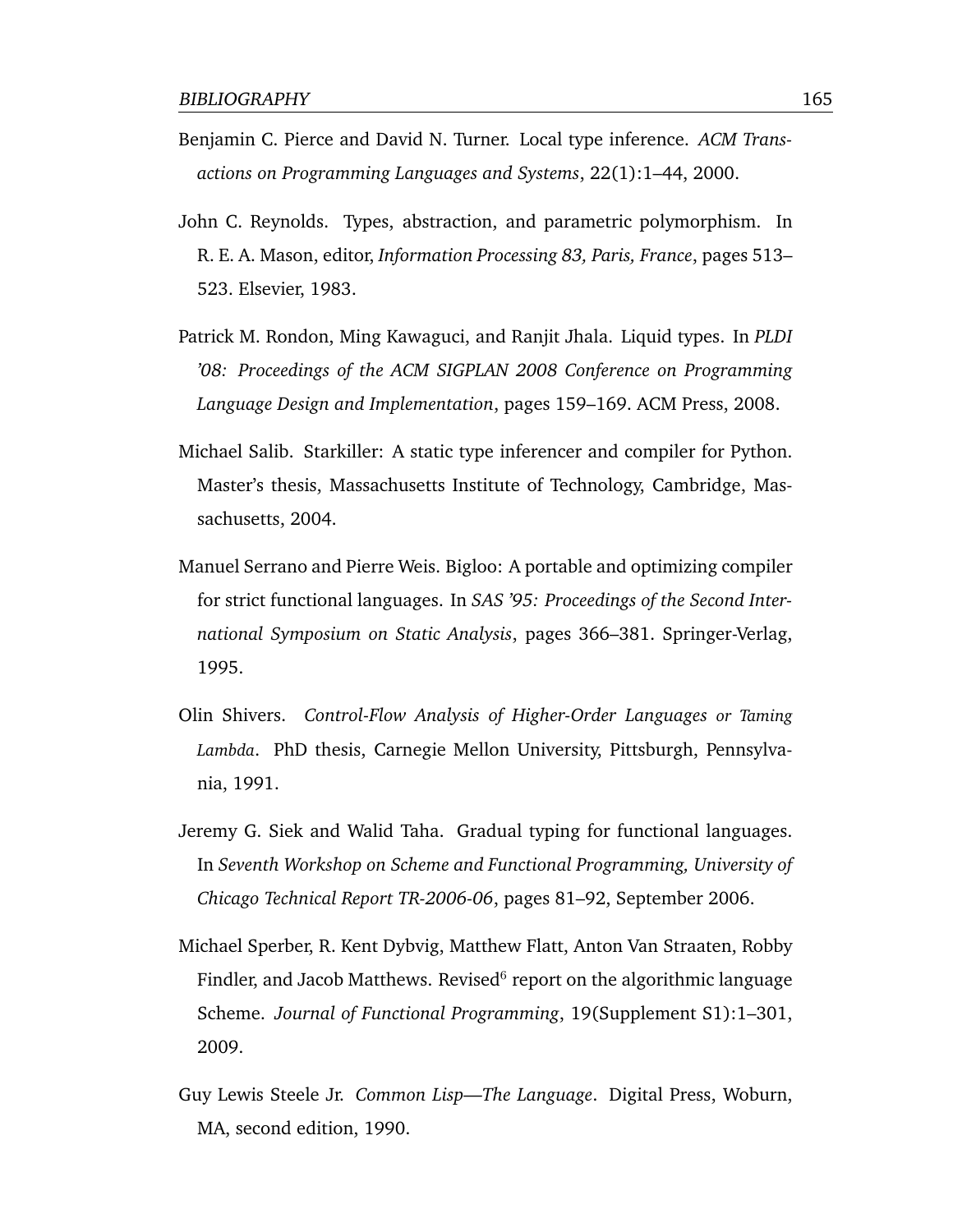Benjamin C. Pierce and David N. Turner. Local type inference. *ACM Transactions on Programming Languages and Systems*, 22(1):1–44, 2000.

John C. Reynolds. Types, abstraction, and parametric polymorphism. In R. E. A. Mason, editor, *Information Processing 83, Paris, France*, pages 513–523. Elsevier, 1983.

Patrick M. Rondon, Ming Kawaguci, and Ranjit Jhala. Liquid types. In *PLDI '08: Proceedings of the ACM SIGPLAN 2008 Conference on Programming Language Design and Implementation*, pages 159–169. ACM Press, 2008.

Michael Salib. Starkiller: A static type inferencer and compiler for Python. Master's thesis, Massachusetts Institute of Technology, Cambridge, Massachusetts, 2004.

Manuel Serrano and Pierre Weis. Bigloo: A portable and optimizing compiler for strict functional languages. In *SAS '95: Proceedings of the Second International Symposium on Static Analysis*, pages 366–381. Springer-Verlag, 1995.

Olin Shivers. *Control-Flow Analysis of Higher-Order Languages* or *Taming Lambda*. PhD thesis, Carnegie Mellon University, Pittsburgh, Pennsylvania, 1991.

Jeremy G. Siek and Walid Taha. Gradual typing for functional languages. In *Seventh Workshop on Scheme and Functional Programming, University of Chicago Technical Report TR-2006-06*, pages 81–92, September 2006.

Michael Sperber, R. Kent Dybvig, Matthew Flatt, Anton Van Straaten, Robby Findler, and Jacob Matthews. Revised$^6$ report on the algorithmic language Scheme. *Journal of Functional Programming*, 19(Supplement S1):1–301, 2009.

Guy Lewis Steele Jr. *Common Lisp—The Language*. Digital Press, Woburn, MA, second edition, 1990.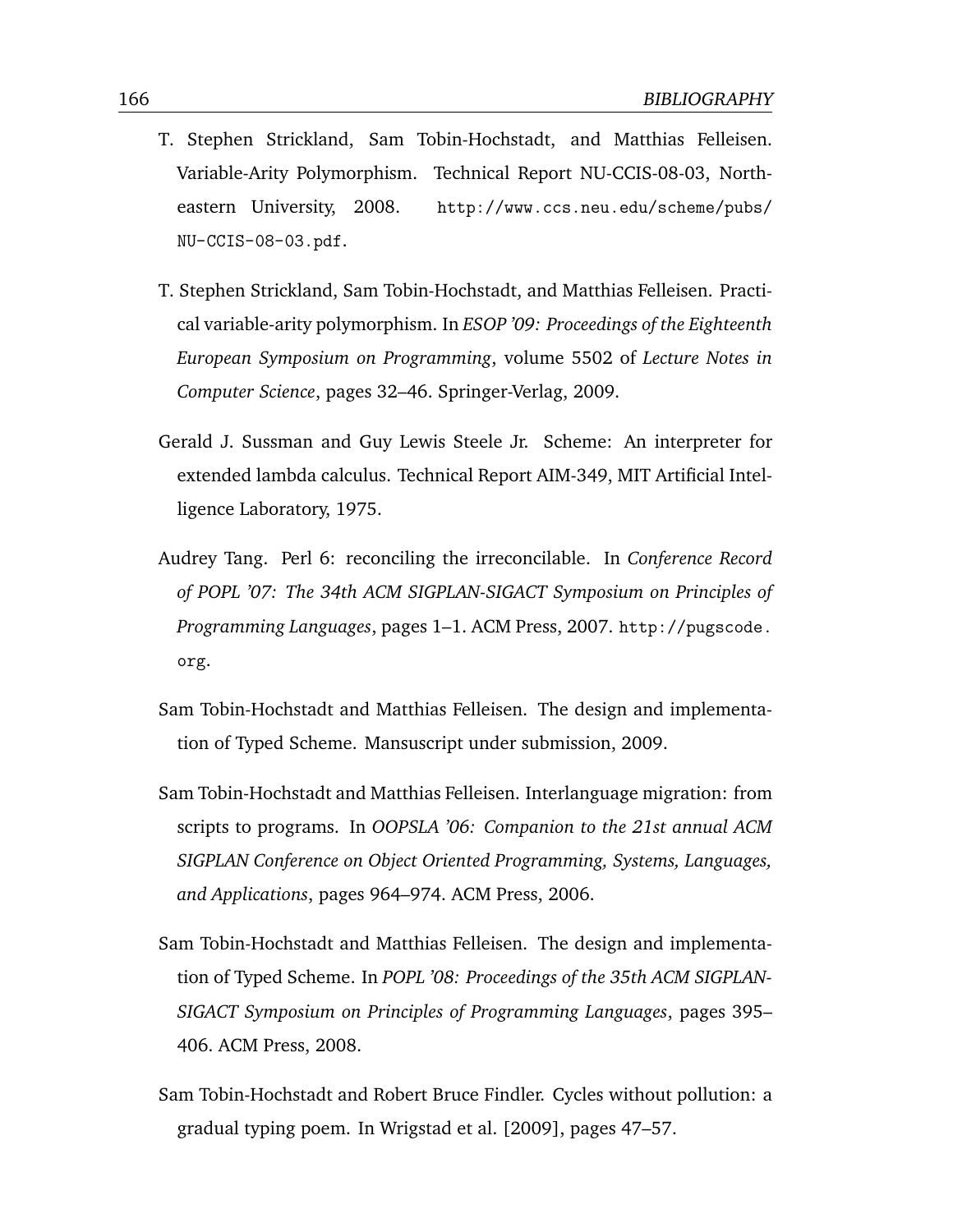T. Stephen Strickland, Sam Tobin-Hochstadt, and Matthias Felleisen. Variable-Arity Polymorphism. Technical Report NU-CCIS-08-03, Northeastern University, 2008. `http://www.ccs.neu.edu/scheme/pubs/NU-CCIS-08-03.pdf`.

T. Stephen Strickland, Sam Tobin-Hochstadt, and Matthias Felleisen. Practical variable-arity polymorphism. In *ESOP '09: Proceedings of the Eighteenth European Symposium on Programming*, volume 5502 of *Lecture Notes in Computer Science*, pages 32–46. Springer-Verlag, 2009.

Gerald J. Sussman and Guy Lewis Steele Jr. Scheme: An interpreter for extended lambda calculus. Technical Report AIM-349, MIT Artificial Intelligence Laboratory, 1975.

Audrey Tang. Perl 6: reconciling the irreconcilable. In *Conference Record of POPL '07: The 34th ACM SIGPLAN-SIGACT Symposium on Principles of Programming Languages*, pages 1–1. ACM Press, 2007. `http://pugscode.org`.

Sam Tobin-Hochstadt and Matthias Felleisen. The design and implementation of Typed Scheme. Mansuscript under submission, 2009.

Sam Tobin-Hochstadt and Matthias Felleisen. Interlanguage migration: from scripts to programs. In *OOPSLA '06: Companion to the 21st annual ACM SIGPLAN Conference on Object Oriented Programming, Systems, Languages, and Applications*, pages 964–974. ACM Press, 2006.

Sam Tobin-Hochstadt and Matthias Felleisen. The design and implementation of Typed Scheme. In *POPL '08: Proceedings of the 35th ACM SIGPLAN-SIGACT Symposium on Principles of Programming Languages*, pages 395–406. ACM Press, 2008.

Sam Tobin-Hochstadt and Robert Bruce Findler. Cycles without pollution: a gradual typing poem. In Wrigstad et al. [2009], pages 47–57.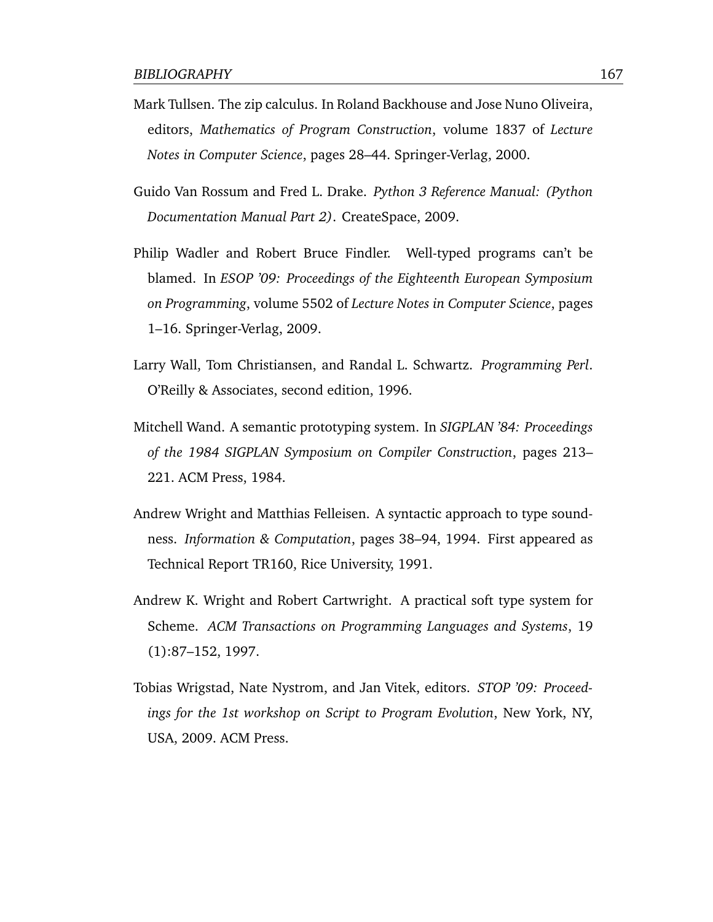Mark Tullsen. The zip calculus. In Roland Backhouse and Jose Nuno Oliveira, editors, *Mathematics of Program Construction*, volume 1837 of *Lecture Notes in Computer Science*, pages 28–44. Springer-Verlag, 2000.

Guido Van Rossum and Fred L. Drake. *Python 3 Reference Manual: (Python Documentation Manual Part 2)*. CreateSpace, 2009.

Philip Wadler and Robert Bruce Findler. Well-typed programs can't be blamed. In *ESOP '09: Proceedings of the Eighteenth European Symposium on Programming*, volume 5502 of *Lecture Notes in Computer Science*, pages 1–16. Springer-Verlag, 2009.

Larry Wall, Tom Christiansen, and Randal L. Schwartz. *Programming Perl*. O'Reilly & Associates, second edition, 1996.

Mitchell Wand. A semantic prototyping system. In *SIGPLAN '84: Proceedings of the 1984 SIGPLAN Symposium on Compiler Construction*, pages 213–221. ACM Press, 1984.

Andrew Wright and Matthias Felleisen. A syntactic approach to type soundness. *Information & Computation*, pages 38–94, 1994. First appeared as Technical Report TR160, Rice University, 1991.

Andrew K. Wright and Robert Cartwright. A practical soft type system for Scheme. *ACM Transactions on Programming Languages and Systems*, 19 (1):87–152, 1997.

Tobias Wrigstad, Nate Nystrom, and Jan Vitek, editors. *STOP '09: Proceedings for the 1st workshop on Script to Program Evolution*, New York, NY, USA, 2009. ACM Press.